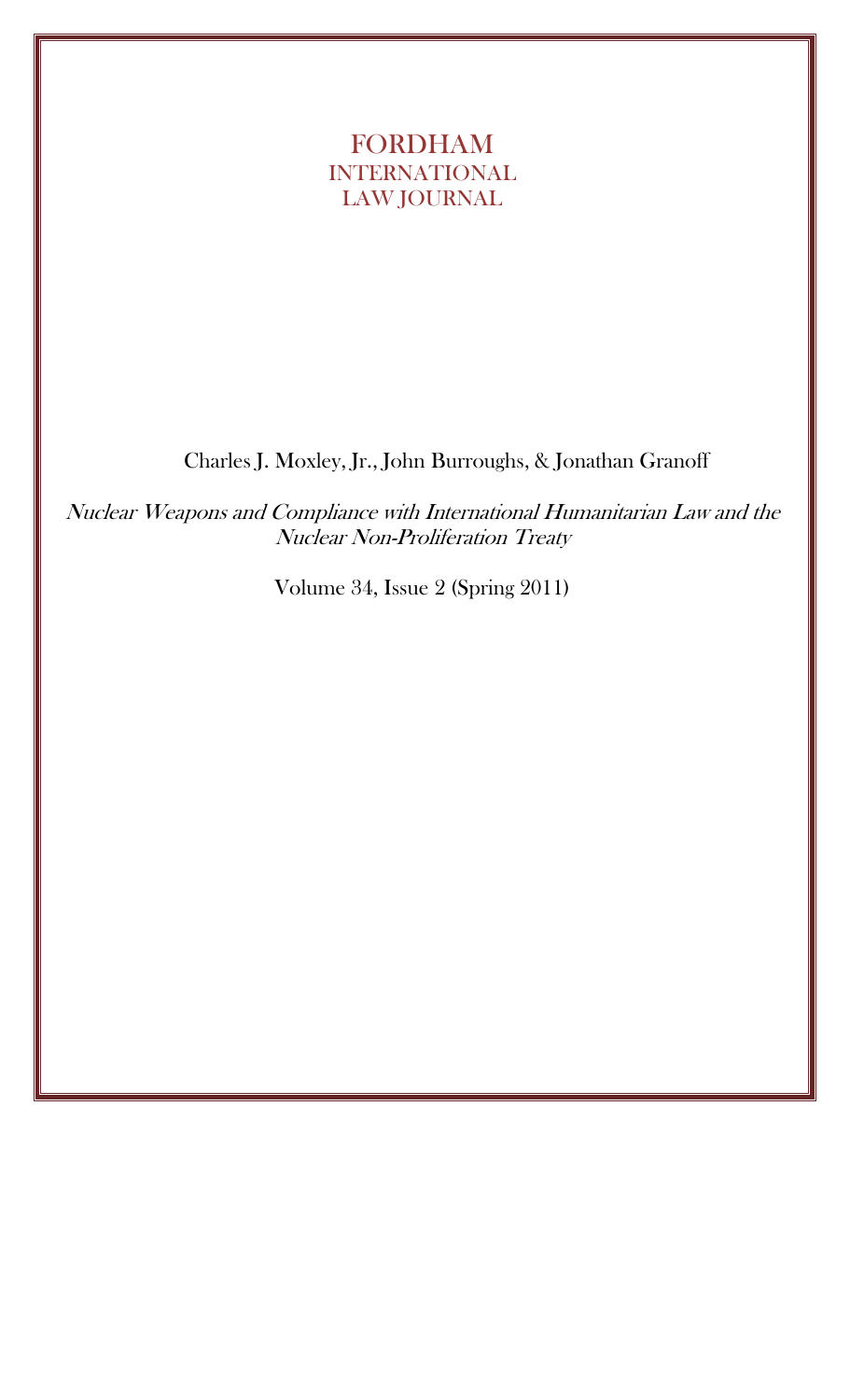# FORDHAM INTERNATIONAL LAW JOURNAL

Charles J. Moxley, Jr., John Burroughs, & Jonathan Granoff

*Nuclear Weapons and Compliance with International Humanitarian Law and the Nuclear Non-Proliferation Treaty*

Volume 34, Issue 2 (Spring 2011)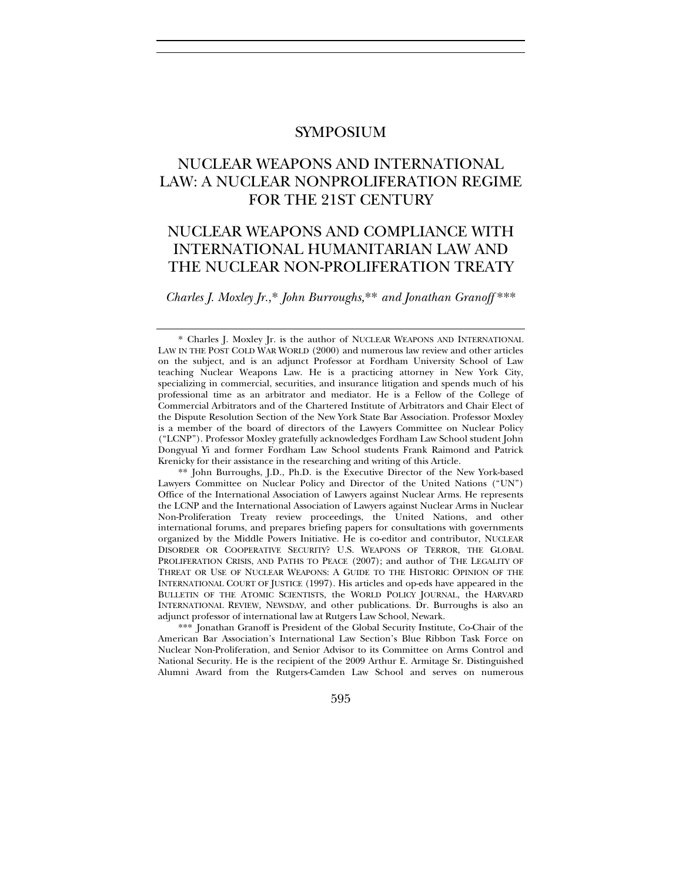# SYMPOSIUM

# NUCLEAR WEAPONS AND INTERNATIONAL LAW: A NUCLEAR NONPROLIFERATION REGIME FOR THE 21ST CENTURY

## NUCLEAR WEAPONS AND COMPLIANCE WITH INTERNATIONAL HUMANITARIAN LAW AND THE NUCLEAR NON-PROLIFERATION TREATY

*Charles J. Moxley Jr.,\* John Burroughs,\*\* and Jonathan Granoff\*\*\**

---

\* Charles J. Moxley Jr. is the author of NUCLEAR WEAPONS AND INTERNATIONAL LAW IN THE POST COLD WAR WORLD (2000) and numerous law review and other articles on the subject, and is an adjunct Professor at Fordham University School of Law teaching Nuclear Weapons Law. He is a practicing attorney in New York City, specializing in commercial, securities, and insurance litigation and spends much of his professional time as an arbitrator and mediator. He is a Fellow of the College of Commercial Arbitrators and of the Chartered Institute of Arbitrators and Chair Elect of the Dispute Resolution Section of the New York State Bar Association. Professor Moxley is a member of the board of directors of the Lawyers Committee on Nuclear Policy ("LCNP"). Professor Moxley gratefully acknowledges Fordham Law School student John Dongyual Yi and former Fordham Law School students Frank Raimond and Patrick Krenicky for their assistance in the researching and writing of this Article.

\*\* John Burroughs, J.D., Ph.D. is the Executive Director of the New York-based Lawyers Committee on Nuclear Policy and Director of the United Nations ("UN") Office of the International Association of Lawyers against Nuclear Arms. He represents the LCNP and the International Association of Lawyers against Nuclear Arms in Nuclear Non-Proliferation Treaty review proceedings, the United Nations, and other international forums, and prepares briefing papers for consultations with governments organized by the Middle Powers Initiative. He is co-editor and contributor, NUCLEAR DISORDER OR COOPERATIVE SECURITY? U.S. WEAPONS OF TERROR, THE GLOBAL PROLIFERATION CRISIS, AND PATHS TO PEACE (2007); and author of THE LEGALITY OF THREAT OR USE OF NUCLEAR WEAPONS: A GUIDE TO THE HISTORIC OPINION OF THE INTERNATIONAL COURT OF JUSTICE (1997). His articles and op-eds have appeared in the BULLETIN OF THE ATOMIC SCIENTISTS, the WORLD POLICY JOURNAL, the HARVARD INTERNATIONAL REVIEW, NEWSDAY, and other publications. Dr. Burroughs is also an adjunct professor of international law at Rutgers Law School, Newark.

\*\*\* Jonathan Granoff is President of the Global Security Institute, Co-Chair of the American Bar Association's International Law Section's Blue Ribbon Task Force on Nuclear Non-Proliferation, and Senior Advisor to its Committee on Arms Control and National Security. He is the recipient of the 2009 Arthur E. Armitage Sr. Distinguished Alumni Award from the Rutgers-Camden Law School and serves on numerous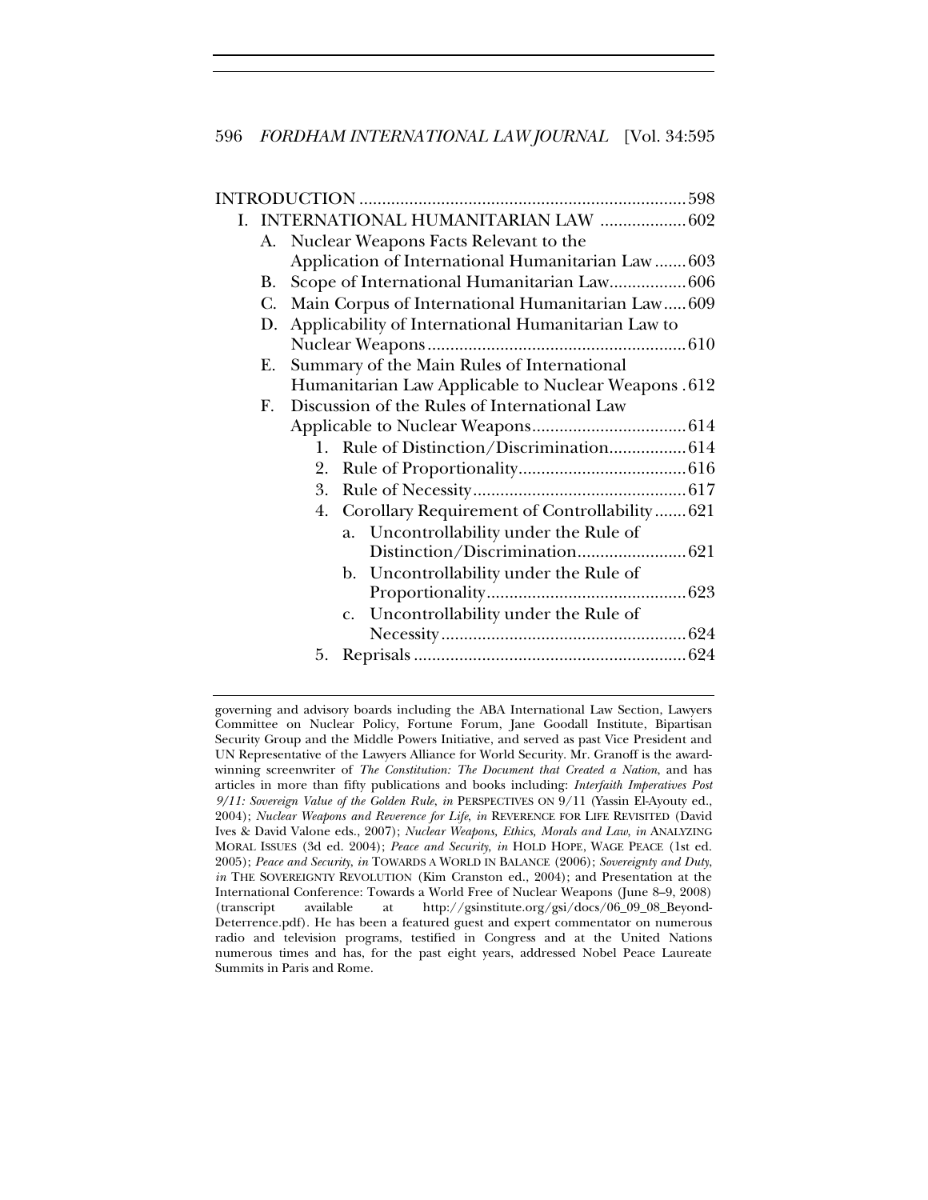INTRODUCTION ........................................................................ 598

I. INTERNATIONAL HUMANITARIAN LAW .................. 602
   - A. Nuclear Weapons Facts Relevant to the Application of International Humanitarian Law ....... 603
   - B. Scope of International Humanitarian Law................. 606
   - C. Main Corpus of International Humanitarian Law..... 609
   - D. Applicability of International Humanitarian Law to Nuclear Weapons ......................................................... 610
   - E. Summary of the Main Rules of International Humanitarian Law Applicable to Nuclear Weapons . 612
   - F. Discussion of the Rules of International Law Applicable to Nuclear Weapons.................................. 614
     1. Rule of Distinction/Discrimination................. 614
     2. Rule of Proportionality..................................... 616
     3. Rule of Necessity............................................... 617
     4. Corollary Requirement of Controllability ....... 621
        - a. Uncontrollability under the Rule of Distinction/Discrimination........................ 621
        - b. Uncontrollability under the Rule of Proportionality............................................ 623
        - c. Uncontrollability under the Rule of Necessity...................................................... 624
     5. Reprisals ............................................................ 624

---

governing and advisory boards including the ABA International Law Section, Lawyers Committee on Nuclear Policy, Fortune Forum, Jane Goodall Institute, Bipartisan Security Group and the Middle Powers Initiative, and served as past Vice President and UN Representative of the Lawyers Alliance for World Security. Mr. Granoff is the award-winning screenwriter of *The Constitution: The Document that Created a Nation*, and has articles in more than fifty publications and books including: *Interfaith Imperatives Post 9/11: Sovereign Value of the Golden Rule*, *in* PERSPECTIVES ON 9/11 (Yassin El-Ayouty ed., 2004); *Nuclear Weapons and Reverence for Life*, *in* REVERENCE FOR LIFE REVISITED (David Ives & David Valone eds., 2007); *Nuclear Weapons, Ethics, Morals and Law*, *in* ANALYZING MORAL ISSUES (3d ed. 2004); *Peace and Security*, *in* HOLD HOPE, WAGE PEACE (1st ed. 2005); *Peace and Security*, *in* TOWARDS A WORLD IN BALANCE (2006); *Sovereignty and Duty*, *in* THE SOVEREIGNTY REVOLUTION (Kim Cranston ed., 2004); and Presentation at the International Conference: Towards a World Free of Nuclear Weapons (June 8–9, 2008) (transcript available at http://gsinstitute.org/gsi/docs/06_09_08_Beyond-Deterrence.pdf). He has been a featured guest and expert commentator on numerous radio and television programs, testified in Congress and at the United Nations numerous times and has, for the past eight years, addressed Nobel Peace Laureate Summits in Paris and Rome.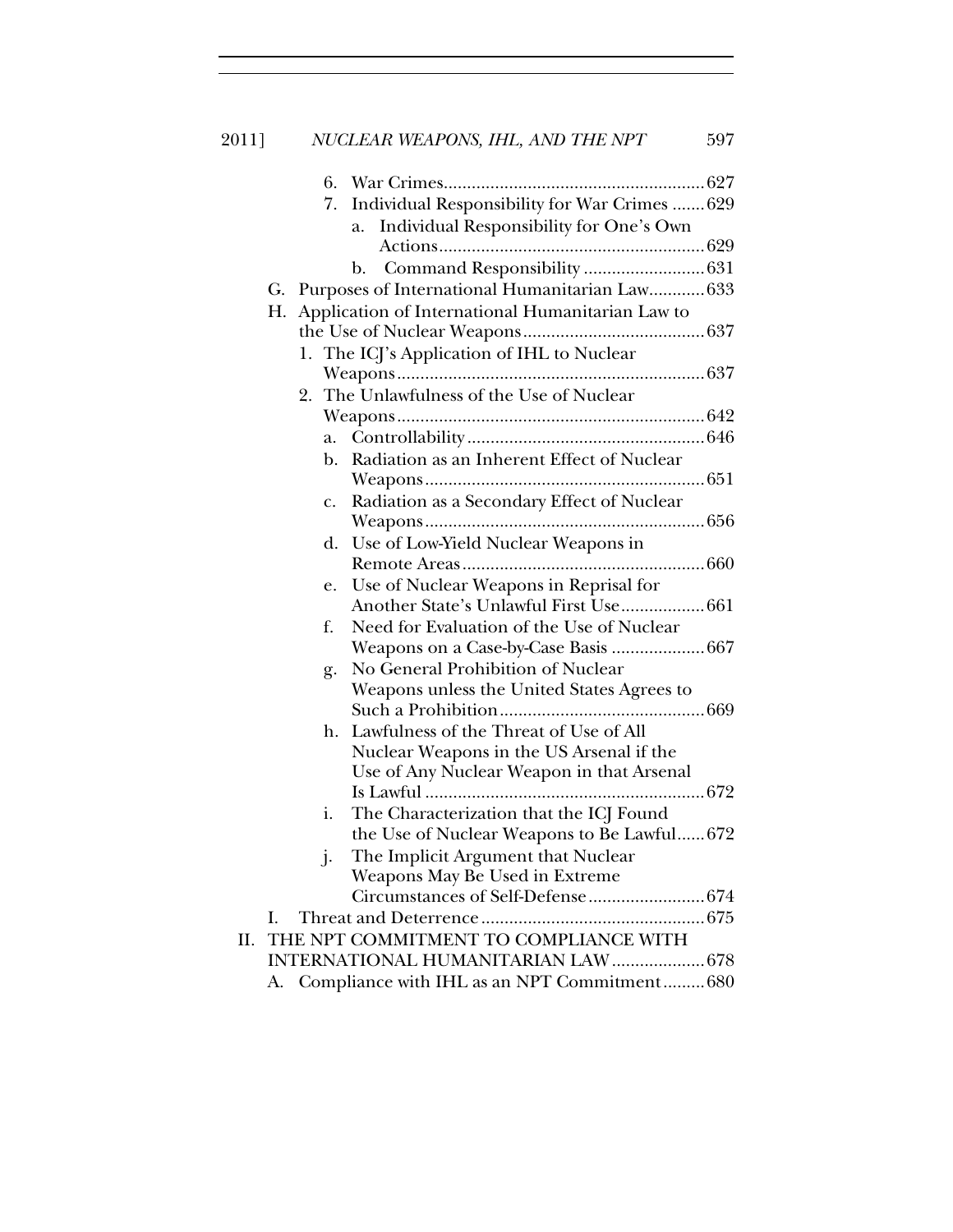- 6. War Crimes ........ 627
- 7. Individual Responsibility for War Crimes ........ 629
  - a. Individual Responsibility for One's Own Actions ........ 629
  - b. Command Responsibility ........ 631

G. Purposes of International Humanitarian Law ........ 633

H. Application of International Humanitarian Law to the Use of Nuclear Weapons ........ 637

- 1. The ICJ's Application of IHL to Nuclear Weapons ........ 637
- 2. The Unlawfulness of the Use of Nuclear Weapons ........ 642
  - a. Controllability ........ 646
  - b. Radiation as an Inherent Effect of Nuclear Weapons ........ 651
  - c. Radiation as a Secondary Effect of Nuclear Weapons ........ 656
  - d. Use of Low-Yield Nuclear Weapons in Remote Areas ........ 660
  - e. Use of Nuclear Weapons in Reprisal for Another State's Unlawful First Use ........ 661
  - f. Need for Evaluation of the Use of Nuclear Weapons on a Case-by-Case Basis ........ 667
  - g. No General Prohibition of Nuclear Weapons unless the United States Agrees to Such a Prohibition ........ 669
  - h. Lawfulness of the Threat of Use of All Nuclear Weapons in the US Arsenal if the Use of Any Nuclear Weapon in that Arsenal Is Lawful ........ 672
  - i. The Characterization that the ICJ Found the Use of Nuclear Weapons to Be Lawful ........ 672
  - j. The Implicit Argument that Nuclear Weapons May Be Used in Extreme Circumstances of Self-Defense ........ 674

I. Threat and Deterrence ........ 675

II. THE NPT COMMITMENT TO COMPLIANCE WITH INTERNATIONAL HUMANITARIAN LAW ........ 678

A. Compliance with IHL as an NPT Commitment ........ 680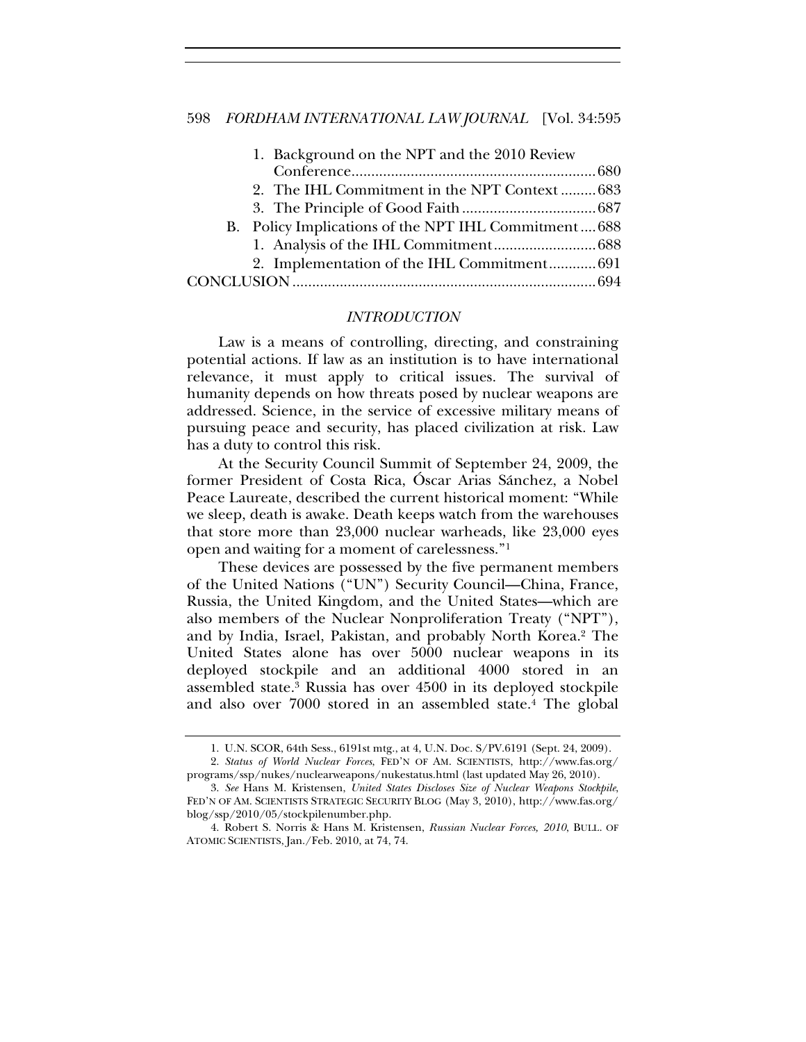1. Background on the NPT and the 2010 Review Conference .............................................................. 680
2. The IHL Commitment in the NPT Context ......... 683
3. The Principle of Good Faith .................................. 687

B. Policy Implications of the NPT IHL Commitment .... 688
1. Analysis of the IHL Commitment .......................... 688
2. Implementation of the IHL Commitment ............ 691

CONCLUSION ............................................................................ 694

## *INTRODUCTION*

Law is a means of controlling, directing, and constraining potential actions. If law as an institution is to have international relevance, it must apply to critical issues. The survival of humanity depends on how threats posed by nuclear weapons are addressed. Science, in the service of excessive military means of pursuing peace and security, has placed civilization at risk. Law has a duty to control this risk.

At the Security Council Summit of September 24, 2009, the former President of Costa Rica, Óscar Arias Sánchez, a Nobel Peace Laureate, described the current historical moment: "While we sleep, death is awake. Death keeps watch from the warehouses that store more than 23,000 nuclear warheads, like 23,000 eyes open and waiting for a moment of carelessness."[1]

These devices are possessed by the five permanent members of the United Nations ("UN") Security Council—China, France, Russia, the United Kingdom, and the United States—which are also members of the Nuclear Nonproliferation Treaty ("NPT"), and by India, Israel, Pakistan, and probably North Korea.[2] The United States alone has over 5000 nuclear weapons in its deployed stockpile and an additional 4000 stored in an assembled state.[3] Russia has over 4500 in its deployed stockpile and also over 7000 stored in an assembled state.[4] The global

---

1. U.N. SCOR, 64th Sess., 6191st mtg., at 4, U.N. Doc. S/PV.6191 (Sept. 24, 2009).

2. *Status of World Nuclear Forces*, FED'N OF AM. SCIENTISTS, http://www.fas.org/programs/ssp/nukes/nuclearweapons/nukestatus.html (last updated May 26, 2010).

3. *See* Hans M. Kristensen, *United States Discloses Size of Nuclear Weapons Stockpile*, FED'N OF AM. SCIENTISTS STRATEGIC SECURITY BLOG (May 3, 2010), http://www.fas.org/blog/ssp/2010/05/stockpilenumber.php.

4. Robert S. Norris & Hans M. Kristensen, *Russian Nuclear Forces, 2010*, BULL. OF ATOMIC SCIENTISTS, Jan./Feb. 2010, at 74, 74.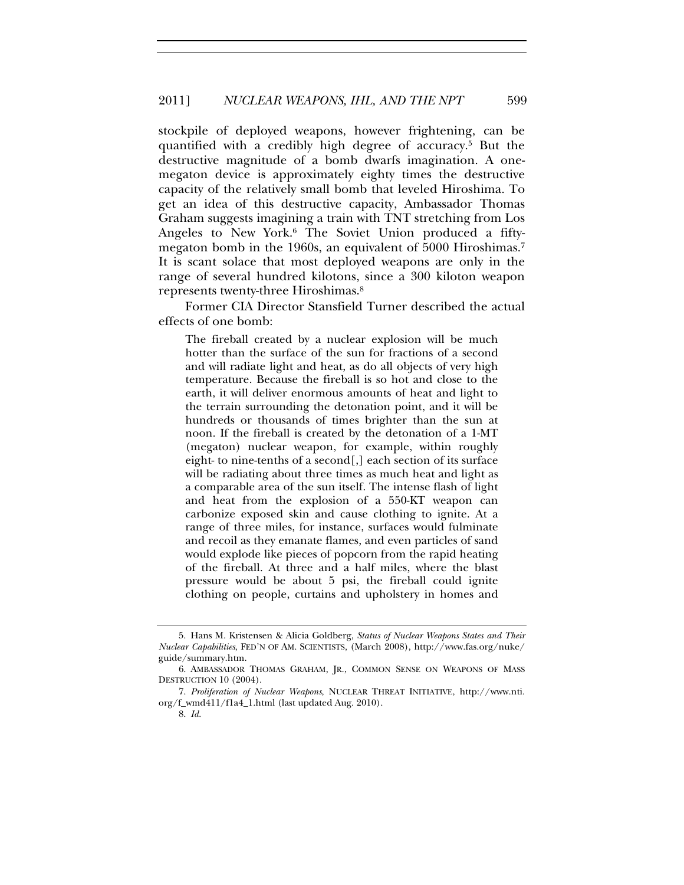stockpile of deployed weapons, however frightening, can be quantified with a credibly high degree of accuracy.[5] But the destructive magnitude of a bomb dwarfs imagination. A one-megaton device is approximately eighty times the destructive capacity of the relatively small bomb that leveled Hiroshima. To get an idea of this destructive capacity, Ambassador Thomas Graham suggests imagining a train with TNT stretching from Los Angeles to New York.[6] The Soviet Union produced a fifty-megaton bomb in the 1960s, an equivalent of 5000 Hiroshimas.[7] It is scant solace that most deployed weapons are only in the range of several hundred kilotons, since a 300 kiloton weapon represents twenty-three Hiroshimas.[8]

Former CIA Director Stansfield Turner described the actual effects of one bomb:

> The fireball created by a nuclear explosion will be much hotter than the surface of the sun for fractions of a second and will radiate light and heat, as do all objects of very high temperature. Because the fireball is so hot and close to the earth, it will deliver enormous amounts of heat and light to the terrain surrounding the detonation point, and it will be hundreds or thousands of times brighter than the sun at noon. If the fireball is created by the detonation of a 1-MT (megaton) nuclear weapon, for example, within roughly eight- to nine-tenths of a second[,] each section of its surface will be radiating about three times as much heat and light as a comparable area of the sun itself. The intense flash of light and heat from the explosion of a 550-KT weapon can carbonize exposed skin and cause clothing to ignite. At a range of three miles, for instance, surfaces would fulminate and recoil as they emanate flames, and even particles of sand would explode like pieces of popcorn from the rapid heating of the fireball. At three and a half miles, where the blast pressure would be about 5 psi, the fireball could ignite clothing on people, curtains and upholstery in homes and

---

5. Hans M. Kristensen & Alicia Goldberg, *Status of Nuclear Weapons States and Their Nuclear Capabilities*, FED'N OF AM. SCIENTISTS, (March 2008), http://www.fas.org/nuke/guide/summary.htm.

6. AMBASSADOR THOMAS GRAHAM, JR., COMMON SENSE ON WEAPONS OF MASS DESTRUCTION 10 (2004).

7. *Proliferation of Nuclear Weapons*, NUCLEAR THREAT INITIATIVE, http://www.nti.org/f_wmd411/f1a4_1.html (last updated Aug. 2010).

8. *Id.*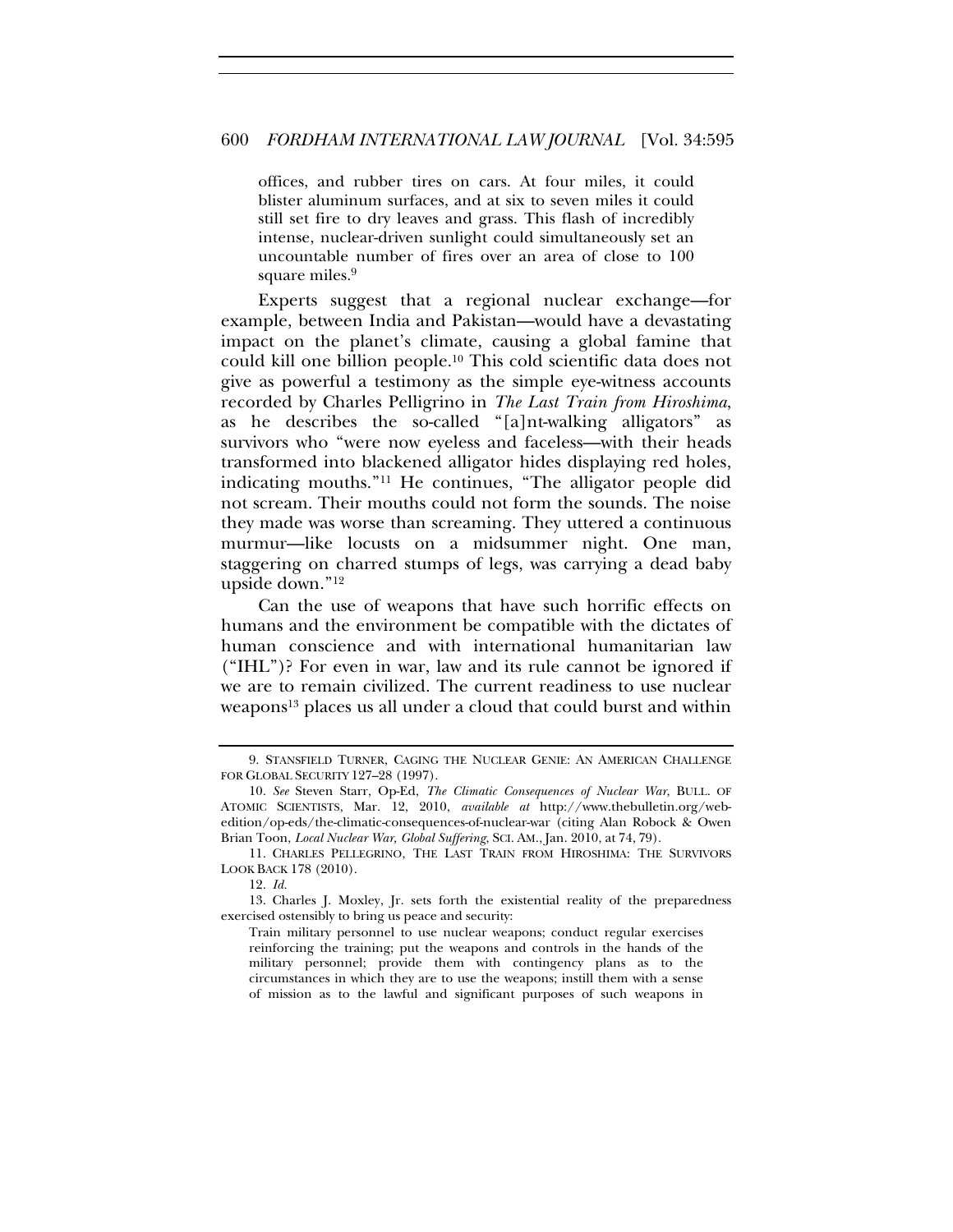> offices, and rubber tires on cars. At four miles, it could blister aluminum surfaces, and at six to seven miles it could still set fire to dry leaves and grass. This flash of incredibly intense, nuclear-driven sunlight could simultaneously set an uncountable number of fires over an area of close to 100 square miles.[9]

Experts suggest that a regional nuclear exchange—for example, between India and Pakistan—would have a devastating impact on the planet's climate, causing a global famine that could kill one billion people.[10] This cold scientific data does not give as powerful a testimony as the simple eye-witness accounts recorded by Charles Pelligrino in *The Last Train from Hiroshima*, as he describes the so-called "[a]nt-walking alligators" as survivors who "were now eyeless and faceless—with their heads transformed into blackened alligator hides displaying red holes, indicating mouths."[11] He continues, "The alligator people did not scream. Their mouths could not form the sounds. The noise they made was worse than screaming. They uttered a continuous murmur—like locusts on a midsummer night. One man, staggering on charred stumps of legs, was carrying a dead baby upside down."[12]

Can the use of weapons that have such horrific effects on humans and the environment be compatible with the dictates of human conscience and with international humanitarian law ("IHL")? For even in war, law and its rule cannot be ignored if we are to remain civilized. The current readiness to use nuclear weapons[13] places us all under a cloud that could burst and within

---

9. STANSFIELD TURNER, CAGING THE NUCLEAR GENIE: AN AMERICAN CHALLENGE FOR GLOBAL SECURITY 127–28 (1997).

10. *See* Steven Starr, Op-Ed, *The Climatic Consequences of Nuclear War*, BULL. OF ATOMIC SCIENTISTS, Mar. 12, 2010, *available at* http://www.thebulletin.org/web-edition/op-eds/the-climatic-consequences-of-nuclear-war (citing Alan Robock & Owen Brian Toon, *Local Nuclear War, Global Suffering*, SCI. AM., Jan. 2010, at 74, 79).

11. CHARLES PELLEGRINO, THE LAST TRAIN FROM HIROSHIMA: THE SURVIVORS LOOK BACK 178 (2010).

12. *Id.*

13. Charles J. Moxley, Jr. sets forth the existential reality of the preparedness exercised ostensibly to bring us peace and security:

> Train military personnel to use nuclear weapons; conduct regular exercises reinforcing the training; put the weapons and controls in the hands of the military personnel; provide them with contingency plans as to the circumstances in which they are to use the weapons; instill them with a sense of mission as to the lawful and significant purposes of such weapons in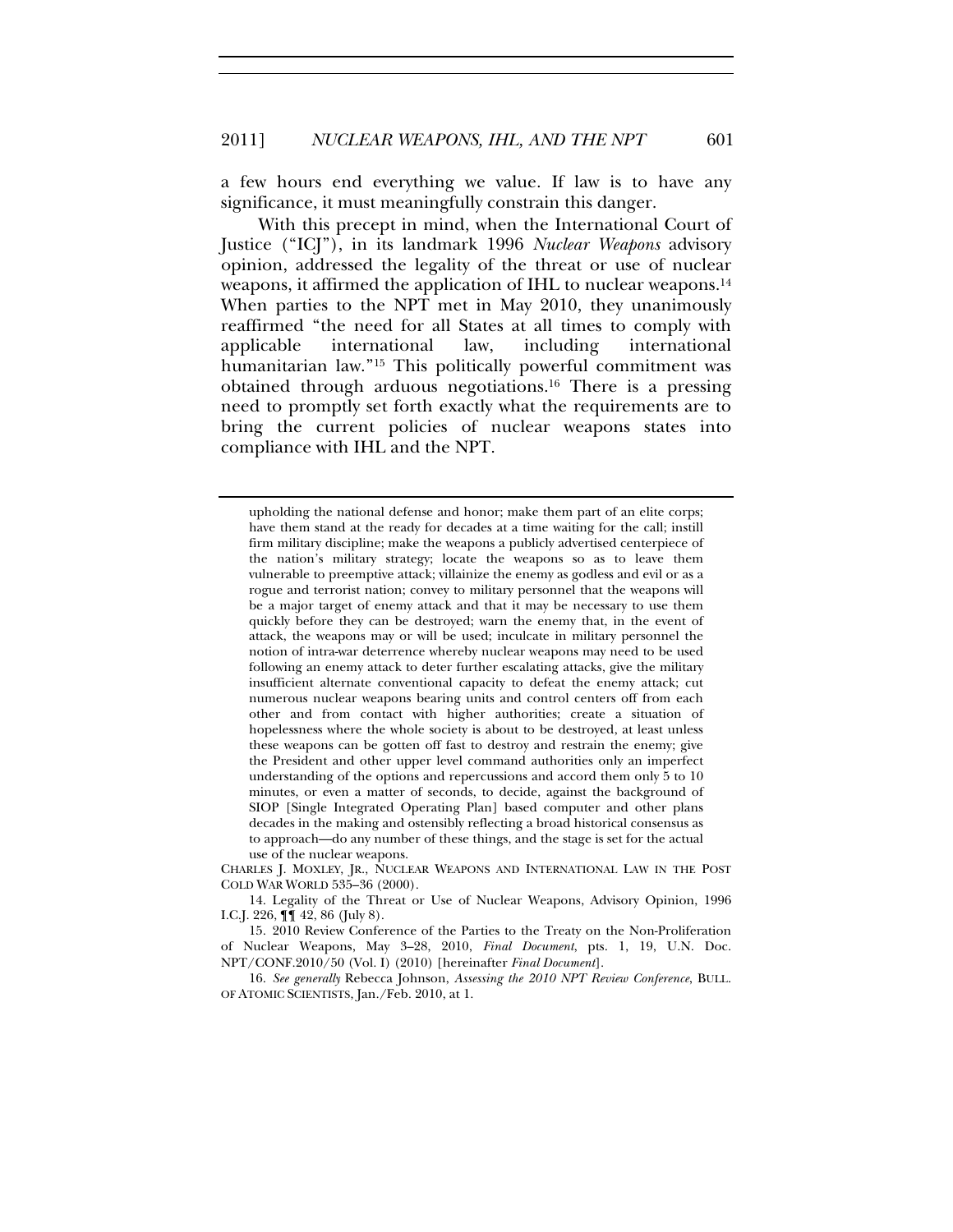a few hours end everything we value. If law is to have any significance, it must meaningfully constrain this danger.

With this precept in mind, when the International Court of Justice ("ICJ"), in its landmark 1996 *Nuclear Weapons* advisory opinion, addressed the legality of the threat or use of nuclear weapons, it affirmed the application of IHL to nuclear weapons.[14] When parties to the NPT met in May 2010, they unanimously reaffirmed "the need for all States at all times to comply with applicable international law, including international humanitarian law."[15] This politically powerful commitment was obtained through arduous negotiations.[16] There is a pressing need to promptly set forth exactly what the requirements are to bring the current policies of nuclear weapons states into compliance with IHL and the NPT.

---

> upholding the national defense and honor; make them part of an elite corps; have them stand at the ready for decades at a time waiting for the call; instill firm military discipline; make the weapons a publicly advertised centerpiece of the nation's military strategy; locate the weapons so as to leave them vulnerable to preemptive attack; villainize the enemy as godless and evil or as a rogue and terrorist nation; convey to military personnel that the weapons will be a major target of enemy attack and that it may be necessary to use them quickly before they can be destroyed; warn the enemy that, in the event of attack, the weapons may or will be used; inculcate in military personnel the notion of intra-war deterrence whereby nuclear weapons may need to be used following an enemy attack to deter further escalating attacks, give the military insufficient alternate conventional capacity to defeat the enemy attack; cut numerous nuclear weapons bearing units and control centers off from each other and from contact with higher authorities; create a situation of hopelessness where the whole society is about to be destroyed, at least unless these weapons can be gotten off fast to destroy and restrain the enemy; give the President and other upper level command authorities only an imperfect understanding of the options and repercussions and accord them only 5 to 10 minutes, or even a matter of seconds, to decide, against the background of SIOP [Single Integrated Operating Plan] based computer and other plans decades in the making and ostensibly reflecting a broad historical consensus as to approach—do any number of these things, and the stage is set for the actual use of the nuclear weapons.

CHARLES J. MOXLEY, JR., NUCLEAR WEAPONS AND INTERNATIONAL LAW IN THE POST COLD WAR WORLD 535–36 (2000).

14. Legality of the Threat or Use of Nuclear Weapons, Advisory Opinion, 1996 I.C.J. 226, ¶¶ 42, 86 (July 8).

15. 2010 Review Conference of the Parties to the Treaty on the Non-Proliferation of Nuclear Weapons, May 3–28, 2010, *Final Document*, pts. 1, 19, U.N. Doc. NPT/CONF.2010/50 (Vol. I) (2010) [hereinafter *Final Document*].

16. *See generally* Rebecca Johnson, *Assessing the 2010 NPT Review Conference*, BULL. OF ATOMIC SCIENTISTS, Jan./Feb. 2010, at 1.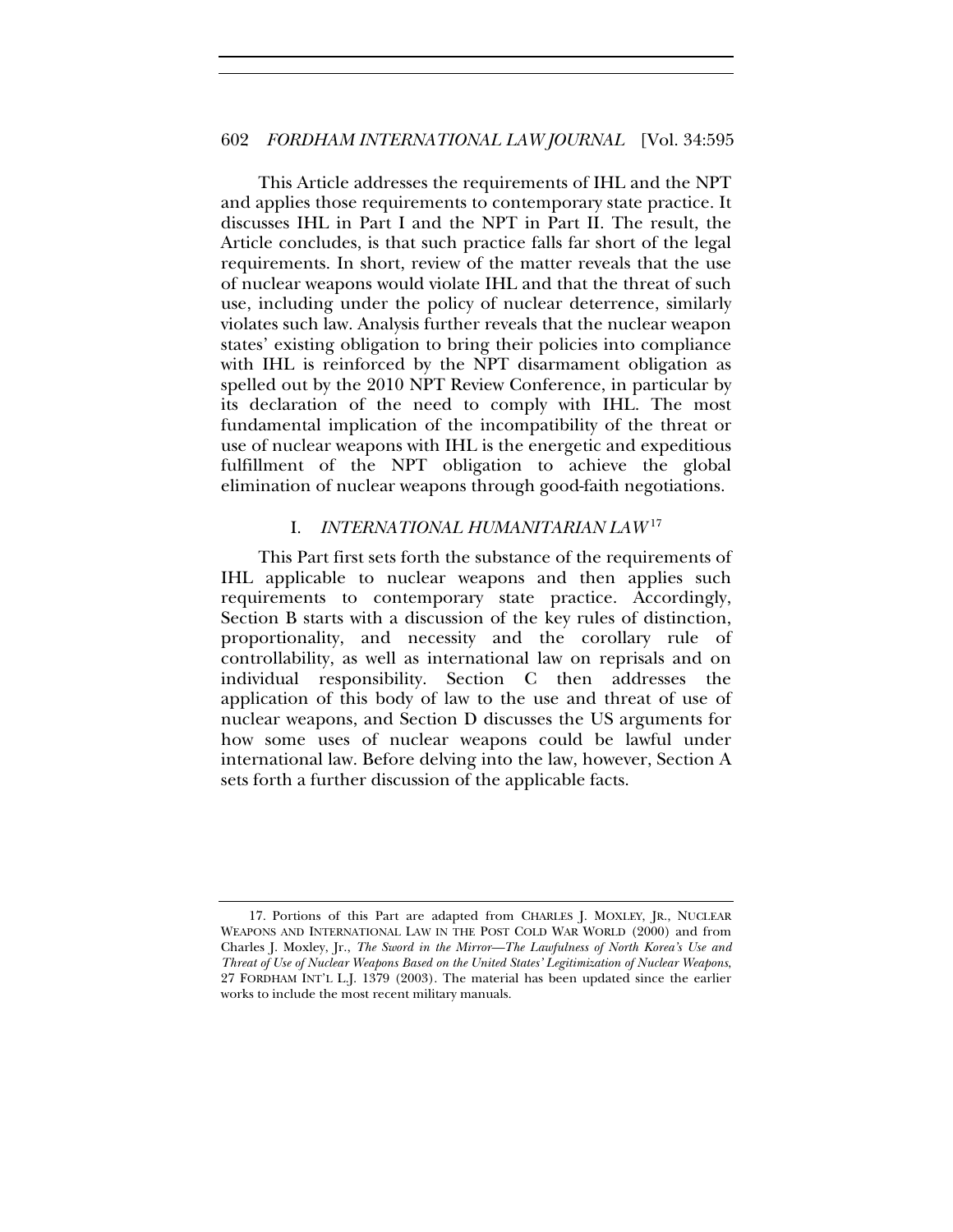This Article addresses the requirements of IHL and the NPT and applies those requirements to contemporary state practice. It discusses IHL in Part I and the NPT in Part II. The result, the Article concludes, is that such practice falls far short of the legal requirements. In short, review of the matter reveals that the use of nuclear weapons would violate IHL and that the threat of such use, including under the policy of nuclear deterrence, similarly violates such law. Analysis further reveals that the nuclear weapon states' existing obligation to bring their policies into compliance with IHL is reinforced by the NPT disarmament obligation as spelled out by the 2010 NPT Review Conference, in particular by its declaration of the need to comply with IHL. The most fundamental implication of the incompatibility of the threat or use of nuclear weapons with IHL is the energetic and expeditious fulfillment of the NPT obligation to achieve the global elimination of nuclear weapons through good-faith negotiations.

## I. *INTERNATIONAL HUMANITARIAN LAW*[17]

This Part first sets forth the substance of the requirements of IHL applicable to nuclear weapons and then applies such requirements to contemporary state practice. Accordingly, Section B starts with a discussion of the key rules of distinction, proportionality, and necessity and the corollary rule of controllability, as well as international law on reprisals and on individual responsibility. Section C then addresses the application of this body of law to the use and threat of use of nuclear weapons, and Section D discusses the US arguments for how some uses of nuclear weapons could be lawful under international law. Before delving into the law, however, Section A sets forth a further discussion of the applicable facts.

---

17. Portions of this Part are adapted from CHARLES J. MOXLEY, JR., NUCLEAR WEAPONS AND INTERNATIONAL LAW IN THE POST COLD WAR WORLD (2000) and from Charles J. Moxley, Jr., *The Sword in the Mirror—The Lawfulness of North Korea's Use and Threat of Use of Nuclear Weapons Based on the United States' Legitimization of Nuclear Weapons*, 27 FORDHAM INT'L L.J. 1379 (2003). The material has been updated since the earlier works to include the most recent military manuals.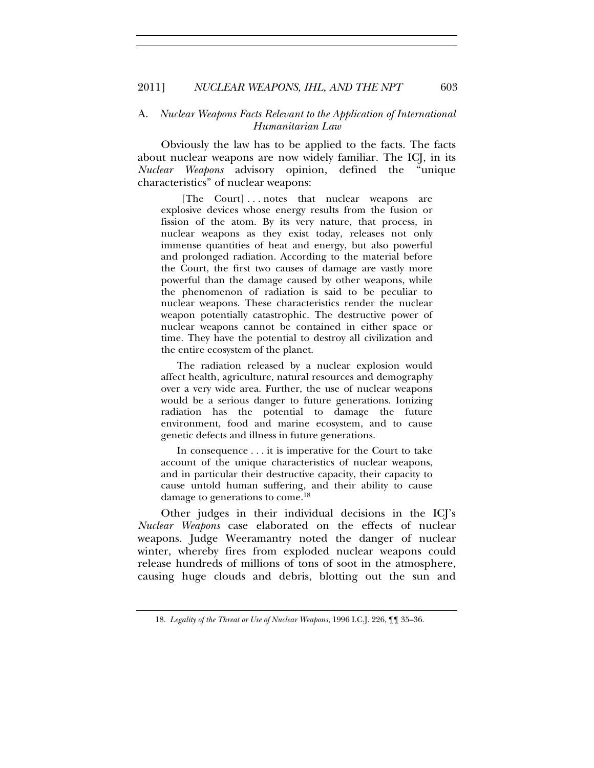### A. *Nuclear Weapons Facts Relevant to the Application of International Humanitarian Law*

Obviously the law has to be applied to the facts. The facts about nuclear weapons are now widely familiar. The ICJ, in its *Nuclear Weapons* advisory opinion, defined the "unique characteristics" of nuclear weapons:

> [The Court] . . . notes that nuclear weapons are explosive devices whose energy results from the fusion or fission of the atom. By its very nature, that process, in nuclear weapons as they exist today, releases not only immense quantities of heat and energy, but also powerful and prolonged radiation. According to the material before the Court, the first two causes of damage are vastly more powerful than the damage caused by other weapons, while the phenomenon of radiation is said to be peculiar to nuclear weapons. These characteristics render the nuclear weapon potentially catastrophic. The destructive power of nuclear weapons cannot be contained in either space or time. They have the potential to destroy all civilization and the entire ecosystem of the planet.
>
> The radiation released by a nuclear explosion would affect health, agriculture, natural resources and demography over a very wide area. Further, the use of nuclear weapons would be a serious danger to future generations. Ionizing radiation has the potential to damage the future environment, food and marine ecosystem, and to cause genetic defects and illness in future generations.
>
> In consequence . . . it is imperative for the Court to take account of the unique characteristics of nuclear weapons, and in particular their destructive capacity, their capacity to cause untold human suffering, and their ability to cause damage to generations to come.[18]

Other judges in their individual decisions in the ICJ's *Nuclear Weapons* case elaborated on the effects of nuclear weapons. Judge Weeramantry noted the danger of nuclear winter, whereby fires from exploded nuclear weapons could release hundreds of millions of tons of soot in the atmosphere, causing huge clouds and debris, blotting out the sun and

---

18. *Legality of the Threat or Use of Nuclear Weapons*, 1996 I.C.J. 226, ¶¶ 35–36.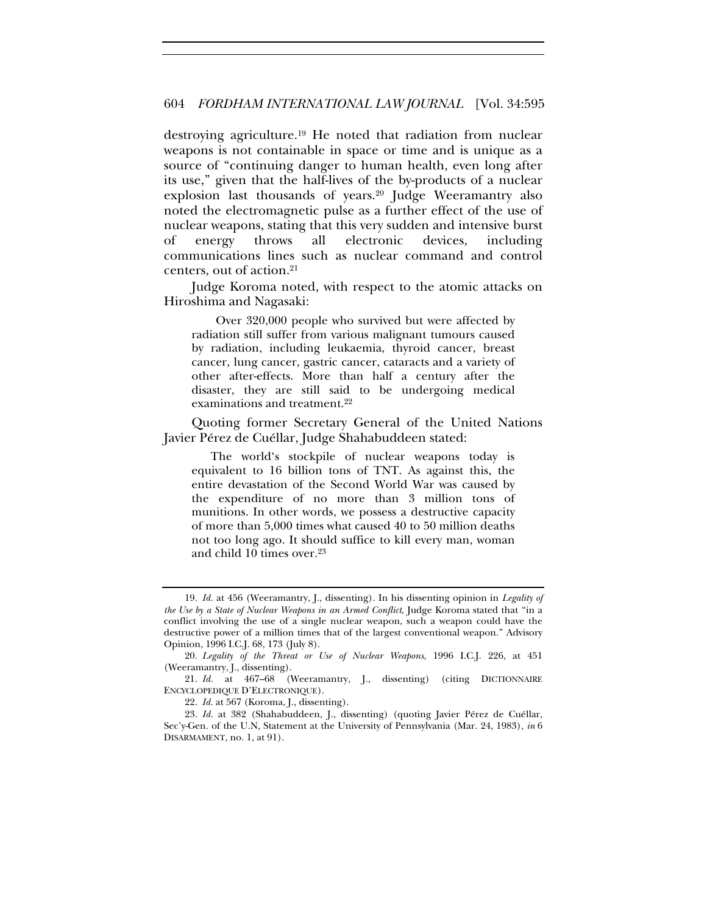destroying agriculture.[19] He noted that radiation from nuclear weapons is not containable in space or time and is unique as a source of "continuing danger to human health, even long after its use," given that the half-lives of the by-products of a nuclear explosion last thousands of years.[20] Judge Weeramantry also noted the electromagnetic pulse as a further effect of the use of nuclear weapons, stating that this very sudden and intensive burst of energy throws all electronic devices, including communications lines such as nuclear command and control centers, out of action.[21]

Judge Koroma noted, with respect to the atomic attacks on Hiroshima and Nagasaki:

> Over 320,000 people who survived but were affected by radiation still suffer from various malignant tumours caused by radiation, including leukaemia, thyroid cancer, breast cancer, lung cancer, gastric cancer, cataracts and a variety of other after-effects. More than half a century after the disaster, they are still said to be undergoing medical examinations and treatment.[22]

Quoting former Secretary General of the United Nations Javier Pérez de Cuéllar, Judge Shahabuddeen stated:

> The world's stockpile of nuclear weapons today is equivalent to 16 billion tons of TNT. As against this, the entire devastation of the Second World War was caused by the expenditure of no more than 3 million tons of munitions. In other words, we possess a destructive capacity of more than 5,000 times what caused 40 to 50 million deaths not too long ago. It should suffice to kill every man, woman and child 10 times over.[23]

---

19. *Id.* at 456 (Weeramantry, J., dissenting). In his dissenting opinion in *Legality of the Use by a State of Nuclear Weapons in an Armed Conflict*, Judge Koroma stated that "in a conflict involving the use of a single nuclear weapon, such a weapon could have the destructive power of a million times that of the largest conventional weapon." Advisory Opinion, 1996 I.C.J. 68, 173 (July 8).

20. *Legality of the Threat or Use of Nuclear Weapons*, 1996 I.C.J. 226, at 451 (Weeramantry, J., dissenting).

21. *Id.* at 467–68 (Weeramantry, J., dissenting) (citing DICTIONNAIRE ENCYCLOPEDIQUE D'ELECTRONIQUE).

22. *Id.* at 567 (Koroma, J., dissenting).

23. *Id.* at 382 (Shahabuddeen, J., dissenting) (quoting Javier Pérez de Cuéllar, Sec'y-Gen. of the U.N, Statement at the University of Pennsylvania (Mar. 24, 1983), *in* 6 DISARMAMENT, no. 1, at 91).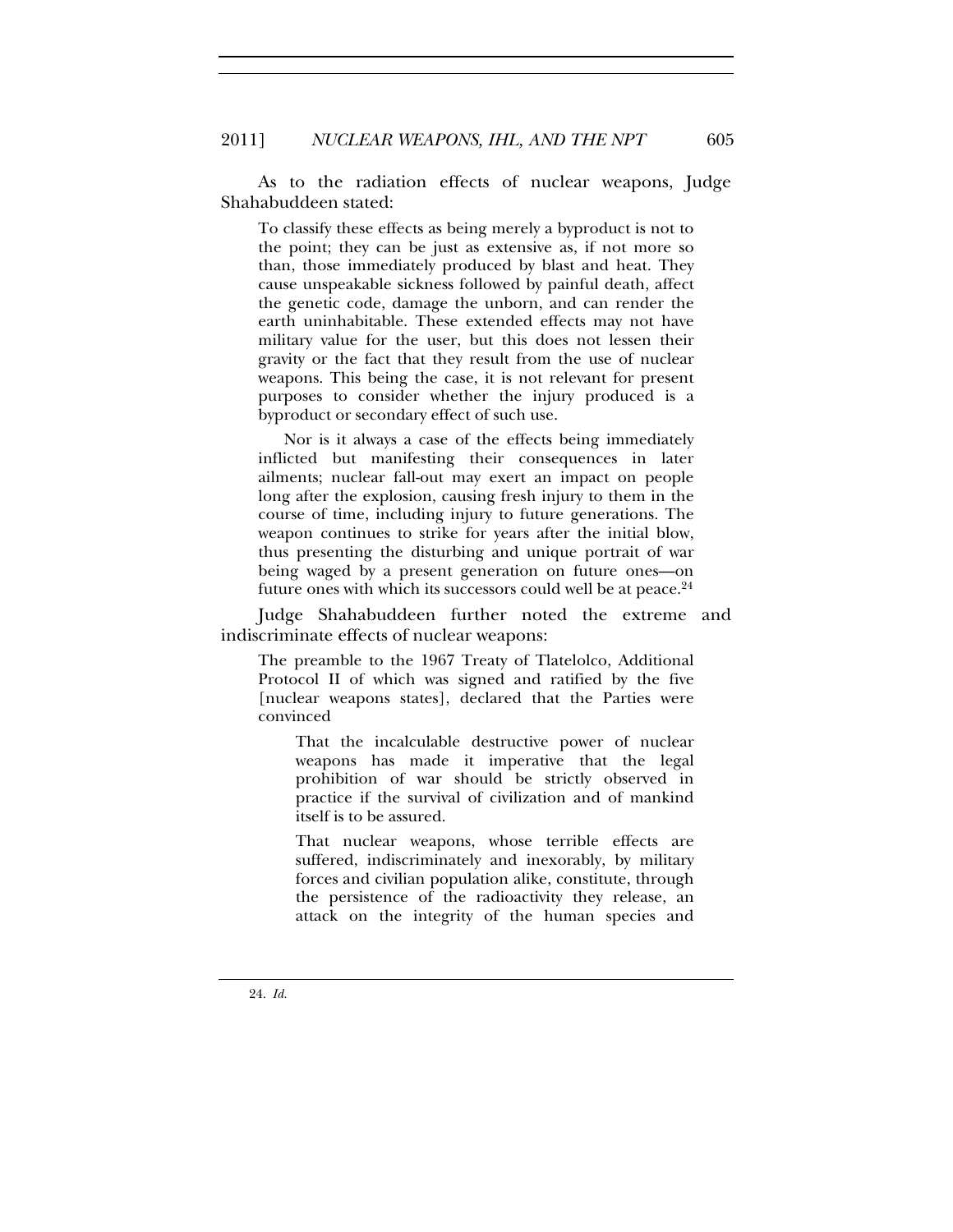As to the radiation effects of nuclear weapons, Judge Shahabuddeen stated:

> To classify these effects as being merely a byproduct is not to the point; they can be just as extensive as, if not more so than, those immediately produced by blast and heat. They cause unspeakable sickness followed by painful death, affect the genetic code, damage the unborn, and can render the earth uninhabitable. These extended effects may not have military value for the user, but this does not lessen their gravity or the fact that they result from the use of nuclear weapons. This being the case, it is not relevant for present purposes to consider whether the injury produced is a byproduct or secondary effect of such use.
>
> Nor is it always a case of the effects being immediately inflicted but manifesting their consequences in later ailments; nuclear fall-out may exert an impact on people long after the explosion, causing fresh injury to them in the course of time, including injury to future generations. The weapon continues to strike for years after the initial blow, thus presenting the disturbing and unique portrait of war being waged by a present generation on future ones—on future ones with which its successors could well be at peace.[24]

Judge Shahabuddeen further noted the extreme and indiscriminate effects of nuclear weapons:

> The preamble to the 1967 Treaty of Tlatelolco, Additional Protocol II of which was signed and ratified by the five [nuclear weapons states], declared that the Parties were convinced
>
>> That the incalculable destructive power of nuclear weapons has made it imperative that the legal prohibition of war should be strictly observed in practice if the survival of civilization and of mankind itself is to be assured.
>>
>> That nuclear weapons, whose terrible effects are suffered, indiscriminately and inexorably, by military forces and civilian population alike, constitute, through the persistence of the radioactivity they release, an attack on the integrity of the human species and

---

24. *Id.*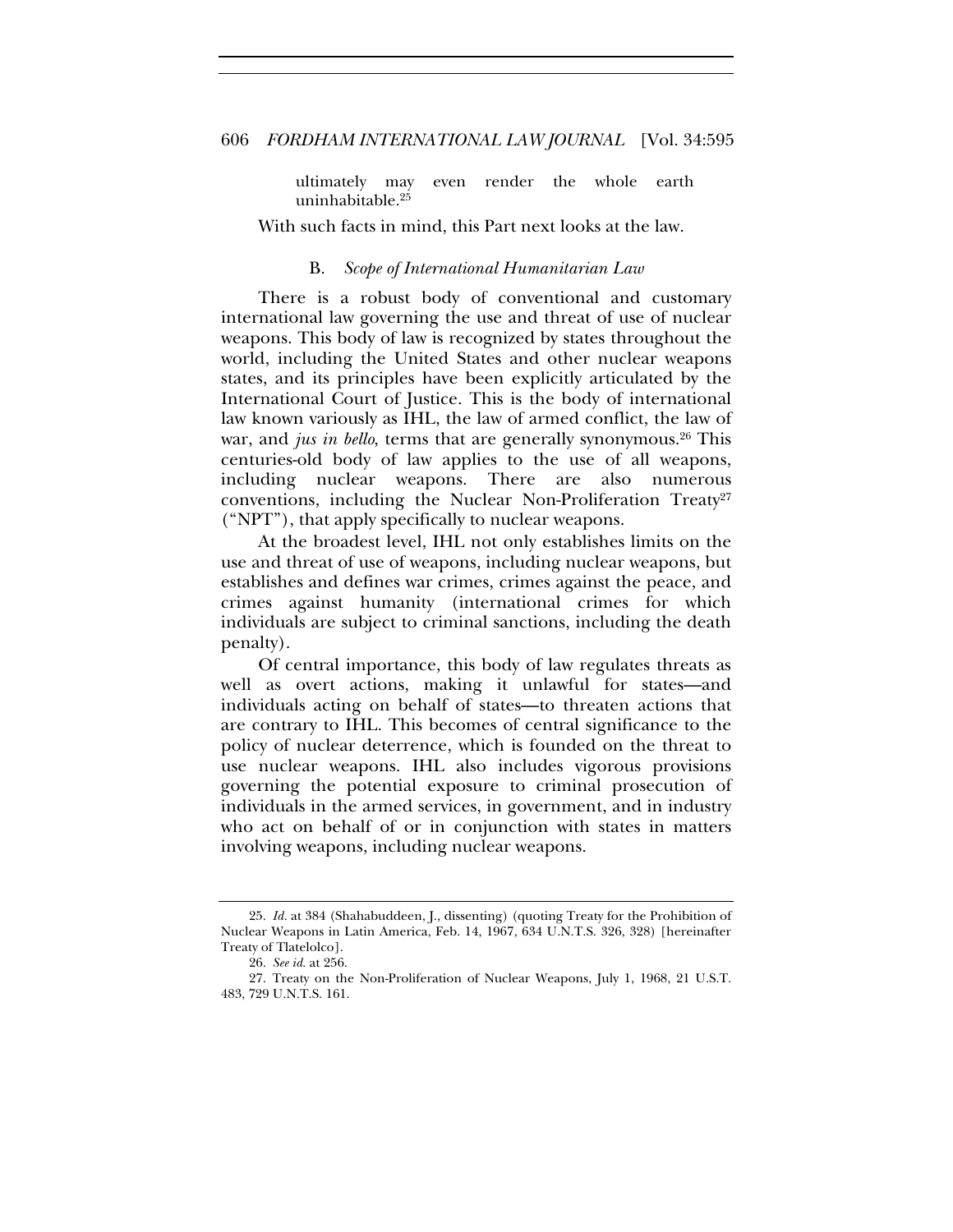ultimately may even render the whole earth uninhabitable.[25]

With such facts in mind, this Part next looks at the law.

### B. *Scope of International Humanitarian Law*

There is a robust body of conventional and customary international law governing the use and threat of use of nuclear weapons. This body of law is recognized by states throughout the world, including the United States and other nuclear weapons states, and its principles have been explicitly articulated by the International Court of Justice. This is the body of international law known variously as IHL, the law of armed conflict, the law of war, and *jus in bello*, terms that are generally synonymous.[26] This centuries-old body of law applies to the use of all weapons, including nuclear weapons. There are also numerous conventions, including the Nuclear Non-Proliferation Treaty[27] ("NPT"), that apply specifically to nuclear weapons.

At the broadest level, IHL not only establishes limits on the use and threat of use of weapons, including nuclear weapons, but establishes and defines war crimes, crimes against the peace, and crimes against humanity (international crimes for which individuals are subject to criminal sanctions, including the death penalty).

Of central importance, this body of law regulates threats as well as overt actions, making it unlawful for states—and individuals acting on behalf of states—to threaten actions that are contrary to IHL. This becomes of central significance to the policy of nuclear deterrence, which is founded on the threat to use nuclear weapons. IHL also includes vigorous provisions governing the potential exposure to criminal prosecution of individuals in the armed services, in government, and in industry who act on behalf of or in conjunction with states in matters involving weapons, including nuclear weapons.

---

25. *Id.* at 384 (Shahabuddeen, J., dissenting) (quoting Treaty for the Prohibition of Nuclear Weapons in Latin America, Feb. 14, 1967, 634 U.N.T.S. 326, 328) [hereinafter Treaty of Tlatelolco].

26. *See id.* at 256.

27. Treaty on the Non-Proliferation of Nuclear Weapons, July 1, 1968, 21 U.S.T. 483, 729 U.N.T.S. 161.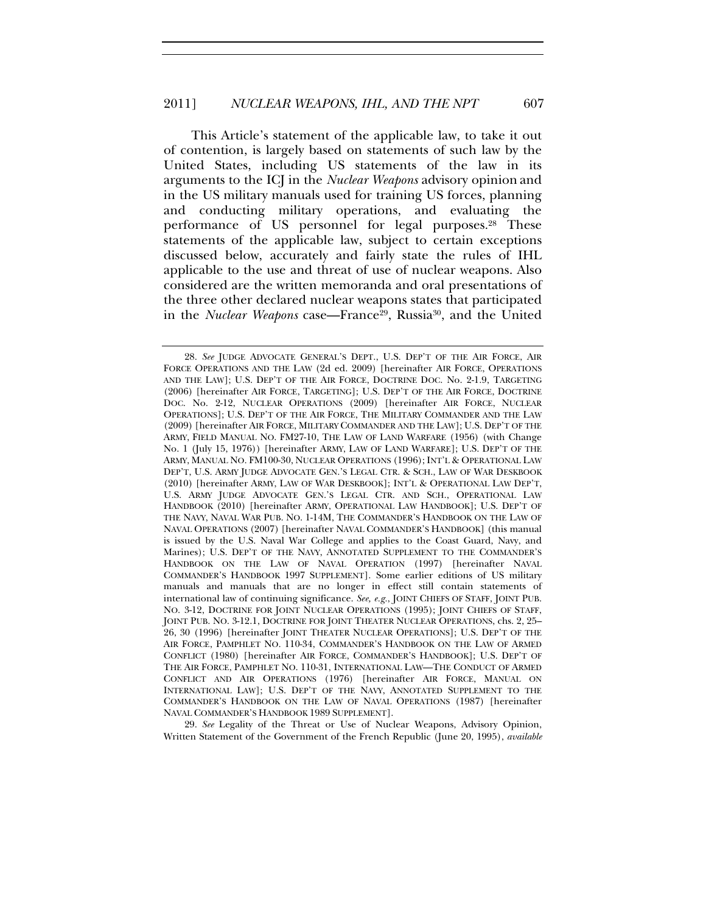This Article's statement of the applicable law, to take it out of contention, is largely based on statements of such law by the United States, including US statements of the law in its arguments to the ICJ in the *Nuclear Weapons* advisory opinion and in the US military manuals used for training US forces, planning and conducting military operations, and evaluating the performance of US personnel for legal purposes.[28] These statements of the applicable law, subject to certain exceptions discussed below, accurately and fairly state the rules of IHL applicable to the use and threat of use of nuclear weapons. Also considered are the written memoranda and oral presentations of the three other declared nuclear weapons states that participated in the *Nuclear Weapons* case—France[29], Russia[30], and the United

---

28. *See* JUDGE ADVOCATE GENERAL'S DEPT., U.S. DEP'T OF THE AIR FORCE, AIR FORCE OPERATIONS AND THE LAW (2d ed. 2009) [hereinafter AIR FORCE, OPERATIONS AND THE LAW]; U.S. DEP'T OF THE AIR FORCE, DOCTRINE DOC. No. 2-1.9, TARGETING (2006) [hereinafter AIR FORCE, TARGETING]; U.S. DEP'T OF THE AIR FORCE, DOCTRINE DOC. No. 2-12, NUCLEAR OPERATIONS (2009) [hereinafter AIR FORCE, NUCLEAR OPERATIONS]; U.S. DEP'T OF THE AIR FORCE, THE MILITARY COMMANDER AND THE LAW (2009) [hereinafter AIR FORCE, MILITARY COMMANDER AND THE LAW]; U.S. DEP'T OF THE ARMY, FIELD MANUAL NO. FM27-10, THE LAW OF LAND WARFARE (1956) (with Change No. 1 (July 15, 1976)) [hereinafter ARMY, LAW OF LAND WARFARE]; U.S. DEP'T OF THE ARMY, MANUAL NO. FM100-30, NUCLEAR OPERATIONS (1996); INT'L & OPERATIONAL LAW DEP'T, U.S. ARMY JUDGE ADVOCATE GEN.'S LEGAL CTR. & SCH., LAW OF WAR DESKBOOK (2010) [hereinafter ARMY, LAW OF WAR DESKBOOK]; INT'L & OPERATIONAL LAW DEP'T, U.S. ARMY JUDGE ADVOCATE GEN.'S LEGAL CTR. AND SCH., OPERATIONAL LAW HANDBOOK (2010) [hereinafter ARMY, OPERATIONAL LAW HANDBOOK]; U.S. DEP'T OF THE NAVY, NAVAL WAR PUB. NO. 1-14M, THE COMMANDER'S HANDBOOK ON THE LAW OF NAVAL OPERATIONS (2007) [hereinafter NAVAL COMMANDER'S HANDBOOK] (this manual is issued by the U.S. Naval War College and applies to the Coast Guard, Navy, and Marines); U.S. DEP'T OF THE NAVY, ANNOTATED SUPPLEMENT TO THE COMMANDER'S HANDBOOK ON THE LAW OF NAVAL OPERATION (1997) [hereinafter NAVAL COMMANDER'S HANDBOOK 1997 SUPPLEMENT]. Some earlier editions of US military manuals and manuals that are no longer in effect still contain statements of international law of continuing significance. *See, e.g.*, JOINT CHIEFS OF STAFF, JOINT PUB. NO. 3-12, DOCTRINE FOR JOINT NUCLEAR OPERATIONS (1995); JOINT CHIEFS OF STAFF, JOINT PUB. NO. 3-12.1, DOCTRINE FOR JOINT THEATER NUCLEAR OPERATIONS, chs. 2, 25–26, 30 (1996) [hereinafter JOINT THEATER NUCLEAR OPERATIONS]; U.S. DEP'T OF THE AIR FORCE, PAMPHLET NO. 110-34, COMMANDER'S HANDBOOK ON THE LAW OF ARMED CONFLICT (1980) [hereinafter AIR FORCE, COMMANDER'S HANDBOOK]; U.S. DEP'T OF THE AIR FORCE, PAMPHLET NO. 110-31, INTERNATIONAL LAW—THE CONDUCT OF ARMED CONFLICT AND AIR OPERATIONS (1976) [hereinafter AIR FORCE, MANUAL ON INTERNATIONAL LAW]; U.S. DEP'T OF THE NAVY, ANNOTATED SUPPLEMENT TO THE COMMANDER'S HANDBOOK ON THE LAW OF NAVAL OPERATIONS (1987) [hereinafter NAVAL COMMANDER'S HANDBOOK 1989 SUPPLEMENT].

29. *See* Legality of the Threat or Use of Nuclear Weapons, Advisory Opinion, Written Statement of the Government of the French Republic (June 20, 1995), *available*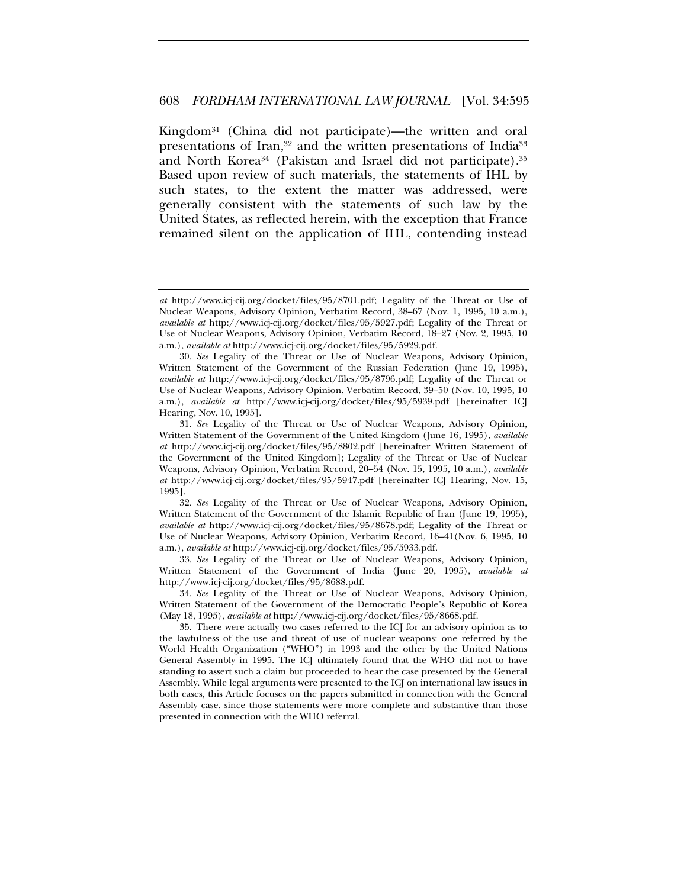Kingdom[31] (China did not participate)—the written and oral presentations of Iran,[32] and the written presentations of India[33] and North Korea[34] (Pakistan and Israel did not participate).[35] Based upon review of such materials, the statements of IHL by such states, to the extent the matter was addressed, were generally consistent with the statements of such law by the United States, as reflected herein, with the exception that France remained silent on the application of IHL, contending instead

---

*at* http://www.icj-cij.org/docket/files/95/8701.pdf; Legality of the Threat or Use of Nuclear Weapons, Advisory Opinion, Verbatim Record, 38–67 (Nov. 1, 1995, 10 a.m.), *available at* http://www.icj-cij.org/docket/files/95/5927.pdf; Legality of the Threat or Use of Nuclear Weapons, Advisory Opinion, Verbatim Record, 18–27 (Nov. 2, 1995, 10 a.m.), *available at* http://www.icj-cij.org/docket/files/95/5929.pdf.

30. *See* Legality of the Threat or Use of Nuclear Weapons, Advisory Opinion, Written Statement of the Government of the Russian Federation (June 19, 1995), *available at* http://www.icj-cij.org/docket/files/95/8796.pdf; Legality of the Threat or Use of Nuclear Weapons, Advisory Opinion, Verbatim Record, 39–50 (Nov. 10, 1995, 10 a.m.), *available at* http://www.icj-cij.org/docket/files/95/5939.pdf [hereinafter ICJ Hearing, Nov. 10, 1995].

31. *See* Legality of the Threat or Use of Nuclear Weapons, Advisory Opinion, Written Statement of the Government of the United Kingdom (June 16, 1995), *available at* http://www.icj-cij.org/docket/files/95/8802.pdf [hereinafter Written Statement of the Government of the United Kingdom]; Legality of the Threat or Use of Nuclear Weapons, Advisory Opinion, Verbatim Record, 20–54 (Nov. 15, 1995, 10 a.m.), *available at* http://www.icj-cij.org/docket/files/95/5947.pdf [hereinafter ICJ Hearing, Nov. 15, 1995].

32. *See* Legality of the Threat or Use of Nuclear Weapons, Advisory Opinion, Written Statement of the Government of the Islamic Republic of Iran (June 19, 1995), *available at* http://www.icj-cij.org/docket/files/95/8678.pdf; Legality of the Threat or Use of Nuclear Weapons, Advisory Opinion, Verbatim Record, 16–41(Nov. 6, 1995, 10 a.m.), *available at* http://www.icj-cij.org/docket/files/95/5933.pdf.

33. *See* Legality of the Threat or Use of Nuclear Weapons, Advisory Opinion, Written Statement of the Government of India (June 20, 1995), *available at* http://www.icj-cij.org/docket/files/95/8688.pdf.

34. *See* Legality of the Threat or Use of Nuclear Weapons, Advisory Opinion, Written Statement of the Government of the Democratic People's Republic of Korea (May 18, 1995), *available at* http://www.icj-cij.org/docket/files/95/8668.pdf.

35. There were actually two cases referred to the ICJ for an advisory opinion as to the lawfulness of the use and threat of use of nuclear weapons: one referred by the World Health Organization ("WHO") in 1993 and the other by the United Nations General Assembly in 1995. The ICJ ultimately found that the WHO did not to have standing to assert such a claim but proceeded to hear the case presented by the General Assembly. While legal arguments were presented to the ICJ on international law issues in both cases, this Article focuses on the papers submitted in connection with the General Assembly case, since those statements were more complete and substantive than those presented in connection with the WHO referral.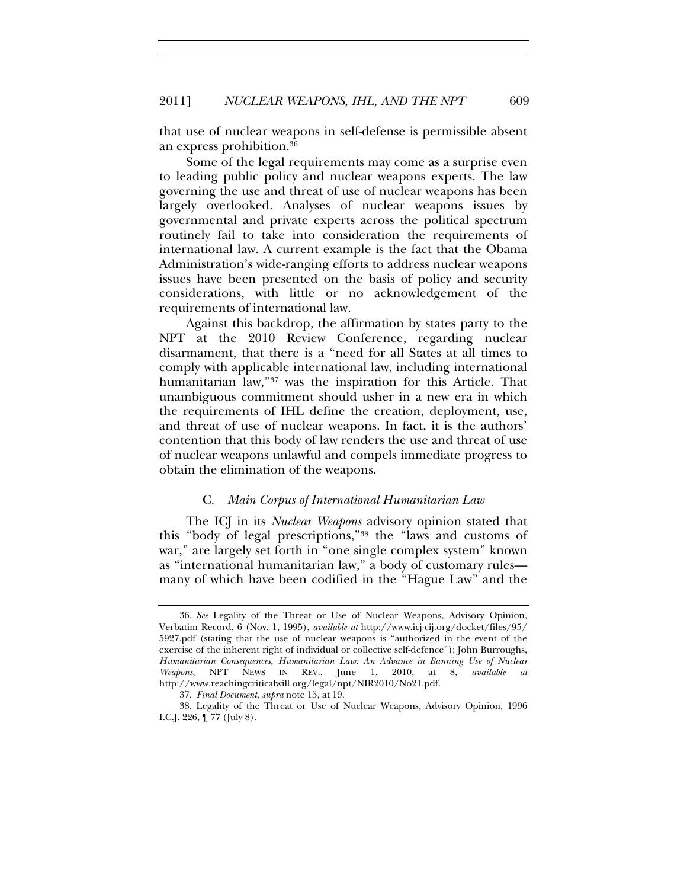that use of nuclear weapons in self-defense is permissible absent an express prohibition.[36]

Some of the legal requirements may come as a surprise even to leading public policy and nuclear weapons experts. The law governing the use and threat of use of nuclear weapons has been largely overlooked. Analyses of nuclear weapons issues by governmental and private experts across the political spectrum routinely fail to take into consideration the requirements of international law. A current example is the fact that the Obama Administration's wide-ranging efforts to address nuclear weapons issues have been presented on the basis of policy and security considerations, with little or no acknowledgement of the requirements of international law.

Against this backdrop, the affirmation by states party to the NPT at the 2010 Review Conference, regarding nuclear disarmament, that there is a "need for all States at all times to comply with applicable international law, including international humanitarian law,"[37] was the inspiration for this Article. That unambiguous commitment should usher in a new era in which the requirements of IHL define the creation, deployment, use, and threat of use of nuclear weapons. In fact, it is the authors' contention that this body of law renders the use and threat of use of nuclear weapons unlawful and compels immediate progress to obtain the elimination of the weapons.

### C. *Main Corpus of International Humanitarian Law*

The ICJ in its *Nuclear Weapons* advisory opinion stated that this "body of legal prescriptions,"[38] the "laws and customs of war," are largely set forth in "one single complex system" known as "international humanitarian law," a body of customary rules—many of which have been codified in the "Hague Law" and the

---

36. *See* Legality of the Threat or Use of Nuclear Weapons, Advisory Opinion, Verbatim Record, 6 (Nov. 1, 1995), *available at* http://www.icj-cij.org/docket/files/95/5927.pdf (stating that the use of nuclear weapons is "authorized in the event of the exercise of the inherent right of individual or collective self-defence"); John Burroughs, *Humanitarian Consequences, Humanitarian Law: An Advance in Banning Use of Nuclear Weapons*, NPT NEWS IN REV., June 1, 2010, at 8, *available at* http://www.reachingcriticalwill.org/legal/npt/NIR2010/No21.pdf.

37. *Final Document*, *supra* note 15, at 19.

38. Legality of the Threat or Use of Nuclear Weapons, Advisory Opinion, 1996 I.C.J. 226, ¶ 77 (July 8).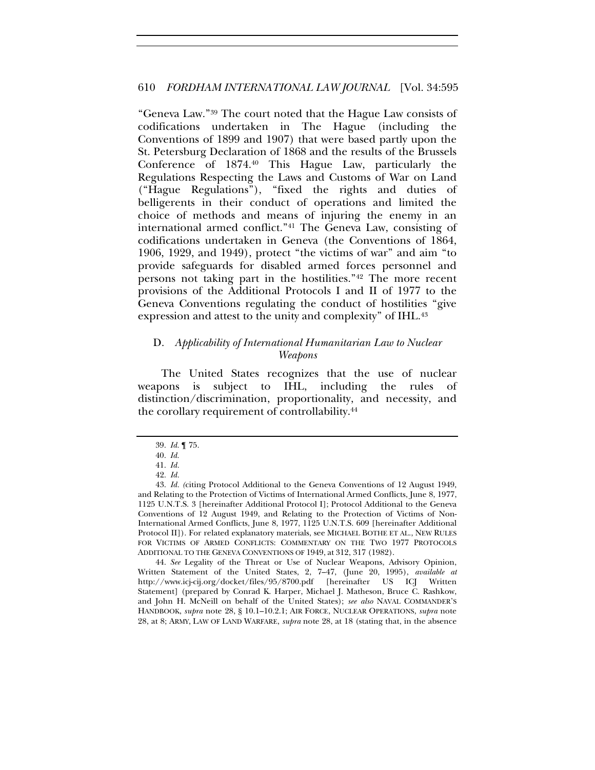"Geneva Law."[39] The court noted that the Hague Law consists of codifications undertaken in The Hague (including the Conventions of 1899 and 1907) that were based partly upon the St. Petersburg Declaration of 1868 and the results of the Brussels Conference of 1874.[40] This Hague Law, particularly the Regulations Respecting the Laws and Customs of War on Land ("Hague Regulations"), "fixed the rights and duties of belligerents in their conduct of operations and limited the choice of methods and means of injuring the enemy in an international armed conflict."[41] The Geneva Law, consisting of codifications undertaken in Geneva (the Conventions of 1864, 1906, 1929, and 1949), protect "the victims of war" and aim "to provide safeguards for disabled armed forces personnel and persons not taking part in the hostilities."[42] The more recent provisions of the Additional Protocols I and II of 1977 to the Geneva Conventions regulating the conduct of hostilities "give expression and attest to the unity and complexity" of IHL.[43]

### D. *Applicability of International Humanitarian Law to Nuclear Weapons*

The United States recognizes that the use of nuclear weapons is subject to IHL, including the rules of distinction/discrimination, proportionality, and necessity, and the corollary requirement of controllability.[44]

---

39. *Id.* ¶ 75.

40. *Id.*

41. *Id.*

42. *Id.*

43. *Id.* (citing Protocol Additional to the Geneva Conventions of 12 August 1949, and Relating to the Protection of Victims of International Armed Conflicts, June 8, 1977, 1125 U.N.T.S. 3 [hereinafter Additional Protocol I]; Protocol Additional to the Geneva Conventions of 12 August 1949, and Relating to the Protection of Victims of Non-International Armed Conflicts, June 8, 1977, 1125 U.N.T.S. 609 [hereinafter Additional Protocol II]). For related explanatory materials, see MICHAEL BOTHE ET AL., NEW RULES FOR VICTIMS OF ARMED CONFLICTS: COMMENTARY ON THE TWO 1977 PROTOCOLS ADDITIONAL TO THE GENEVA CONVENTIONS OF 1949, at 312, 317 (1982).

44. *See* Legality of the Threat or Use of Nuclear Weapons, Advisory Opinion, Written Statement of the United States, 2, 7–47, (June 20, 1995), *available at* http://www.icj-cij.org/docket/files/95/8700.pdf [hereinafter US ICJ Written Statement] (prepared by Conrad K. Harper, Michael J. Matheson, Bruce C. Rashkow, and John H. McNeill on behalf of the United States); *see also* NAVAL COMMANDER'S HANDBOOK, *supra* note 28, § 10.1–10.2.1; AIR FORCE, NUCLEAR OPERATIONS, *supra* note 28, at 8; ARMY, LAW OF LAND WARFARE, *supra* note 28, at 18 (stating that, in the absence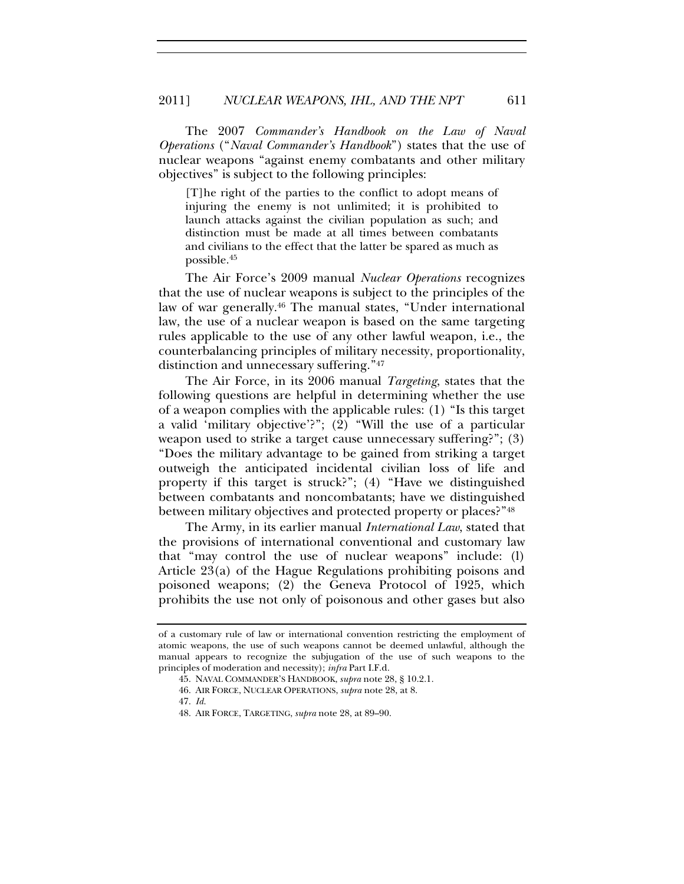The 2007 *Commander's Handbook on the Law of Naval Operations* ("*Naval Commander's Handbook*") states that the use of nuclear weapons "against enemy combatants and other military objectives" is subject to the following principles:

> [T]he right of the parties to the conflict to adopt means of injuring the enemy is not unlimited; it is prohibited to launch attacks against the civilian population as such; and distinction must be made at all times between combatants and civilians to the effect that the latter be spared as much as possible.[45]

The Air Force's 2009 manual *Nuclear Operations* recognizes that the use of nuclear weapons is subject to the principles of the law of war generally.[46] The manual states, "Under international law, the use of a nuclear weapon is based on the same targeting rules applicable to the use of any other lawful weapon, i.e., the counterbalancing principles of military necessity, proportionality, distinction and unnecessary suffering."[47]

The Air Force, in its 2006 manual *Targeting*, states that the following questions are helpful in determining whether the use of a weapon complies with the applicable rules: (1) "Is this target a valid 'military objective'?"; (2) "Will the use of a particular weapon used to strike a target cause unnecessary suffering?"; (3) "Does the military advantage to be gained from striking a target outweigh the anticipated incidental civilian loss of life and property if this target is struck?"; (4) "Have we distinguished between combatants and noncombatants; have we distinguished between military objectives and protected property or places?"[48]

The Army, in its earlier manual *International Law*, stated that the provisions of international conventional and customary law that "may control the use of nuclear weapons" include: (l) Article 23(a) of the Hague Regulations prohibiting poisons and poisoned weapons; (2) the Geneva Protocol of 1925, which prohibits the use not only of poisonous and other gases but also

---

of a customary rule of law or international convention restricting the employment of atomic weapons, the use of such weapons cannot be deemed unlawful, although the manual appears to recognize the subjugation of the use of such weapons to the principles of moderation and necessity); *infra* Part I.F.d.

45. NAVAL COMMANDER'S HANDBOOK, *supra* note 28, § 10.2.1.

46. AIR FORCE, NUCLEAR OPERATIONS, *supra* note 28, at 8.

47. *Id.*

48. AIR FORCE, TARGETING, *supra* note 28, at 89–90.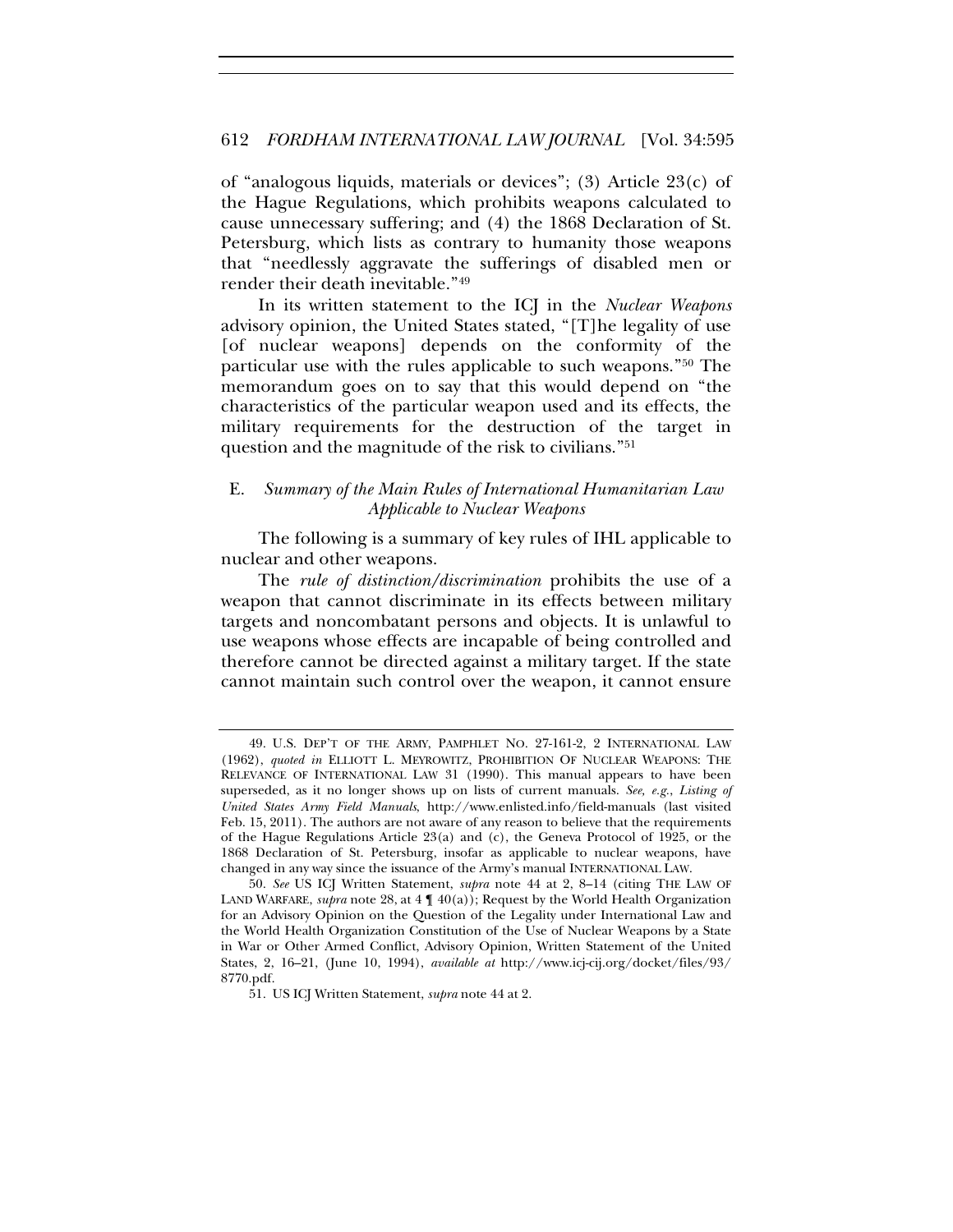of "analogous liquids, materials or devices"; (3) Article 23(c) of the Hague Regulations, which prohibits weapons calculated to cause unnecessary suffering; and (4) the 1868 Declaration of St. Petersburg, which lists as contrary to humanity those weapons that "needlessly aggravate the sufferings of disabled men or render their death inevitable."[49]

In its written statement to the ICJ in the *Nuclear Weapons* advisory opinion, the United States stated, "[T]he legality of use [of nuclear weapons] depends on the conformity of the particular use with the rules applicable to such weapons."[50] The memorandum goes on to say that this would depend on "the characteristics of the particular weapon used and its effects, the military requirements for the destruction of the target in question and the magnitude of the risk to civilians."[51]

### E. *Summary of the Main Rules of International Humanitarian Law Applicable to Nuclear Weapons*

The following is a summary of key rules of IHL applicable to nuclear and other weapons.

The *rule of distinction/discrimination* prohibits the use of a weapon that cannot discriminate in its effects between military targets and noncombatant persons and objects. It is unlawful to use weapons whose effects are incapable of being controlled and therefore cannot be directed against a military target. If the state cannot maintain such control over the weapon, it cannot ensure

---

49. U.S. DEP'T OF THE ARMY, PAMPHLET NO. 27-161-2, 2 INTERNATIONAL LAW (1962), *quoted in* ELLIOTT L. MEYROWITZ, PROHIBITION OF NUCLEAR WEAPONS: THE RELEVANCE OF INTERNATIONAL LAW 31 (1990). This manual appears to have been superseded, as it no longer shows up on lists of current manuals. *See, e.g.*, *Listing of United States Army Field Manuals*, http://www.enlisted.info/field-manuals (last visited Feb. 15, 2011). The authors are not aware of any reason to believe that the requirements of the Hague Regulations Article 23(a) and (c), the Geneva Protocol of 1925, or the 1868 Declaration of St. Petersburg, insofar as applicable to nuclear weapons, have changed in any way since the issuance of the Army's manual INTERNATIONAL LAW.

50. *See* US ICJ Written Statement, *supra* note 44 at 2, 8–14 (citing THE LAW OF LAND WARFARE, *supra* note 28, at 4 ¶ 40(a)); Request by the World Health Organization for an Advisory Opinion on the Question of the Legality under International Law and the World Health Organization Constitution of the Use of Nuclear Weapons by a State in War or Other Armed Conflict, Advisory Opinion, Written Statement of the United States, 2, 16–21, (June 10, 1994), *available at* http://www.icj-cij.org/docket/files/93/8770.pdf.

51. US ICJ Written Statement, *supra* note 44 at 2.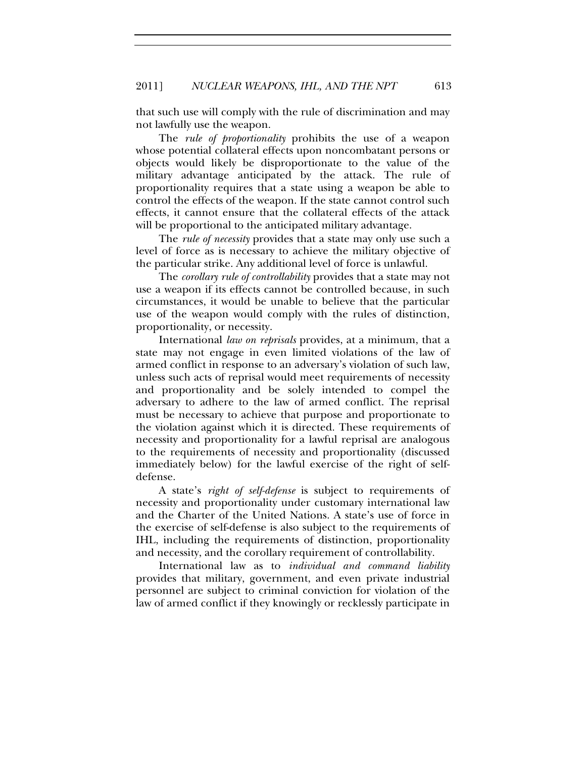that such use will comply with the rule of discrimination and may not lawfully use the weapon.

The *rule of proportionality* prohibits the use of a weapon whose potential collateral effects upon noncombatant persons or objects would likely be disproportionate to the value of the military advantage anticipated by the attack. The rule of proportionality requires that a state using a weapon be able to control the effects of the weapon. If the state cannot control such effects, it cannot ensure that the collateral effects of the attack will be proportional to the anticipated military advantage.

The *rule of necessity* provides that a state may only use such a level of force as is necessary to achieve the military objective of the particular strike. Any additional level of force is unlawful.

The *corollary rule of controllability* provides that a state may not use a weapon if its effects cannot be controlled because, in such circumstances, it would be unable to believe that the particular use of the weapon would comply with the rules of distinction, proportionality, or necessity.

International *law on reprisals* provides, at a minimum, that a state may not engage in even limited violations of the law of armed conflict in response to an adversary's violation of such law, unless such acts of reprisal would meet requirements of necessity and proportionality and be solely intended to compel the adversary to adhere to the law of armed conflict. The reprisal must be necessary to achieve that purpose and proportionate to the violation against which it is directed. These requirements of necessity and proportionality for a lawful reprisal are analogous to the requirements of necessity and proportionality (discussed immediately below) for the lawful exercise of the right of self-defense.

A state's *right of self-defense* is subject to requirements of necessity and proportionality under customary international law and the Charter of the United Nations. A state's use of force in the exercise of self-defense is also subject to the requirements of IHL, including the requirements of distinction, proportionality and necessity, and the corollary requirement of controllability.

International law as to *individual and command liability* provides that military, government, and even private industrial personnel are subject to criminal conviction for violation of the law of armed conflict if they knowingly or recklessly participate in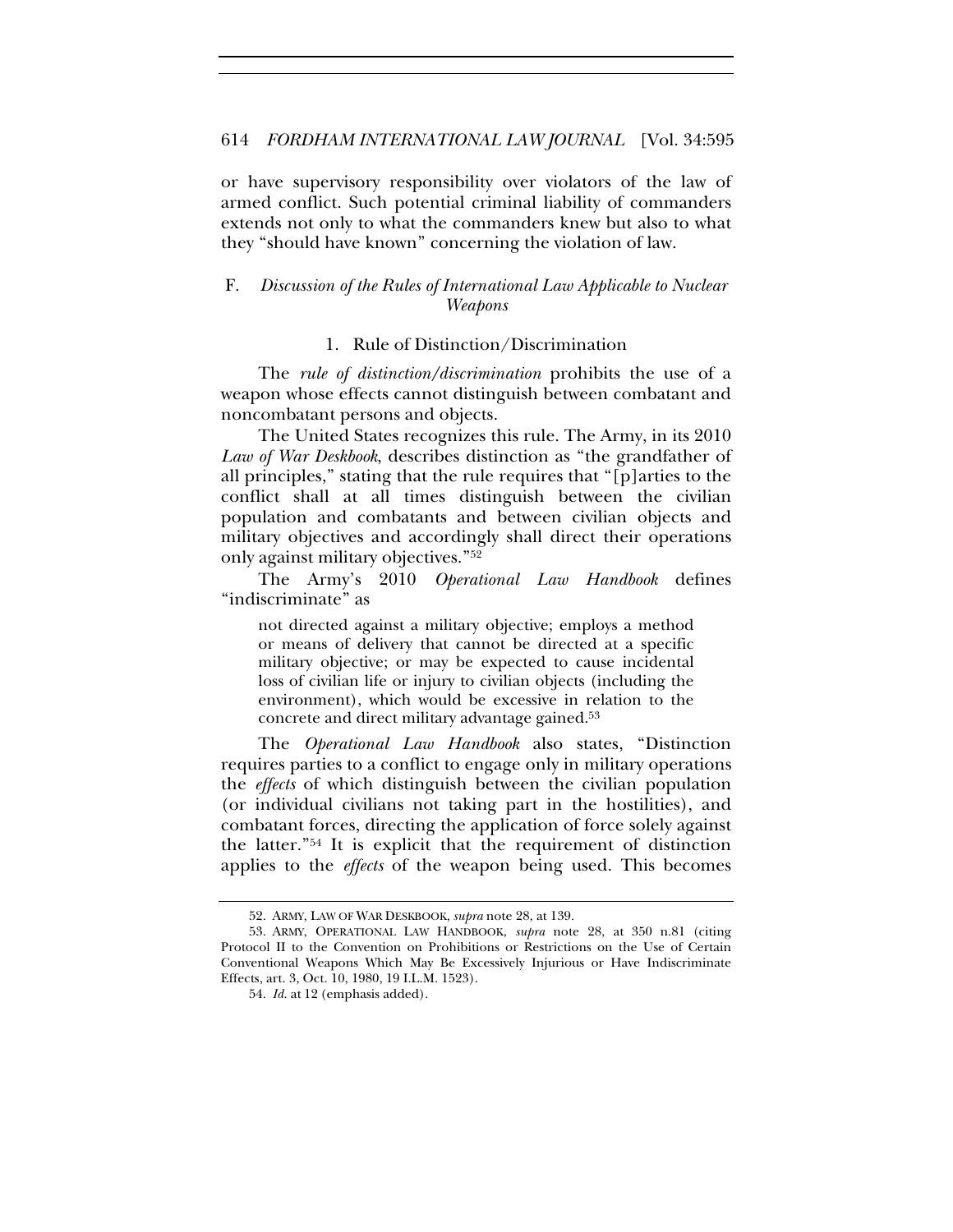or have supervisory responsibility over violators of the law of armed conflict. Such potential criminal liability of commanders extends not only to what the commanders knew but also to what they "should have known" concerning the violation of law.

## F. *Discussion of the Rules of International Law Applicable to Nuclear Weapons*

### 1. Rule of Distinction/Discrimination

The *rule of distinction/discrimination* prohibits the use of a weapon whose effects cannot distinguish between combatant and noncombatant persons and objects.

The United States recognizes this rule. The Army, in its 2010 *Law of War Deskbook*, describes distinction as "the grandfather of all principles," stating that the rule requires that "[p]arties to the conflict shall at all times distinguish between the civilian population and combatants and between civilian objects and military objectives and accordingly shall direct their operations only against military objectives."[52]

The Army's 2010 *Operational Law Handbook* defines "indiscriminate" as

> not directed against a military objective; employs a method or means of delivery that cannot be directed at a specific military objective; or may be expected to cause incidental loss of civilian life or injury to civilian objects (including the environment), which would be excessive in relation to the concrete and direct military advantage gained.[53]

The *Operational Law Handbook* also states, "Distinction requires parties to a conflict to engage only in military operations the *effects* of which distinguish between the civilian population (or individual civilians not taking part in the hostilities), and combatant forces, directing the application of force solely against the latter."[54] It is explicit that the requirement of distinction applies to the *effects* of the weapon being used. This becomes

---

52. ARMY, LAW OF WAR DESKBOOK, *supra* note 28, at 139.

53. ARMY, OPERATIONAL LAW HANDBOOK, *supra* note 28, at 350 n.81 (citing Protocol II to the Convention on Prohibitions or Restrictions on the Use of Certain Conventional Weapons Which May Be Excessively Injurious or Have Indiscriminate Effects, art. 3, Oct. 10, 1980, 19 I.L.M. 1523).

54. *Id.* at 12 (emphasis added).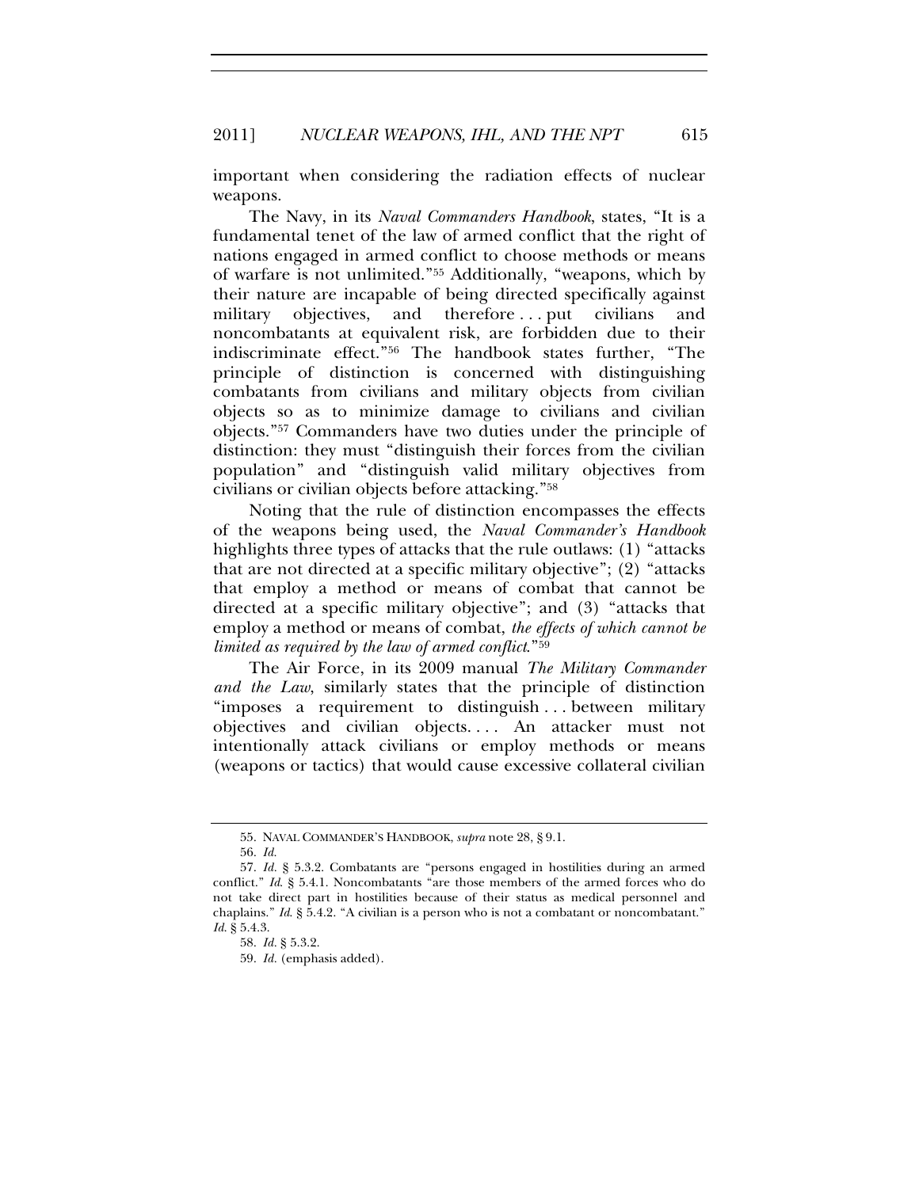important when considering the radiation effects of nuclear weapons.

The Navy, in its *Naval Commanders Handbook*, states, "It is a fundamental tenet of the law of armed conflict that the right of nations engaged in armed conflict to choose methods or means of warfare is not unlimited."[55] Additionally, "weapons, which by their nature are incapable of being directed specifically against military objectives, and therefore . . . put civilians and noncombatants at equivalent risk, are forbidden due to their indiscriminate effect."[56] The handbook states further, "The principle of distinction is concerned with distinguishing combatants from civilians and military objects from civilian objects so as to minimize damage to civilians and civilian objects."[57] Commanders have two duties under the principle of distinction: they must "distinguish their forces from the civilian population" and "distinguish valid military objectives from civilians or civilian objects before attacking."[58]

Noting that the rule of distinction encompasses the effects of the weapons being used, the *Naval Commander's Handbook* highlights three types of attacks that the rule outlaws: (1) "attacks that are not directed at a specific military objective"; (2) "attacks that employ a method or means of combat that cannot be directed at a specific military objective"; and (3) "attacks that employ a method or means of combat, *the effects of which cannot be limited as required by the law of armed conflict*."[59]

The Air Force, in its 2009 manual *The Military Commander and the Law*, similarly states that the principle of distinction "imposes a requirement to distinguish . . . between military objectives and civilian objects. . . . An attacker must not intentionally attack civilians or employ methods or means (weapons or tactics) that would cause excessive collateral civilian

55. NAVAL COMMANDER'S HANDBOOK, *supra* note 28, § 9.1.

56. *Id.*

57. *Id.* § 5.3.2. Combatants are "persons engaged in hostilities during an armed conflict." *Id.* § 5.4.1. Noncombatants "are those members of the armed forces who do not take direct part in hostilities because of their status as medical personnel and chaplains." *Id.* § 5.4.2. "A civilian is a person who is not a combatant or noncombatant." *Id.* § 5.4.3.

58. *Id.* § 5.3.2.

59. *Id.* (emphasis added).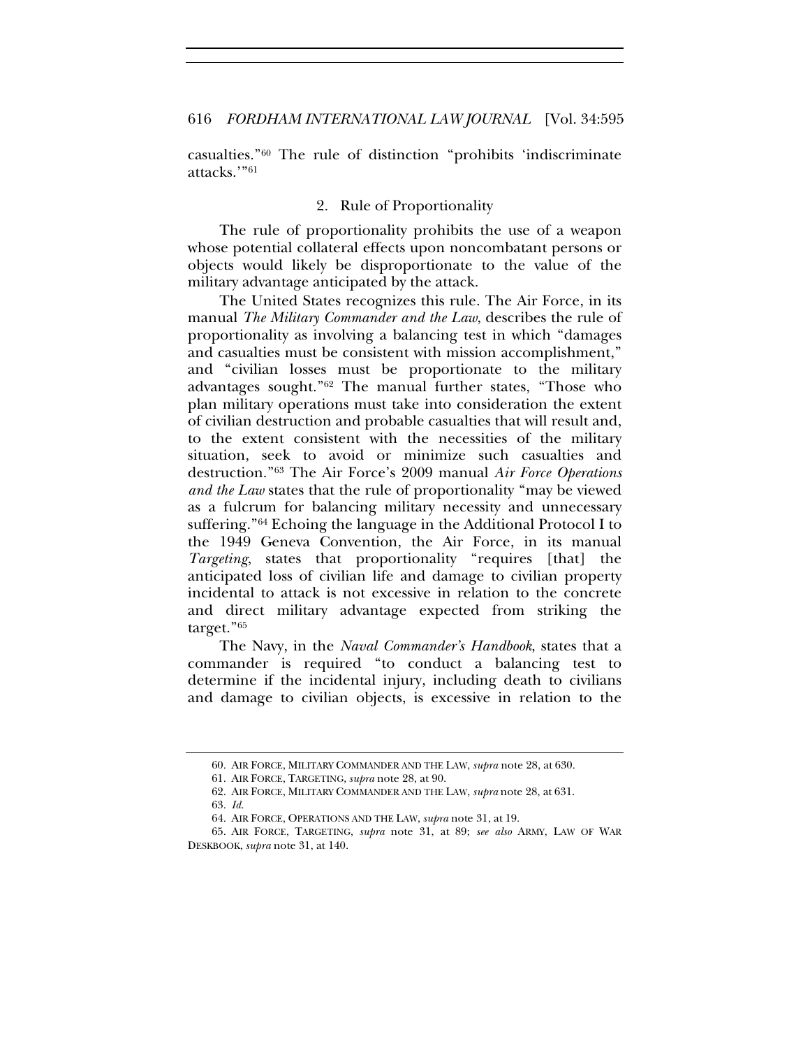casualties."[60] The rule of distinction "prohibits 'indiscriminate attacks.'"[61]

### 2. Rule of Proportionality

The rule of proportionality prohibits the use of a weapon whose potential collateral effects upon noncombatant persons or objects would likely be disproportionate to the value of the military advantage anticipated by the attack.

The United States recognizes this rule. The Air Force, in its manual *The Military Commander and the Law*, describes the rule of proportionality as involving a balancing test in which "damages and casualties must be consistent with mission accomplishment," and "civilian losses must be proportionate to the military advantages sought."[62] The manual further states, "Those who plan military operations must take into consideration the extent of civilian destruction and probable casualties that will result and, to the extent consistent with the necessities of the military situation, seek to avoid or minimize such casualties and destruction."[63] The Air Force's 2009 manual *Air Force Operations and the Law* states that the rule of proportionality "may be viewed as a fulcrum for balancing military necessity and unnecessary suffering."[64] Echoing the language in the Additional Protocol I to the 1949 Geneva Convention, the Air Force, in its manual *Targeting*, states that proportionality "requires [that] the anticipated loss of civilian life and damage to civilian property incidental to attack is not excessive in relation to the concrete and direct military advantage expected from striking the target."[65]

The Navy, in the *Naval Commander's Handbook*, states that a commander is required "to conduct a balancing test to determine if the incidental injury, including death to civilians and damage to civilian objects, is excessive in relation to the

---

60. AIR FORCE, MILITARY COMMANDER AND THE LAW, *supra* note 28, at 630.

61. AIR FORCE, TARGETING, *supra* note 28, at 90.

62. AIR FORCE, MILITARY COMMANDER AND THE LAW, *supra* note 28, at 631.

63. *Id.*

64. AIR FORCE, OPERATIONS AND THE LAW, *supra* note 31, at 19.

65. AIR FORCE, TARGETING, *supra* note 31, at 89; *see also* ARMY, LAW OF WAR DESKBOOK, *supra* note 31, at 140.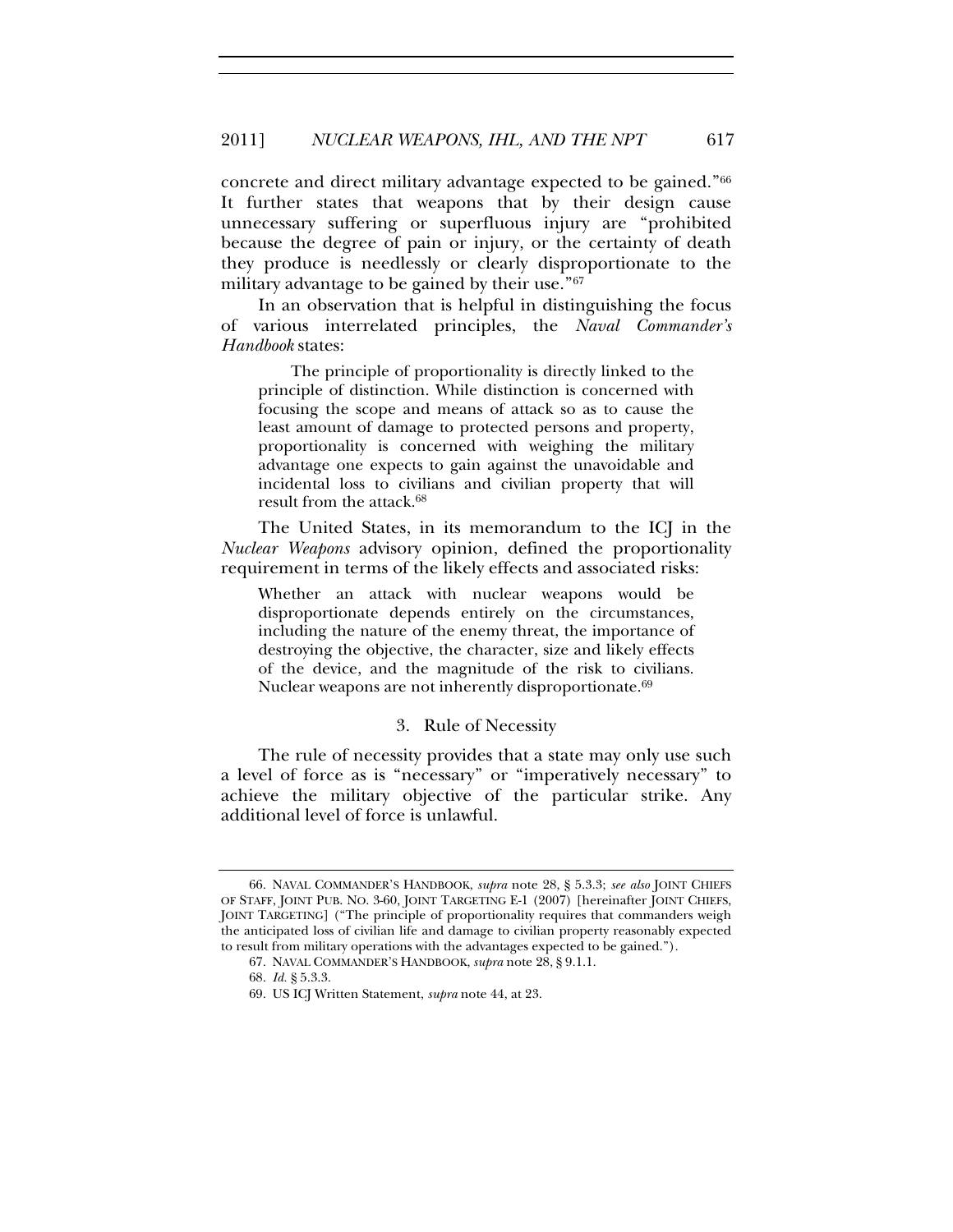concrete and direct military advantage expected to be gained."[66] It further states that weapons that by their design cause unnecessary suffering or superfluous injury are "prohibited because the degree of pain or injury, or the certainty of death they produce is needlessly or clearly disproportionate to the military advantage to be gained by their use."[67]

In an observation that is helpful in distinguishing the focus of various interrelated principles, the *Naval Commander's Handbook* states:

> The principle of proportionality is directly linked to the principle of distinction. While distinction is concerned with focusing the scope and means of attack so as to cause the least amount of damage to protected persons and property, proportionality is concerned with weighing the military advantage one expects to gain against the unavoidable and incidental loss to civilians and civilian property that will result from the attack.[68]

The United States, in its memorandum to the ICJ in the *Nuclear Weapons* advisory opinion, defined the proportionality requirement in terms of the likely effects and associated risks:

> Whether an attack with nuclear weapons would be disproportionate depends entirely on the circumstances, including the nature of the enemy threat, the importance of destroying the objective, the character, size and likely effects of the device, and the magnitude of the risk to civilians. Nuclear weapons are not inherently disproportionate.[69]

### 3. Rule of Necessity

The rule of necessity provides that a state may only use such a level of force as is "necessary" or "imperatively necessary" to achieve the military objective of the particular strike. Any additional level of force is unlawful.

---

66. NAVAL COMMANDER'S HANDBOOK, *supra* note 28, § 5.3.3; *see also* JOINT CHIEFS OF STAFF, JOINT PUB. NO. 3-60, JOINT TARGETING E-1 (2007) [hereinafter JOINT CHIEFS, JOINT TARGETING] ("The principle of proportionality requires that commanders weigh the anticipated loss of civilian life and damage to civilian property reasonably expected to result from military operations with the advantages expected to be gained.").

67. NAVAL COMMANDER'S HANDBOOK, *supra* note 28, § 9.1.1.

68. *Id.* § 5.3.3.

69. US ICJ Written Statement, *supra* note 44, at 23.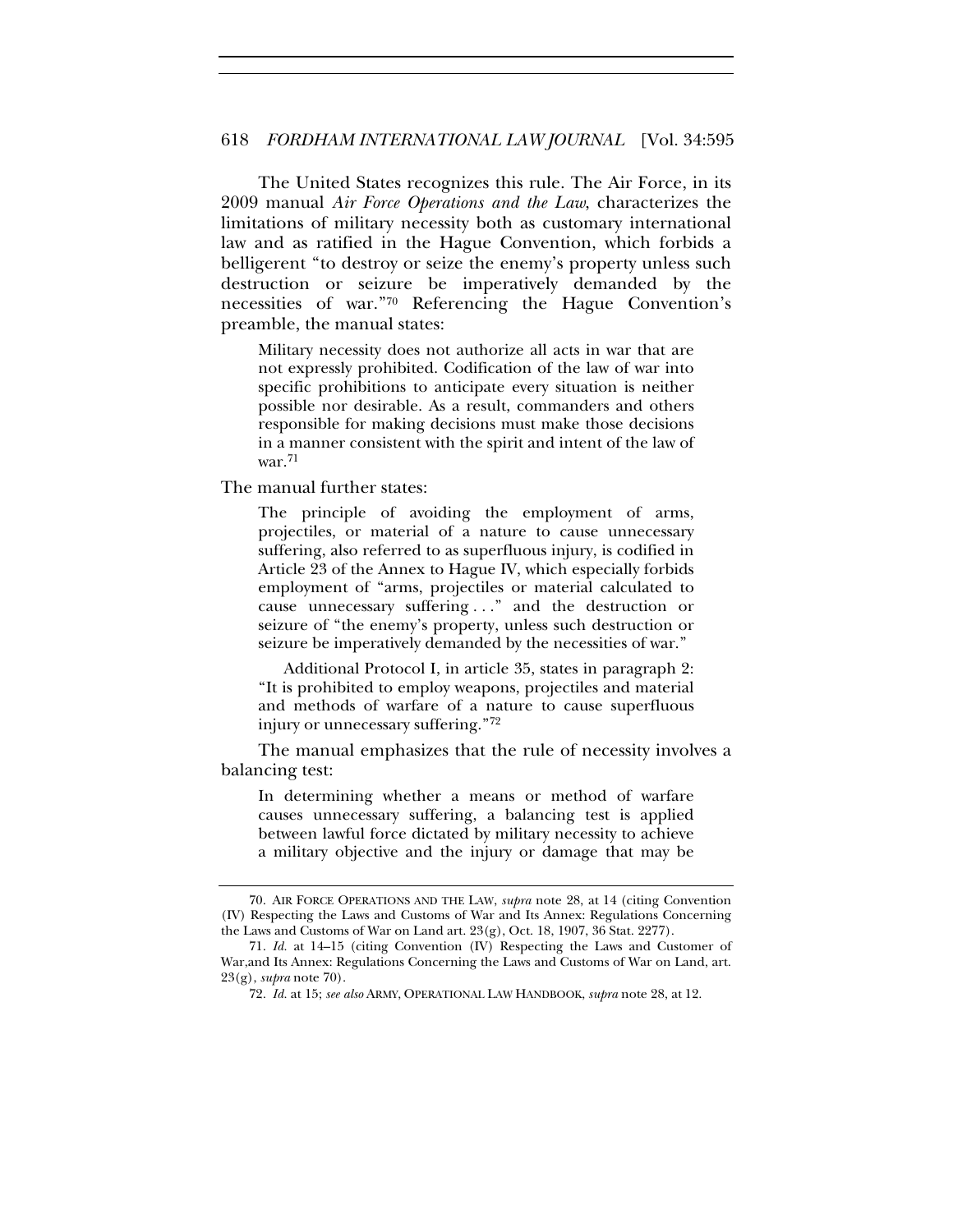The United States recognizes this rule. The Air Force, in its 2009 manual *Air Force Operations and the Law*, characterizes the limitations of military necessity both as customary international law and as ratified in the Hague Convention, which forbids a belligerent "to destroy or seize the enemy's property unless such destruction or seizure be imperatively demanded by the necessities of war."[70] Referencing the Hague Convention's preamble, the manual states:

> Military necessity does not authorize all acts in war that are not expressly prohibited. Codification of the law of war into specific prohibitions to anticipate every situation is neither possible nor desirable. As a result, commanders and others responsible for making decisions must make those decisions in a manner consistent with the spirit and intent of the law of war.[71]

The manual further states:

> The principle of avoiding the employment of arms, projectiles, or material of a nature to cause unnecessary suffering, also referred to as superfluous injury, is codified in Article 23 of the Annex to Hague IV, which especially forbids employment of "arms, projectiles or material calculated to cause unnecessary suffering . . ." and the destruction or seizure of "the enemy's property, unless such destruction or seizure be imperatively demanded by the necessities of war."
>
> Additional Protocol I, in article 35, states in paragraph 2: "It is prohibited to employ weapons, projectiles and material and methods of warfare of a nature to cause superfluous injury or unnecessary suffering."[72]

The manual emphasizes that the rule of necessity involves a balancing test:

> In determining whether a means or method of warfare causes unnecessary suffering, a balancing test is applied between lawful force dictated by military necessity to achieve a military objective and the injury or damage that may be

---

70. AIR FORCE OPERATIONS AND THE LAW, *supra* note 28, at 14 (citing Convention (IV) Respecting the Laws and Customs of War and Its Annex: Regulations Concerning the Laws and Customs of War on Land art. 23(g), Oct. 18, 1907, 36 Stat. 2277).

71. *Id.* at 14–15 (citing Convention (IV) Respecting the Laws and Customer of War,and Its Annex: Regulations Concerning the Laws and Customs of War on Land, art. 23(g), *supra* note 70).

72. *Id.* at 15; *see also* ARMY, OPERATIONAL LAW HANDBOOK, *supra* note 28, at 12.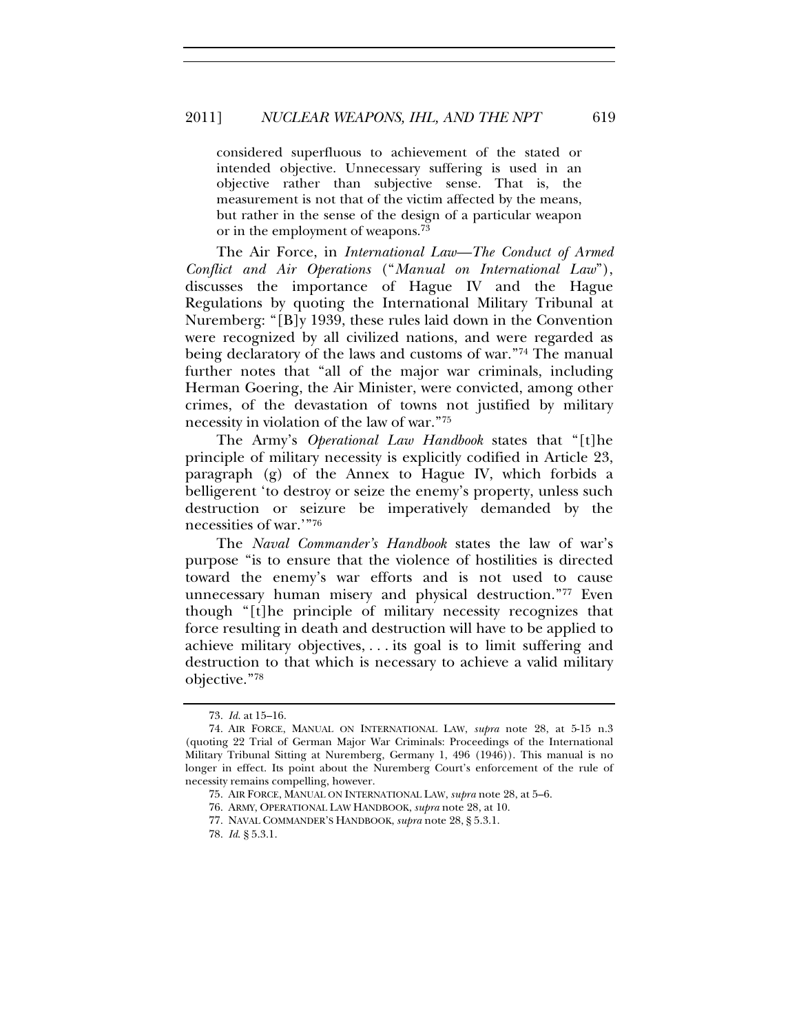> considered superfluous to achievement of the stated or intended objective. Unnecessary suffering is used in an objective rather than subjective sense. That is, the measurement is not that of the victim affected by the means, but rather in the sense of the design of a particular weapon or in the employment of weapons.[73]

The Air Force, in *International Law—The Conduct of Armed Conflict and Air Operations* ("*Manual on International Law*"), discusses the importance of Hague IV and the Hague Regulations by quoting the International Military Tribunal at Nuremberg: "[B]y 1939, these rules laid down in the Convention were recognized by all civilized nations, and were regarded as being declaratory of the laws and customs of war."[74] The manual further notes that "all of the major war criminals, including Herman Goering, the Air Minister, were convicted, among other crimes, of the devastation of towns not justified by military necessity in violation of the law of war."[75]

The Army's *Operational Law Handbook* states that "[t]he principle of military necessity is explicitly codified in Article 23, paragraph (g) of the Annex to Hague IV, which forbids a belligerent 'to destroy or seize the enemy's property, unless such destruction or seizure be imperatively demanded by the necessities of war.'"[76]

The *Naval Commander's Handbook* states the law of war's purpose "is to ensure that the violence of hostilities is directed toward the enemy's war efforts and is not used to cause unnecessary human misery and physical destruction."[77] Even though "[t]he principle of military necessity recognizes that force resulting in death and destruction will have to be applied to achieve military objectives, . . . its goal is to limit suffering and destruction to that which is necessary to achieve a valid military objective."[78]

---

73. *Id.* at 15–16.

74. AIR FORCE, MANUAL ON INTERNATIONAL LAW, *supra* note 28, at 5-15 n.3 (quoting 22 Trial of German Major War Criminals: Proceedings of the International Military Tribunal Sitting at Nuremberg, Germany 1, 496 (1946)). This manual is no longer in effect. Its point about the Nuremberg Court's enforcement of the rule of necessity remains compelling, however.

75. AIR FORCE, MANUAL ON INTERNATIONAL LAW, *supra* note 28, at 5–6.

76. ARMY, OPERATIONAL LAW HANDBOOK, *supra* note 28, at 10.

77. NAVAL COMMANDER'S HANDBOOK, *supra* note 28, § 5.3.1.

78. *Id.* § 5.3.1.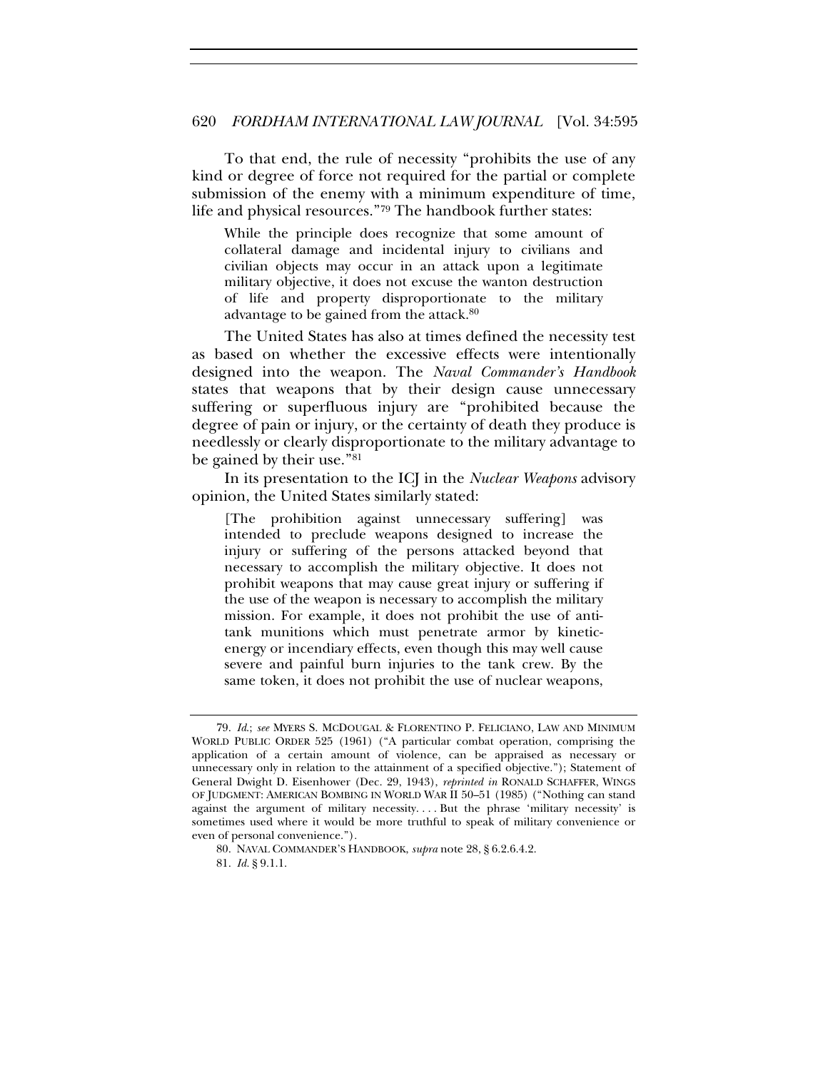To that end, the rule of necessity "prohibits the use of any kind or degree of force not required for the partial or complete submission of the enemy with a minimum expenditure of time, life and physical resources."[79] The handbook further states:

> While the principle does recognize that some amount of collateral damage and incidental injury to civilians and civilian objects may occur in an attack upon a legitimate military objective, it does not excuse the wanton destruction of life and property disproportionate to the military advantage to be gained from the attack.[80]

The United States has also at times defined the necessity test as based on whether the excessive effects were intentionally designed into the weapon. The *Naval Commander's Handbook* states that weapons that by their design cause unnecessary suffering or superfluous injury are "prohibited because the degree of pain or injury, or the certainty of death they produce is needlessly or clearly disproportionate to the military advantage to be gained by their use."[81]

In its presentation to the ICJ in the *Nuclear Weapons* advisory opinion, the United States similarly stated:

> [The prohibition against unnecessary suffering] was intended to preclude weapons designed to increase the injury or suffering of the persons attacked beyond that necessary to accomplish the military objective. It does not prohibit weapons that may cause great injury or suffering if the use of the weapon is necessary to accomplish the military mission. For example, it does not prohibit the use of anti-tank munitions which must penetrate armor by kinetic-energy or incendiary effects, even though this may well cause severe and painful burn injuries to the tank crew. By the same token, it does not prohibit the use of nuclear weapons,

---

79. *Id.*; *see* MYERS S. MCDOUGAL & FLORENTINO P. FELICIANO, LAW AND MINIMUM WORLD PUBLIC ORDER 525 (1961) ("A particular combat operation, comprising the application of a certain amount of violence, can be appraised as necessary or unnecessary only in relation to the attainment of a specified objective."); Statement of General Dwight D. Eisenhower (Dec. 29, 1943), *reprinted in* RONALD SCHAFFER, WINGS OF JUDGMENT: AMERICAN BOMBING IN WORLD WAR II 50–51 (1985) ("Nothing can stand against the argument of military necessity. . . . But the phrase 'military necessity' is sometimes used where it would be more truthful to speak of military convenience or even of personal convenience.").

80. NAVAL COMMANDER'S HANDBOOK, *supra* note 28, § 6.2.6.4.2.

81. *Id.* § 9.1.1.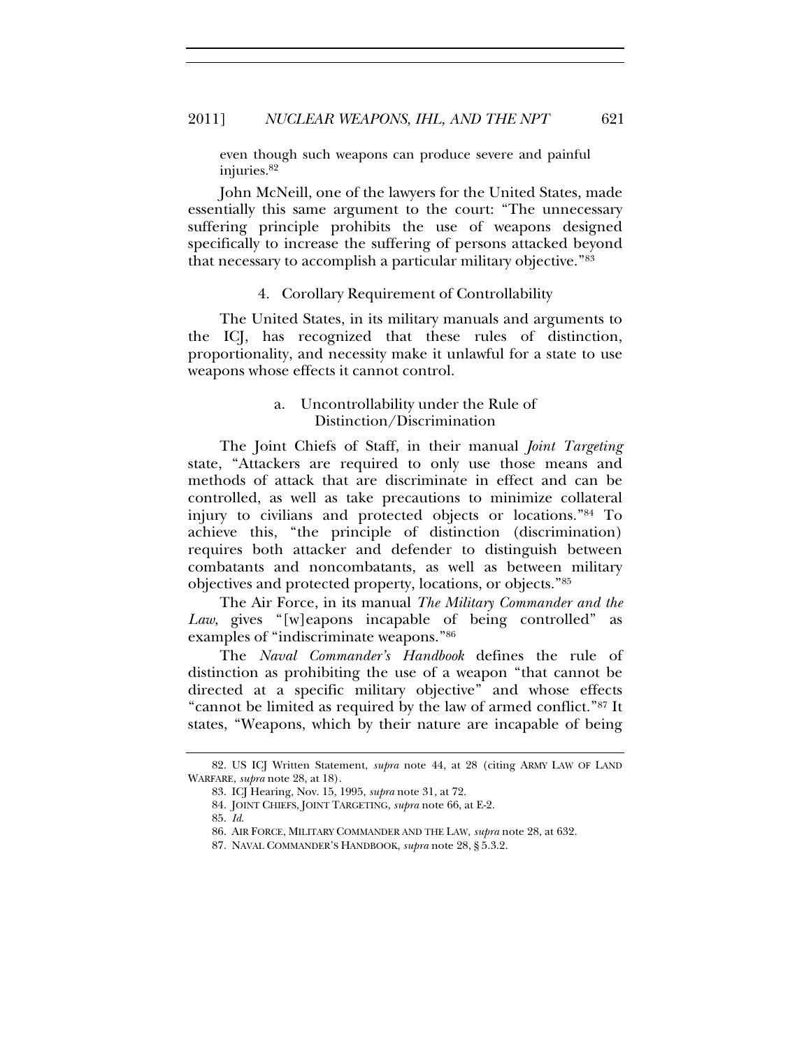even though such weapons can produce severe and painful injuries.[82]

John McNeill, one of the lawyers for the United States, made essentially this same argument to the court: "The unnecessary suffering principle prohibits the use of weapons designed specifically to increase the suffering of persons attacked beyond that necessary to accomplish a particular military objective."[83]

#### 4. Corollary Requirement of Controllability

The United States, in its military manuals and arguments to the ICJ, has recognized that these rules of distinction, proportionality, and necessity make it unlawful for a state to use weapons whose effects it cannot control.

##### a. Uncontrollability under the Rule of Distinction/Discrimination

The Joint Chiefs of Staff, in their manual *Joint Targeting* state, "Attackers are required to only use those means and methods of attack that are discriminate in effect and can be controlled, as well as take precautions to minimize collateral injury to civilians and protected objects or locations."[84] To achieve this, "the principle of distinction (discrimination) requires both attacker and defender to distinguish between combatants and noncombatants, as well as between military objectives and protected property, locations, or objects."[85]

The Air Force, in its manual *The Military Commander and the Law*, gives "[w]eapons incapable of being controlled" as examples of "indiscriminate weapons."[86]

The *Naval Commander's Handbook* defines the rule of distinction as prohibiting the use of a weapon "that cannot be directed at a specific military objective" and whose effects "cannot be limited as required by the law of armed conflict."[87] It states, "Weapons, which by their nature are incapable of being

---

82. US ICJ Written Statement, *supra* note 44, at 28 (citing ARMY LAW OF LAND WARFARE, *supra* note 28, at 18).

83. ICJ Hearing, Nov. 15, 1995, *supra* note 31, at 72.

84. JOINT CHIEFS, JOINT TARGETING, *supra* note 66, at E-2.

85. *Id.*

86. AIR FORCE, MILITARY COMMANDER AND THE LAW, *supra* note 28, at 632.

87. NAVAL COMMANDER'S HANDBOOK, *supra* note 28, § 5.3.2.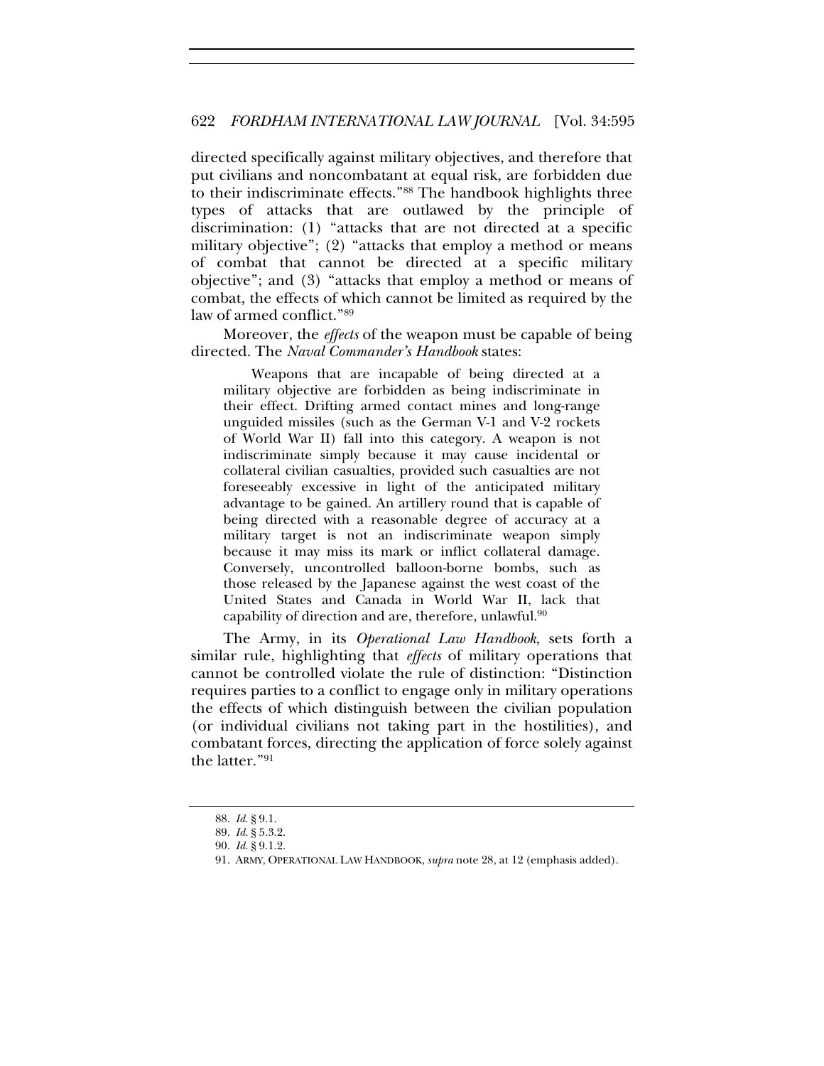directed specifically against military objectives, and therefore that put civilians and noncombatant at equal risk, are forbidden due to their indiscriminate effects."[88] The handbook highlights three types of attacks that are outlawed by the principle of discrimination: (1) "attacks that are not directed at a specific military objective"; (2) "attacks that employ a method or means of combat that cannot be directed at a specific military objective"; and (3) "attacks that employ a method or means of combat, the effects of which cannot be limited as required by the law of armed conflict."[89]

Moreover, the *effects* of the weapon must be capable of being directed. The *Naval Commander's Handbook* states:

> Weapons that are incapable of being directed at a military objective are forbidden as being indiscriminate in their effect. Drifting armed contact mines and long-range unguided missiles (such as the German V-1 and V-2 rockets of World War II) fall into this category. A weapon is not indiscriminate simply because it may cause incidental or collateral civilian casualties, provided such casualties are not foreseeably excessive in light of the anticipated military advantage to be gained. An artillery round that is capable of being directed with a reasonable degree of accuracy at a military target is not an indiscriminate weapon simply because it may miss its mark or inflict collateral damage. Conversely, uncontrolled balloon-borne bombs, such as those released by the Japanese against the west coast of the United States and Canada in World War II, lack that capability of direction and are, therefore, unlawful.[90]

The Army, in its *Operational Law Handbook*, sets forth a similar rule, highlighting that *effects* of military operations that cannot be controlled violate the rule of distinction: "Distinction requires parties to a conflict to engage only in military operations the effects of which distinguish between the civilian population (or individual civilians not taking part in the hostilities), and combatant forces, directing the application of force solely against the latter."[91]

88. *Id.* § 9.1.

89. *Id.* § 5.3.2.

90. *Id.* § 9.1.2.

91. ARMY, OPERATIONAL LAW HANDBOOK, *supra* note 28, at 12 (emphasis added).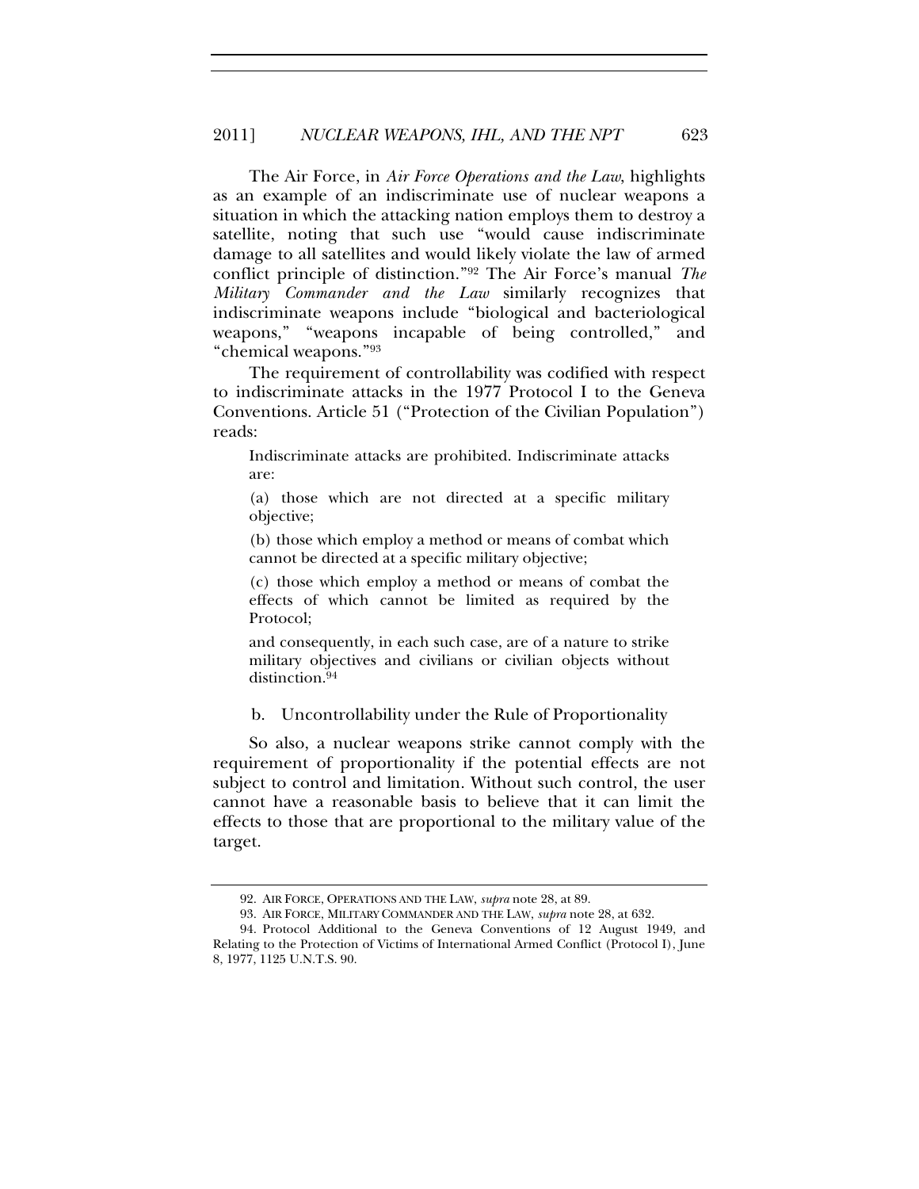The Air Force, in *Air Force Operations and the Law*, highlights as an example of an indiscriminate use of nuclear weapons a situation in which the attacking nation employs them to destroy a satellite, noting that such use "would cause indiscriminate damage to all satellites and would likely violate the law of armed conflict principle of distinction."[92] The Air Force's manual *The Military Commander and the Law* similarly recognizes that indiscriminate weapons include "biological and bacteriological weapons," "weapons incapable of being controlled," and "chemical weapons."[93]

The requirement of controllability was codified with respect to indiscriminate attacks in the 1977 Protocol I to the Geneva Conventions. Article 51 ("Protection of the Civilian Population") reads:

> Indiscriminate attacks are prohibited. Indiscriminate attacks are:
>
> (a) those which are not directed at a specific military objective;
>
> (b) those which employ a method or means of combat which cannot be directed at a specific military objective;
>
> (c) those which employ a method or means of combat the effects of which cannot be limited as required by the Protocol;
>
> and consequently, in each such case, are of a nature to strike military objectives and civilians or civilian objects without distinction.[94]

b. Uncontrollability under the Rule of Proportionality

So also, a nuclear weapons strike cannot comply with the requirement of proportionality if the potential effects are not subject to control and limitation. Without such control, the user cannot have a reasonable basis to believe that it can limit the effects to those that are proportional to the military value of the target.

---

92. AIR FORCE, OPERATIONS AND THE LAW, *supra* note 28, at 89.

93. AIR FORCE, MILITARY COMMANDER AND THE LAW, *supra* note 28, at 632.

94. Protocol Additional to the Geneva Conventions of 12 August 1949, and Relating to the Protection of Victims of International Armed Conflict (Protocol I), June 8, 1977, 1125 U.N.T.S. 90.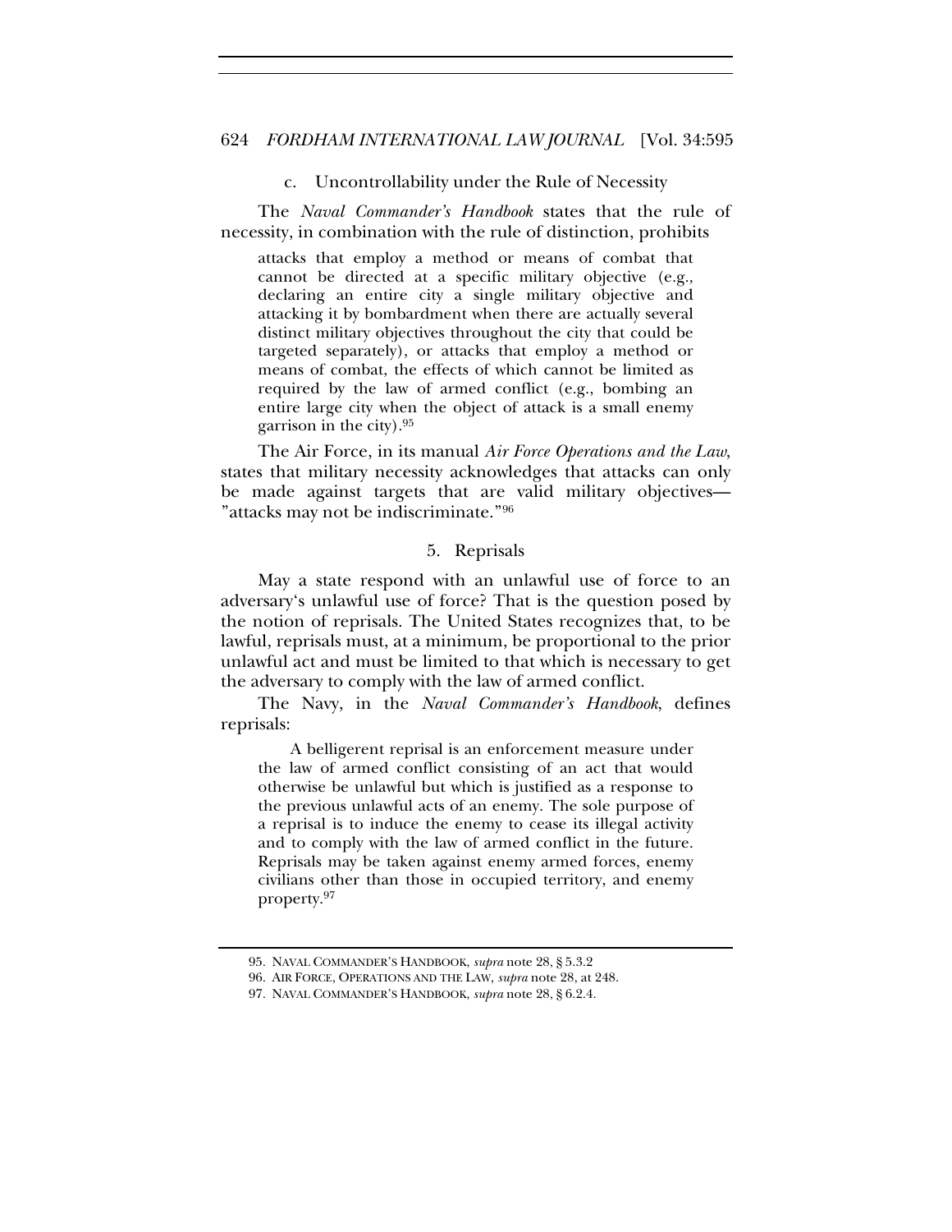c. Uncontrollability under the Rule of Necessity

The *Naval Commander's Handbook* states that the rule of necessity, in combination with the rule of distinction, prohibits

> attacks that employ a method or means of combat that cannot be directed at a specific military objective (e.g., declaring an entire city a single military objective and attacking it by bombardment when there are actually several distinct military objectives throughout the city that could be targeted separately), or attacks that employ a method or means of combat, the effects of which cannot be limited as required by the law of armed conflict (e.g., bombing an entire large city when the object of attack is a small enemy garrison in the city).[95]

The Air Force, in its manual *Air Force Operations and the Law*, states that military necessity acknowledges that attacks can only be made against targets that are valid military objectives—"attacks may not be indiscriminate."[96]

## 5. Reprisals

May a state respond with an unlawful use of force to an adversary's unlawful use of force? That is the question posed by the notion of reprisals. The United States recognizes that, to be lawful, reprisals must, at a minimum, be proportional to the prior unlawful act and must be limited to that which is necessary to get the adversary to comply with the law of armed conflict.

The Navy, in the *Naval Commander's Handbook*, defines reprisals:

> A belligerent reprisal is an enforcement measure under the law of armed conflict consisting of an act that would otherwise be unlawful but which is justified as a response to the previous unlawful acts of an enemy. The sole purpose of a reprisal is to induce the enemy to cease its illegal activity and to comply with the law of armed conflict in the future. Reprisals may be taken against enemy armed forces, enemy civilians other than those in occupied territory, and enemy property.[97]

---

95. NAVAL COMMANDER'S HANDBOOK, *supra* note 28, § 5.3.2

96. AIR FORCE, OPERATIONS AND THE LAW, *supra* note 28, at 248.

97. NAVAL COMMANDER'S HANDBOOK, *supra* note 28, § 6.2.4.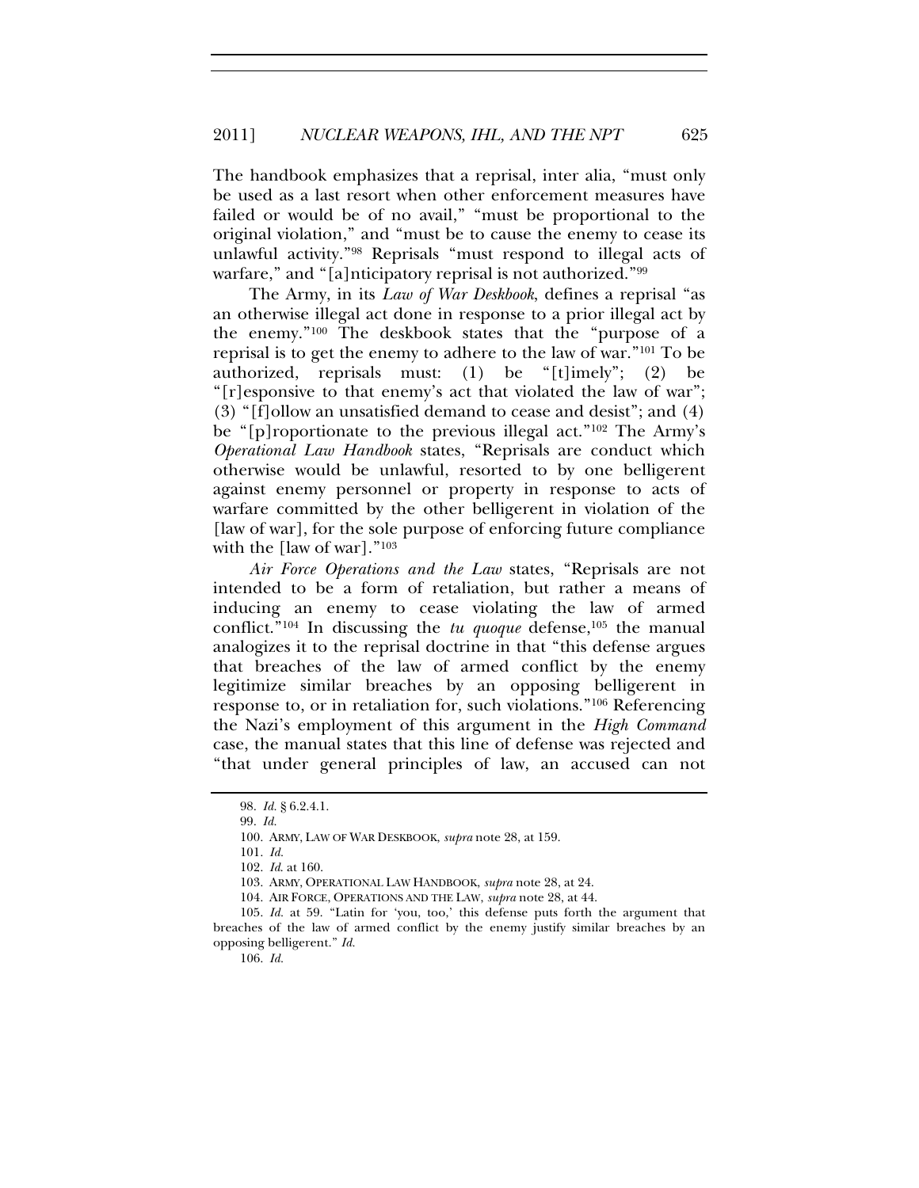The handbook emphasizes that a reprisal, inter alia, "must only be used as a last resort when other enforcement measures have failed or would be of no avail," "must be proportional to the original violation," and "must be to cause the enemy to cease its unlawful activity."[98] Reprisals "must respond to illegal acts of warfare," and "[a]nticipatory reprisal is not authorized."[99]

The Army, in its *Law of War Deskbook*, defines a reprisal "as an otherwise illegal act done in response to a prior illegal act by the enemy."[100] The deskbook states that the "purpose of a reprisal is to get the enemy to adhere to the law of war."[101] To be authorized, reprisals must: (1) be "[t]imely"; (2) be "[r]esponsive to that enemy's act that violated the law of war"; (3) "[f]ollow an unsatisfied demand to cease and desist"; and (4) be "[p]roportionate to the previous illegal act."[102] The Army's *Operational Law Handbook* states, "Reprisals are conduct which otherwise would be unlawful, resorted to by one belligerent against enemy personnel or property in response to acts of warfare committed by the other belligerent in violation of the [law of war], for the sole purpose of enforcing future compliance with the [law of war]."[103]

*Air Force Operations and the Law* states, "Reprisals are not intended to be a form of retaliation, but rather a means of inducing an enemy to cease violating the law of armed conflict."[104] In discussing the *tu quoque* defense,[105] the manual analogizes it to the reprisal doctrine in that "this defense argues that breaches of the law of armed conflict by the enemy legitimize similar breaches by an opposing belligerent in response to, or in retaliation for, such violations."[106] Referencing the Nazi's employment of this argument in the *High Command* case, the manual states that this line of defense was rejected and "that under general principles of law, an accused can not

---

98. *Id.* § 6.2.4.1.

99. *Id.*

100. ARMY, LAW OF WAR DESKBOOK, *supra* note 28, at 159.

101. *Id.*

102. *Id.* at 160.

103. ARMY, OPERATIONAL LAW HANDBOOK, *supra* note 28, at 24.

104. AIR FORCE, OPERATIONS AND THE LAW, *supra* note 28, at 44.

105. *Id.* at 59. "Latin for 'you, too,' this defense puts forth the argument that breaches of the law of armed conflict by the enemy justify similar breaches by an opposing belligerent." *Id.*

106. *Id.*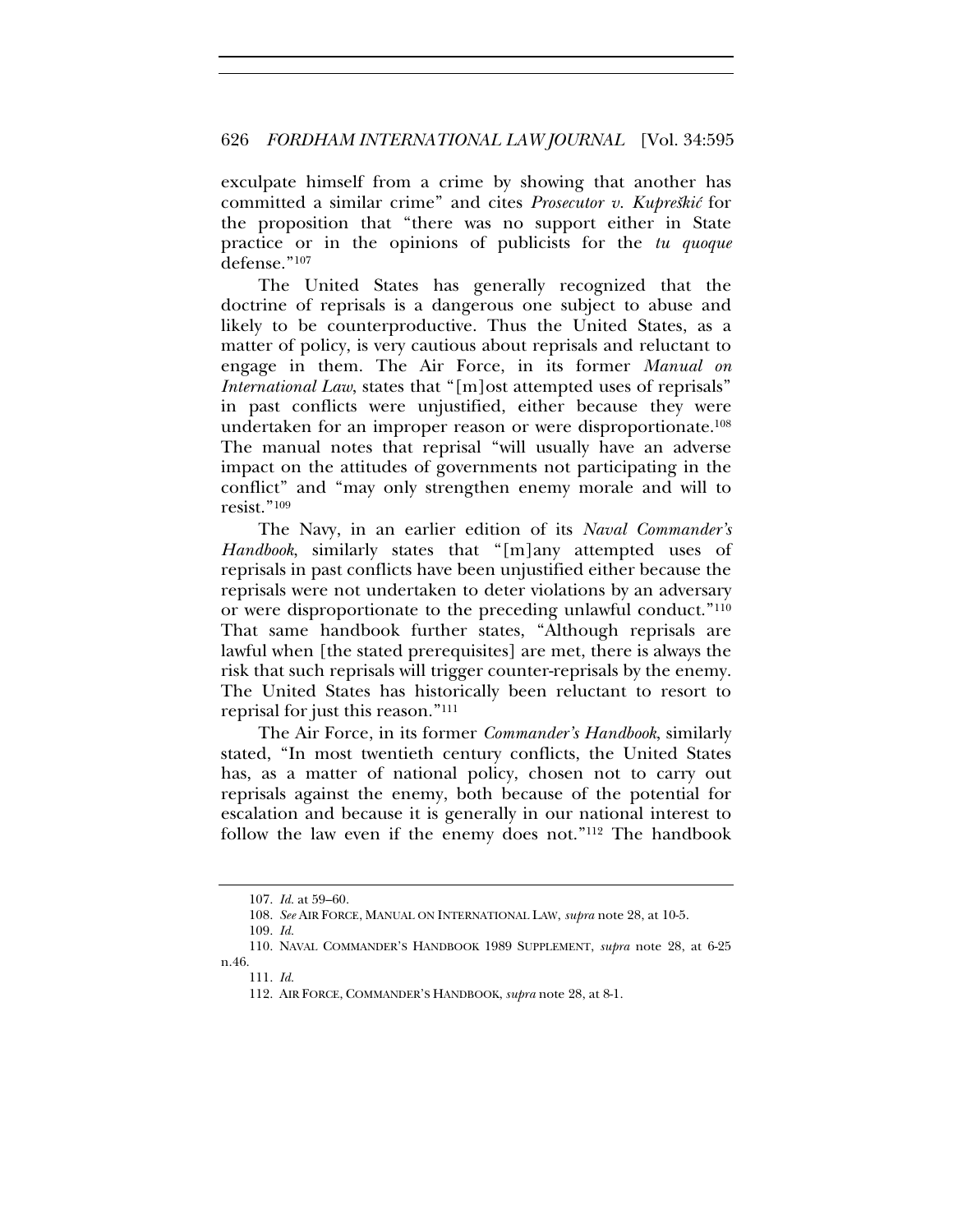exculpate himself from a crime by showing that another has committed a similar crime" and cites *Prosecutor v. Kupreškić* for the proposition that "there was no support either in State practice or in the opinions of publicists for the *tu quoque* defense."[107]

The United States has generally recognized that the doctrine of reprisals is a dangerous one subject to abuse and likely to be counterproductive. Thus the United States, as a matter of policy, is very cautious about reprisals and reluctant to engage in them. The Air Force, in its former *Manual on International Law*, states that "[m]ost attempted uses of reprisals" in past conflicts were unjustified, either because they were undertaken for an improper reason or were disproportionate.[108] The manual notes that reprisal "will usually have an adverse impact on the attitudes of governments not participating in the conflict" and "may only strengthen enemy morale and will to resist."[109]

The Navy, in an earlier edition of its *Naval Commander's Handbook*, similarly states that "[m]any attempted uses of reprisals in past conflicts have been unjustified either because the reprisals were not undertaken to deter violations by an adversary or were disproportionate to the preceding unlawful conduct."[110] That same handbook further states, "Although reprisals are lawful when [the stated prerequisites] are met, there is always the risk that such reprisals will trigger counter-reprisals by the enemy. The United States has historically been reluctant to resort to reprisal for just this reason."[111]

The Air Force, in its former *Commander's Handbook*, similarly stated, "In most twentieth century conflicts, the United States has, as a matter of national policy, chosen not to carry out reprisals against the enemy, both because of the potential for escalation and because it is generally in our national interest to follow the law even if the enemy does not."[112] The handbook

---

107. *Id.* at 59–60.

108. *See* AIR FORCE, MANUAL ON INTERNATIONAL LAW, *supra* note 28, at 10-5.

109. *Id.*

110. NAVAL COMMANDER'S HANDBOOK 1989 SUPPLEMENT, *supra* note 28, at 6-25 n.46.

111. *Id.*

112. AIR FORCE, COMMANDER'S HANDBOOK, *supra* note 28, at 8-1.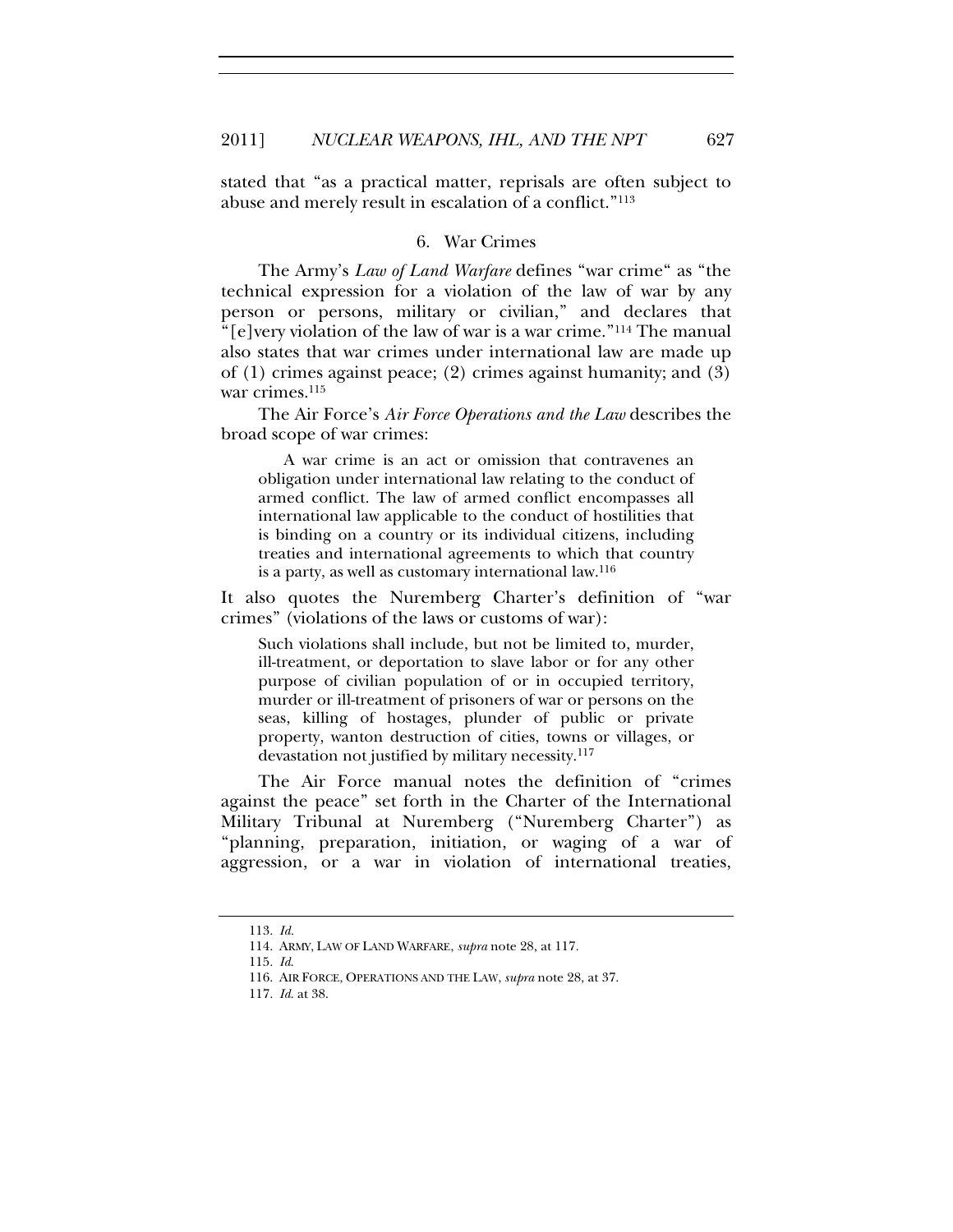stated that "as a practical matter, reprisals are often subject to abuse and merely result in escalation of a conflict."[113]

### 6. War Crimes

The Army's *Law of Land Warfare* defines "war crime" as "the technical expression for a violation of the law of war by any person or persons, military or civilian," and declares that "[e]very violation of the law of war is a war crime."[114] The manual also states that war crimes under international law are made up of (1) crimes against peace; (2) crimes against humanity; and (3) war crimes.[115]

The Air Force's *Air Force Operations and the Law* describes the broad scope of war crimes:

> A war crime is an act or omission that contravenes an obligation under international law relating to the conduct of armed conflict. The law of armed conflict encompasses all international law applicable to the conduct of hostilities that is binding on a country or its individual citizens, including treaties and international agreements to which that country is a party, as well as customary international law.[116]

It also quotes the Nuremberg Charter's definition of "war crimes" (violations of the laws or customs of war):

> Such violations shall include, but not be limited to, murder, ill-treatment, or deportation to slave labor or for any other purpose of civilian population of or in occupied territory, murder or ill-treatment of prisoners of war or persons on the seas, killing of hostages, plunder of public or private property, wanton destruction of cities, towns or villages, or devastation not justified by military necessity.[117]

The Air Force manual notes the definition of "crimes against the peace" set forth in the Charter of the International Military Tribunal at Nuremberg ("Nuremberg Charter") as "planning, preparation, initiation, or waging of a war of aggression, or a war in violation of international treaties,

---

113. *Id.*

114. ARMY, LAW OF LAND WARFARE, *supra* note 28, at 117.

115. *Id.*

116. AIR FORCE, OPERATIONS AND THE LAW, *supra* note 28, at 37.

117. *Id.* at 38.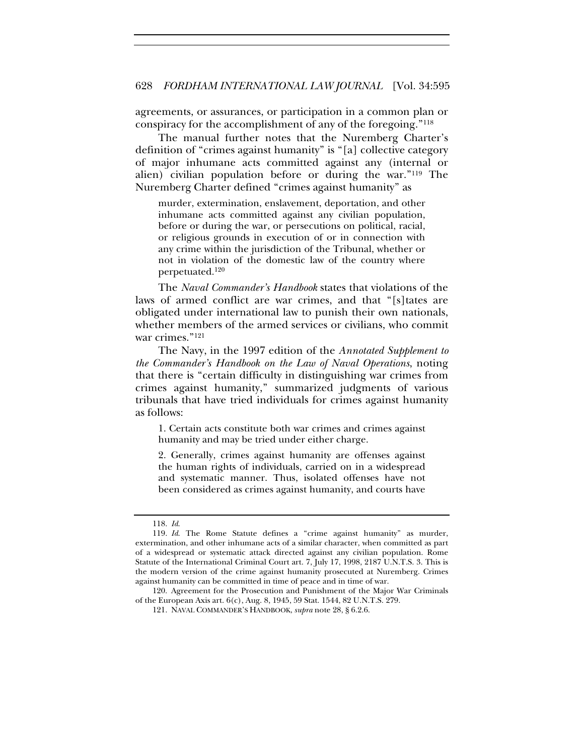agreements, or assurances, or participation in a common plan or conspiracy for the accomplishment of any of the foregoing."[118]

The manual further notes that the Nuremberg Charter's definition of "crimes against humanity" is "[a] collective category of major inhumane acts committed against any (internal or alien) civilian population before or during the war."[119] The Nuremberg Charter defined "crimes against humanity" as

> murder, extermination, enslavement, deportation, and other inhumane acts committed against any civilian population, before or during the war, or persecutions on political, racial, or religious grounds in execution of or in connection with any crime within the jurisdiction of the Tribunal, whether or not in violation of the domestic law of the country where perpetuated.[120]

The *Naval Commander's Handbook* states that violations of the laws of armed conflict are war crimes, and that "[s]tates are obligated under international law to punish their own nationals, whether members of the armed services or civilians, who commit war crimes."[121]

The Navy, in the 1997 edition of the *Annotated Supplement to the Commander's Handbook on the Law of Naval Operations*, noting that there is "certain difficulty in distinguishing war crimes from crimes against humanity," summarized judgments of various tribunals that have tried individuals for crimes against humanity as follows:

> 1. Certain acts constitute both war crimes and crimes against humanity and may be tried under either charge.
>
> 2. Generally, crimes against humanity are offenses against the human rights of individuals, carried on in a widespread and systematic manner. Thus, isolated offenses have not been considered as crimes against humanity, and courts have

---

118. *Id.*

119. *Id.* The Rome Statute defines a "crime against humanity" as murder, extermination, and other inhumane acts of a similar character, when committed as part of a widespread or systematic attack directed against any civilian population. Rome Statute of the International Criminal Court art. 7, July 17, 1998, 2187 U.N.T.S. 3. This is the modern version of the crime against humanity prosecuted at Nuremberg. Crimes against humanity can be committed in time of peace and in time of war.

120. Agreement for the Prosecution and Punishment of the Major War Criminals of the European Axis art. 6(c), Aug. 8, 1945, 59 Stat. 1544, 82 U.N.T.S. 279.

121. NAVAL COMMANDER'S HANDBOOK, *supra* note 28, § 6.2.6.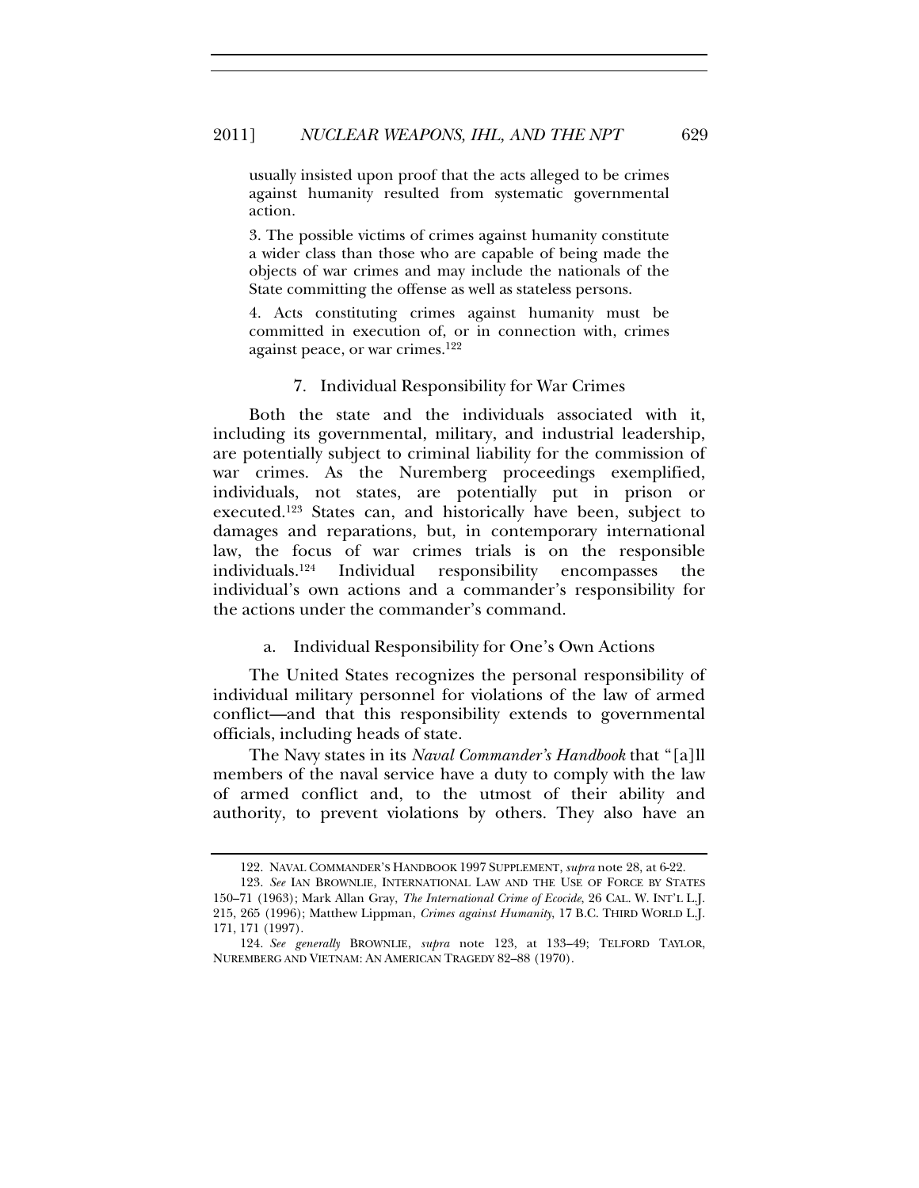> usually insisted upon proof that the acts alleged to be crimes against humanity resulted from systematic governmental action.
>
> 3. The possible victims of crimes against humanity constitute a wider class than those who are capable of being made the objects of war crimes and may include the nationals of the State committing the offense as well as stateless persons.
>
> 4. Acts constituting crimes against humanity must be committed in execution of, or in connection with, crimes against peace, or war crimes.[122]

### 7. Individual Responsibility for War Crimes

Both the state and the individuals associated with it, including its governmental, military, and industrial leadership, are potentially subject to criminal liability for the commission of war crimes. As the Nuremberg proceedings exemplified, individuals, not states, are potentially put in prison or executed.[123] States can, and historically have been, subject to damages and reparations, but, in contemporary international law, the focus of war crimes trials is on the responsible individuals.[124] Individual responsibility encompasses the individual's own actions and a commander's responsibility for the actions under the commander's command.

#### a. Individual Responsibility for One's Own Actions

The United States recognizes the personal responsibility of individual military personnel for violations of the law of armed conflict—and that this responsibility extends to governmental officials, including heads of state.

The Navy states in its *Naval Commander's Handbook* that "[a]ll members of the naval service have a duty to comply with the law of armed conflict and, to the utmost of their ability and authority, to prevent violations by others. They also have an

---

122. NAVAL COMMANDER'S HANDBOOK 1997 SUPPLEMENT, *supra* note 28, at 6-22.

123. *See* IAN BROWNLIE, INTERNATIONAL LAW AND THE USE OF FORCE BY STATES 150–71 (1963); Mark Allan Gray, *The International Crime of Ecocide*, 26 CAL. W. INT'L L.J. 215, 265 (1996); Matthew Lippman, *Crimes against Humanity*, 17 B.C. THIRD WORLD L.J. 171, 171 (1997).

124. *See generally* BROWNLIE, *supra* note 123, at 133–49; TELFORD TAYLOR, NUREMBERG AND VIETNAM: AN AMERICAN TRAGEDY 82–88 (1970).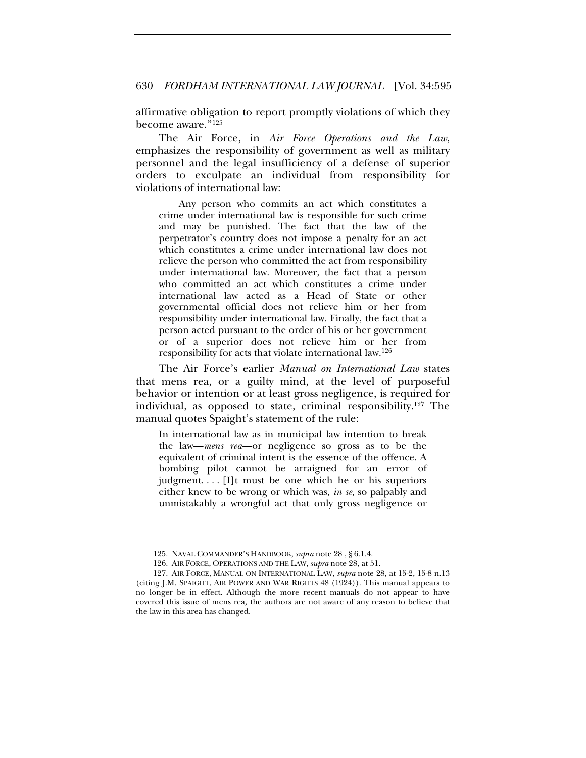affirmative obligation to report promptly violations of which they become aware."[125]

The Air Force, in *Air Force Operations and the Law*, emphasizes the responsibility of government as well as military personnel and the legal insufficiency of a defense of superior orders to exculpate an individual from responsibility for violations of international law:

> Any person who commits an act which constitutes a crime under international law is responsible for such crime and may be punished. The fact that the law of the perpetrator's country does not impose a penalty for an act which constitutes a crime under international law does not relieve the person who committed the act from responsibility under international law. Moreover, the fact that a person who committed an act which constitutes a crime under international law acted as a Head of State or other governmental official does not relieve him or her from responsibility under international law. Finally, the fact that a person acted pursuant to the order of his or her government or of a superior does not relieve him or her from responsibility for acts that violate international law.[126]

The Air Force's earlier *Manual on International Law* states that mens rea, or a guilty mind, at the level of purposeful behavior or intention or at least gross negligence, is required for individual, as opposed to state, criminal responsibility.[127] The manual quotes Spaight's statement of the rule:

> In international law as in municipal law intention to break the law—*mens rea*—or negligence so gross as to be the equivalent of criminal intent is the essence of the offence. A bombing pilot cannot be arraigned for an error of judgment. . . . [I]t must be one which he or his superiors either knew to be wrong or which was, *in se*, so palpably and unmistakably a wrongful act that only gross negligence or

---

125. NAVAL COMMANDER'S HANDBOOK, *supra* note 28 , § 6.1.4.

126. AIR FORCE, OPERATIONS AND THE LAW, *supra* note 28, at 51.

127. AIR FORCE, MANUAL ON INTERNATIONAL LAW, *supra* note 28, at 15-2, 15-8 n.13 (citing J.M. SPAIGHT, AIR POWER AND WAR RIGHTS 48 (1924)). This manual appears to no longer be in effect. Although the more recent manuals do not appear to have covered this issue of mens rea, the authors are not aware of any reason to believe that the law in this area has changed.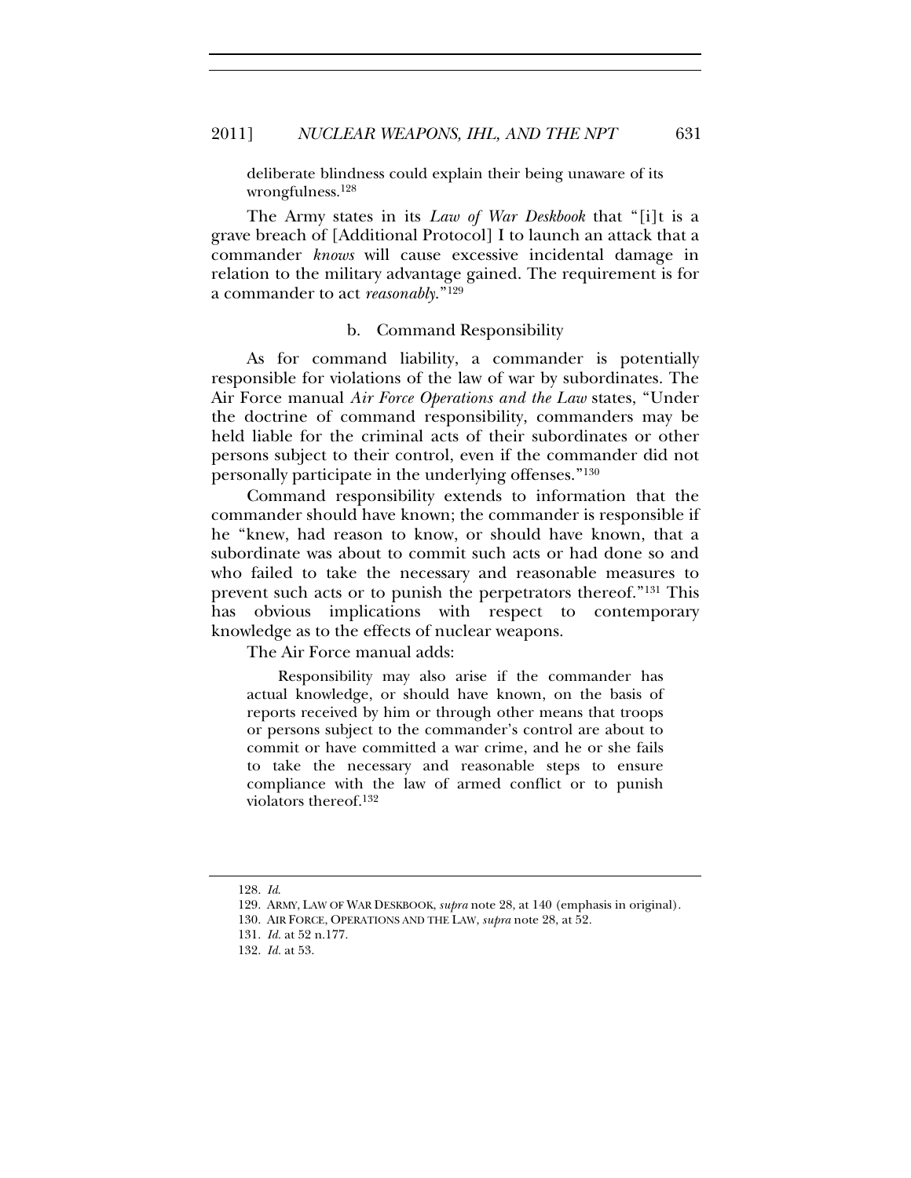deliberate blindness could explain their being unaware of its wrongfulness.[128]

The Army states in its *Law of War Deskbook* that "[i]t is a grave breach of [Additional Protocol] I to launch an attack that a commander *knows* will cause excessive incidental damage in relation to the military advantage gained. The requirement is for a commander to act *reasonably*."[129]

### b. Command Responsibility

As for command liability, a commander is potentially responsible for violations of the law of war by subordinates. The Air Force manual *Air Force Operations and the Law* states, "Under the doctrine of command responsibility, commanders may be held liable for the criminal acts of their subordinates or other persons subject to their control, even if the commander did not personally participate in the underlying offenses."[130]

Command responsibility extends to information that the commander should have known; the commander is responsible if he "knew, had reason to know, or should have known, that a subordinate was about to commit such acts or had done so and who failed to take the necessary and reasonable measures to prevent such acts or to punish the perpetrators thereof."[131] This has obvious implications with respect to contemporary knowledge as to the effects of nuclear weapons.

The Air Force manual adds:

> Responsibility may also arise if the commander has actual knowledge, or should have known, on the basis of reports received by him or through other means that troops or persons subject to the commander's control are about to commit or have committed a war crime, and he or she fails to take the necessary and reasonable steps to ensure compliance with the law of armed conflict or to punish violators thereof.[132]

---

128. *Id.*

129. ARMY, LAW OF WAR DESKBOOK, *supra* note 28, at 140 (emphasis in original).

130. AIR FORCE, OPERATIONS AND THE LAW, *supra* note 28, at 52.

131. *Id.* at 52 n.177.

132. *Id.* at 53.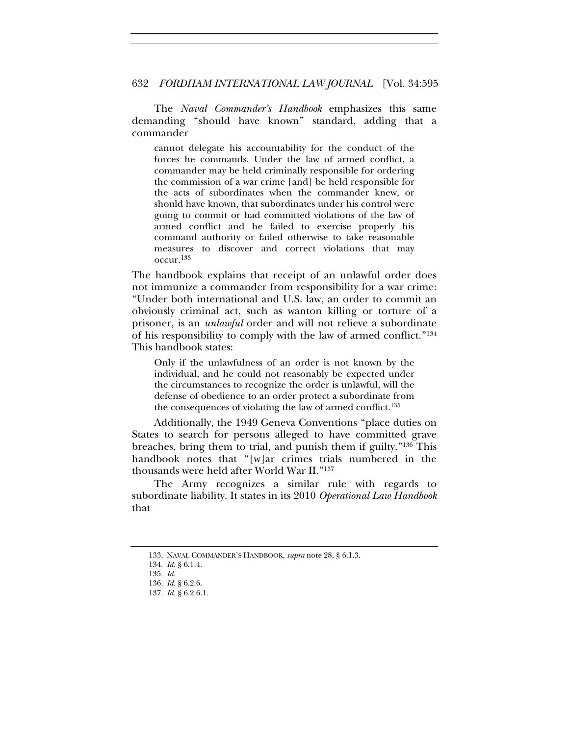The *Naval Commander's Handbook* emphasizes this same demanding "should have known" standard, adding that a commander

> cannot delegate his accountability for the conduct of the forces he commands. Under the law of armed conflict, a commander may be held criminally responsible for ordering the commission of a war crime [and] be held responsible for the acts of subordinates when the commander knew, or should have known, that subordinates under his control were going to commit or had committed violations of the law of armed conflict and he failed to exercise properly his command authority or failed otherwise to take reasonable measures to discover and correct violations that may occur.[133]

The handbook explains that receipt of an unlawful order does not immunize a commander from responsibility for a war crime: "Under both international and U.S. law, an order to commit an obviously criminal act, such as wanton killing or torture of a prisoner, is an *unlawful* order and will not relieve a subordinate of his responsibility to comply with the law of armed conflict."[134] This handbook states:

> Only if the unlawfulness of an order is not known by the individual, and he could not reasonably be expected under the circumstances to recognize the order is unlawful, will the defense of obedience to an order protect a subordinate from the consequences of violating the law of armed conflict.[135]

Additionally, the 1949 Geneva Conventions "place duties on States to search for persons alleged to have committed grave breaches, bring them to trial, and punish them if guilty."[136] This handbook notes that "[w]ar crimes trials numbered in the thousands were held after World War II."[137]

The Army recognizes a similar rule with regards to subordinate liability. It states in its 2010 *Operational Law Handbook* that

---

133. NAVAL COMMANDER'S HANDBOOK, *supra* note 28, § 6.1.3.

134. *Id.* § 6.1.4.

135. *Id.*

136. *Id.* § 6.2.6.

137. *Id.* § 6.2.6.1.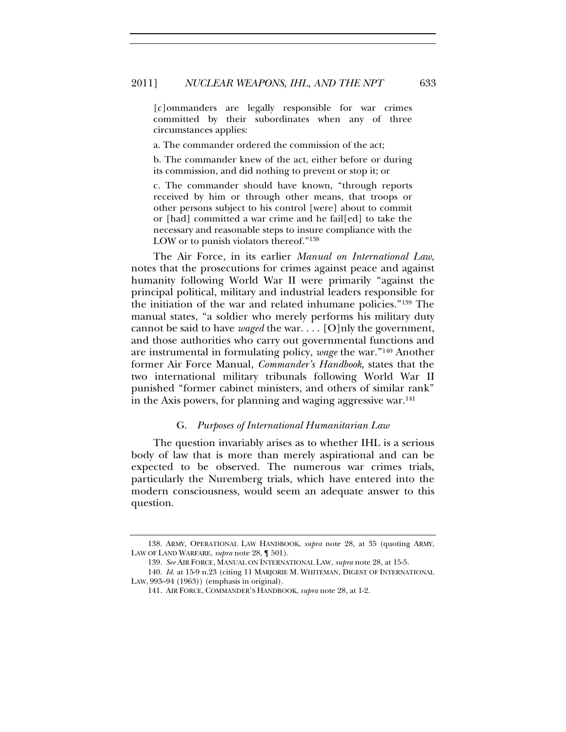> [c]ommanders are legally responsible for war crimes committed by their subordinates when any of three circumstances applies:
>
> a. The commander ordered the commission of the act;
>
> b. The commander knew of the act, either before or during its commission, and did nothing to prevent or stop it; or
>
> c. The commander should have known, "through reports received by him or through other means, that troops or other persons subject to his control [were] about to commit or [had] committed a war crime and he fail[ed] to take the necessary and reasonable steps to insure compliance with the LOW or to punish violators thereof."[138]

The Air Force, in its earlier *Manual on International Law*, notes that the prosecutions for crimes against peace and against humanity following World War II were primarily "against the principal political, military and industrial leaders responsible for the initiation of the war and related inhumane policies."[139] The manual states, "a soldier who merely performs his military duty cannot be said to have *waged* the war. . . . [O]nly the government, and those authorities who carry out governmental functions and are instrumental in formulating policy, *wage* the war."[140] Another former Air Force Manual, *Commander's Handbook*, states that the two international military tribunals following World War II punished "former cabinet ministers, and others of similar rank" in the Axis powers, for planning and waging aggressive war.[141]

### G. *Purposes of International Humanitarian Law*

The question invariably arises as to whether IHL is a serious body of law that is more than merely aspirational and can be expected to be observed. The numerous war crimes trials, particularly the Nuremberg trials, which have entered into the modern consciousness, would seem an adequate answer to this question.

---

138. ARMY, OPERATIONAL LAW HANDBOOK, *supra* note 28, at 35 (quoting ARMY, LAW OF LAND WARFARE, *supra* note 28, ¶ 501).

139. *See* AIR FORCE, MANUAL ON INTERNATIONAL LAW, *supra* note 28, at 15-5.

140. *Id.* at 15-9 n.23 (citing 11 MARJORIE M. WHITEMAN, DIGEST OF INTERNATIONAL LAW, 993–94 (1963)) (emphasis in original).

141. AIR FORCE, COMMANDER'S HANDBOOK, *supra* note 28, at 1-2.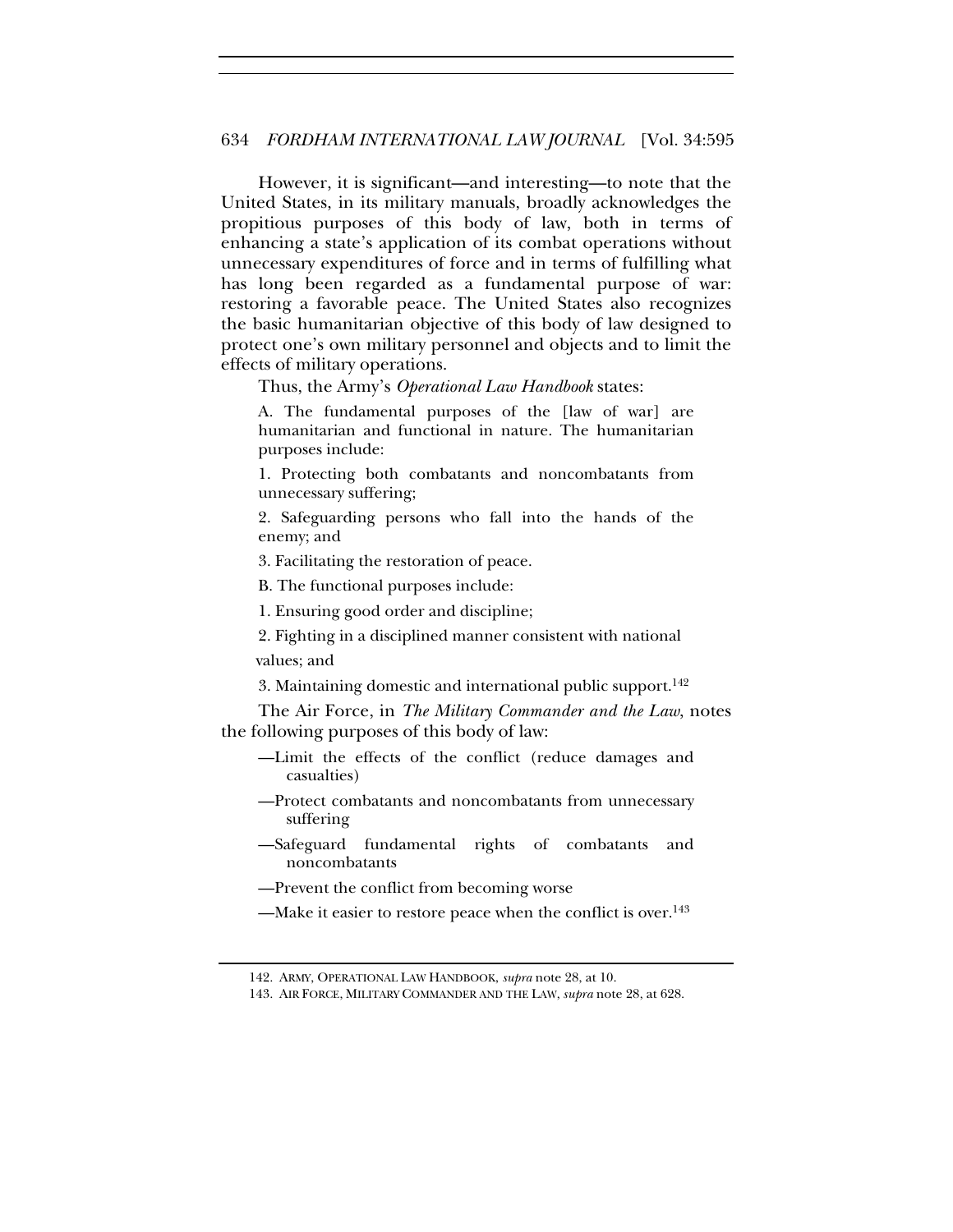However, it is significant—and interesting—to note that the United States, in its military manuals, broadly acknowledges the propitious purposes of this body of law, both in terms of enhancing a state's application of its combat operations without unnecessary expenditures of force and in terms of fulfilling what has long been regarded as a fundamental purpose of war: restoring a favorable peace. The United States also recognizes the basic humanitarian objective of this body of law designed to protect one's own military personnel and objects and to limit the effects of military operations.

Thus, the Army's *Operational Law Handbook* states:

> A. The fundamental purposes of the [law of war] are humanitarian and functional in nature. The humanitarian purposes include:
>
> 1. Protecting both combatants and noncombatants from unnecessary suffering;
>
> 2. Safeguarding persons who fall into the hands of the enemy; and
>
> 3. Facilitating the restoration of peace.
>
> B. The functional purposes include:
>
> 1. Ensuring good order and discipline;
>
> 2. Fighting in a disciplined manner consistent with national values; and
>
> 3. Maintaining domestic and international public support.[142]

The Air Force, in *The Military Commander and the Law*, notes the following purposes of this body of law:

> —Limit the effects of the conflict (reduce damages and casualties)
>
> —Protect combatants and noncombatants from unnecessary suffering
>
> —Safeguard fundamental rights of combatants and noncombatants
>
> —Prevent the conflict from becoming worse
>
> —Make it easier to restore peace when the conflict is over.[143]

---

142. ARMY, OPERATIONAL LAW HANDBOOK, *supra* note 28, at 10.

143. AIR FORCE, MILITARY COMMANDER AND THE LAW, *supra* note 28, at 628.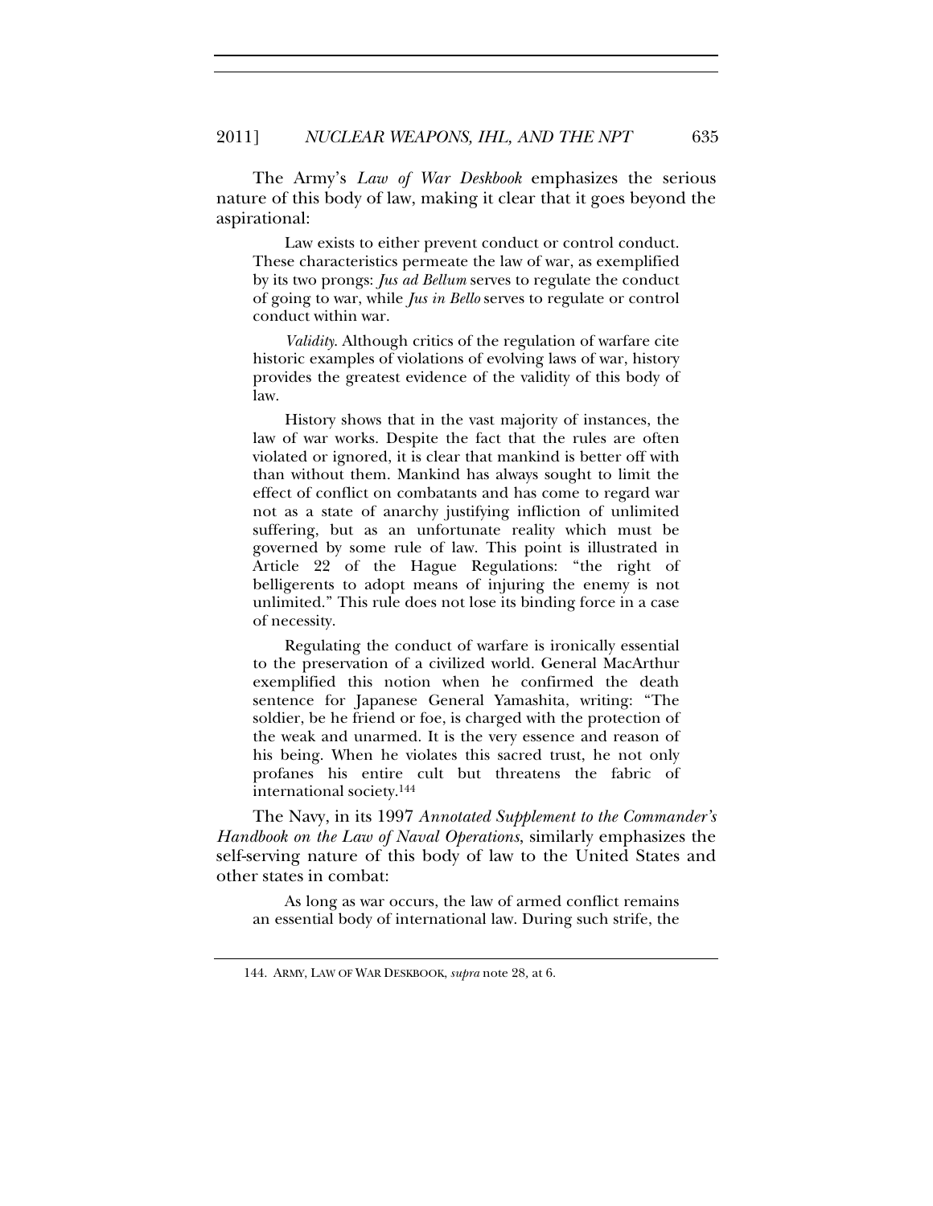The Army's *Law of War Deskbook* emphasizes the serious nature of this body of law, making it clear that it goes beyond the aspirational:

> Law exists to either prevent conduct or control conduct. These characteristics permeate the law of war, as exemplified by its two prongs: *Jus ad Bellum* serves to regulate the conduct of going to war, while *Jus in Bello* serves to regulate or control conduct within war.
>
> *Validity*. Although critics of the regulation of warfare cite historic examples of violations of evolving laws of war, history provides the greatest evidence of the validity of this body of law.
>
> History shows that in the vast majority of instances, the law of war works. Despite the fact that the rules are often violated or ignored, it is clear that mankind is better off with than without them. Mankind has always sought to limit the effect of conflict on combatants and has come to regard war not as a state of anarchy justifying infliction of unlimited suffering, but as an unfortunate reality which must be governed by some rule of law. This point is illustrated in Article 22 of the Hague Regulations: "the right of belligerents to adopt means of injuring the enemy is not unlimited." This rule does not lose its binding force in a case of necessity.
>
> Regulating the conduct of warfare is ironically essential to the preservation of a civilized world. General MacArthur exemplified this notion when he confirmed the death sentence for Japanese General Yamashita, writing: "The soldier, be he friend or foe, is charged with the protection of the weak and unarmed. It is the very essence and reason of his being. When he violates this sacred trust, he not only profanes his entire cult but threatens the fabric of international society.[144]

The Navy, in its 1997 *Annotated Supplement to the Commander's Handbook on the Law of Naval Operations*, similarly emphasizes the self-serving nature of this body of law to the United States and other states in combat:

> As long as war occurs, the law of armed conflict remains an essential body of international law. During such strife, the

144. ARMY, LAW OF WAR DESKBOOK, *supra* note 28, at 6.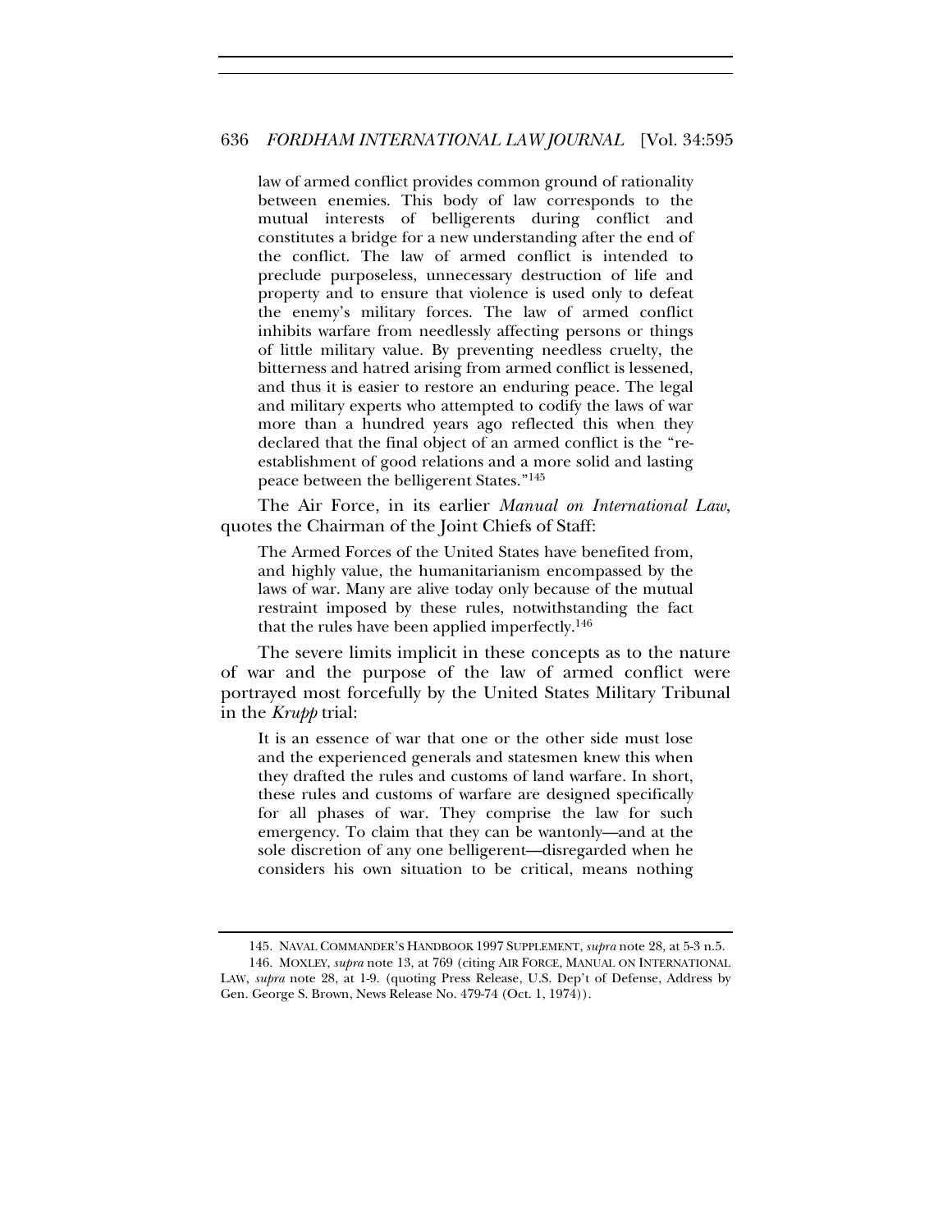> law of armed conflict provides common ground of rationality between enemies. This body of law corresponds to the mutual interests of belligerents during conflict and constitutes a bridge for a new understanding after the end of the conflict. The law of armed conflict is intended to preclude purposeless, unnecessary destruction of life and property and to ensure that violence is used only to defeat the enemy's military forces. The law of armed conflict inhibits warfare from needlessly affecting persons or things of little military value. By preventing needless cruelty, the bitterness and hatred arising from armed conflict is lessened, and thus it is easier to restore an enduring peace. The legal and military experts who attempted to codify the laws of war more than a hundred years ago reflected this when they declared that the final object of an armed conflict is the "re-establishment of good relations and a more solid and lasting peace between the belligerent States."[145]

The Air Force, in its earlier *Manual on International Law*, quotes the Chairman of the Joint Chiefs of Staff:

> The Armed Forces of the United States have benefited from, and highly value, the humanitarianism encompassed by the laws of war. Many are alive today only because of the mutual restraint imposed by these rules, notwithstanding the fact that the rules have been applied imperfectly.[146]

The severe limits implicit in these concepts as to the nature of war and the purpose of the law of armed conflict were portrayed most forcefully by the United States Military Tribunal in the *Krupp* trial:

> It is an essence of war that one or the other side must lose and the experienced generals and statesmen knew this when they drafted the rules and customs of land warfare. In short, these rules and customs of warfare are designed specifically for all phases of war. They comprise the law for such emergency. To claim that they can be wantonly—and at the sole discretion of any one belligerent—disregarded when he considers his own situation to be critical, means nothing

145. NAVAL COMMANDER'S HANDBOOK 1997 SUPPLEMENT, *supra* note 28, at 5-3 n.5.

146. MOXLEY, *supra* note 13, at 769 (citing AIR FORCE, MANUAL ON INTERNATIONAL LAW, *supra* note 28, at 1-9. (quoting Press Release, U.S. Dep't of Defense, Address by Gen. George S. Brown, News Release No. 479-74 (Oct. 1, 1974)).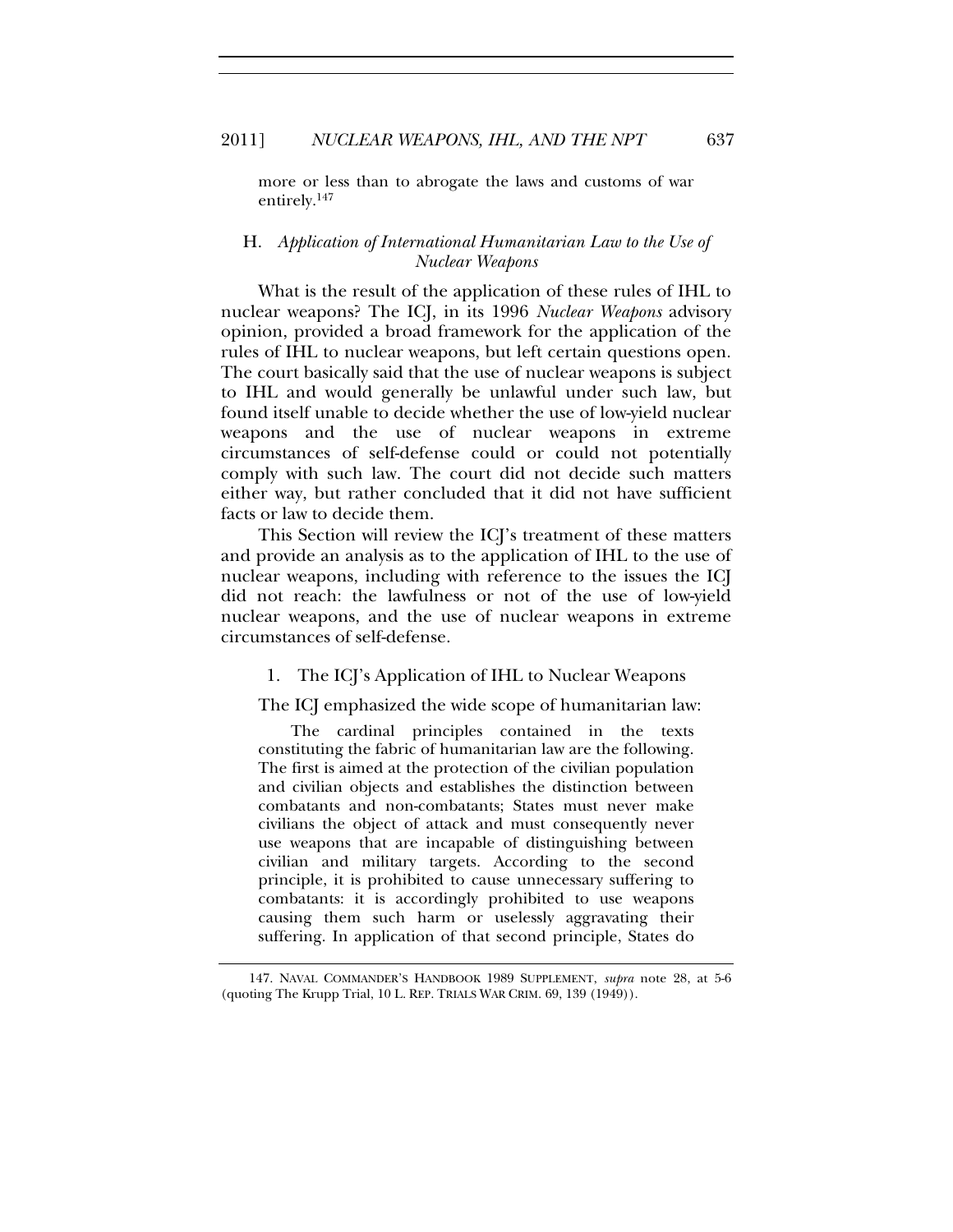more or less than to abrogate the laws and customs of war entirely.[147]

### H. *Application of International Humanitarian Law to the Use of Nuclear Weapons*

What is the result of the application of these rules of IHL to nuclear weapons? The ICJ, in its 1996 *Nuclear Weapons* advisory opinion, provided a broad framework for the application of the rules of IHL to nuclear weapons, but left certain questions open. The court basically said that the use of nuclear weapons is subject to IHL and would generally be unlawful under such law, but found itself unable to decide whether the use of low-yield nuclear weapons and the use of nuclear weapons in extreme circumstances of self-defense could or could not potentially comply with such law. The court did not decide such matters either way, but rather concluded that it did not have sufficient facts or law to decide them.

This Section will review the ICJ's treatment of these matters and provide an analysis as to the application of IHL to the use of nuclear weapons, including with reference to the issues the ICJ did not reach: the lawfulness or not of the use of low-yield nuclear weapons, and the use of nuclear weapons in extreme circumstances of self-defense.

#### 1. The ICJ's Application of IHL to Nuclear Weapons

The ICJ emphasized the wide scope of humanitarian law:

> The cardinal principles contained in the texts constituting the fabric of humanitarian law are the following. The first is aimed at the protection of the civilian population and civilian objects and establishes the distinction between combatants and non-combatants; States must never make civilians the object of attack and must consequently never use weapons that are incapable of distinguishing between civilian and military targets. According to the second principle, it is prohibited to cause unnecessary suffering to combatants: it is accordingly prohibited to use weapons causing them such harm or uselessly aggravating their suffering. In application of that second principle, States do

---

147. NAVAL COMMANDER'S HANDBOOK 1989 SUPPLEMENT, *supra* note 28, at 5-6 (quoting The Krupp Trial, 10 L. REP. TRIALS WAR CRIM. 69, 139 (1949)).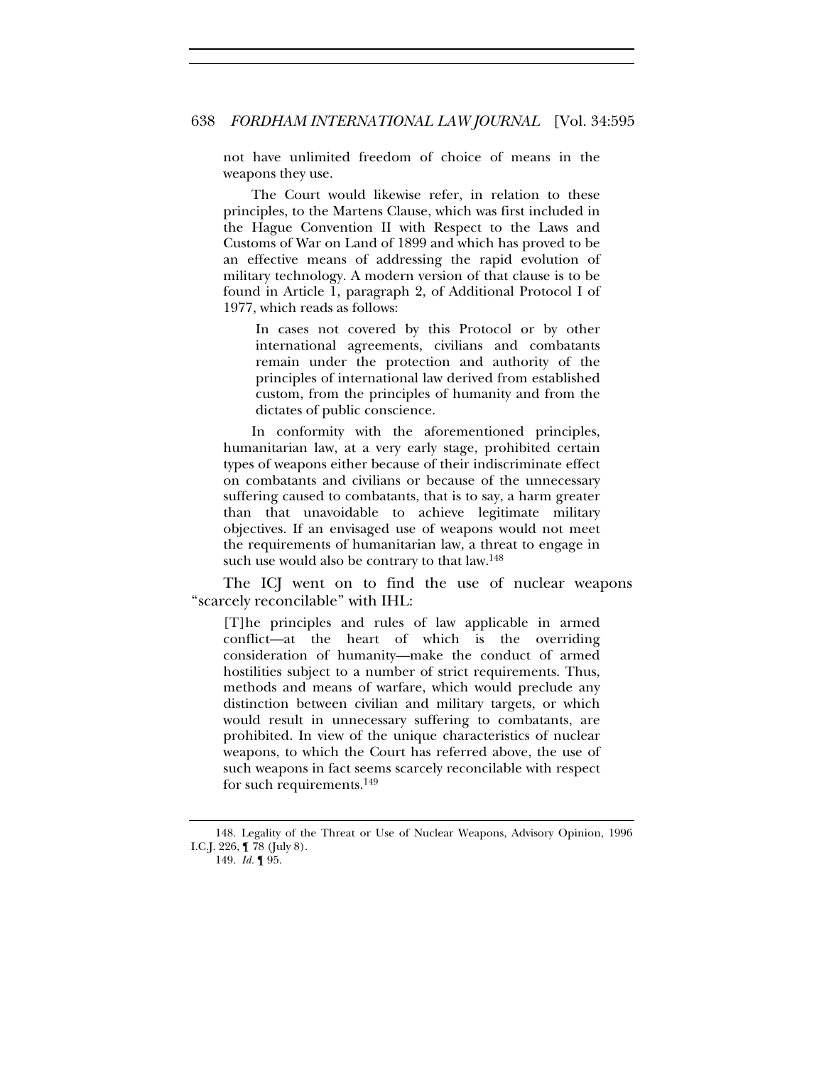> not have unlimited freedom of choice of means in the weapons they use.
>
> The Court would likewise refer, in relation to these principles, to the Martens Clause, which was first included in the Hague Convention II with Respect to the Laws and Customs of War on Land of 1899 and which has proved to be an effective means of addressing the rapid evolution of military technology. A modern version of that clause is to be found in Article 1, paragraph 2, of Additional Protocol I of 1977, which reads as follows:
>
>> In cases not covered by this Protocol or by other international agreements, civilians and combatants remain under the protection and authority of the principles of international law derived from established custom, from the principles of humanity and from the dictates of public conscience.
>
> In conformity with the aforementioned principles, humanitarian law, at a very early stage, prohibited certain types of weapons either because of their indiscriminate effect on combatants and civilians or because of the unnecessary suffering caused to combatants, that is to say, a harm greater than that unavoidable to achieve legitimate military objectives. If an envisaged use of weapons would not meet the requirements of humanitarian law, a threat to engage in such use would also be contrary to that law.[148]

The ICJ went on to find the use of nuclear weapons "scarcely reconcilable" with IHL:

> [T]he principles and rules of law applicable in armed conflict—at the heart of which is the overriding consideration of humanity—make the conduct of armed hostilities subject to a number of strict requirements. Thus, methods and means of warfare, which would preclude any distinction between civilian and military targets, or which would result in unnecessary suffering to combatants, are prohibited. In view of the unique characteristics of nuclear weapons, to which the Court has referred above, the use of such weapons in fact seems scarcely reconcilable with respect for such requirements.[149]

---

148. Legality of the Threat or Use of Nuclear Weapons, Advisory Opinion, 1996 I.C.J. 226, ¶ 78 (July 8).

149. *Id.* ¶ 95.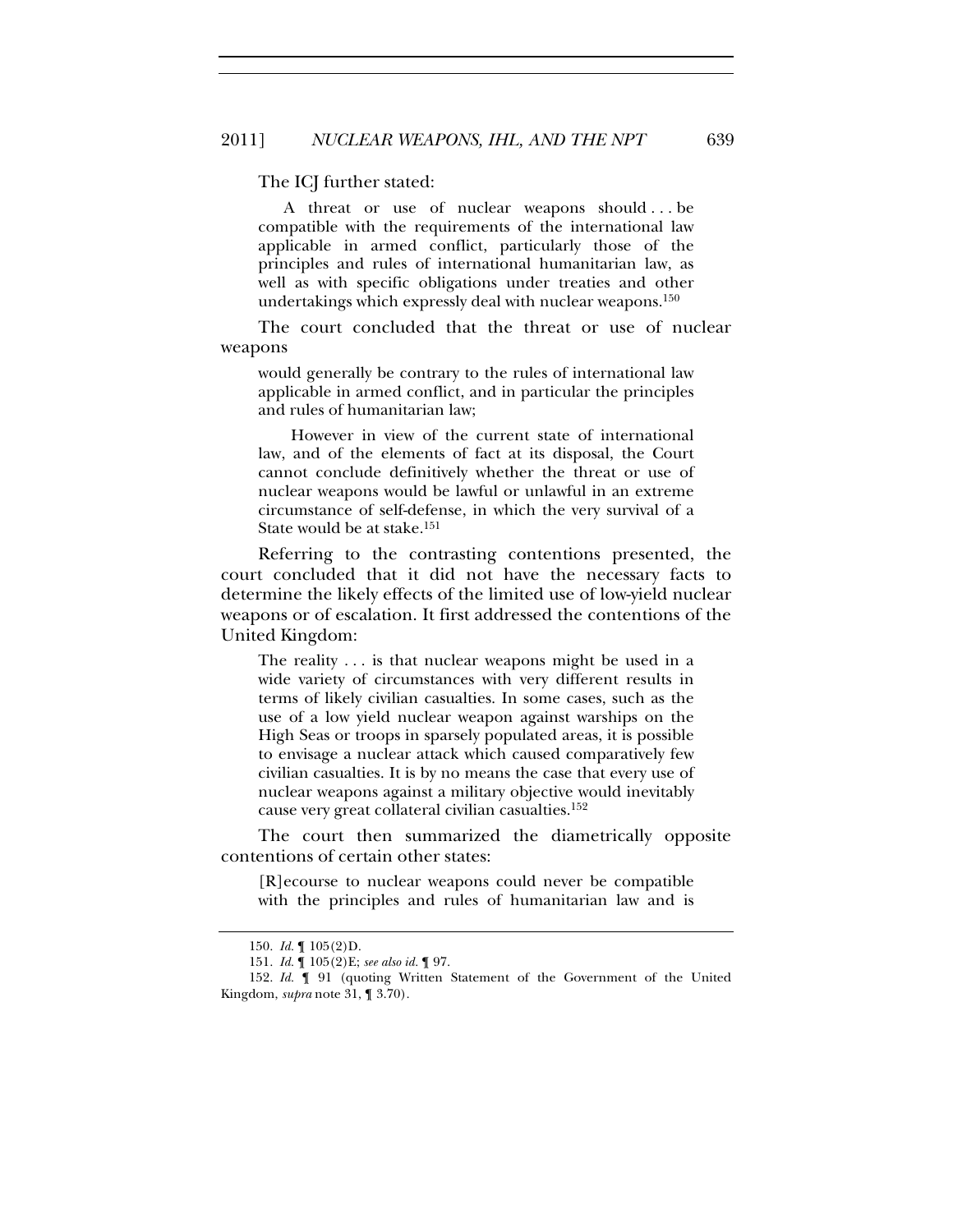The ICJ further stated:

> A threat or use of nuclear weapons should . . . be compatible with the requirements of the international law applicable in armed conflict, particularly those of the principles and rules of international humanitarian law, as well as with specific obligations under treaties and other undertakings which expressly deal with nuclear weapons.[150]

The court concluded that the threat or use of nuclear weapons

> would generally be contrary to the rules of international law applicable in armed conflict, and in particular the principles and rules of humanitarian law;
>
> However in view of the current state of international law, and of the elements of fact at its disposal, the Court cannot conclude definitively whether the threat or use of nuclear weapons would be lawful or unlawful in an extreme circumstance of self-defense, in which the very survival of a State would be at stake.[151]

Referring to the contrasting contentions presented, the court concluded that it did not have the necessary facts to determine the likely effects of the limited use of low-yield nuclear weapons or of escalation. It first addressed the contentions of the United Kingdom:

> The reality . . . is that nuclear weapons might be used in a wide variety of circumstances with very different results in terms of likely civilian casualties. In some cases, such as the use of a low yield nuclear weapon against warships on the High Seas or troops in sparsely populated areas, it is possible to envisage a nuclear attack which caused comparatively few civilian casualties. It is by no means the case that every use of nuclear weapons against a military objective would inevitably cause very great collateral civilian casualties.[152]

The court then summarized the diametrically opposite contentions of certain other states:

> [R]ecourse to nuclear weapons could never be compatible with the principles and rules of humanitarian law and is

---

150. *Id.* ¶ 105(2)D.

151. *Id.* ¶ 105(2)E; *see also id.* ¶ 97.

152. *Id.* ¶ 91 (quoting Written Statement of the Government of the United Kingdom, *supra* note 31, ¶ 3.70).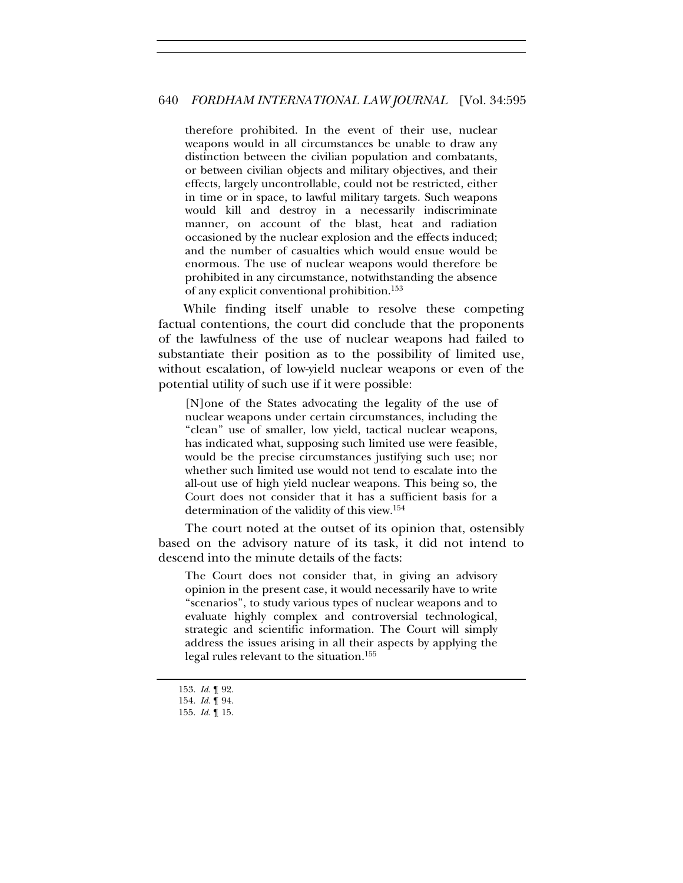> therefore prohibited. In the event of their use, nuclear weapons would in all circumstances be unable to draw any distinction between the civilian population and combatants, or between civilian objects and military objectives, and their effects, largely uncontrollable, could not be restricted, either in time or in space, to lawful military targets. Such weapons would kill and destroy in a necessarily indiscriminate manner, on account of the blast, heat and radiation occasioned by the nuclear explosion and the effects induced; and the number of casualties which would ensue would be enormous. The use of nuclear weapons would therefore be prohibited in any circumstance, notwithstanding the absence of any explicit conventional prohibition.[153]

While finding itself unable to resolve these competing factual contentions, the court did conclude that the proponents of the lawfulness of the use of nuclear weapons had failed to substantiate their position as to the possibility of limited use, without escalation, of low-yield nuclear weapons or even of the potential utility of such use if it were possible:

> [N]one of the States advocating the legality of the use of nuclear weapons under certain circumstances, including the "clean" use of smaller, low yield, tactical nuclear weapons, has indicated what, supposing such limited use were feasible, would be the precise circumstances justifying such use; nor whether such limited use would not tend to escalate into the all-out use of high yield nuclear weapons. This being so, the Court does not consider that it has a sufficient basis for a determination of the validity of this view.[154]

The court noted at the outset of its opinion that, ostensibly based on the advisory nature of its task, it did not intend to descend into the minute details of the facts:

> The Court does not consider that, in giving an advisory opinion in the present case, it would necessarily have to write "scenarios", to study various types of nuclear weapons and to evaluate highly complex and controversial technological, strategic and scientific information. The Court will simply address the issues arising in all their aspects by applying the legal rules relevant to the situation.[155]

---

153. *Id.* ¶ 92.
154. *Id.* ¶ 94.
155. *Id.* ¶ 15.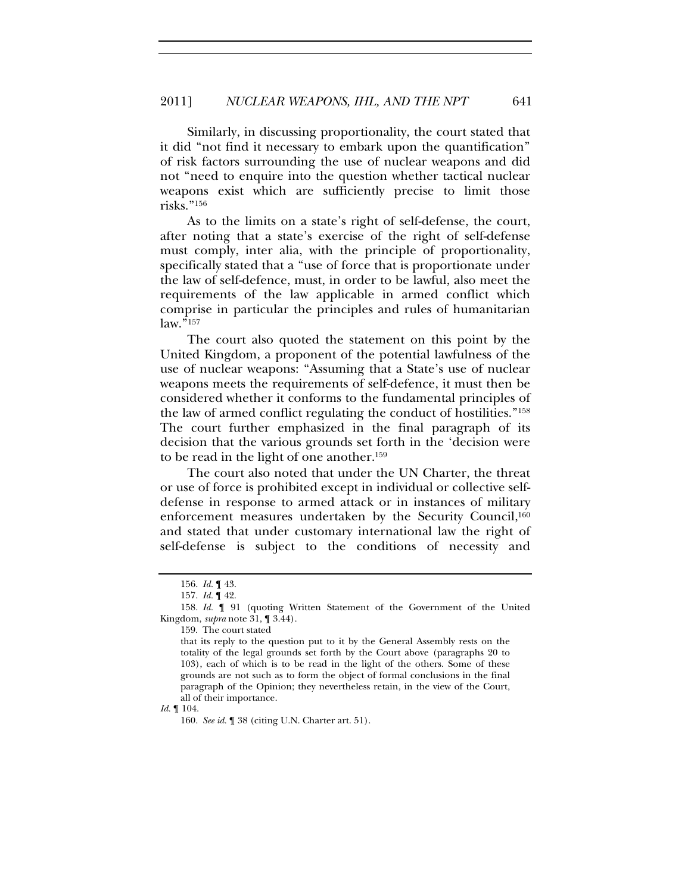Similarly, in discussing proportionality, the court stated that it did "not find it necessary to embark upon the quantification" of risk factors surrounding the use of nuclear weapons and did not "need to enquire into the question whether tactical nuclear weapons exist which are sufficiently precise to limit those risks."[156]

As to the limits on a state's right of self-defense, the court, after noting that a state's exercise of the right of self-defense must comply, inter alia, with the principle of proportionality, specifically stated that a "use of force that is proportionate under the law of self-defence, must, in order to be lawful, also meet the requirements of the law applicable in armed conflict which comprise in particular the principles and rules of humanitarian law."[157]

The court also quoted the statement on this point by the United Kingdom, a proponent of the potential lawfulness of the use of nuclear weapons: "Assuming that a State's use of nuclear weapons meets the requirements of self-defence, it must then be considered whether it conforms to the fundamental principles of the law of armed conflict regulating the conduct of hostilities."[158] The court further emphasized in the final paragraph of its decision that the various grounds set forth in the 'decision were to be read in the light of one another.[159]

The court also noted that under the UN Charter, the threat or use of force is prohibited except in individual or collective self-defense in response to armed attack or in instances of military enforcement measures undertaken by the Security Council,[160] and stated that under customary international law the right of self-defense is subject to the conditions of necessity and

---

156. *Id.* ¶ 43.

157. *Id.* ¶ 42.

158. *Id.* ¶ 91 (quoting Written Statement of the Government of the United Kingdom, *supra* note 31, ¶ 3.44).

159. The court stated

> that its reply to the question put to it by the General Assembly rests on the totality of the legal grounds set forth by the Court above (paragraphs 20 to 103), each of which is to be read in the light of the others. Some of these grounds are not such as to form the object of formal conclusions in the final paragraph of the Opinion; they nevertheless retain, in the view of the Court, all of their importance.

*Id.* ¶ 104.

160. *See id.* ¶ 38 (citing U.N. Charter art. 51).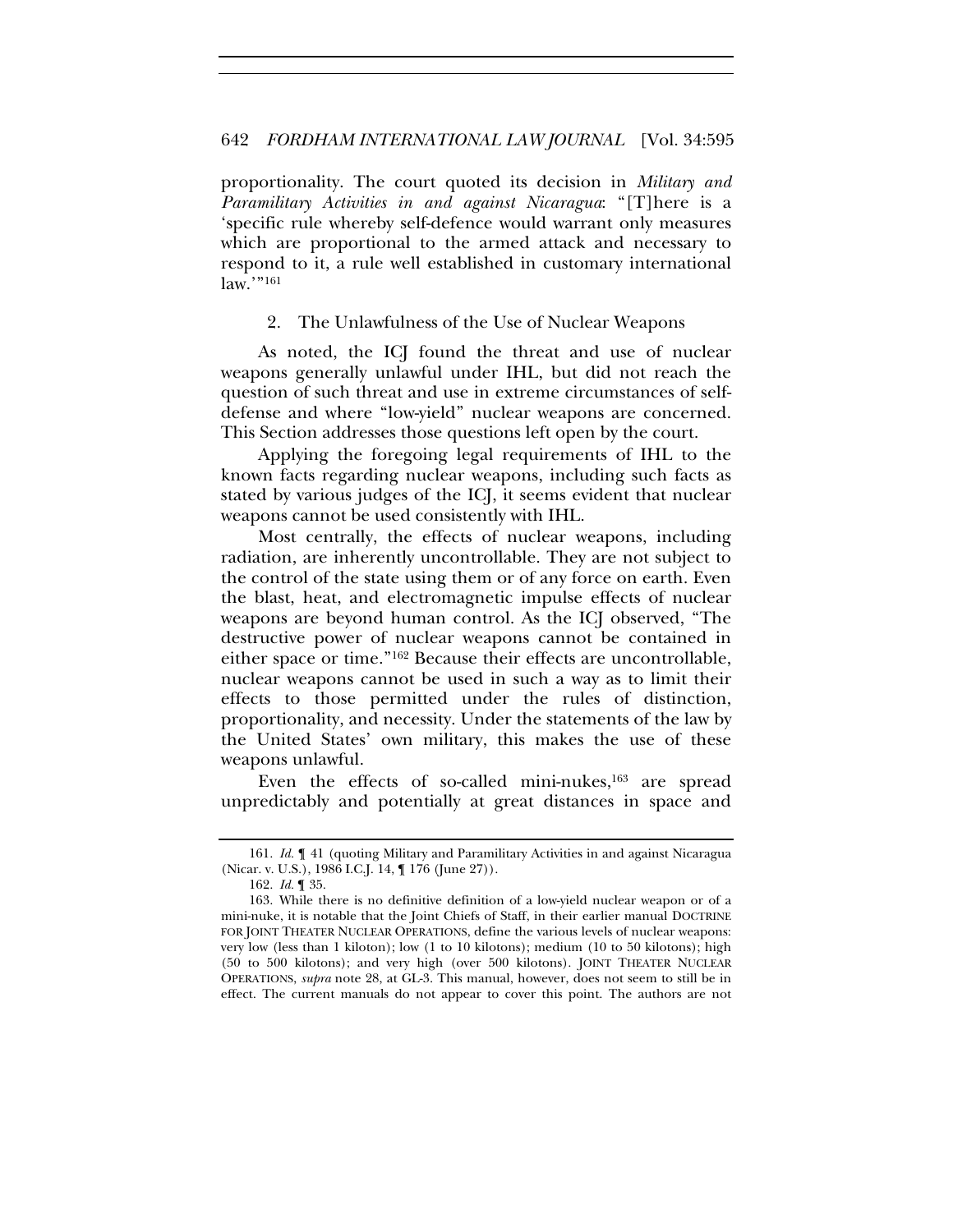proportionality. The court quoted its decision in *Military and Paramilitary Activities in and against Nicaragua*: "[T]here is a 'specific rule whereby self-defence would warrant only measures which are proportional to the armed attack and necessary to respond to it, a rule well established in customary international law.'"[161]

### 2. The Unlawfulness of the Use of Nuclear Weapons

As noted, the ICJ found the threat and use of nuclear weapons generally unlawful under IHL, but did not reach the question of such threat and use in extreme circumstances of self-defense and where "low-yield" nuclear weapons are concerned. This Section addresses those questions left open by the court.

Applying the foregoing legal requirements of IHL to the known facts regarding nuclear weapons, including such facts as stated by various judges of the ICJ, it seems evident that nuclear weapons cannot be used consistently with IHL.

Most centrally, the effects of nuclear weapons, including radiation, are inherently uncontrollable. They are not subject to the control of the state using them or of any force on earth. Even the blast, heat, and electromagnetic impulse effects of nuclear weapons are beyond human control. As the ICJ observed, "The destructive power of nuclear weapons cannot be contained in either space or time."[162] Because their effects are uncontrollable, nuclear weapons cannot be used in such a way as to limit their effects to those permitted under the rules of distinction, proportionality, and necessity. Under the statements of the law by the United States' own military, this makes the use of these weapons unlawful.

Even the effects of so-called mini-nukes,[163] are spread unpredictably and potentially at great distances in space and

---

161. *Id.* ¶ 41 (quoting Military and Paramilitary Activities in and against Nicaragua (Nicar. v. U.S.), 1986 I.C.J. 14, ¶ 176 (June 27)).

162. *Id.* ¶ 35.

163. While there is no definitive definition of a low-yield nuclear weapon or of a mini-nuke, it is notable that the Joint Chiefs of Staff, in their earlier manual DOCTRINE FOR JOINT THEATER NUCLEAR OPERATIONS, define the various levels of nuclear weapons: very low (less than 1 kiloton); low (1 to 10 kilotons); medium (10 to 50 kilotons); high (50 to 500 kilotons); and very high (over 500 kilotons). JOINT THEATER NUCLEAR OPERATIONS, *supra* note 28, at GL-3. This manual, however, does not seem to still be in effect. The current manuals do not appear to cover this point. The authors are not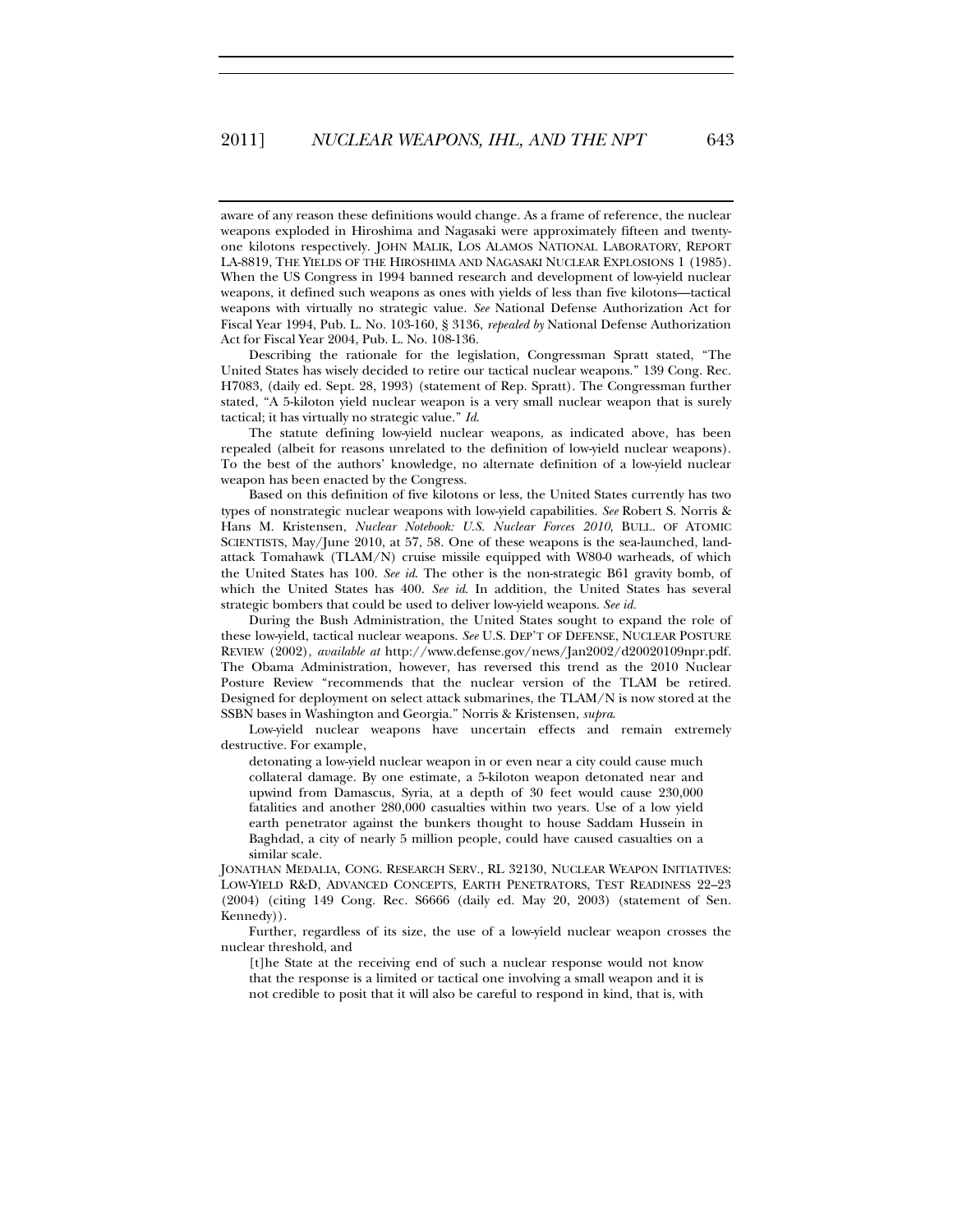aware of any reason these definitions would change. As a frame of reference, the nuclear weapons exploded in Hiroshima and Nagasaki were approximately fifteen and twenty-one kilotons respectively. JOHN MALIK, LOS ALAMOS NATIONAL LABORATORY, REPORT LA-8819, THE YIELDS OF THE HIROSHIMA AND NAGASAKI NUCLEAR EXPLOSIONS 1 (1985). When the US Congress in 1994 banned research and development of low-yield nuclear weapons, it defined such weapons as ones with yields of less than five kilotons—tactical weapons with virtually no strategic value. *See* National Defense Authorization Act for Fiscal Year 1994, Pub. L. No. 103-160, § 3136, *repealed by* National Defense Authorization Act for Fiscal Year 2004, Pub. L. No. 108-136.

Describing the rationale for the legislation, Congressman Spratt stated, "The United States has wisely decided to retire our tactical nuclear weapons." 139 Cong. Rec. H7083, (daily ed. Sept. 28, 1993) (statement of Rep. Spratt). The Congressman further stated, "A 5-kiloton yield nuclear weapon is a very small nuclear weapon that is surely tactical; it has virtually no strategic value." *Id.*

The statute defining low-yield nuclear weapons, as indicated above, has been repealed (albeit for reasons unrelated to the definition of low-yield nuclear weapons). To the best of the authors' knowledge, no alternate definition of a low-yield nuclear weapon has been enacted by the Congress.

Based on this definition of five kilotons or less, the United States currently has two types of nonstrategic nuclear weapons with low-yield capabilities. *See* Robert S. Norris & Hans M. Kristensen, *Nuclear Notebook: U.S. Nuclear Forces 2010*, BULL. OF ATOMIC SCIENTISTS, May/June 2010, at 57, 58. One of these weapons is the sea-launched, land-attack Tomahawk (TLAM/N) cruise missile equipped with W80-0 warheads, of which the United States has 100. *See id.* The other is the non-strategic B61 gravity bomb, of which the United States has 400. *See id.* In addition, the United States has several strategic bombers that could be used to deliver low-yield weapons. *See id.*

During the Bush Administration, the United States sought to expand the role of these low-yield, tactical nuclear weapons. *See* U.S. DEP'T OF DEFENSE, NUCLEAR POSTURE REVIEW (2002), *available at* http://www.defense.gov/news/Jan2002/d20020109npr.pdf. The Obama Administration, however, has reversed this trend as the 2010 Nuclear Posture Review "recommends that the nuclear version of the TLAM be retired. Designed for deployment on select attack submarines, the TLAM/N is now stored at the SSBN bases in Washington and Georgia." Norris & Kristensen, *supra*.

Low-yield nuclear weapons have uncertain effects and remain extremely destructive. For example,

> detonating a low-yield nuclear weapon in or even near a city could cause much collateral damage. By one estimate, a 5-kiloton weapon detonated near and upwind from Damascus, Syria, at a depth of 30 feet would cause 230,000 fatalities and another 280,000 casualties within two years. Use of a low yield earth penetrator against the bunkers thought to house Saddam Hussein in Baghdad, a city of nearly 5 million people, could have caused casualties on a similar scale.

JONATHAN MEDALIA, CONG. RESEARCH SERV., RL 32130, NUCLEAR WEAPON INITIATIVES: LOW-YIELD R&D, ADVANCED CONCEPTS, EARTH PENETRATORS, TEST READINESS 22–23 (2004) (citing 149 Cong. Rec. S6666 (daily ed. May 20, 2003) (statement of Sen. Kennedy)).

Further, regardless of its size, the use of a low-yield nuclear weapon crosses the nuclear threshold, and

> [t]he State at the receiving end of such a nuclear response would not know that the response is a limited or tactical one involving a small weapon and it is not credible to posit that it will also be careful to respond in kind, that is, with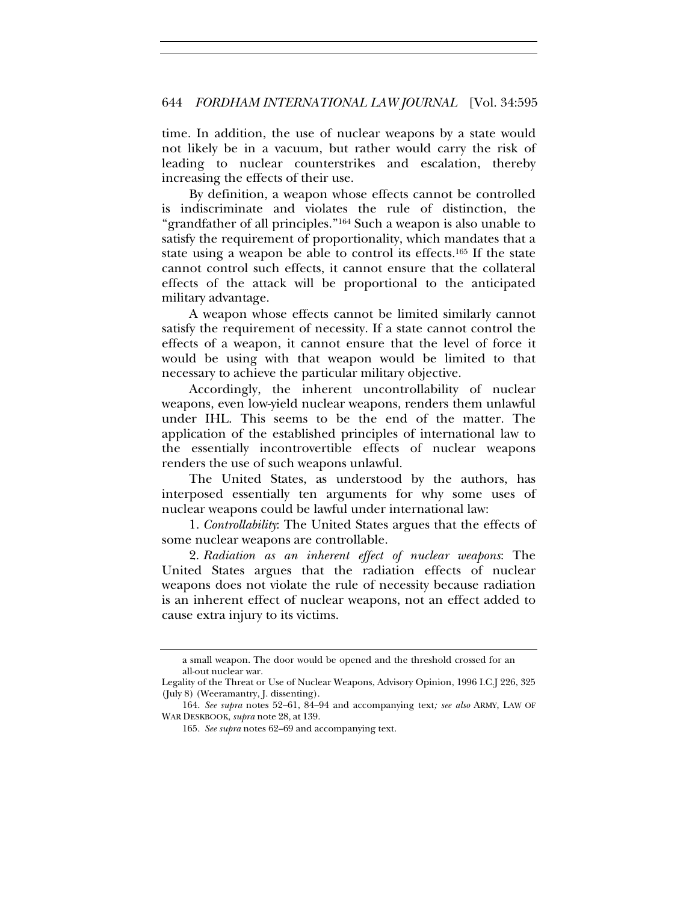time. In addition, the use of nuclear weapons by a state would not likely be in a vacuum, but rather would carry the risk of leading to nuclear counterstrikes and escalation, thereby increasing the effects of their use.

By definition, a weapon whose effects cannot be controlled is indiscriminate and violates the rule of distinction, the "grandfather of all principles."[164] Such a weapon is also unable to satisfy the requirement of proportionality, which mandates that a state using a weapon be able to control its effects.[165] If the state cannot control such effects, it cannot ensure that the collateral effects of the attack will be proportional to the anticipated military advantage.

A weapon whose effects cannot be limited similarly cannot satisfy the requirement of necessity. If a state cannot control the effects of a weapon, it cannot ensure that the level of force it would be using with that weapon would be limited to that necessary to achieve the particular military objective.

Accordingly, the inherent uncontrollability of nuclear weapons, even low-yield nuclear weapons, renders them unlawful under IHL. This seems to be the end of the matter. The application of the established principles of international law to the essentially incontrovertible effects of nuclear weapons renders the use of such weapons unlawful.

The United States, as understood by the authors, has interposed essentially ten arguments for why some uses of nuclear weapons could be lawful under international law:

1. *Controllability*: The United States argues that the effects of some nuclear weapons are controllable.

2. *Radiation as an inherent effect of nuclear weapons*: The United States argues that the radiation effects of nuclear weapons does not violate the rule of necessity because radiation is an inherent effect of nuclear weapons, not an effect added to cause extra injury to its victims.

---

a small weapon. The door would be opened and the threshold crossed for an all-out nuclear war.

Legality of the Threat or Use of Nuclear Weapons, Advisory Opinion, 1996 I.C.J 226, 325 (July 8) (Weeramantry, J. dissenting).

164. *See supra* notes 52–61, 84–94 and accompanying text*; see also* ARMY, LAW OF WAR DESKBOOK, *supra* note 28, at 139.

165. *See supra* notes 62–69 and accompanying text.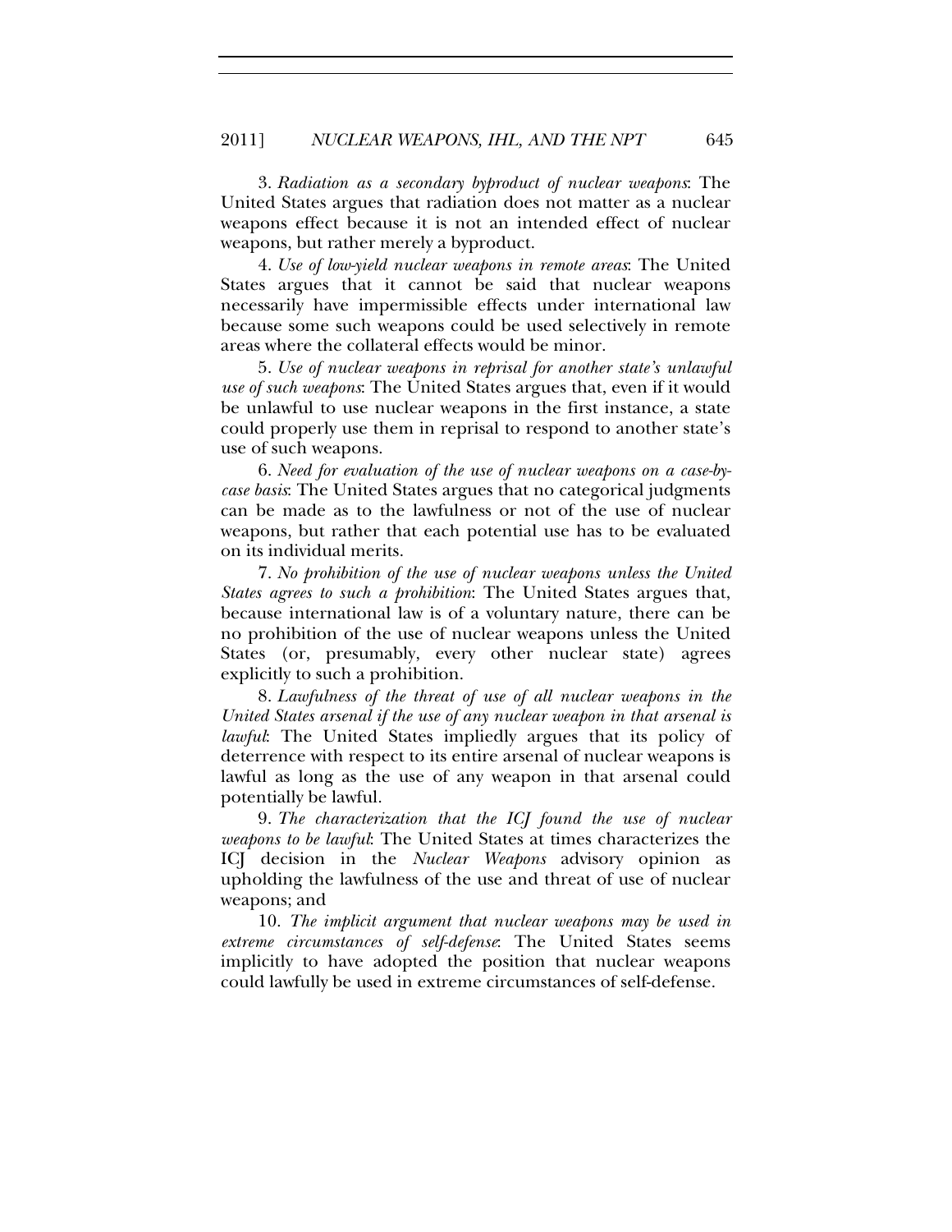3. *Radiation as a secondary byproduct of nuclear weapons*: The United States argues that radiation does not matter as a nuclear weapons effect because it is not an intended effect of nuclear weapons, but rather merely a byproduct.

4. *Use of low-yield nuclear weapons in remote areas*: The United States argues that it cannot be said that nuclear weapons necessarily have impermissible effects under international law because some such weapons could be used selectively in remote areas where the collateral effects would be minor.

5. *Use of nuclear weapons in reprisal for another state's unlawful use of such weapons*: The United States argues that, even if it would be unlawful to use nuclear weapons in the first instance, a state could properly use them in reprisal to respond to another state's use of such weapons.

6. *Need for evaluation of the use of nuclear weapons on a case-by-case basis*: The United States argues that no categorical judgments can be made as to the lawfulness or not of the use of nuclear weapons, but rather that each potential use has to be evaluated on its individual merits.

7. *No prohibition of the use of nuclear weapons unless the United States agrees to such a prohibition*: The United States argues that, because international law is of a voluntary nature, there can be no prohibition of the use of nuclear weapons unless the United States (or, presumably, every other nuclear state) agrees explicitly to such a prohibition.

8. *Lawfulness of the threat of use of all nuclear weapons in the United States arsenal if the use of any nuclear weapon in that arsenal is lawful*: The United States impliedly argues that its policy of deterrence with respect to its entire arsenal of nuclear weapons is lawful as long as the use of any weapon in that arsenal could potentially be lawful.

9. *The characterization that the ICJ found the use of nuclear weapons to be lawful*: The United States at times characterizes the ICJ decision in the *Nuclear Weapons* advisory opinion as upholding the lawfulness of the use and threat of use of nuclear weapons; and

10. *The implicit argument that nuclear weapons may be used in extreme circumstances of self-defense*: The United States seems implicitly to have adopted the position that nuclear weapons could lawfully be used in extreme circumstances of self-defense.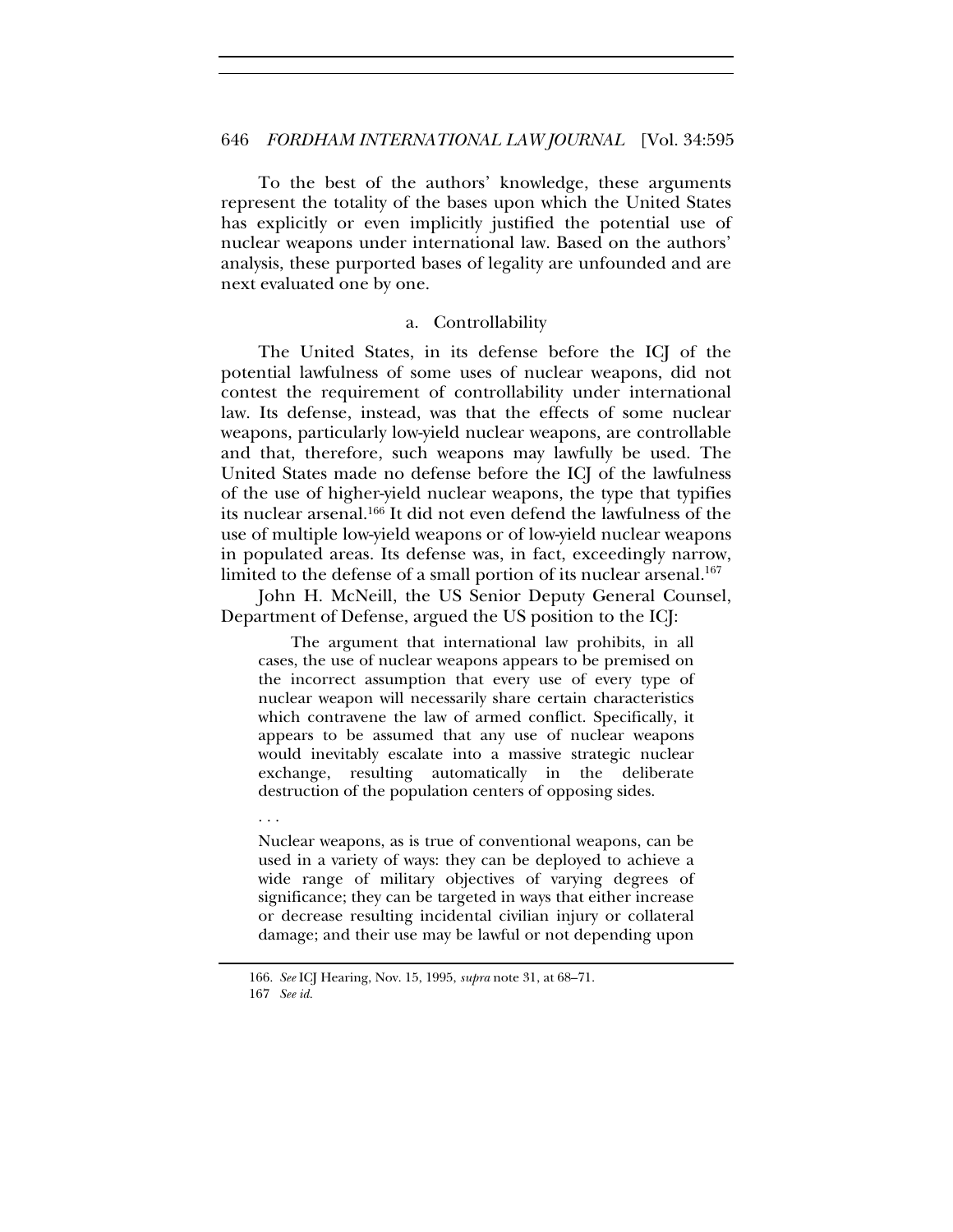To the best of the authors' knowledge, these arguments represent the totality of the bases upon which the United States has explicitly or even implicitly justified the potential use of nuclear weapons under international law. Based on the authors' analysis, these purported bases of legality are unfounded and are next evaluated one by one.

#### a. Controllability

The United States, in its defense before the ICJ of the potential lawfulness of some uses of nuclear weapons, did not contest the requirement of controllability under international law. Its defense, instead, was that the effects of some nuclear weapons, particularly low-yield nuclear weapons, are controllable and that, therefore, such weapons may lawfully be used. The United States made no defense before the ICJ of the lawfulness of the use of higher-yield nuclear weapons, the type that typifies its nuclear arsenal.[166] It did not even defend the lawfulness of the use of multiple low-yield weapons or of low-yield nuclear weapons in populated areas. Its defense was, in fact, exceedingly narrow, limited to the defense of a small portion of its nuclear arsenal.[167]

John H. McNeill, the US Senior Deputy General Counsel, Department of Defense, argued the US position to the ICJ:

> The argument that international law prohibits, in all cases, the use of nuclear weapons appears to be premised on the incorrect assumption that every use of every type of nuclear weapon will necessarily share certain characteristics which contravene the law of armed conflict. Specifically, it appears to be assumed that any use of nuclear weapons would inevitably escalate into a massive strategic nuclear exchange, resulting automatically in the deliberate destruction of the population centers of opposing sides.
>
> . . .
>
> Nuclear weapons, as is true of conventional weapons, can be used in a variety of ways: they can be deployed to achieve a wide range of military objectives of varying degrees of significance; they can be targeted in ways that either increase or decrease resulting incidental civilian injury or collateral damage; and their use may be lawful or not depending upon

166. *See* ICJ Hearing, Nov. 15, 1995, *supra* note 31, at 68–71.

167 *See id.*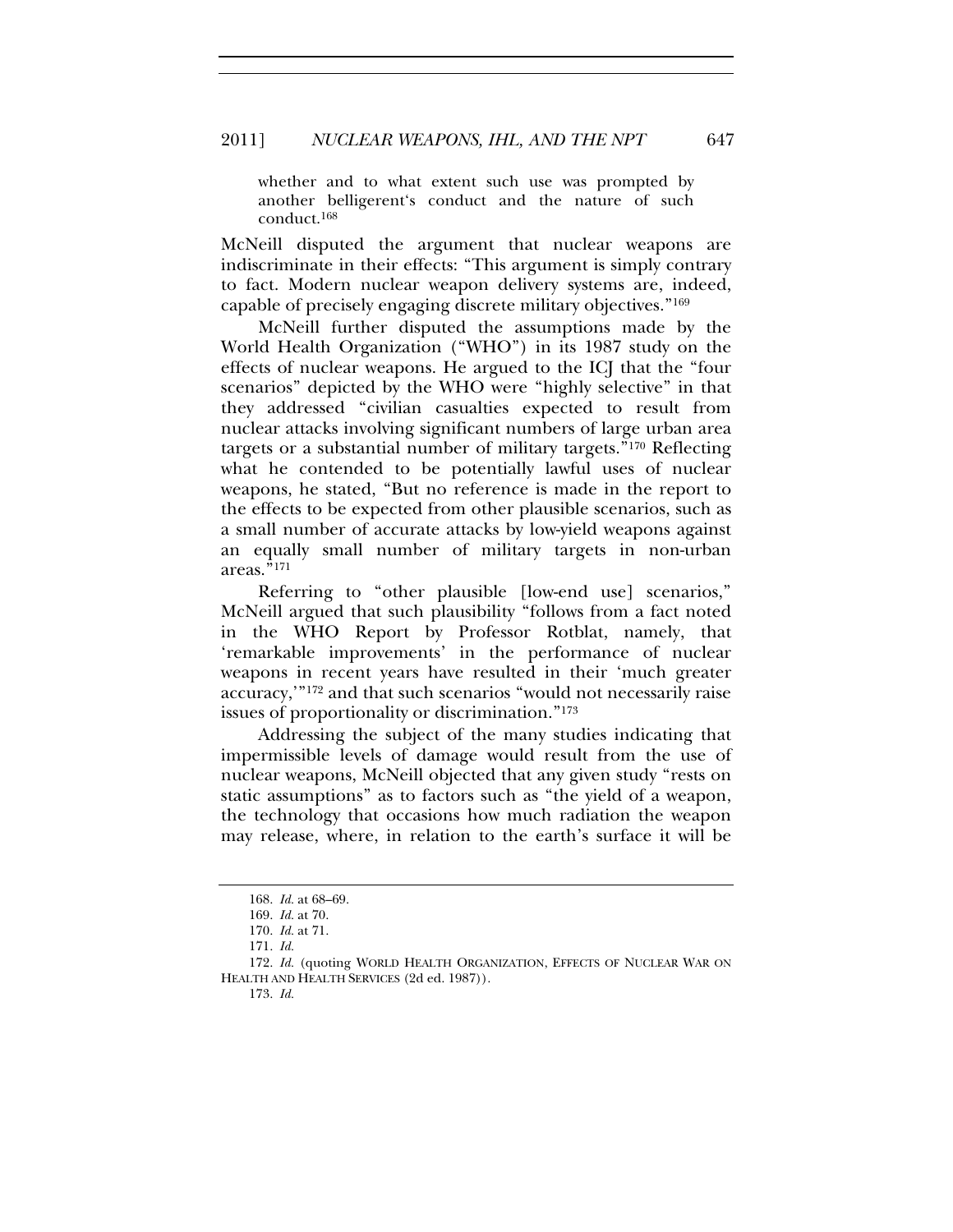> whether and to what extent such use was prompted by another belligerent's conduct and the nature of such conduct.[168]

McNeill disputed the argument that nuclear weapons are indiscriminate in their effects: "This argument is simply contrary to fact. Modern nuclear weapon delivery systems are, indeed, capable of precisely engaging discrete military objectives."[169]

McNeill further disputed the assumptions made by the World Health Organization ("WHO") in its 1987 study on the effects of nuclear weapons. He argued to the ICJ that the "four scenarios" depicted by the WHO were "highly selective" in that they addressed "civilian casualties expected to result from nuclear attacks involving significant numbers of large urban area targets or a substantial number of military targets."[170] Reflecting what he contended to be potentially lawful uses of nuclear weapons, he stated, "But no reference is made in the report to the effects to be expected from other plausible scenarios, such as a small number of accurate attacks by low-yield weapons against an equally small number of military targets in non-urban areas."[171]

Referring to "other plausible [low-end use] scenarios," McNeill argued that such plausibility "follows from a fact noted in the WHO Report by Professor Rotblat, namely, that 'remarkable improvements' in the performance of nuclear weapons in recent years have resulted in their 'much greater accuracy,'"[172] and that such scenarios "would not necessarily raise issues of proportionality or discrimination."[173]

Addressing the subject of the many studies indicating that impermissible levels of damage would result from the use of nuclear weapons, McNeill objected that any given study "rests on static assumptions" as to factors such as "the yield of a weapon, the technology that occasions how much radiation the weapon may release, where, in relation to the earth's surface it will be

---

168. *Id.* at 68–69.

169. *Id.* at 70.

170. *Id.* at 71.

171. *Id.*

172. *Id.* (quoting WORLD HEALTH ORGANIZATION, EFFECTS OF NUCLEAR WAR ON HEALTH AND HEALTH SERVICES (2d ed. 1987)).

173. *Id.*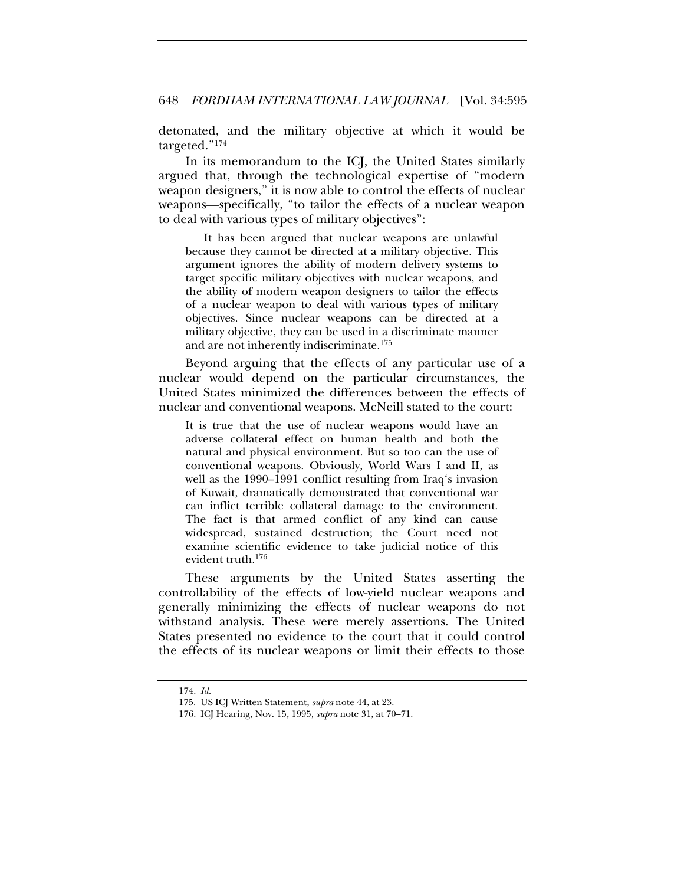detonated, and the military objective at which it would be targeted."[174]

In its memorandum to the ICJ, the United States similarly argued that, through the technological expertise of "modern weapon designers," it is now able to control the effects of nuclear weapons—specifically, "to tailor the effects of a nuclear weapon to deal with various types of military objectives":

> It has been argued that nuclear weapons are unlawful because they cannot be directed at a military objective. This argument ignores the ability of modern delivery systems to target specific military objectives with nuclear weapons, and the ability of modern weapon designers to tailor the effects of a nuclear weapon to deal with various types of military objectives. Since nuclear weapons can be directed at a military objective, they can be used in a discriminate manner and are not inherently indiscriminate.[175]

Beyond arguing that the effects of any particular use of a nuclear would depend on the particular circumstances, the United States minimized the differences between the effects of nuclear and conventional weapons. McNeill stated to the court:

> It is true that the use of nuclear weapons would have an adverse collateral effect on human health and both the natural and physical environment. But so too can the use of conventional weapons. Obviously, World Wars I and II, as well as the 1990–1991 conflict resulting from Iraq's invasion of Kuwait, dramatically demonstrated that conventional war can inflict terrible collateral damage to the environment. The fact is that armed conflict of any kind can cause widespread, sustained destruction; the Court need not examine scientific evidence to take judicial notice of this evident truth.[176]

These arguments by the United States asserting the controllability of the effects of low-yield nuclear weapons and generally minimizing the effects of nuclear weapons do not withstand analysis. These were merely assertions. The United States presented no evidence to the court that it could control the effects of its nuclear weapons or limit their effects to those

174. *Id.*

175. US ICJ Written Statement, *supra* note 44, at 23.

176. ICJ Hearing, Nov. 15, 1995, *supra* note 31, at 70–71.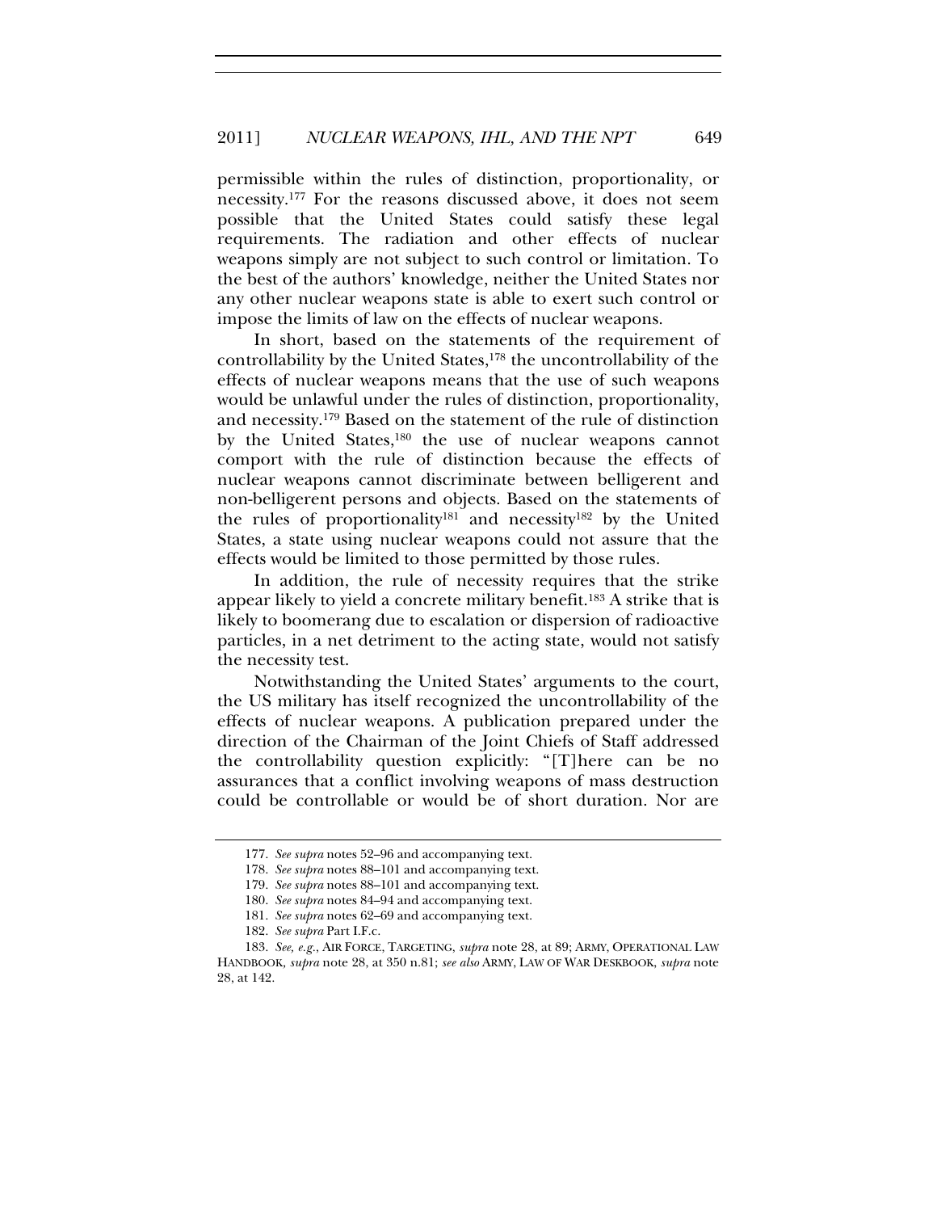permissible within the rules of distinction, proportionality, or necessity.[177] For the reasons discussed above, it does not seem possible that the United States could satisfy these legal requirements. The radiation and other effects of nuclear weapons simply are not subject to such control or limitation. To the best of the authors' knowledge, neither the United States nor any other nuclear weapons state is able to exert such control or impose the limits of law on the effects of nuclear weapons.

In short, based on the statements of the requirement of controllability by the United States,[178] the uncontrollability of the effects of nuclear weapons means that the use of such weapons would be unlawful under the rules of distinction, proportionality, and necessity.[179] Based on the statement of the rule of distinction by the United States,[180] the use of nuclear weapons cannot comport with the rule of distinction because the effects of nuclear weapons cannot discriminate between belligerent and non-belligerent persons and objects. Based on the statements of the rules of proportionality[181] and necessity[182] by the United States, a state using nuclear weapons could not assure that the effects would be limited to those permitted by those rules.

In addition, the rule of necessity requires that the strike appear likely to yield a concrete military benefit.[183] A strike that is likely to boomerang due to escalation or dispersion of radioactive particles, in a net detriment to the acting state, would not satisfy the necessity test.

Notwithstanding the United States' arguments to the court, the US military has itself recognized the uncontrollability of the effects of nuclear weapons. A publication prepared under the direction of the Chairman of the Joint Chiefs of Staff addressed the controllability question explicitly: "[T]here can be no assurances that a conflict involving weapons of mass destruction could be controllable or would be of short duration. Nor are

177. *See supra* notes 52–96 and accompanying text.

178. *See supra* notes 88–101 and accompanying text.

179. *See supra* notes 88–101 and accompanying text.

180. *See supra* notes 84–94 and accompanying text.

181. *See supra* notes 62–69 and accompanying text.

182. *See supra* Part I.F.c.

183. *See, e.g.*, AIR FORCE, TARGETING, *supra* note 28, at 89; ARMY, OPERATIONAL LAW HANDBOOK, *supra* note 28, at 350 n.81; *see also* ARMY, LAW OF WAR DESKBOOK, *supra* note 28, at 142.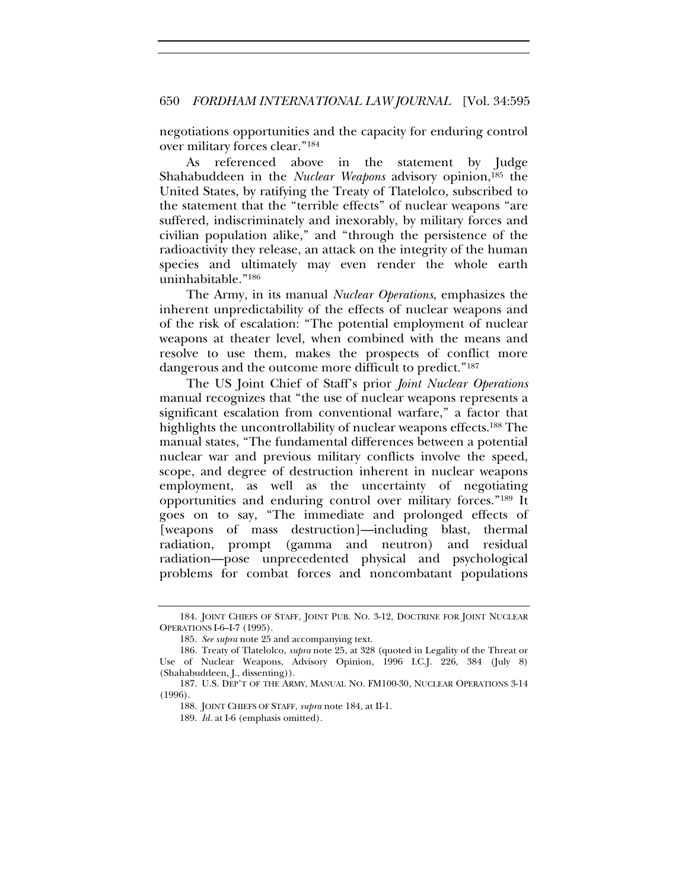negotiations opportunities and the capacity for enduring control over military forces clear."[184]

As referenced above in the statement by Judge Shahabuddeen in the *Nuclear Weapons* advisory opinion,[185] the United States, by ratifying the Treaty of Tlatelolco, subscribed to the statement that the "terrible effects" of nuclear weapons "are suffered, indiscriminately and inexorably, by military forces and civilian population alike," and "through the persistence of the radioactivity they release, an attack on the integrity of the human species and ultimately may even render the whole earth uninhabitable."[186]

The Army, in its manual *Nuclear Operations*, emphasizes the inherent unpredictability of the effects of nuclear weapons and of the risk of escalation: "The potential employment of nuclear weapons at theater level, when combined with the means and resolve to use them, makes the prospects of conflict more dangerous and the outcome more difficult to predict."[187]

The US Joint Chief of Staff's prior *Joint Nuclear Operations* manual recognizes that "the use of nuclear weapons represents a significant escalation from conventional warfare," a factor that highlights the uncontrollability of nuclear weapons effects.[188] The manual states, "The fundamental differences between a potential nuclear war and previous military conflicts involve the speed, scope, and degree of destruction inherent in nuclear weapons employment, as well as the uncertainty of negotiating opportunities and enduring control over military forces."[189] It goes on to say, "The immediate and prolonged effects of [weapons of mass destruction]—including blast, thermal radiation, prompt (gamma and neutron) and residual radiation—pose unprecedented physical and psychological problems for combat forces and noncombatant populations

---

184. JOINT CHIEFS OF STAFF, JOINT PUB. NO. 3-12, DOCTRINE FOR JOINT NUCLEAR OPERATIONS I-6–I-7 (1995).

185. *See supra* note 25 and accompanying text.

186. Treaty of Tlatelolco, *supra* note 25, at 328 (quoted in Legality of the Threat or Use of Nuclear Weapons, Advisory Opinion, 1996 I.C.J. 226, 384 (July 8) (Shahabuddeen, J., dissenting)).

187. U.S. DEP'T OF THE ARMY, MANUAL NO. FM100-30, NUCLEAR OPERATIONS 3-14 (1996).

188. JOINT CHIEFS OF STAFF, *supra* note 184, at II-1.

189. *Id.* at I-6 (emphasis omitted).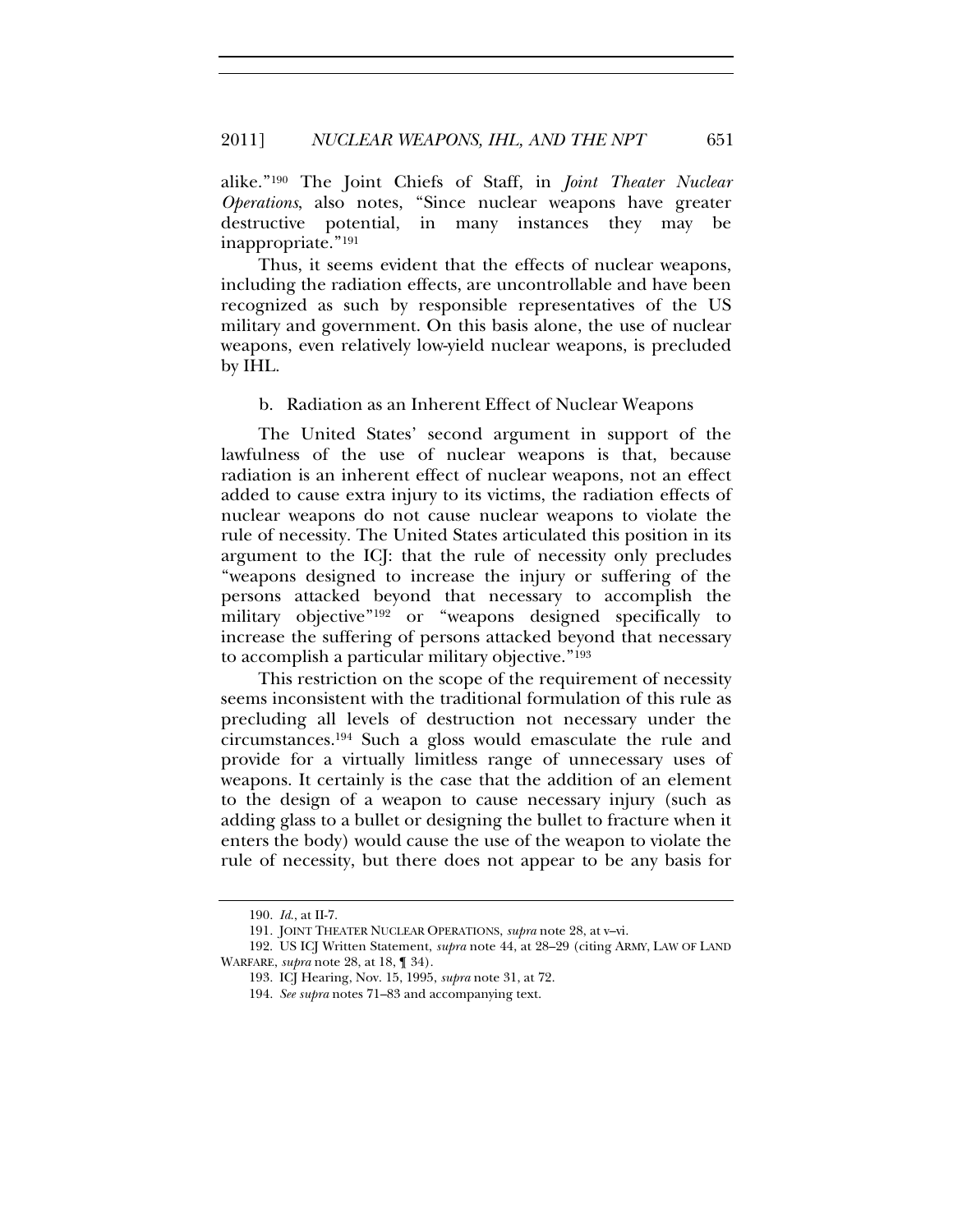alike."[190] The Joint Chiefs of Staff, in *Joint Theater Nuclear Operations*, also notes, "Since nuclear weapons have greater destructive potential, in many instances they may be inappropriate."[191]

Thus, it seems evident that the effects of nuclear weapons, including the radiation effects, are uncontrollable and have been recognized as such by responsible representatives of the US military and government. On this basis alone, the use of nuclear weapons, even relatively low-yield nuclear weapons, is precluded by IHL.

b. Radiation as an Inherent Effect of Nuclear Weapons

The United States' second argument in support of the lawfulness of the use of nuclear weapons is that, because radiation is an inherent effect of nuclear weapons, not an effect added to cause extra injury to its victims, the radiation effects of nuclear weapons do not cause nuclear weapons to violate the rule of necessity. The United States articulated this position in its argument to the ICJ: that the rule of necessity only precludes "weapons designed to increase the injury or suffering of the persons attacked beyond that necessary to accomplish the military objective"[192] or "weapons designed specifically to increase the suffering of persons attacked beyond that necessary to accomplish a particular military objective."[193]

This restriction on the scope of the requirement of necessity seems inconsistent with the traditional formulation of this rule as precluding all levels of destruction not necessary under the circumstances.[194] Such a gloss would emasculate the rule and provide for a virtually limitless range of unnecessary uses of weapons. It certainly is the case that the addition of an element to the design of a weapon to cause necessary injury (such as adding glass to a bullet or designing the bullet to fracture when it enters the body) would cause the use of the weapon to violate the rule of necessity, but there does not appear to be any basis for

---

190. *Id.*, at II-7.

191. JOINT THEATER NUCLEAR OPERATIONS, *supra* note 28, at v–vi.

192. US ICJ Written Statement, *supra* note 44, at 28–29 (citing ARMY, LAW OF LAND WARFARE, *supra* note 28, at 18, ¶ 34).

193. ICJ Hearing, Nov. 15, 1995, *supra* note 31, at 72.

194. *See supra* notes 71–83 and accompanying text.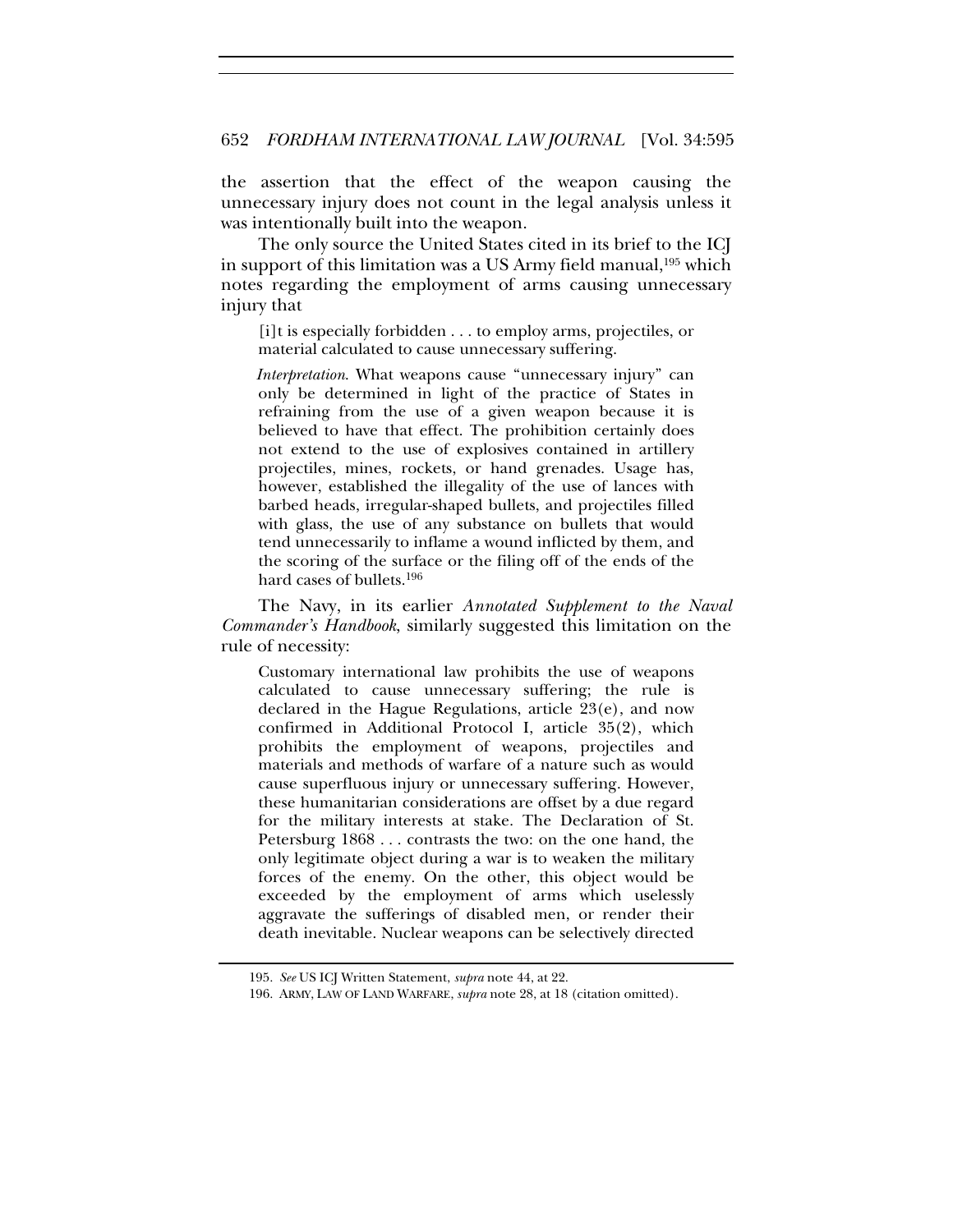the assertion that the effect of the weapon causing the unnecessary injury does not count in the legal analysis unless it was intentionally built into the weapon.

The only source the United States cited in its brief to the ICJ in support of this limitation was a US Army field manual,[195] which notes regarding the employment of arms causing unnecessary injury that

> [i]t is especially forbidden . . . to employ arms, projectiles, or material calculated to cause unnecessary suffering.
>
> *Interpretation*. What weapons cause "unnecessary injury" can only be determined in light of the practice of States in refraining from the use of a given weapon because it is believed to have that effect. The prohibition certainly does not extend to the use of explosives contained in artillery projectiles, mines, rockets, or hand grenades. Usage has, however, established the illegality of the use of lances with barbed heads, irregular-shaped bullets, and projectiles filled with glass, the use of any substance on bullets that would tend unnecessarily to inflame a wound inflicted by them, and the scoring of the surface or the filing off of the ends of the hard cases of bullets.[196]

The Navy, in its earlier *Annotated Supplement to the Naval Commander's Handbook*, similarly suggested this limitation on the rule of necessity:

> Customary international law prohibits the use of weapons calculated to cause unnecessary suffering; the rule is declared in the Hague Regulations, article 23(e), and now confirmed in Additional Protocol I, article 35(2), which prohibits the employment of weapons, projectiles and materials and methods of warfare of a nature such as would cause superfluous injury or unnecessary suffering. However, these humanitarian considerations are offset by a due regard for the military interests at stake. The Declaration of St. Petersburg 1868 . . . contrasts the two: on the one hand, the only legitimate object during a war is to weaken the military forces of the enemy. On the other, this object would be exceeded by the employment of arms which uselessly aggravate the sufferings of disabled men, or render their death inevitable. Nuclear weapons can be selectively directed

195. *See* US ICJ Written Statement, *supra* note 44, at 22.

196. ARMY, LAW OF LAND WARFARE, *supra* note 28, at 18 (citation omitted).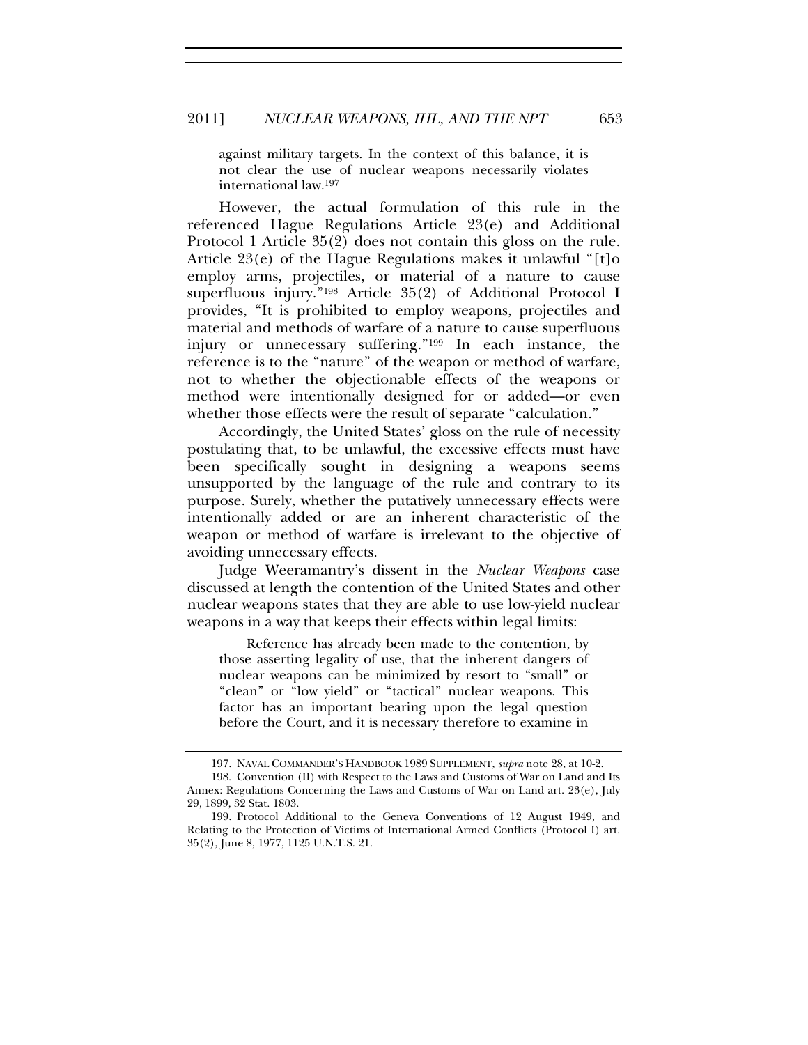> against military targets. In the context of this balance, it is not clear the use of nuclear weapons necessarily violates international law.[197]

However, the actual formulation of this rule in the referenced Hague Regulations Article 23(e) and Additional Protocol 1 Article 35(2) does not contain this gloss on the rule. Article 23(e) of the Hague Regulations makes it unlawful "[t]o employ arms, projectiles, or material of a nature to cause superfluous injury."[198] Article 35(2) of Additional Protocol I provides, "It is prohibited to employ weapons, projectiles and material and methods of warfare of a nature to cause superfluous injury or unnecessary suffering."[199] In each instance, the reference is to the "nature" of the weapon or method of warfare, not to whether the objectionable effects of the weapons or method were intentionally designed for or added—or even whether those effects were the result of separate "calculation."

Accordingly, the United States' gloss on the rule of necessity postulating that, to be unlawful, the excessive effects must have been specifically sought in designing a weapons seems unsupported by the language of the rule and contrary to its purpose. Surely, whether the putatively unnecessary effects were intentionally added or are an inherent characteristic of the weapon or method of warfare is irrelevant to the objective of avoiding unnecessary effects.

Judge Weeramantry's dissent in the *Nuclear Weapons* case discussed at length the contention of the United States and other nuclear weapons states that they are able to use low-yield nuclear weapons in a way that keeps their effects within legal limits:

> Reference has already been made to the contention, by those asserting legality of use, that the inherent dangers of nuclear weapons can be minimized by resort to "small" or "clean" or "low yield" or "tactical" nuclear weapons. This factor has an important bearing upon the legal question before the Court, and it is necessary therefore to examine in

---

197. NAVAL COMMANDER'S HANDBOOK 1989 SUPPLEMENT, *supra* note 28, at 10-2.

198. Convention (II) with Respect to the Laws and Customs of War on Land and Its Annex: Regulations Concerning the Laws and Customs of War on Land art. 23(e), July 29, 1899, 32 Stat. 1803.

199. Protocol Additional to the Geneva Conventions of 12 August 1949, and Relating to the Protection of Victims of International Armed Conflicts (Protocol I) art. 35(2), June 8, 1977, 1125 U.N.T.S. 21.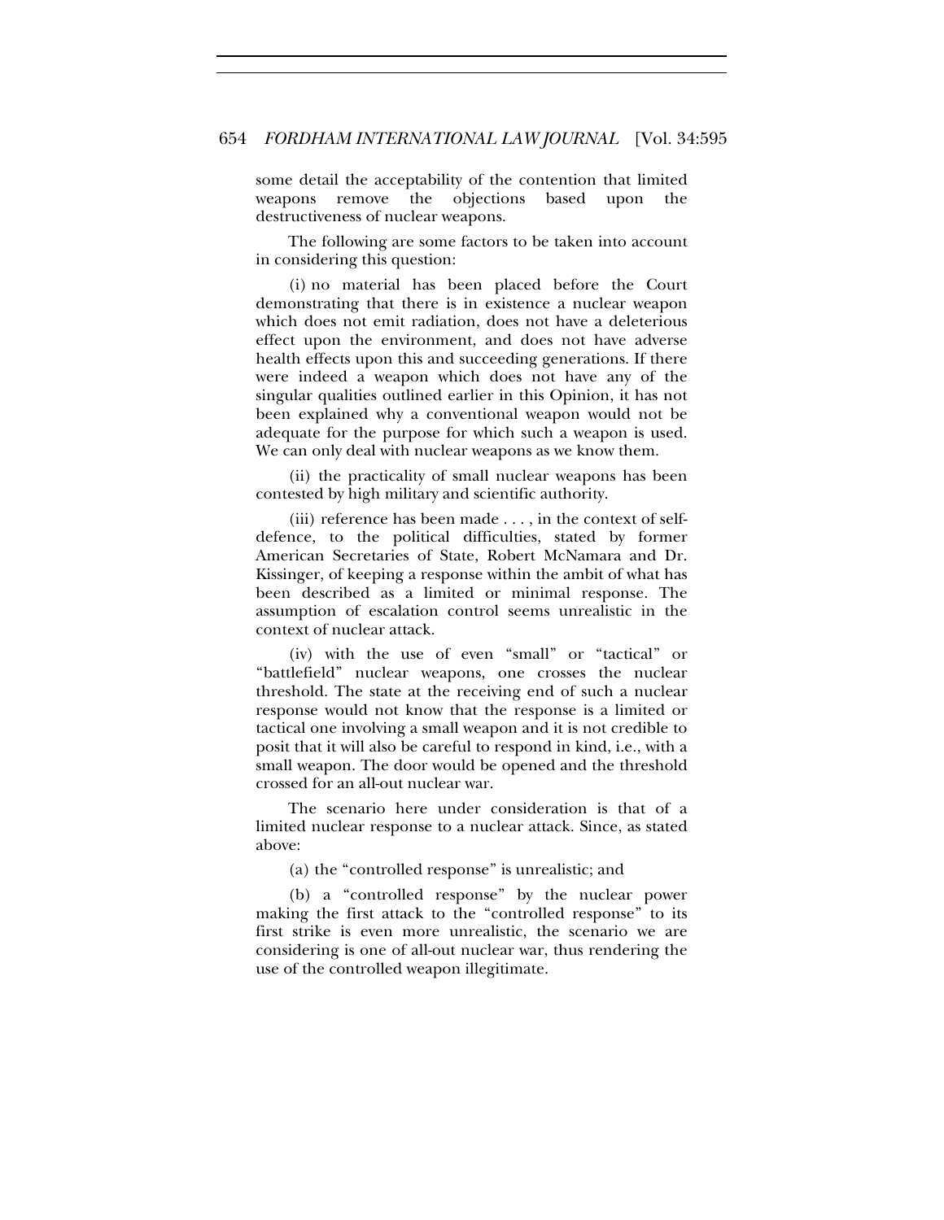some detail the acceptability of the contention that limited weapons remove the objections based upon the destructiveness of nuclear weapons.

The following are some factors to be taken into account in considering this question:

(i) no material has been placed before the Court demonstrating that there is in existence a nuclear weapon which does not emit radiation, does not have a deleterious effect upon the environment, and does not have adverse health effects upon this and succeeding generations. If there were indeed a weapon which does not have any of the singular qualities outlined earlier in this Opinion, it has not been explained why a conventional weapon would not be adequate for the purpose for which such a weapon is used. We can only deal with nuclear weapons as we know them.

(ii) the practicality of small nuclear weapons has been contested by high military and scientific authority.

(iii) reference has been made . . . , in the context of self-defence, to the political difficulties, stated by former American Secretaries of State, Robert McNamara and Dr. Kissinger, of keeping a response within the ambit of what has been described as a limited or minimal response. The assumption of escalation control seems unrealistic in the context of nuclear attack.

(iv) with the use of even "small" or "tactical" or "battlefield" nuclear weapons, one crosses the nuclear threshold. The state at the receiving end of such a nuclear response would not know that the response is a limited or tactical one involving a small weapon and it is not credible to posit that it will also be careful to respond in kind, i.e., with a small weapon. The door would be opened and the threshold crossed for an all-out nuclear war.

The scenario here under consideration is that of a limited nuclear response to a nuclear attack. Since, as stated above:

(a) the "controlled response" is unrealistic; and

(b) a "controlled response" by the nuclear power making the first attack to the "controlled response" to its first strike is even more unrealistic, the scenario we are considering is one of all-out nuclear war, thus rendering the use of the controlled weapon illegitimate.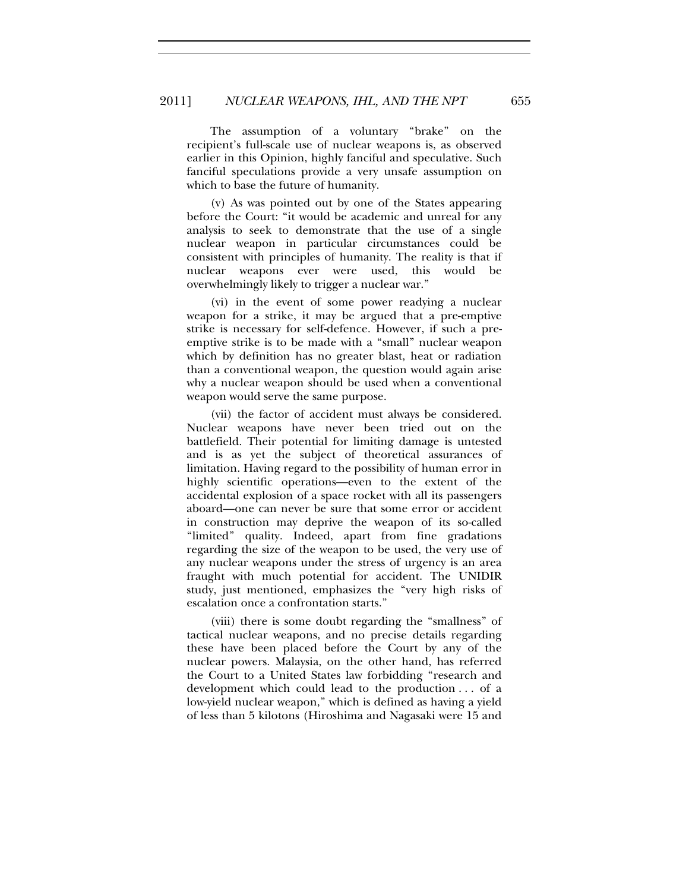The assumption of a voluntary "brake" on the recipient's full-scale use of nuclear weapons is, as observed earlier in this Opinion, highly fanciful and speculative. Such fanciful speculations provide a very unsafe assumption on which to base the future of humanity.

(v) As was pointed out by one of the States appearing before the Court: "it would be academic and unreal for any analysis to seek to demonstrate that the use of a single nuclear weapon in particular circumstances could be consistent with principles of humanity. The reality is that if nuclear weapons ever were used, this would be overwhelmingly likely to trigger a nuclear war."

(vi) in the event of some power readying a nuclear weapon for a strike, it may be argued that a pre-emptive strike is necessary for self-defence. However, if such a pre-emptive strike is to be made with a "small" nuclear weapon which by definition has no greater blast, heat or radiation than a conventional weapon, the question would again arise why a nuclear weapon should be used when a conventional weapon would serve the same purpose.

(vii) the factor of accident must always be considered. Nuclear weapons have never been tried out on the battlefield. Their potential for limiting damage is untested and is as yet the subject of theoretical assurances of limitation. Having regard to the possibility of human error in highly scientific operations—even to the extent of the accidental explosion of a space rocket with all its passengers aboard—one can never be sure that some error or accident in construction may deprive the weapon of its so-called "limited" quality. Indeed, apart from fine gradations regarding the size of the weapon to be used, the very use of any nuclear weapons under the stress of urgency is an area fraught with much potential for accident. The UNIDIR study, just mentioned, emphasizes the "very high risks of escalation once a confrontation starts."

(viii) there is some doubt regarding the "smallness" of tactical nuclear weapons, and no precise details regarding these have been placed before the Court by any of the nuclear powers. Malaysia, on the other hand, has referred the Court to a United States law forbidding "research and development which could lead to the production . . . of a low-yield nuclear weapon," which is defined as having a yield of less than 5 kilotons (Hiroshima and Nagasaki were 15 and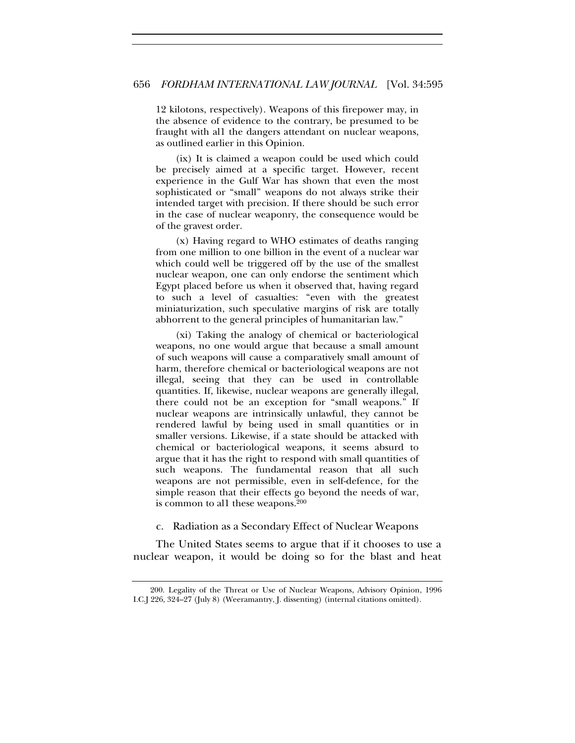12 kilotons, respectively). Weapons of this firepower may, in the absence of evidence to the contrary, be presumed to be fraught with al1 the dangers attendant on nuclear weapons, as outlined earlier in this Opinion.

(ix) It is claimed a weapon could be used which could be precisely aimed at a specific target. However, recent experience in the Gulf War has shown that even the most sophisticated or "small" weapons do not always strike their intended target with precision. If there should be such error in the case of nuclear weaponry, the consequence would be of the gravest order.

(x) Having regard to WHO estimates of deaths ranging from one million to one billion in the event of a nuclear war which could well be triggered off by the use of the smallest nuclear weapon, one can only endorse the sentiment which Egypt placed before us when it observed that, having regard to such a level of casualties: "even with the greatest miniaturization, such speculative margins of risk are totally abhorrent to the general principles of humanitarian law."

(xi) Taking the analogy of chemical or bacteriological weapons, no one would argue that because a small amount of such weapons will cause a comparatively small amount of harm, therefore chemical or bacteriological weapons are not illegal, seeing that they can be used in controllable quantities. If, likewise, nuclear weapons are generally illegal, there could not be an exception for "small weapons." If nuclear weapons are intrinsically unlawful, they cannot be rendered lawful by being used in small quantities or in smaller versions. Likewise, if a state should be attacked with chemical or bacteriological weapons, it seems absurd to argue that it has the right to respond with small quantities of such weapons. The fundamental reason that all such weapons are not permissible, even in self-defence, for the simple reason that their effects go beyond the needs of war, is common to al1 these weapons.[200]

#### c. Radiation as a Secondary Effect of Nuclear Weapons

The United States seems to argue that if it chooses to use a nuclear weapon, it would be doing so for the blast and heat

200. Legality of the Threat or Use of Nuclear Weapons, Advisory Opinion, 1996 I.C.J 226, 324–27 (July 8) (Weeramantry, J. dissenting) (internal citations omitted).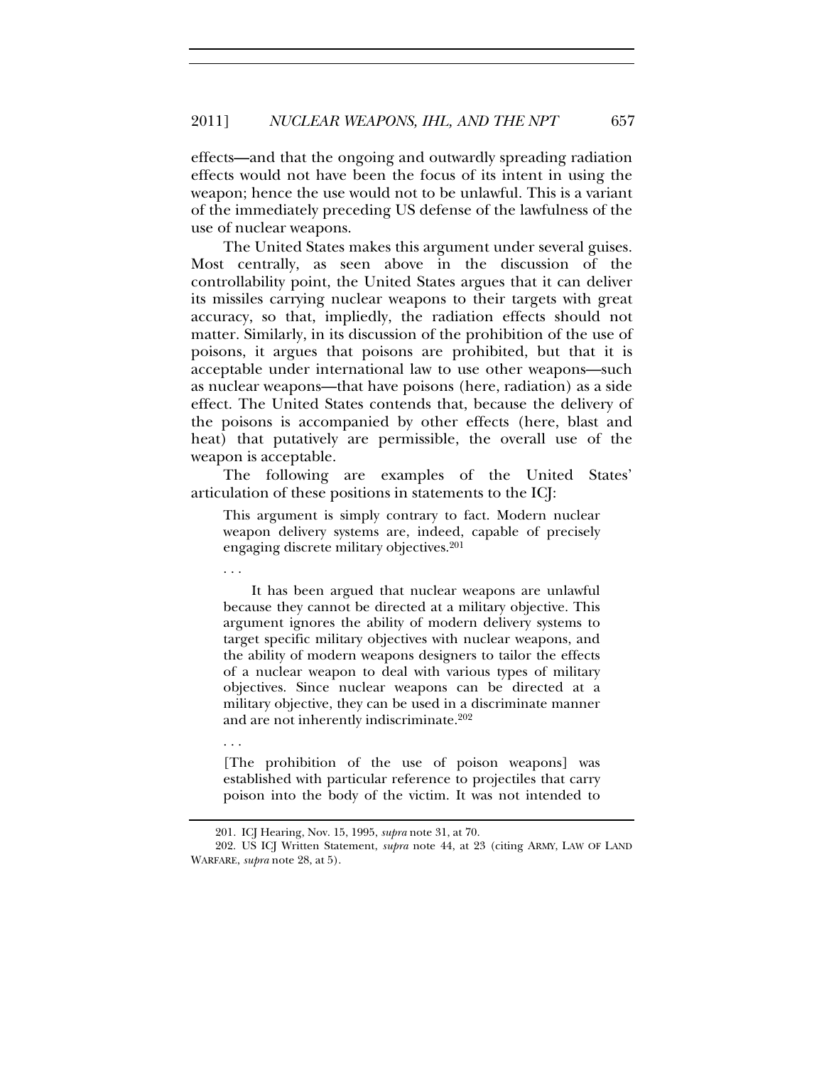effects—and that the ongoing and outwardly spreading radiation effects would not have been the focus of its intent in using the weapon; hence the use would not to be unlawful. This is a variant of the immediately preceding US defense of the lawfulness of the use of nuclear weapons.

The United States makes this argument under several guises. Most centrally, as seen above in the discussion of the controllability point, the United States argues that it can deliver its missiles carrying nuclear weapons to their targets with great accuracy, so that, impliedly, the radiation effects should not matter. Similarly, in its discussion of the prohibition of the use of poisons, it argues that poisons are prohibited, but that it is acceptable under international law to use other weapons—such as nuclear weapons—that have poisons (here, radiation) as a side effect. The United States contends that, because the delivery of the poisons is accompanied by other effects (here, blast and heat) that putatively are permissible, the overall use of the weapon is acceptable.

The following are examples of the United States' articulation of these positions in statements to the ICJ:

> This argument is simply contrary to fact. Modern nuclear weapon delivery systems are, indeed, capable of precisely engaging discrete military objectives.[201]
>
> . . .
>
> It has been argued that nuclear weapons are unlawful because they cannot be directed at a military objective. This argument ignores the ability of modern delivery systems to target specific military objectives with nuclear weapons, and the ability of modern weapons designers to tailor the effects of a nuclear weapon to deal with various types of military objectives. Since nuclear weapons can be directed at a military objective, they can be used in a discriminate manner and are not inherently indiscriminate.[202]
>
> . . .
>
> [The prohibition of the use of poison weapons] was established with particular reference to projectiles that carry poison into the body of the victim. It was not intended to

201. ICJ Hearing, Nov. 15, 1995, *supra* note 31, at 70.

202. US ICJ Written Statement, *supra* note 44, at 23 (citing ARMY, LAW OF LAND WARFARE, *supra* note 28, at 5).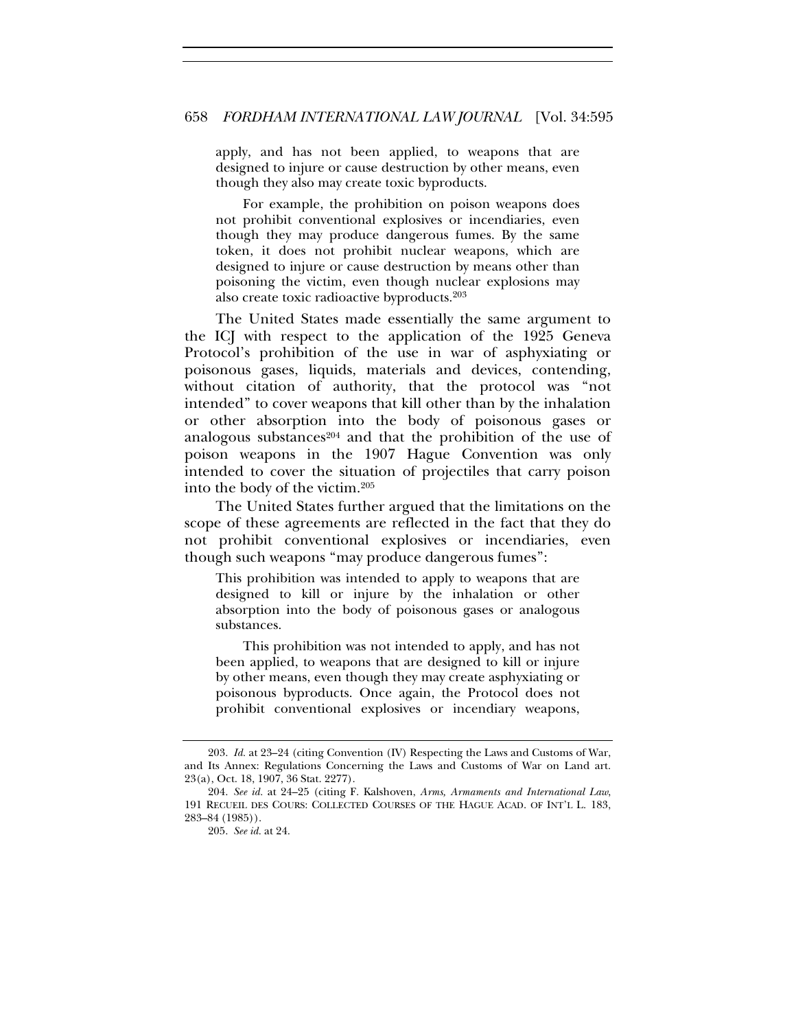> apply, and has not been applied, to weapons that are designed to injure or cause destruction by other means, even though they also may create toxic byproducts.
>
> For example, the prohibition on poison weapons does not prohibit conventional explosives or incendiaries, even though they may produce dangerous fumes. By the same token, it does not prohibit nuclear weapons, which are designed to injure or cause destruction by means other than poisoning the victim, even though nuclear explosions may also create toxic radioactive byproducts.[203]

The United States made essentially the same argument to the ICJ with respect to the application of the 1925 Geneva Protocol's prohibition of the use in war of asphyxiating or poisonous gases, liquids, materials and devices, contending, without citation of authority, that the protocol was "not intended" to cover weapons that kill other than by the inhalation or other absorption into the body of poisonous gases or analogous substances[204] and that the prohibition of the use of poison weapons in the 1907 Hague Convention was only intended to cover the situation of projectiles that carry poison into the body of the victim.[205]

The United States further argued that the limitations on the scope of these agreements are reflected in the fact that they do not prohibit conventional explosives or incendiaries, even though such weapons "may produce dangerous fumes":

> This prohibition was intended to apply to weapons that are designed to kill or injure by the inhalation or other absorption into the body of poisonous gases or analogous substances.
>
> This prohibition was not intended to apply, and has not been applied, to weapons that are designed to kill or injure by other means, even though they may create asphyxiating or poisonous byproducts. Once again, the Protocol does not prohibit conventional explosives or incendiary weapons,

---

203. *Id.* at 23–24 (citing Convention (IV) Respecting the Laws and Customs of War, and Its Annex: Regulations Concerning the Laws and Customs of War on Land art. 23(a), Oct. 18, 1907, 36 Stat. 2277).

204. *See id.* at 24–25 (citing F. Kalshoven, *Arms, Armaments and International Law*, 191 RECUEIL DES COURS: COLLECTED COURSES OF THE HAGUE ACAD. OF INT'L L. 183, 283–84 (1985)).

205. *See id.* at 24.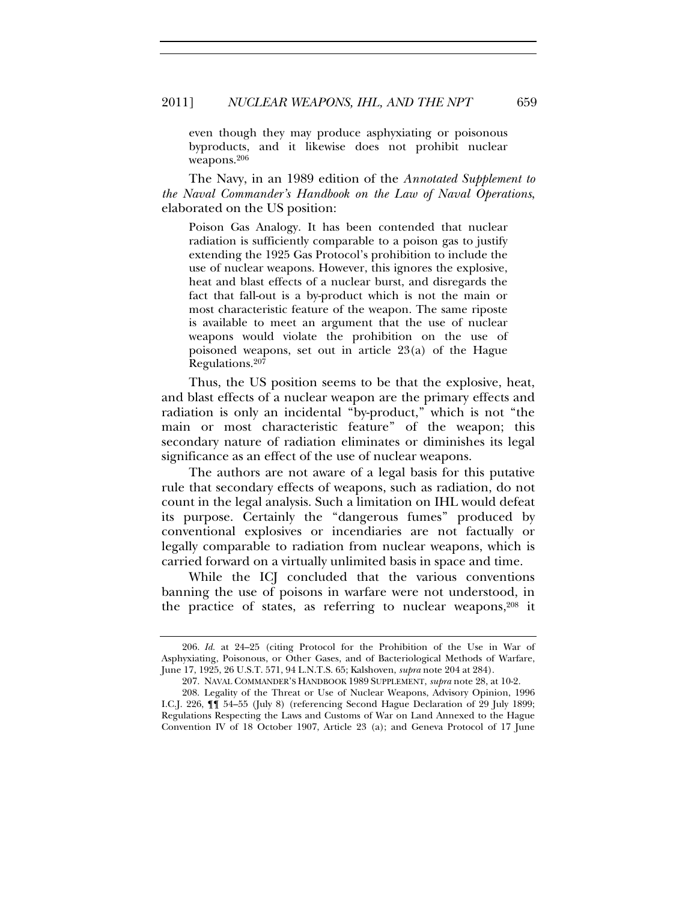even though they may produce asphyxiating or poisonous byproducts, and it likewise does not prohibit nuclear weapons.[206]

The Navy, in an 1989 edition of the *Annotated Supplement to the Naval Commander's Handbook on the Law of Naval Operations*, elaborated on the US position:

> Poison Gas Analogy. It has been contended that nuclear radiation is sufficiently comparable to a poison gas to justify extending the 1925 Gas Protocol's prohibition to include the use of nuclear weapons. However, this ignores the explosive, heat and blast effects of a nuclear burst, and disregards the fact that fall-out is a by-product which is not the main or most characteristic feature of the weapon. The same riposte is available to meet an argument that the use of nuclear weapons would violate the prohibition on the use of poisoned weapons, set out in article 23(a) of the Hague Regulations.[207]

Thus, the US position seems to be that the explosive, heat, and blast effects of a nuclear weapon are the primary effects and radiation is only an incidental "by-product," which is not "the main or most characteristic feature" of the weapon; this secondary nature of radiation eliminates or diminishes its legal significance as an effect of the use of nuclear weapons.

The authors are not aware of a legal basis for this putative rule that secondary effects of weapons, such as radiation, do not count in the legal analysis. Such a limitation on IHL would defeat its purpose. Certainly the "dangerous fumes" produced by conventional explosives or incendiaries are not factually or legally comparable to radiation from nuclear weapons, which is carried forward on a virtually unlimited basis in space and time.

While the ICJ concluded that the various conventions banning the use of poisons in warfare were not understood, in the practice of states, as referring to nuclear weapons,[208] it

---

206. *Id.* at 24–25 (citing Protocol for the Prohibition of the Use in War of Asphyxiating, Poisonous, or Other Gases, and of Bacteriological Methods of Warfare, June 17, 1925, 26 U.S.T. 571, 94 L.N.T.S. 65; Kalshoven, *supra* note 204 at 284).

207. NAVAL COMMANDER'S HANDBOOK 1989 SUPPLEMENT, *supra* note 28, at 10-2.

208. Legality of the Threat or Use of Nuclear Weapons, Advisory Opinion, 1996 I.C.J. 226, ¶¶ 54–55 (July 8) (referencing Second Hague Declaration of 29 July 1899; Regulations Respecting the Laws and Customs of War on Land Annexed to the Hague Convention IV of 18 October 1907, Article 23 (a); and Geneva Protocol of 17 June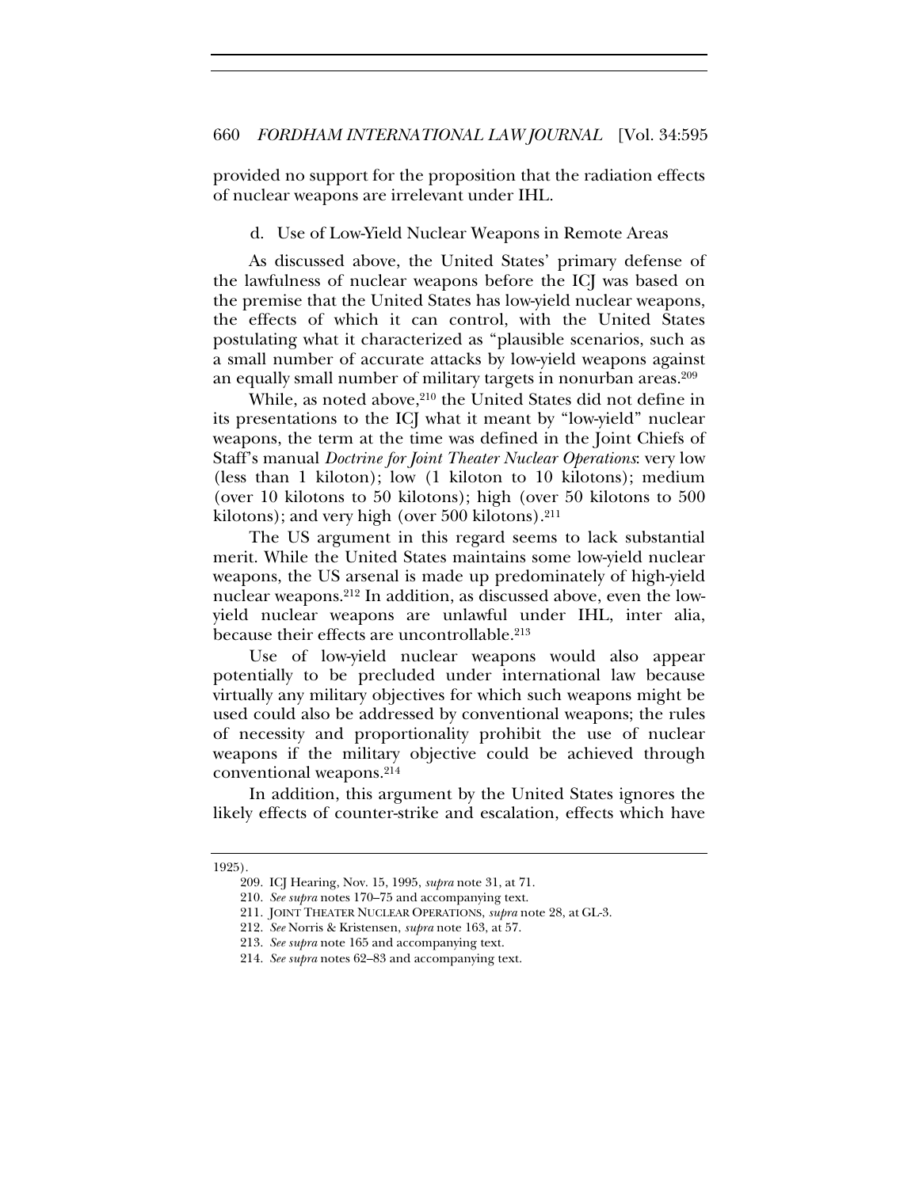provided no support for the proposition that the radiation effects of nuclear weapons are irrelevant under IHL.

#### d. Use of Low-Yield Nuclear Weapons in Remote Areas

As discussed above, the United States' primary defense of the lawfulness of nuclear weapons before the ICJ was based on the premise that the United States has low-yield nuclear weapons, the effects of which it can control, with the United States postulating what it characterized as "plausible scenarios, such as a small number of accurate attacks by low-yield weapons against an equally small number of military targets in nonurban areas.[209]

While, as noted above,[210] the United States did not define in its presentations to the ICJ what it meant by "low-yield" nuclear weapons, the term at the time was defined in the Joint Chiefs of Staff's manual *Doctrine for Joint Theater Nuclear Operations*: very low (less than 1 kiloton); low (1 kiloton to 10 kilotons); medium (over 10 kilotons to 50 kilotons); high (over 50 kilotons to 500 kilotons); and very high (over 500 kilotons).[211]

The US argument in this regard seems to lack substantial merit. While the United States maintains some low-yield nuclear weapons, the US arsenal is made up predominately of high-yield nuclear weapons.[212] In addition, as discussed above, even the low-yield nuclear weapons are unlawful under IHL, inter alia, because their effects are uncontrollable.[213]

Use of low-yield nuclear weapons would also appear potentially to be precluded under international law because virtually any military objectives for which such weapons might be used could also be addressed by conventional weapons; the rules of necessity and proportionality prohibit the use of nuclear weapons if the military objective could be achieved through conventional weapons.[214]

In addition, this argument by the United States ignores the likely effects of counter-strike and escalation, effects which have

---

1925).

209. ICJ Hearing, Nov. 15, 1995, *supra* note 31, at 71.

210. *See supra* notes 170–75 and accompanying text.

211. JOINT THEATER NUCLEAR OPERATIONS, *supra* note 28, at GL-3.

212. *See* Norris & Kristensen, *supra* note 163, at 57.

213. *See supra* note 165 and accompanying text.

214. *See supra* notes 62–83 and accompanying text.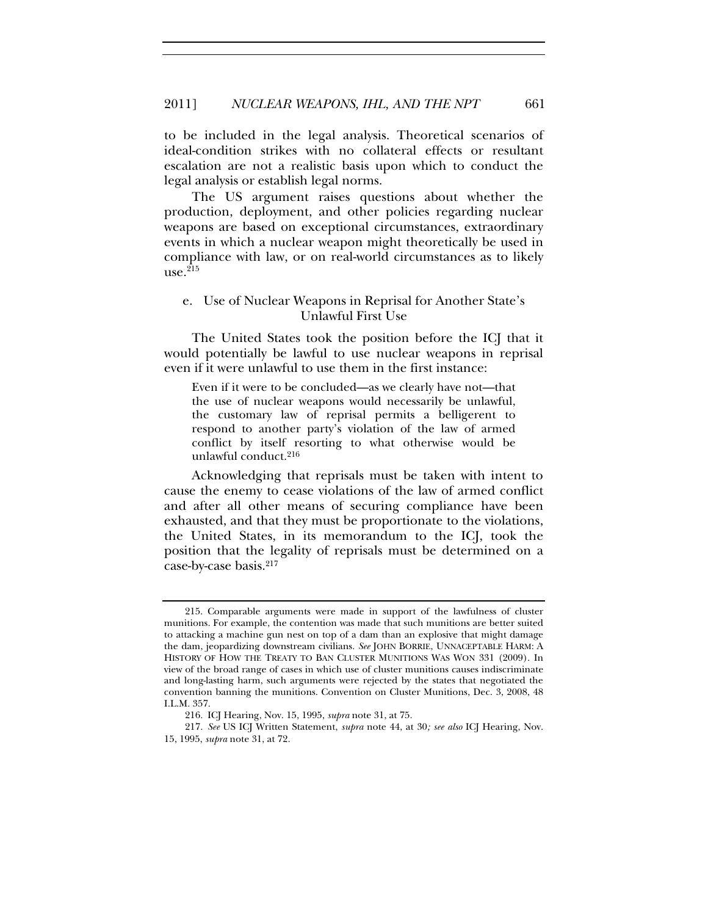to be included in the legal analysis. Theoretical scenarios of ideal-condition strikes with no collateral effects or resultant escalation are not a realistic basis upon which to conduct the legal analysis or establish legal norms.

The US argument raises questions about whether the production, deployment, and other policies regarding nuclear weapons are based on exceptional circumstances, extraordinary events in which a nuclear weapon might theoretically be used in compliance with law, or on real-world circumstances as to likely use.[215]

### e. Use of Nuclear Weapons in Reprisal for Another State's Unlawful First Use

The United States took the position before the ICJ that it would potentially be lawful to use nuclear weapons in reprisal even if it were unlawful to use them in the first instance:

> Even if it were to be concluded—as we clearly have not—that the use of nuclear weapons would necessarily be unlawful, the customary law of reprisal permits a belligerent to respond to another party's violation of the law of armed conflict by itself resorting to what otherwise would be unlawful conduct.[216]

Acknowledging that reprisals must be taken with intent to cause the enemy to cease violations of the law of armed conflict and after all other means of securing compliance have been exhausted, and that they must be proportionate to the violations, the United States, in its memorandum to the ICJ, took the position that the legality of reprisals must be determined on a case-by-case basis.[217]

---

215. Comparable arguments were made in support of the lawfulness of cluster munitions. For example, the contention was made that such munitions are better suited to attacking a machine gun nest on top of a dam than an explosive that might damage the dam, jeopardizing downstream civilians. *See* JOHN BORRIE, UNNACEPTABLE HARM: A HISTORY OF HOW THE TREATY TO BAN CLUSTER MUNITIONS WAS WON 331 (2009). In view of the broad range of cases in which use of cluster munitions causes indiscriminate and long-lasting harm, such arguments were rejected by the states that negotiated the convention banning the munitions. Convention on Cluster Munitions, Dec. 3, 2008, 48 I.L.M. 357.

216. ICJ Hearing, Nov. 15, 1995, *supra* note 31, at 75.

217. *See* US ICJ Written Statement, *supra* note 44, at 30*; see also* ICJ Hearing, Nov. 15, 1995, *supra* note 31, at 72.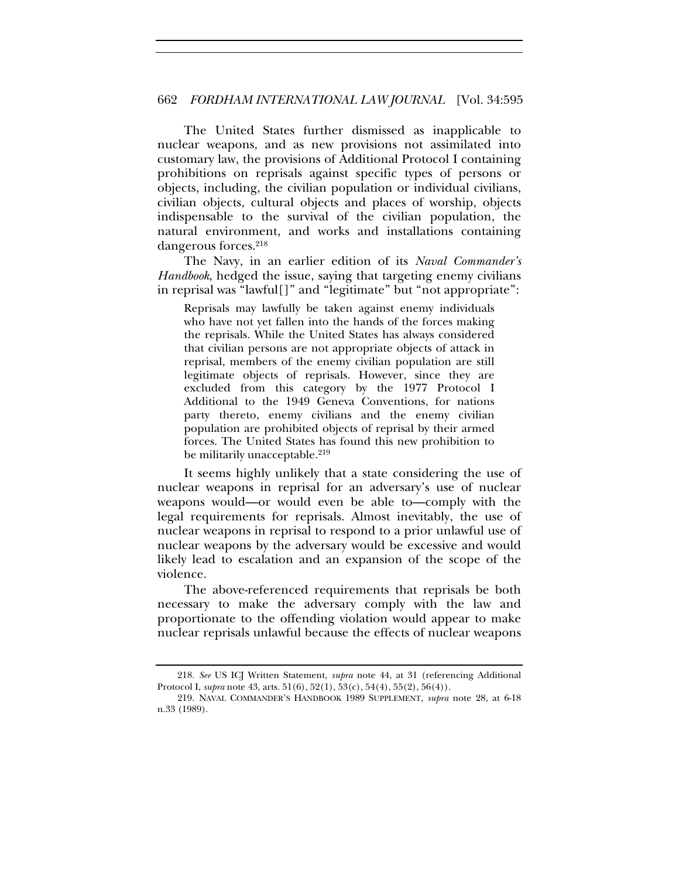The United States further dismissed as inapplicable to nuclear weapons, and as new provisions not assimilated into customary law, the provisions of Additional Protocol I containing prohibitions on reprisals against specific types of persons or objects, including, the civilian population or individual civilians, civilian objects, cultural objects and places of worship, objects indispensable to the survival of the civilian population, the natural environment, and works and installations containing dangerous forces.[218]

The Navy, in an earlier edition of its *Naval Commander's Handbook*, hedged the issue, saying that targeting enemy civilians in reprisal was "lawful[]" and "legitimate" but "not appropriate":

> Reprisals may lawfully be taken against enemy individuals who have not yet fallen into the hands of the forces making the reprisals. While the United States has always considered that civilian persons are not appropriate objects of attack in reprisal, members of the enemy civilian population are still legitimate objects of reprisals. However, since they are excluded from this category by the 1977 Protocol I Additional to the 1949 Geneva Conventions, for nations party thereto, enemy civilians and the enemy civilian population are prohibited objects of reprisal by their armed forces. The United States has found this new prohibition to be militarily unacceptable.[219]

It seems highly unlikely that a state considering the use of nuclear weapons in reprisal for an adversary's use of nuclear weapons would—or would even be able to—comply with the legal requirements for reprisals. Almost inevitably, the use of nuclear weapons in reprisal to respond to a prior unlawful use of nuclear weapons by the adversary would be excessive and would likely lead to escalation and an expansion of the scope of the violence.

The above-referenced requirements that reprisals be both necessary to make the adversary comply with the law and proportionate to the offending violation would appear to make nuclear reprisals unlawful because the effects of nuclear weapons

---

218. *See* US ICJ Written Statement, *supra* note 44, at 31 (referencing Additional Protocol I, *supra* note 43, arts. 51(6), 52(1), 53(c), 54(4), 55(2), 56(4)).

219. NAVAL COMMANDER'S HANDBOOK 1989 SUPPLEMENT, *supra* note 28, at 6-18 n.33 (1989).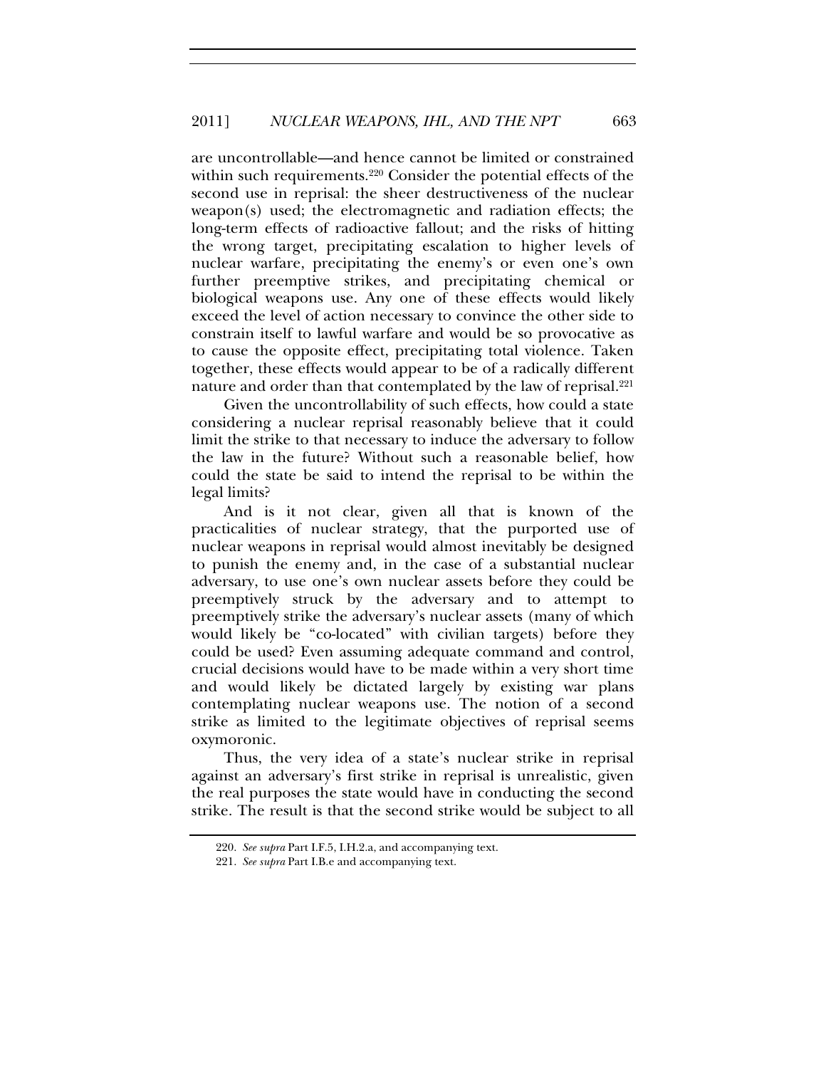are uncontrollable—and hence cannot be limited or constrained within such requirements.[220] Consider the potential effects of the second use in reprisal: the sheer destructiveness of the nuclear weapon(s) used; the electromagnetic and radiation effects; the long-term effects of radioactive fallout; and the risks of hitting the wrong target, precipitating escalation to higher levels of nuclear warfare, precipitating the enemy's or even one's own further preemptive strikes, and precipitating chemical or biological weapons use. Any one of these effects would likely exceed the level of action necessary to convince the other side to constrain itself to lawful warfare and would be so provocative as to cause the opposite effect, precipitating total violence. Taken together, these effects would appear to be of a radically different nature and order than that contemplated by the law of reprisal.[221]

Given the uncontrollability of such effects, how could a state considering a nuclear reprisal reasonably believe that it could limit the strike to that necessary to induce the adversary to follow the law in the future? Without such a reasonable belief, how could the state be said to intend the reprisal to be within the legal limits?

And is it not clear, given all that is known of the practicalities of nuclear strategy, that the purported use of nuclear weapons in reprisal would almost inevitably be designed to punish the enemy and, in the case of a substantial nuclear adversary, to use one's own nuclear assets before they could be preemptively struck by the adversary and to attempt to preemptively strike the adversary's nuclear assets (many of which would likely be "co-located" with civilian targets) before they could be used? Even assuming adequate command and control, crucial decisions would have to be made within a very short time and would likely be dictated largely by existing war plans contemplating nuclear weapons use. The notion of a second strike as limited to the legitimate objectives of reprisal seems oxymoronic.

Thus, the very idea of a state's nuclear strike in reprisal against an adversary's first strike in reprisal is unrealistic, given the real purposes the state would have in conducting the second strike. The result is that the second strike would be subject to all

---

220. *See supra* Part I.F.5, I.H.2.a, and accompanying text.

221. *See supra* Part I.B.e and accompanying text.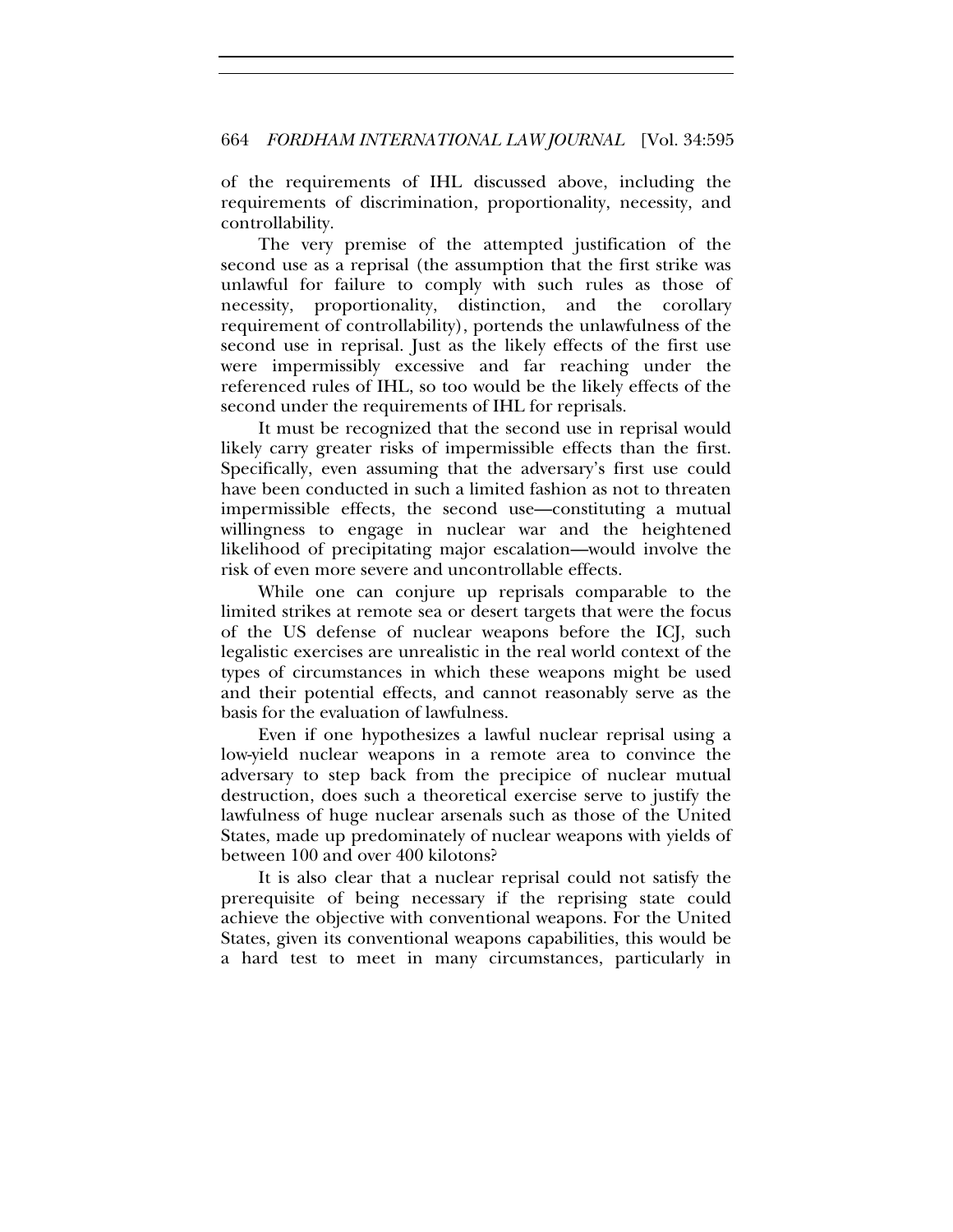of the requirements of IHL discussed above, including the requirements of discrimination, proportionality, necessity, and controllability.

The very premise of the attempted justification of the second use as a reprisal (the assumption that the first strike was unlawful for failure to comply with such rules as those of necessity, proportionality, distinction, and the corollary requirement of controllability), portends the unlawfulness of the second use in reprisal. Just as the likely effects of the first use were impermissibly excessive and far reaching under the referenced rules of IHL, so too would be the likely effects of the second under the requirements of IHL for reprisals.

It must be recognized that the second use in reprisal would likely carry greater risks of impermissible effects than the first. Specifically, even assuming that the adversary's first use could have been conducted in such a limited fashion as not to threaten impermissible effects, the second use—constituting a mutual willingness to engage in nuclear war and the heightened likelihood of precipitating major escalation—would involve the risk of even more severe and uncontrollable effects.

While one can conjure up reprisals comparable to the limited strikes at remote sea or desert targets that were the focus of the US defense of nuclear weapons before the ICJ, such legalistic exercises are unrealistic in the real world context of the types of circumstances in which these weapons might be used and their potential effects, and cannot reasonably serve as the basis for the evaluation of lawfulness.

Even if one hypothesizes a lawful nuclear reprisal using a low-yield nuclear weapons in a remote area to convince the adversary to step back from the precipice of nuclear mutual destruction, does such a theoretical exercise serve to justify the lawfulness of huge nuclear arsenals such as those of the United States, made up predominately of nuclear weapons with yields of between 100 and over 400 kilotons?

It is also clear that a nuclear reprisal could not satisfy the prerequisite of being necessary if the reprising state could achieve the objective with conventional weapons. For the United States, given its conventional weapons capabilities, this would be a hard test to meet in many circumstances, particularly in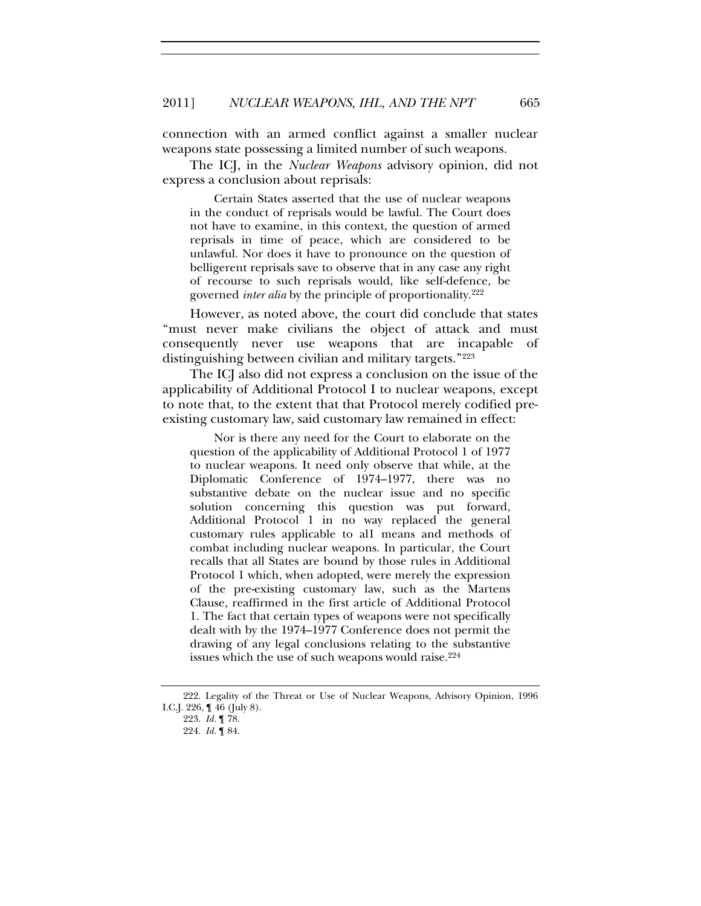connection with an armed conflict against a smaller nuclear weapons state possessing a limited number of such weapons.

The ICJ, in the *Nuclear Weapons* advisory opinion, did not express a conclusion about reprisals:

> Certain States asserted that the use of nuclear weapons in the conduct of reprisals would be lawful. The Court does not have to examine, in this context, the question of armed reprisals in time of peace, which are considered to be unlawful. Nor does it have to pronounce on the question of belligerent reprisals save to observe that in any case any right of recourse to such reprisals would, like self-defence, be governed *inter alia* by the principle of proportionality.[222]

However, as noted above, the court did conclude that states "must never make civilians the object of attack and must consequently never use weapons that are incapable of distinguishing between civilian and military targets."[223]

The ICJ also did not express a conclusion on the issue of the applicability of Additional Protocol I to nuclear weapons, except to note that, to the extent that that Protocol merely codified pre-existing customary law, said customary law remained in effect:

> Nor is there any need for the Court to elaborate on the question of the applicability of Additional Protocol 1 of 1977 to nuclear weapons. It need only observe that while, at the Diplomatic Conference of 1974–1977, there was no substantive debate on the nuclear issue and no specific solution concerning this question was put forward, Additional Protocol 1 in no way replaced the general customary rules applicable to al1 means and methods of combat including nuclear weapons. In particular, the Court recalls that all States are bound by those rules in Additional Protocol 1 which, when adopted, were merely the expression of the pre-existing customary law, such as the Martens Clause, reaffirmed in the first article of Additional Protocol 1. The fact that certain types of weapons were not specifically dealt with by the 1974–1977 Conference does not permit the drawing of any legal conclusions relating to the substantive issues which the use of such weapons would raise.[224]

---

222. Legality of the Threat or Use of Nuclear Weapons, Advisory Opinion, 1996 I.C.J. 226, ¶ 46 (July 8).

223. *Id.* ¶ 78.

224. *Id.* ¶ 84.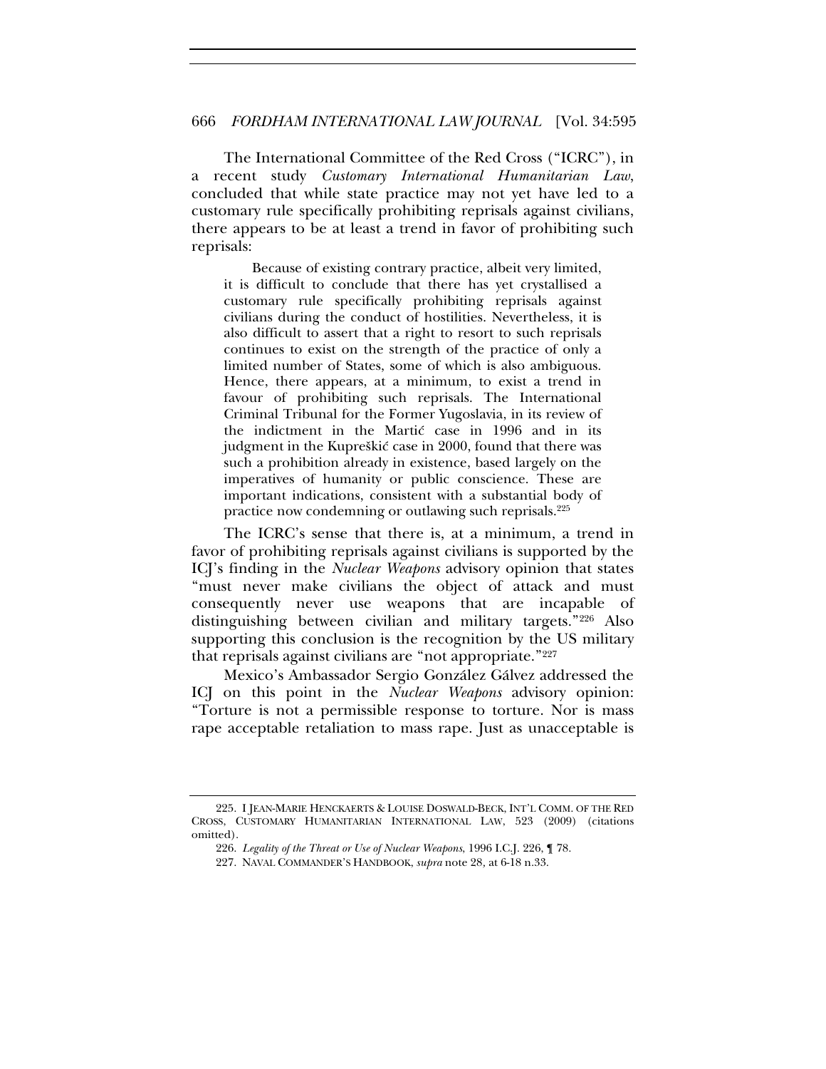The International Committee of the Red Cross ("ICRC"), in a recent study *Customary International Humanitarian Law*, concluded that while state practice may not yet have led to a customary rule specifically prohibiting reprisals against civilians, there appears to be at least a trend in favor of prohibiting such reprisals:

> Because of existing contrary practice, albeit very limited, it is difficult to conclude that there has yet crystallised a customary rule specifically prohibiting reprisals against civilians during the conduct of hostilities. Nevertheless, it is also difficult to assert that a right to resort to such reprisals continues to exist on the strength of the practice of only a limited number of States, some of which is also ambiguous. Hence, there appears, at a minimum, to exist a trend in favour of prohibiting such reprisals. The International Criminal Tribunal for the Former Yugoslavia, in its review of the indictment in the Martić case in 1996 and in its judgment in the Kupreškić case in 2000, found that there was such a prohibition already in existence, based largely on the imperatives of humanity or public conscience. These are important indications, consistent with a substantial body of practice now condemning or outlawing such reprisals.[225]

The ICRC's sense that there is, at a minimum, a trend in favor of prohibiting reprisals against civilians is supported by the ICJ's finding in the *Nuclear Weapons* advisory opinion that states "must never make civilians the object of attack and must consequently never use weapons that are incapable of distinguishing between civilian and military targets."[226] Also supporting this conclusion is the recognition by the US military that reprisals against civilians are "not appropriate."[227]

Mexico's Ambassador Sergio González Gálvez addressed the ICJ on this point in the *Nuclear Weapons* advisory opinion: "Torture is not a permissible response to torture. Nor is mass rape acceptable retaliation to mass rape. Just as unacceptable is

---

225. I JEAN-MARIE HENCKAERTS & LOUISE DOSWALD-BECK, INT'L COMM. OF THE RED CROSS, CUSTOMARY HUMANITARIAN INTERNATIONAL LAW, 523 (2009) (citations omitted).

226. *Legality of the Threat or Use of Nuclear Weapons*, 1996 I.C.J. 226, ¶ 78.

227. NAVAL COMMANDER'S HANDBOOK, *supra* note 28, at 6-18 n.33.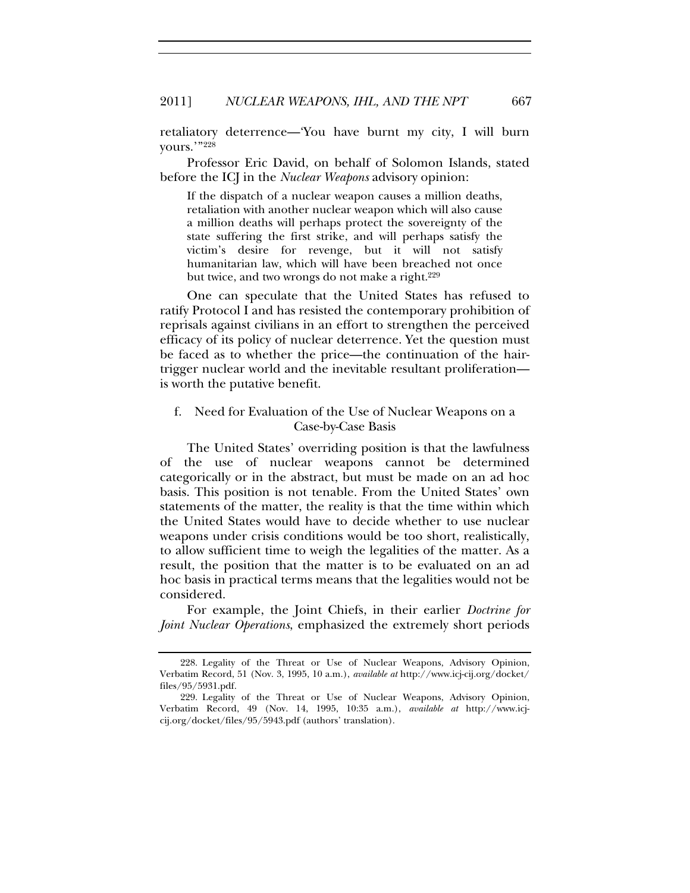retaliatory deterrence—'You have burnt my city, I will burn yours.'"[228]

Professor Eric David, on behalf of Solomon Islands, stated before the ICJ in the *Nuclear Weapons* advisory opinion:

> If the dispatch of a nuclear weapon causes a million deaths, retaliation with another nuclear weapon which will also cause a million deaths will perhaps protect the sovereignty of the state suffering the first strike, and will perhaps satisfy the victim's desire for revenge, but it will not satisfy humanitarian law, which will have been breached not once but twice, and two wrongs do not make a right.[229]

One can speculate that the United States has refused to ratify Protocol I and has resisted the contemporary prohibition of reprisals against civilians in an effort to strengthen the perceived efficacy of its policy of nuclear deterrence. Yet the question must be faced as to whether the price—the continuation of the hair-trigger nuclear world and the inevitable resultant proliferation—is worth the putative benefit.

#### f. Need for Evaluation of the Use of Nuclear Weapons on a Case-by-Case Basis

The United States' overriding position is that the lawfulness of the use of nuclear weapons cannot be determined categorically or in the abstract, but must be made on an ad hoc basis. This position is not tenable. From the United States' own statements of the matter, the reality is that the time within which the United States would have to decide whether to use nuclear weapons under crisis conditions would be too short, realistically, to allow sufficient time to weigh the legalities of the matter. As a result, the position that the matter is to be evaluated on an ad hoc basis in practical terms means that the legalities would not be considered.

For example, the Joint Chiefs, in their earlier *Doctrine for Joint Nuclear Operations*, emphasized the extremely short periods

---

228. Legality of the Threat or Use of Nuclear Weapons, Advisory Opinion, Verbatim Record, 51 (Nov. 3, 1995, 10 a.m.), *available at* http://www.icj-cij.org/docket/files/95/5931.pdf.

229. Legality of the Threat or Use of Nuclear Weapons, Advisory Opinion, Verbatim Record, 49 (Nov. 14, 1995, 10:35 a.m.), *available at* http://www.icj-cij.org/docket/files/95/5943.pdf (authors' translation).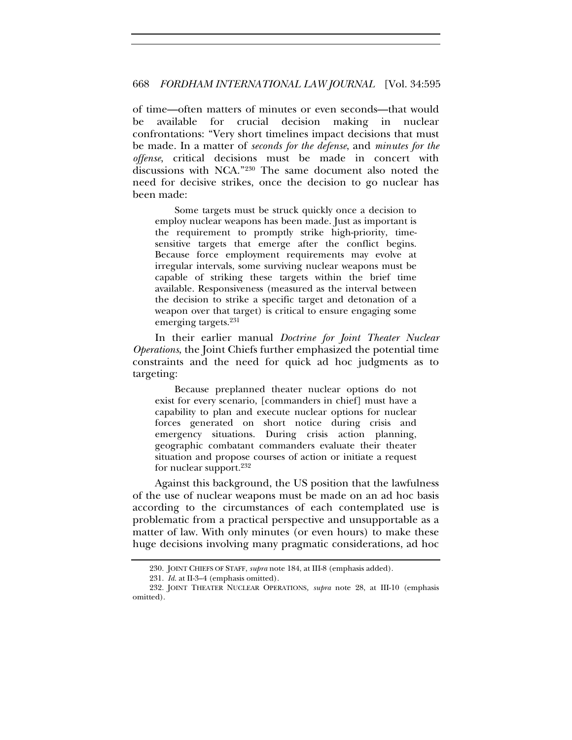of time—often matters of minutes or even seconds—that would be available for crucial decision making in nuclear confrontations: "Very short timelines impact decisions that must be made. In a matter of *seconds for the defense*, and *minutes for the offense*, critical decisions must be made in concert with discussions with NCA."[230] The same document also noted the need for decisive strikes, once the decision to go nuclear has been made:

> Some targets must be struck quickly once a decision to employ nuclear weapons has been made. Just as important is the requirement to promptly strike high-priority, time-sensitive targets that emerge after the conflict begins. Because force employment requirements may evolve at irregular intervals, some surviving nuclear weapons must be capable of striking these targets within the brief time available. Responsiveness (measured as the interval between the decision to strike a specific target and detonation of a weapon over that target) is critical to ensure engaging some emerging targets.[231]

In their earlier manual *Doctrine for Joint Theater Nuclear Operations*, the Joint Chiefs further emphasized the potential time constraints and the need for quick ad hoc judgments as to targeting:

> Because preplanned theater nuclear options do not exist for every scenario, [commanders in chief] must have a capability to plan and execute nuclear options for nuclear forces generated on short notice during crisis and emergency situations. During crisis action planning, geographic combatant commanders evaluate their theater situation and propose courses of action or initiate a request for nuclear support.[232]

Against this background, the US position that the lawfulness of the use of nuclear weapons must be made on an ad hoc basis according to the circumstances of each contemplated use is problematic from a practical perspective and unsupportable as a matter of law. With only minutes (or even hours) to make these huge decisions involving many pragmatic considerations, ad hoc

---

230. JOINT CHIEFS OF STAFF, *supra* note 184, at III-8 (emphasis added).

231. *Id.* at II-3–4 (emphasis omitted).

232. JOINT THEATER NUCLEAR OPERATIONS, *supra* note 28, at III-10 (emphasis omitted).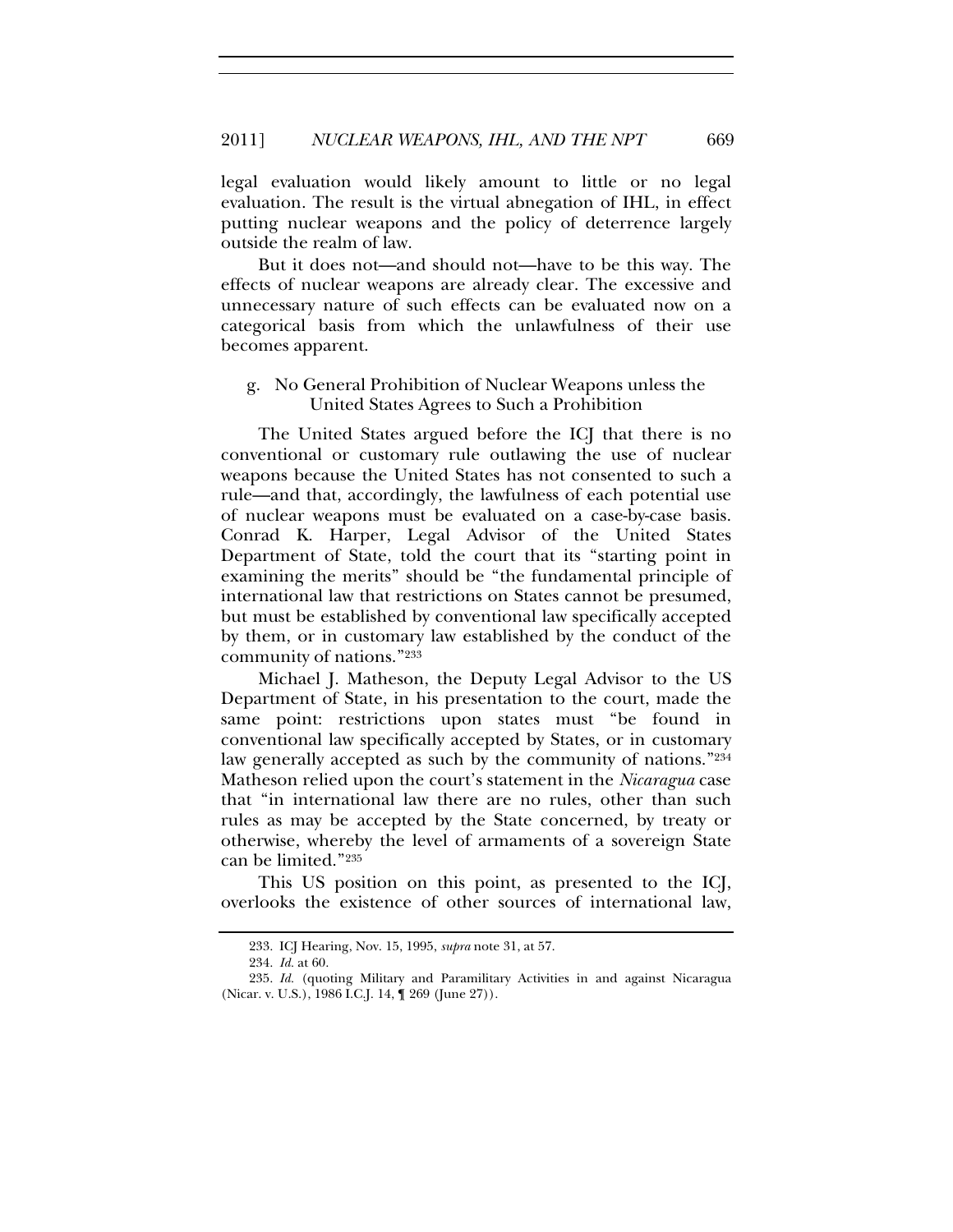legal evaluation would likely amount to little or no legal evaluation. The result is the virtual abnegation of IHL, in effect putting nuclear weapons and the policy of deterrence largely outside the realm of law.

But it does not—and should not—have to be this way. The effects of nuclear weapons are already clear. The excessive and unnecessary nature of such effects can be evaluated now on a categorical basis from which the unlawfulness of their use becomes apparent.

#### g. No General Prohibition of Nuclear Weapons unless the United States Agrees to Such a Prohibition

The United States argued before the ICJ that there is no conventional or customary rule outlawing the use of nuclear weapons because the United States has not consented to such a rule—and that, accordingly, the lawfulness of each potential use of nuclear weapons must be evaluated on a case-by-case basis. Conrad K. Harper, Legal Advisor of the United States Department of State, told the court that its "starting point in examining the merits" should be "the fundamental principle of international law that restrictions on States cannot be presumed, but must be established by conventional law specifically accepted by them, or in customary law established by the conduct of the community of nations."[233]

Michael J. Matheson, the Deputy Legal Advisor to the US Department of State, in his presentation to the court, made the same point: restrictions upon states must "be found in conventional law specifically accepted by States, or in customary law generally accepted as such by the community of nations."[234] Matheson relied upon the court's statement in the *Nicaragua* case that "in international law there are no rules, other than such rules as may be accepted by the State concerned, by treaty or otherwise, whereby the level of armaments of a sovereign State can be limited."[235]

This US position on this point, as presented to the ICJ, overlooks the existence of other sources of international law,

---

233. ICJ Hearing, Nov. 15, 1995, *supra* note 31, at 57.

234. *Id.* at 60.

235. *Id.* (quoting Military and Paramilitary Activities in and against Nicaragua (Nicar. v. U.S.), 1986 I.C.J. 14, ¶ 269 (June 27)).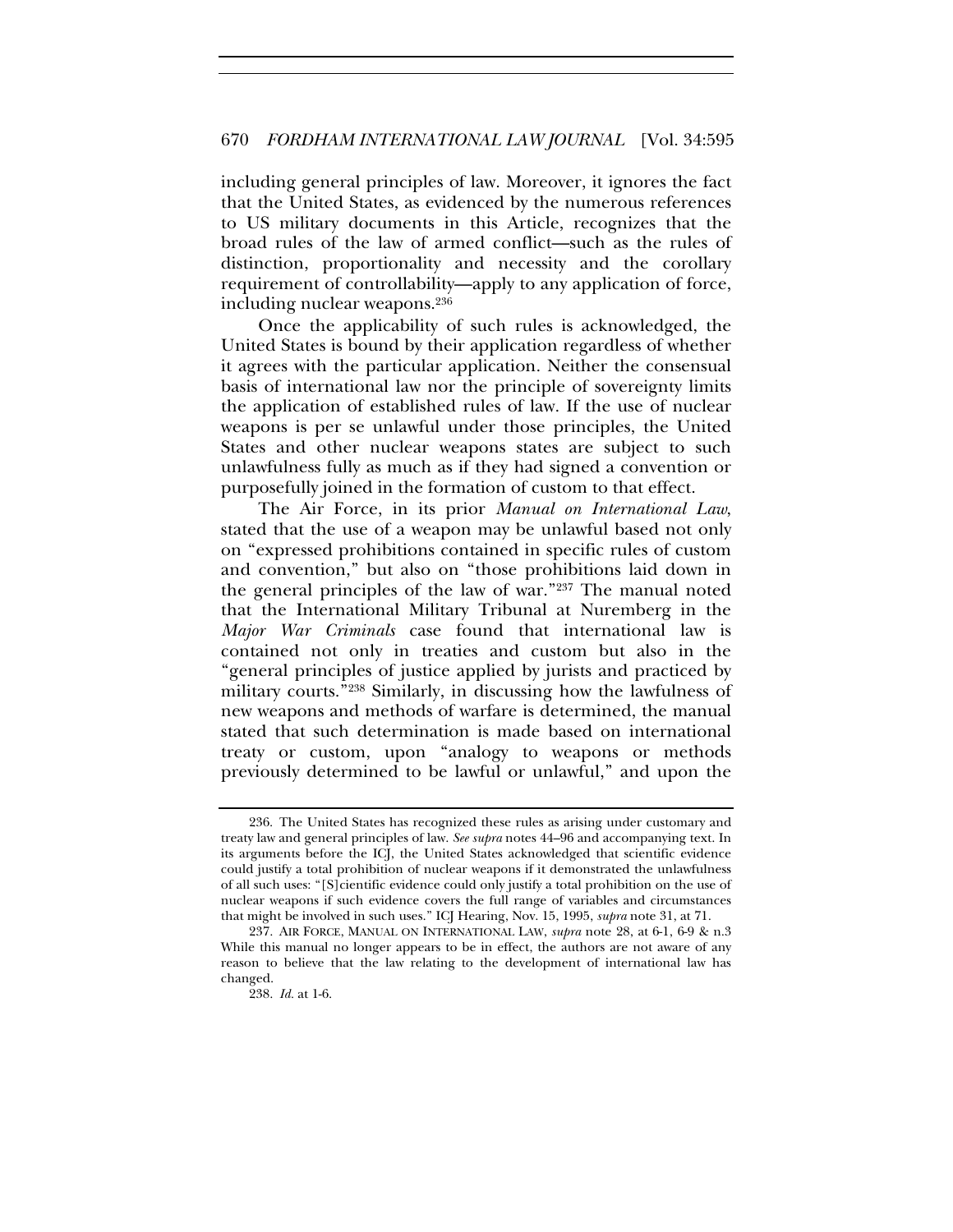including general principles of law. Moreover, it ignores the fact that the United States, as evidenced by the numerous references to US military documents in this Article, recognizes that the broad rules of the law of armed conflict—such as the rules of distinction, proportionality and necessity and the corollary requirement of controllability—apply to any application of force, including nuclear weapons.[236]

Once the applicability of such rules is acknowledged, the United States is bound by their application regardless of whether it agrees with the particular application. Neither the consensual basis of international law nor the principle of sovereignty limits the application of established rules of law. If the use of nuclear weapons is per se unlawful under those principles, the United States and other nuclear weapons states are subject to such unlawfulness fully as much as if they had signed a convention or purposefully joined in the formation of custom to that effect.

The Air Force, in its prior *Manual on International Law*, stated that the use of a weapon may be unlawful based not only on "expressed prohibitions contained in specific rules of custom and convention," but also on "those prohibitions laid down in the general principles of the law of war."[237] The manual noted that the International Military Tribunal at Nuremberg in the *Major War Criminals* case found that international law is contained not only in treaties and custom but also in the "general principles of justice applied by jurists and practiced by military courts."[238] Similarly, in discussing how the lawfulness of new weapons and methods of warfare is determined, the manual stated that such determination is made based on international treaty or custom, upon "analogy to weapons or methods previously determined to be lawful or unlawful," and upon the

---

236. The United States has recognized these rules as arising under customary and treaty law and general principles of law. *See supra* notes 44–96 and accompanying text. In its arguments before the ICJ, the United States acknowledged that scientific evidence could justify a total prohibition of nuclear weapons if it demonstrated the unlawfulness of all such uses: "[S]cientific evidence could only justify a total prohibition on the use of nuclear weapons if such evidence covers the full range of variables and circumstances that might be involved in such uses." ICJ Hearing, Nov. 15, 1995, *supra* note 31, at 71.

237. AIR FORCE, MANUAL ON INTERNATIONAL LAW, *supra* note 28, at 6-1, 6-9 & n.3 While this manual no longer appears to be in effect, the authors are not aware of any reason to believe that the law relating to the development of international law has changed.

238. *Id.* at 1-6.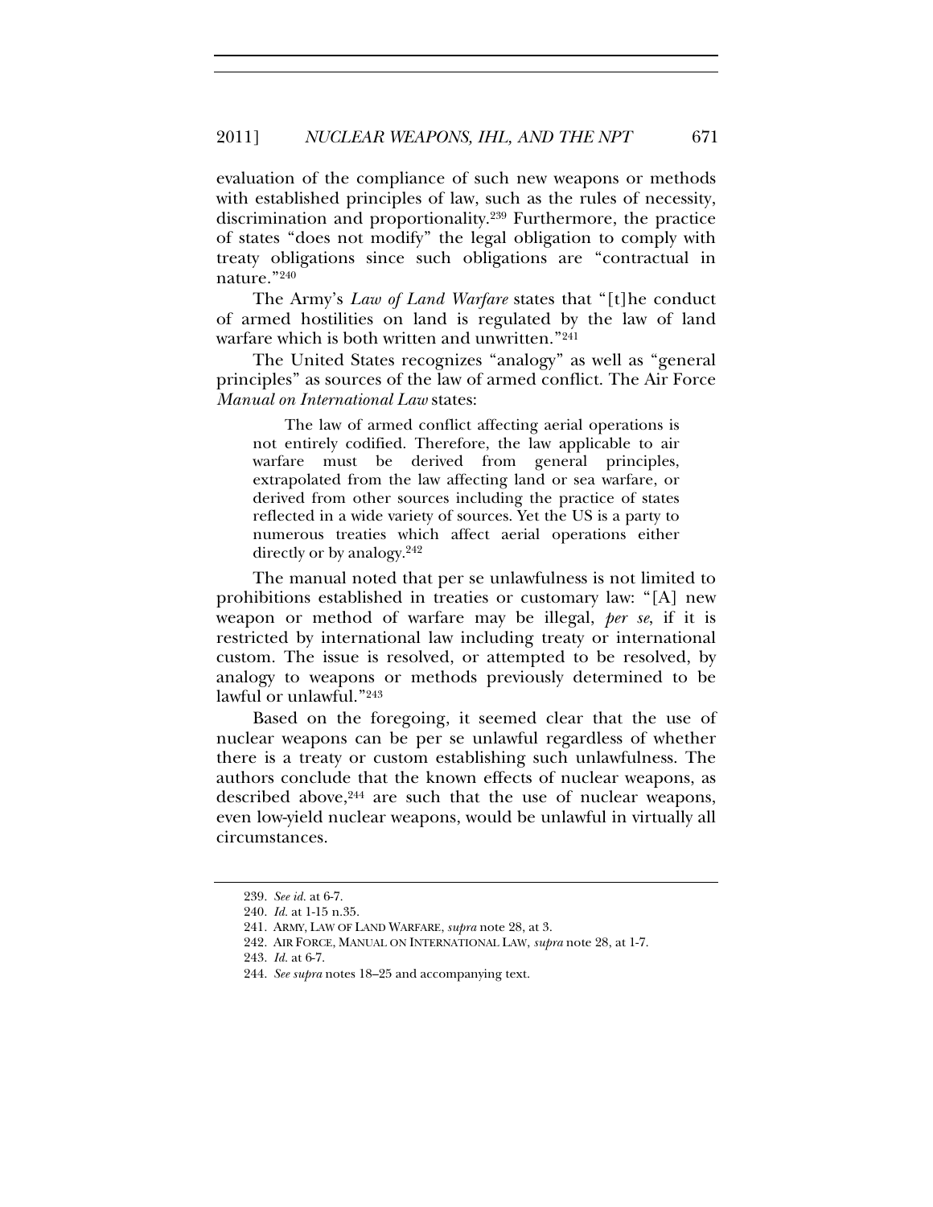evaluation of the compliance of such new weapons or methods with established principles of law, such as the rules of necessity, discrimination and proportionality.[239] Furthermore, the practice of states "does not modify" the legal obligation to comply with treaty obligations since such obligations are "contractual in nature."[240]

The Army's *Law of Land Warfare* states that "[t]he conduct of armed hostilities on land is regulated by the law of land warfare which is both written and unwritten."[241]

The United States recognizes "analogy" as well as "general principles" as sources of the law of armed conflict. The Air Force *Manual on International Law* states:

> The law of armed conflict affecting aerial operations is not entirely codified. Therefore, the law applicable to air warfare must be derived from general principles, extrapolated from the law affecting land or sea warfare, or derived from other sources including the practice of states reflected in a wide variety of sources. Yet the US is a party to numerous treaties which affect aerial operations either directly or by analogy.[242]

The manual noted that per se unlawfulness is not limited to prohibitions established in treaties or customary law: "[A] new weapon or method of warfare may be illegal, *per se*, if it is restricted by international law including treaty or international custom. The issue is resolved, or attempted to be resolved, by analogy to weapons or methods previously determined to be lawful or unlawful."[243]

Based on the foregoing, it seemed clear that the use of nuclear weapons can be per se unlawful regardless of whether there is a treaty or custom establishing such unlawfulness. The authors conclude that the known effects of nuclear weapons, as described above,[244] are such that the use of nuclear weapons, even low-yield nuclear weapons, would be unlawful in virtually all circumstances.

---

239. *See id.* at 6-7.

240. *Id.* at 1-15 n.35.

241. ARMY, LAW OF LAND WARFARE, *supra* note 28, at 3.

242. AIR FORCE, MANUAL ON INTERNATIONAL LAW, *supra* note 28, at 1-7.

243. *Id.* at 6-7.

244. *See supra* notes 18–25 and accompanying text.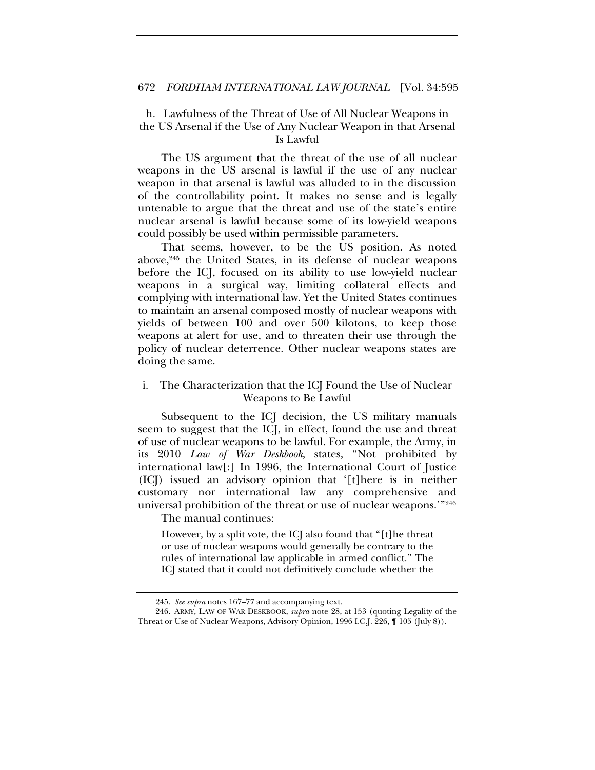#### h. Lawfulness of the Threat of Use of All Nuclear Weapons in the US Arsenal if the Use of Any Nuclear Weapon in that Arsenal Is Lawful

The US argument that the threat of the use of all nuclear weapons in the US arsenal is lawful if the use of any nuclear weapon in that arsenal is lawful was alluded to in the discussion of the controllability point. It makes no sense and is legally untenable to argue that the threat and use of the state's entire nuclear arsenal is lawful because some of its low-yield weapons could possibly be used within permissible parameters.

That seems, however, to be the US position. As noted above,[245] the United States, in its defense of nuclear weapons before the ICJ, focused on its ability to use low-yield nuclear weapons in a surgical way, limiting collateral effects and complying with international law. Yet the United States continues to maintain an arsenal composed mostly of nuclear weapons with yields of between 100 and over 500 kilotons, to keep those weapons at alert for use, and to threaten their use through the policy of nuclear deterrence. Other nuclear weapons states are doing the same.

#### i. The Characterization that the ICJ Found the Use of Nuclear Weapons to Be Lawful

Subsequent to the ICJ decision, the US military manuals seem to suggest that the ICJ, in effect, found the use and threat of use of nuclear weapons to be lawful. For example, the Army, in its 2010 *Law of War Deskbook*, states, "Not prohibited by international law[:] In 1996, the International Court of Justice (ICJ) issued an advisory opinion that '[t]here is in neither customary nor international law any comprehensive and universal prohibition of the threat or use of nuclear weapons.'"[246]

The manual continues:

> However, by a split vote, the ICJ also found that "[t]he threat or use of nuclear weapons would generally be contrary to the rules of international law applicable in armed conflict." The ICJ stated that it could not definitively conclude whether the

---

245. *See supra* notes 167–77 and accompanying text.

246. ARMY, LAW OF WAR DESKBOOK, *supra* note 28, at 153 (quoting Legality of the Threat or Use of Nuclear Weapons, Advisory Opinion, 1996 I.C.J. 226, ¶ 105 (July 8)).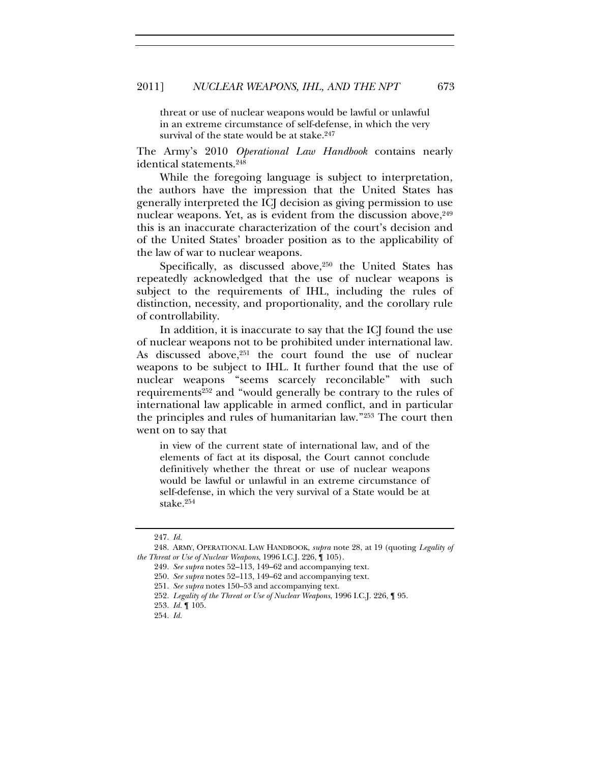> threat or use of nuclear weapons would be lawful or unlawful in an extreme circumstance of self-defense, in which the very survival of the state would be at stake.[247]

The Army's 2010 *Operational Law Handbook* contains nearly identical statements.[248]

While the foregoing language is subject to interpretation, the authors have the impression that the United States has generally interpreted the ICJ decision as giving permission to use nuclear weapons. Yet, as is evident from the discussion above,[249] this is an inaccurate characterization of the court's decision and of the United States' broader position as to the applicability of the law of war to nuclear weapons.

Specifically, as discussed above,[250] the United States has repeatedly acknowledged that the use of nuclear weapons is subject to the requirements of IHL, including the rules of distinction, necessity, and proportionality, and the corollary rule of controllability.

In addition, it is inaccurate to say that the ICJ found the use of nuclear weapons not to be prohibited under international law. As discussed above,[251] the court found the use of nuclear weapons to be subject to IHL. It further found that the use of nuclear weapons "seems scarcely reconcilable" with such requirements[252] and "would generally be contrary to the rules of international law applicable in armed conflict, and in particular the principles and rules of humanitarian law."[253] The court then went on to say that

> in view of the current state of international law, and of the elements of fact at its disposal, the Court cannot conclude definitively whether the threat or use of nuclear weapons would be lawful or unlawful in an extreme circumstance of self-defense, in which the very survival of a State would be at stake.[254]

---

247. *Id.*

248. ARMY, OPERATIONAL LAW HANDBOOK, *supra* note 28, at 19 (quoting *Legality of the Threat or Use of Nuclear Weapons*, 1996 I.C.J. 226, ¶ 105).

249. *See supra* notes 52–113, 149–62 and accompanying text.

250. *See supra* notes 52–113, 149–62 and accompanying text.

251. *See supra* notes 150–53 and accompanying text.

252. *Legality of the Threat or Use of Nuclear Weapons*, 1996 I.C.J. 226, ¶ 95.

253. *Id.* ¶ 105.

254. *Id.*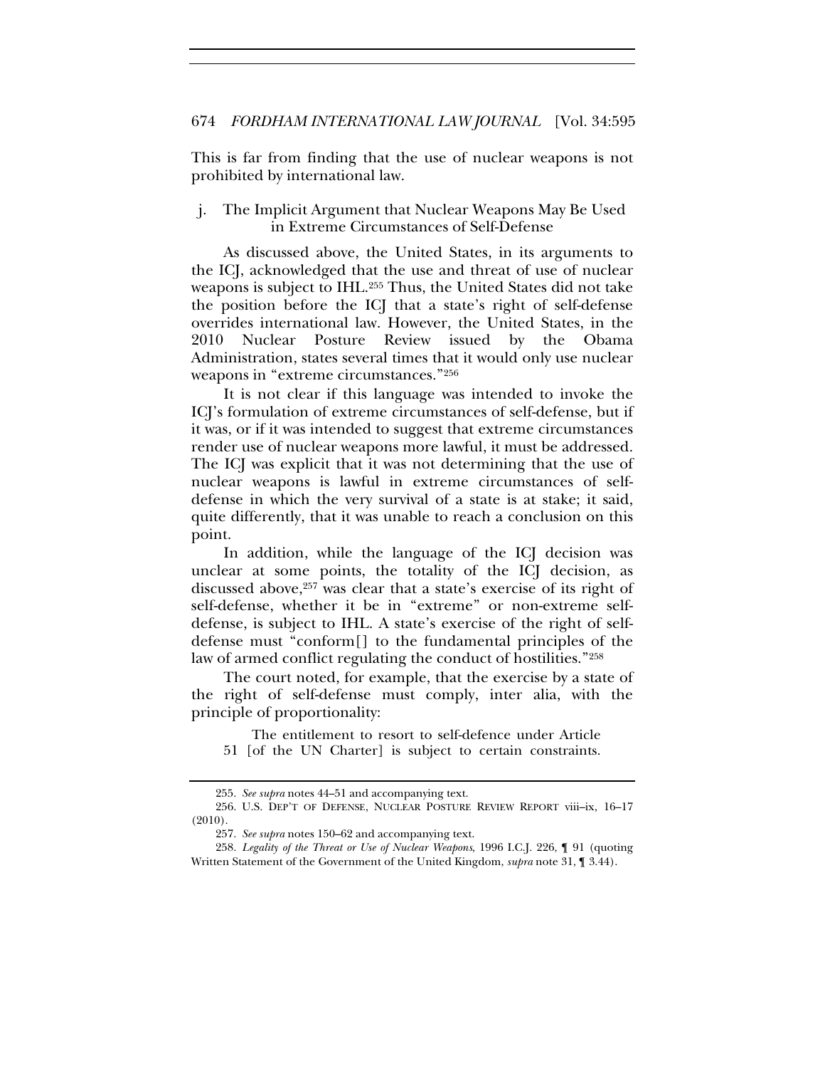This is far from finding that the use of nuclear weapons is not prohibited by international law.

### j. The Implicit Argument that Nuclear Weapons May Be Used in Extreme Circumstances of Self-Defense

As discussed above, the United States, in its arguments to the ICJ, acknowledged that the use and threat of use of nuclear weapons is subject to IHL.[255] Thus, the United States did not take the position before the ICJ that a state's right of self-defense overrides international law. However, the United States, in the 2010 Nuclear Posture Review issued by the Obama Administration, states several times that it would only use nuclear weapons in "extreme circumstances."[256]

It is not clear if this language was intended to invoke the ICJ's formulation of extreme circumstances of self-defense, but if it was, or if it was intended to suggest that extreme circumstances render use of nuclear weapons more lawful, it must be addressed. The ICJ was explicit that it was not determining that the use of nuclear weapons is lawful in extreme circumstances of self-defense in which the very survival of a state is at stake; it said, quite differently, that it was unable to reach a conclusion on this point.

In addition, while the language of the ICJ decision was unclear at some points, the totality of the ICJ decision, as discussed above,[257] was clear that a state's exercise of its right of self-defense, whether it be in "extreme" or non-extreme self-defense, is subject to IHL. A state's exercise of the right of self-defense must "conform[] to the fundamental principles of the law of armed conflict regulating the conduct of hostilities."[258]

The court noted, for example, that the exercise by a state of the right of self-defense must comply, inter alia, with the principle of proportionality:

> The entitlement to resort to self-defence under Article 51 [of the UN Charter] is subject to certain constraints.

---

255. *See supra* notes 44–51 and accompanying text.

256. U.S. DEP'T OF DEFENSE, NUCLEAR POSTURE REVIEW REPORT viii–ix, 16–17 (2010).

257. *See supra* notes 150–62 and accompanying text.

258. *Legality of the Threat or Use of Nuclear Weapons*, 1996 I.C.J. 226, ¶ 91 (quoting Written Statement of the Government of the United Kingdom, *supra* note 31, ¶ 3.44).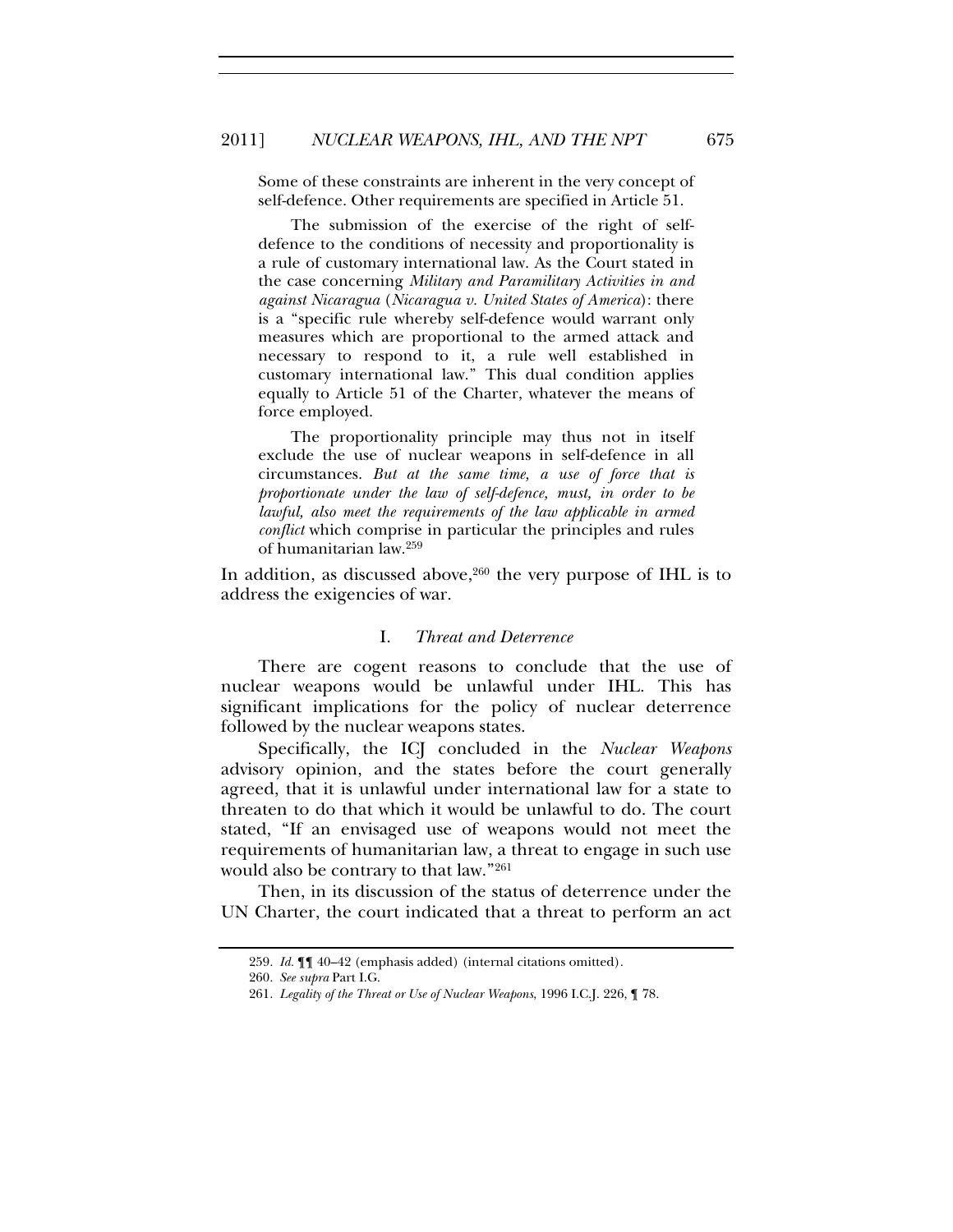> Some of these constraints are inherent in the very concept of self-defence. Other requirements are specified in Article 51.
>
> The submission of the exercise of the right of self-defence to the conditions of necessity and proportionality is a rule of customary international law. As the Court stated in the case concerning *Military and Paramilitary Activities in and against Nicaragua* (*Nicaragua v. United States of America*): there is a "specific rule whereby self-defence would warrant only measures which are proportional to the armed attack and necessary to respond to it, a rule well established in customary international law." This dual condition applies equally to Article 51 of the Charter, whatever the means of force employed.
>
> The proportionality principle may thus not in itself exclude the use of nuclear weapons in self-defence in all circumstances. *But at the same time, a use of force that is proportionate under the law of self-defence, must, in order to be lawful, also meet the requirements of the law applicable in armed conflict* which comprise in particular the principles and rules of humanitarian law.[259]

In addition, as discussed above,[260] the very purpose of IHL is to address the exigencies of war.

### I. *Threat and Deterrence*

There are cogent reasons to conclude that the use of nuclear weapons would be unlawful under IHL. This has significant implications for the policy of nuclear deterrence followed by the nuclear weapons states.

Specifically, the ICJ concluded in the *Nuclear Weapons* advisory opinion, and the states before the court generally agreed, that it is unlawful under international law for a state to threaten to do that which it would be unlawful to do. The court stated, "If an envisaged use of weapons would not meet the requirements of humanitarian law, a threat to engage in such use would also be contrary to that law."[261]

Then, in its discussion of the status of deterrence under the UN Charter, the court indicated that a threat to perform an act

---

259. *Id.* ¶¶ 40–42 (emphasis added) (internal citations omitted).

260. *See supra* Part I.G.

261. *Legality of the Threat or Use of Nuclear Weapons*, 1996 I.C.J. 226, ¶ 78.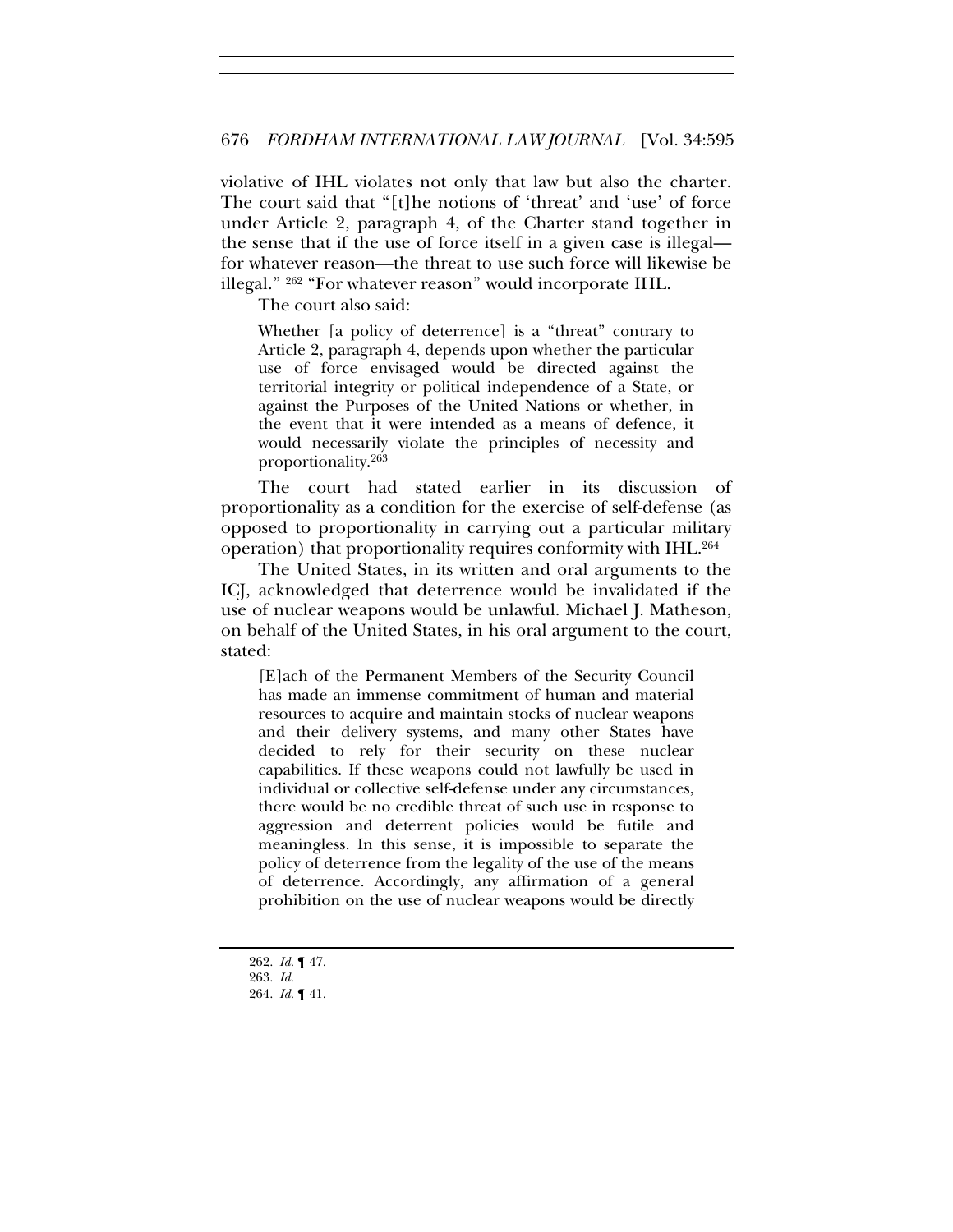violative of IHL violates not only that law but also the charter. The court said that "[t]he notions of 'threat' and 'use' of force under Article 2, paragraph 4, of the Charter stand together in the sense that if the use of force itself in a given case is illegal—for whatever reason—the threat to use such force will likewise be illegal."[262] "For whatever reason" would incorporate IHL.

The court also said:

> Whether [a policy of deterrence] is a "threat" contrary to Article 2, paragraph 4, depends upon whether the particular use of force envisaged would be directed against the territorial integrity or political independence of a State, or against the Purposes of the United Nations or whether, in the event that it were intended as a means of defence, it would necessarily violate the principles of necessity and proportionality.[263]

The court had stated earlier in its discussion of proportionality as a condition for the exercise of self-defense (as opposed to proportionality in carrying out a particular military operation) that proportionality requires conformity with IHL.[264]

The United States, in its written and oral arguments to the ICJ, acknowledged that deterrence would be invalidated if the use of nuclear weapons would be unlawful. Michael J. Matheson, on behalf of the United States, in his oral argument to the court, stated:

> [E]ach of the Permanent Members of the Security Council has made an immense commitment of human and material resources to acquire and maintain stocks of nuclear weapons and their delivery systems, and many other States have decided to rely for their security on these nuclear capabilities. If these weapons could not lawfully be used in individual or collective self-defense under any circumstances, there would be no credible threat of such use in response to aggression and deterrent policies would be futile and meaningless. In this sense, it is impossible to separate the policy of deterrence from the legality of the use of the means of deterrence. Accordingly, any affirmation of a general prohibition on the use of nuclear weapons would be directly

262. *Id.* ¶ 47.

263. *Id.*

264. *Id.* ¶ 41.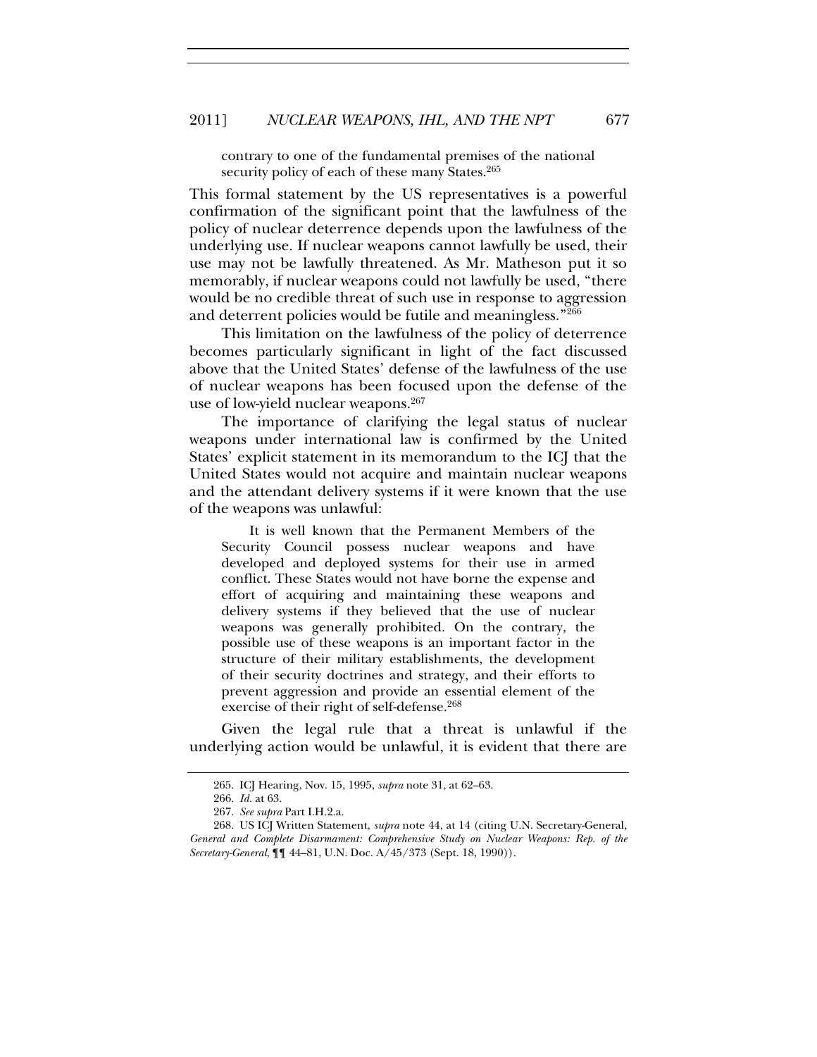> contrary to one of the fundamental premises of the national security policy of each of these many States.[265]

This formal statement by the US representatives is a powerful confirmation of the significant point that the lawfulness of the policy of nuclear deterrence depends upon the lawfulness of the underlying use. If nuclear weapons cannot lawfully be used, their use may not be lawfully threatened. As Mr. Matheson put it so memorably, if nuclear weapons could not lawfully be used, "there would be no credible threat of such use in response to aggression and deterrent policies would be futile and meaningless."[266]

This limitation on the lawfulness of the policy of deterrence becomes particularly significant in light of the fact discussed above that the United States' defense of the lawfulness of the use of nuclear weapons has been focused upon the defense of the use of low-yield nuclear weapons.[267]

The importance of clarifying the legal status of nuclear weapons under international law is confirmed by the United States' explicit statement in its memorandum to the ICJ that the United States would not acquire and maintain nuclear weapons and the attendant delivery systems if it were known that the use of the weapons was unlawful:

> It is well known that the Permanent Members of the Security Council possess nuclear weapons and have developed and deployed systems for their use in armed conflict. These States would not have borne the expense and effort of acquiring and maintaining these weapons and delivery systems if they believed that the use of nuclear weapons was generally prohibited. On the contrary, the possible use of these weapons is an important factor in the structure of their military establishments, the development of their security doctrines and strategy, and their efforts to prevent aggression and provide an essential element of the exercise of their right of self-defense.[268]

Given the legal rule that a threat is unlawful if the underlying action would be unlawful, it is evident that there are

265. ICJ Hearing, Nov. 15, 1995, *supra* note 31, at 62–63.

266. *Id.* at 63.

267. *See supra* Part I.H.2.a.

268. US ICJ Written Statement, *supra* note 44, at 14 (citing U.N. Secretary-General, *General and Complete Disarmament: Comprehensive Study on Nuclear Weapons: Rep. of the Secretary-General*, ¶¶ 44–81, U.N. Doc. A/45/373 (Sept. 18, 1990)).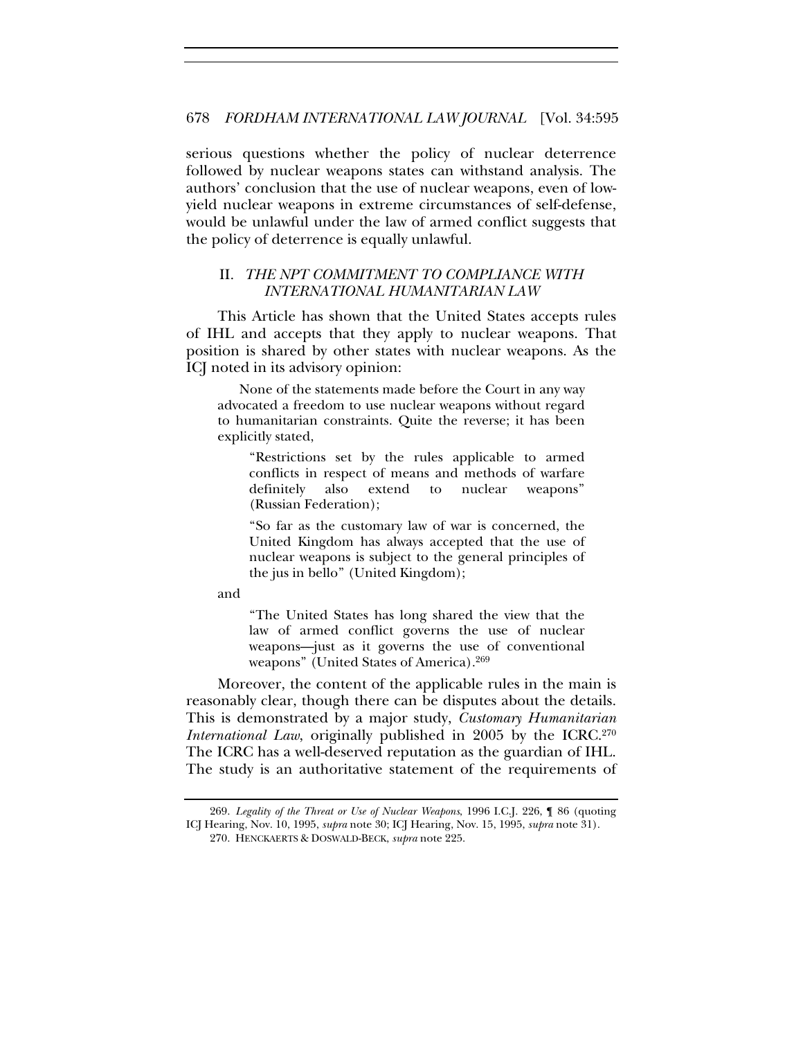serious questions whether the policy of nuclear deterrence followed by nuclear weapons states can withstand analysis. The authors' conclusion that the use of nuclear weapons, even of low-yield nuclear weapons in extreme circumstances of self-defense, would be unlawful under the law of armed conflict suggests that the policy of deterrence is equally unlawful.

## II. *THE NPT COMMITMENT TO COMPLIANCE WITH INTERNATIONAL HUMANITARIAN LAW*

This Article has shown that the United States accepts rules of IHL and accepts that they apply to nuclear weapons. That position is shared by other states with nuclear weapons. As the ICJ noted in its advisory opinion:

> None of the statements made before the Court in any way advocated a freedom to use nuclear weapons without regard to humanitarian constraints. Quite the reverse; it has been explicitly stated,
>
>> "Restrictions set by the rules applicable to armed conflicts in respect of means and methods of warfare definitely also extend to nuclear weapons" (Russian Federation);
>>
>> "So far as the customary law of war is concerned, the United Kingdom has always accepted that the use of nuclear weapons is subject to the general principles of the jus in bello" (United Kingdom);
>
> and
>
>> "The United States has long shared the view that the law of armed conflict governs the use of nuclear weapons—just as it governs the use of conventional weapons" (United States of America).[269]

Moreover, the content of the applicable rules in the main is reasonably clear, though there can be disputes about the details. This is demonstrated by a major study, *Customary Humanitarian International Law*, originally published in 2005 by the ICRC.[270] The ICRC has a well-deserved reputation as the guardian of IHL. The study is an authoritative statement of the requirements of

---

269. *Legality of the Threat or Use of Nuclear Weapons*, 1996 I.C.J. 226, ¶ 86 (quoting ICJ Hearing, Nov. 10, 1995, *supra* note 30; ICJ Hearing, Nov. 15, 1995, *supra* note 31).

270. HENCKAERTS & DOSWALD-BECK, *supra* note 225.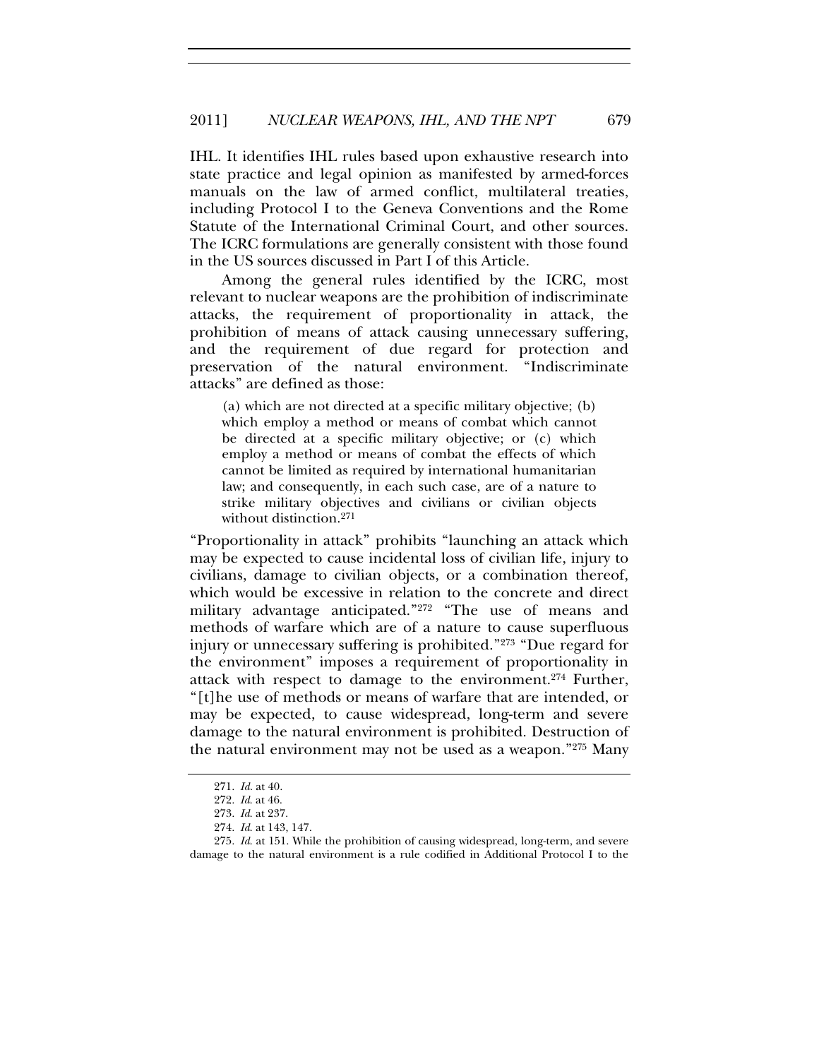IHL. It identifies IHL rules based upon exhaustive research into state practice and legal opinion as manifested by armed-forces manuals on the law of armed conflict, multilateral treaties, including Protocol I to the Geneva Conventions and the Rome Statute of the International Criminal Court, and other sources. The ICRC formulations are generally consistent with those found in the US sources discussed in Part I of this Article.

Among the general rules identified by the ICRC, most relevant to nuclear weapons are the prohibition of indiscriminate attacks, the requirement of proportionality in attack, the prohibition of means of attack causing unnecessary suffering, and the requirement of due regard for protection and preservation of the natural environment. "Indiscriminate attacks" are defined as those:

> (a) which are not directed at a specific military objective; (b) which employ a method or means of combat which cannot be directed at a specific military objective; or (c) which employ a method or means of combat the effects of which cannot be limited as required by international humanitarian law; and consequently, in each such case, are of a nature to strike military objectives and civilians or civilian objects without distinction.[271]

"Proportionality in attack" prohibits "launching an attack which may be expected to cause incidental loss of civilian life, injury to civilians, damage to civilian objects, or a combination thereof, which would be excessive in relation to the concrete and direct military advantage anticipated."[272] "The use of means and methods of warfare which are of a nature to cause superfluous injury or unnecessary suffering is prohibited."[273] "Due regard for the environment" imposes a requirement of proportionality in attack with respect to damage to the environment.[274] Further, "[t]he use of methods or means of warfare that are intended, or may be expected, to cause widespread, long-term and severe damage to the natural environment is prohibited. Destruction of the natural environment may not be used as a weapon."[275] Many

---

271. *Id.* at 40.

272. *Id.* at 46.

273. *Id.* at 237.

274. *Id.* at 143, 147.

275. *Id.* at 151. While the prohibition of causing widespread, long-term, and severe damage to the natural environment is a rule codified in Additional Protocol I to the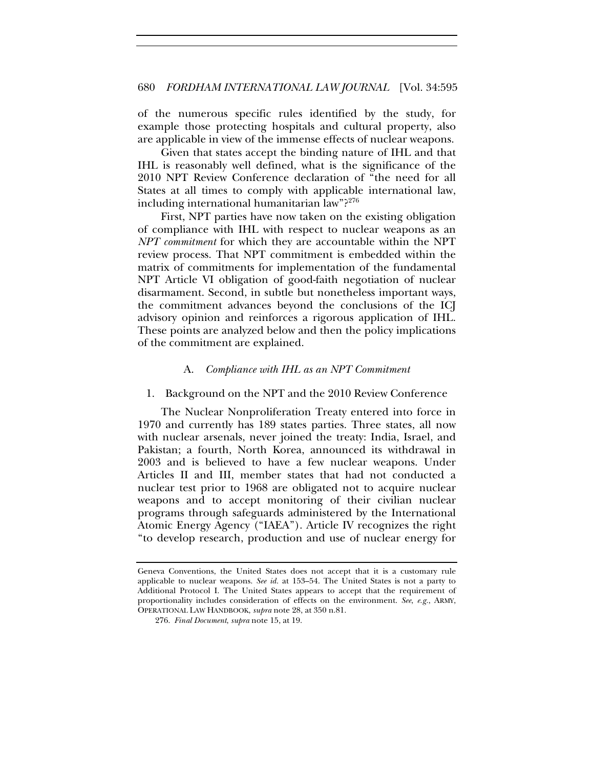of the numerous specific rules identified by the study, for example those protecting hospitals and cultural property, also are applicable in view of the immense effects of nuclear weapons.

Given that states accept the binding nature of IHL and that IHL is reasonably well defined, what is the significance of the 2010 NPT Review Conference declaration of "the need for all States at all times to comply with applicable international law, including international humanitarian law"?[276]

First, NPT parties have now taken on the existing obligation of compliance with IHL with respect to nuclear weapons as an *NPT commitment* for which they are accountable within the NPT review process. That NPT commitment is embedded within the matrix of commitments for implementation of the fundamental NPT Article VI obligation of good-faith negotiation of nuclear disarmament. Second, in subtle but nonetheless important ways, the commitment advances beyond the conclusions of the ICJ advisory opinion and reinforces a rigorous application of IHL. These points are analyzed below and then the policy implications of the commitment are explained.

### A. *Compliance with IHL as an NPT Commitment*

#### 1. Background on the NPT and the 2010 Review Conference

The Nuclear Nonproliferation Treaty entered into force in 1970 and currently has 189 states parties. Three states, all now with nuclear arsenals, never joined the treaty: India, Israel, and Pakistan; a fourth, North Korea, announced its withdrawal in 2003 and is believed to have a few nuclear weapons. Under Articles II and III, member states that had not conducted a nuclear test prior to 1968 are obligated not to acquire nuclear weapons and to accept monitoring of their civilian nuclear programs through safeguards administered by the International Atomic Energy Agency ("IAEA"). Article IV recognizes the right "to develop research, production and use of nuclear energy for

---

Geneva Conventions, the United States does not accept that it is a customary rule applicable to nuclear weapons. *See id.* at 153–54. The United States is not a party to Additional Protocol I. The United States appears to accept that the requirement of proportionality includes consideration of effects on the environment. *See, e.g.*, ARMY, OPERATIONAL LAW HANDBOOK, *supra* note 28, at 350 n.81.

276. *Final Document*, *supra* note 15, at 19.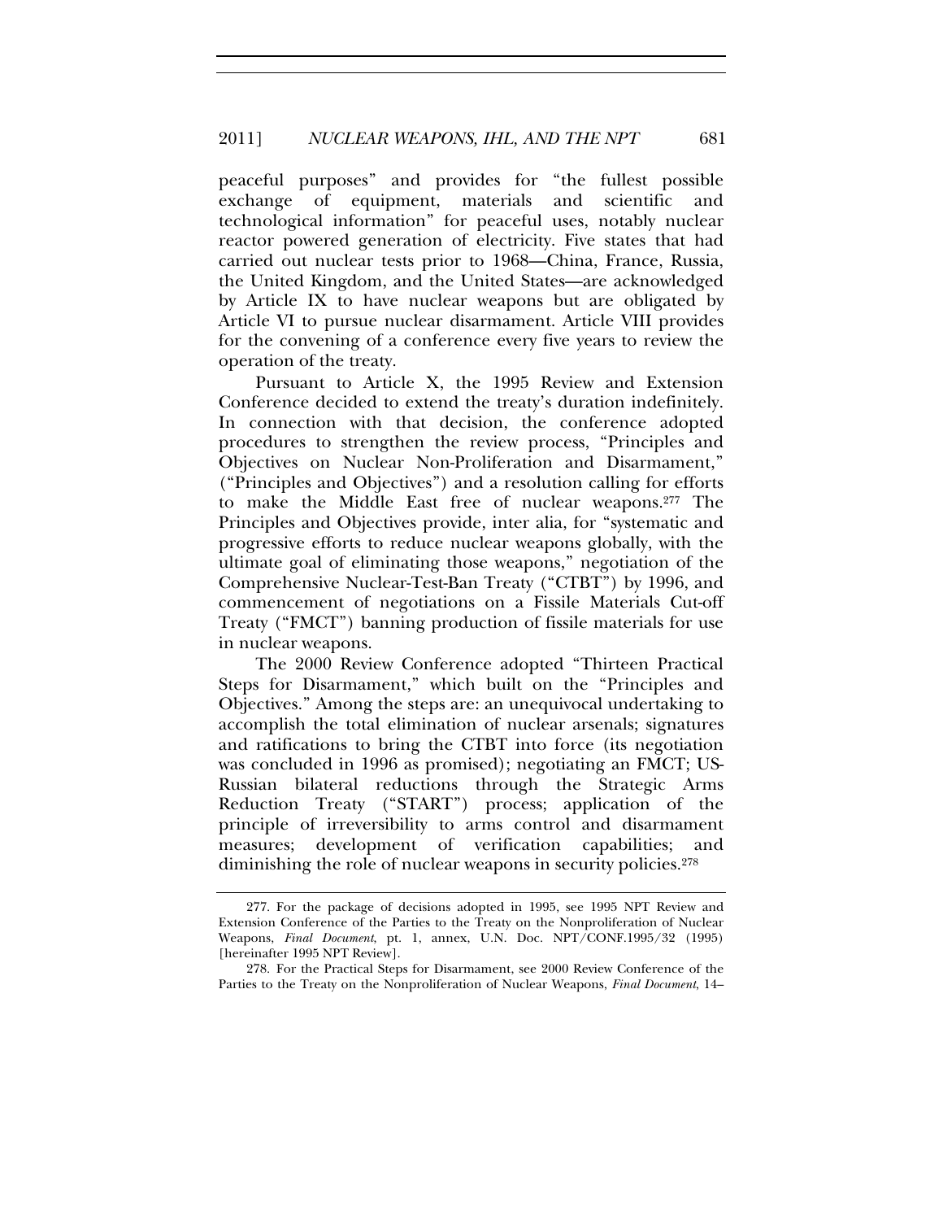peaceful purposes" and provides for "the fullest possible exchange of equipment, materials and scientific and technological information" for peaceful uses, notably nuclear reactor powered generation of electricity. Five states that had carried out nuclear tests prior to 1968—China, France, Russia, the United Kingdom, and the United States—are acknowledged by Article IX to have nuclear weapons but are obligated by Article VI to pursue nuclear disarmament. Article VIII provides for the convening of a conference every five years to review the operation of the treaty.

Pursuant to Article X, the 1995 Review and Extension Conference decided to extend the treaty's duration indefinitely. In connection with that decision, the conference adopted procedures to strengthen the review process, "Principles and Objectives on Nuclear Non-Proliferation and Disarmament," ("Principles and Objectives") and a resolution calling for efforts to make the Middle East free of nuclear weapons.[277] The Principles and Objectives provide, inter alia, for "systematic and progressive efforts to reduce nuclear weapons globally, with the ultimate goal of eliminating those weapons," negotiation of the Comprehensive Nuclear-Test-Ban Treaty ("CTBT") by 1996, and commencement of negotiations on a Fissile Materials Cut-off Treaty ("FMCT") banning production of fissile materials for use in nuclear weapons.

The 2000 Review Conference adopted "Thirteen Practical Steps for Disarmament," which built on the "Principles and Objectives." Among the steps are: an unequivocal undertaking to accomplish the total elimination of nuclear arsenals; signatures and ratifications to bring the CTBT into force (its negotiation was concluded in 1996 as promised); negotiating an FMCT; US-Russian bilateral reductions through the Strategic Arms Reduction Treaty ("START") process; application of the principle of irreversibility to arms control and disarmament measures; development of verification capabilities; and diminishing the role of nuclear weapons in security policies.[278]

277. For the package of decisions adopted in 1995, see 1995 NPT Review and Extension Conference of the Parties to the Treaty on the Nonproliferation of Nuclear Weapons, *Final Document*, pt. 1, annex, U.N. Doc. NPT/CONF.1995/32 (1995) [hereinafter 1995 NPT Review].

278. For the Practical Steps for Disarmament, see 2000 Review Conference of the Parties to the Treaty on the Nonproliferation of Nuclear Weapons, *Final Document*, 14–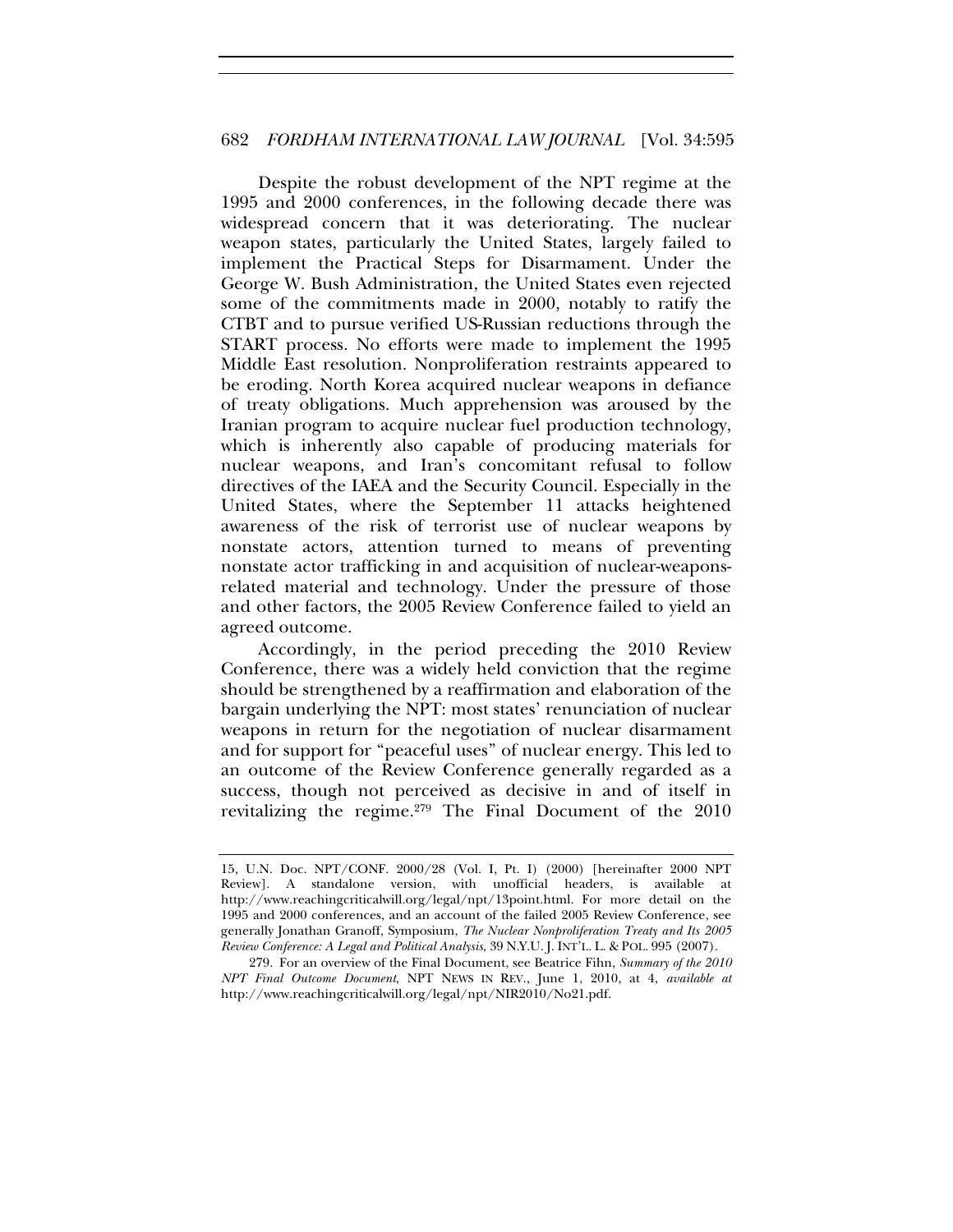Despite the robust development of the NPT regime at the 1995 and 2000 conferences, in the following decade there was widespread concern that it was deteriorating. The nuclear weapon states, particularly the United States, largely failed to implement the Practical Steps for Disarmament. Under the George W. Bush Administration, the United States even rejected some of the commitments made in 2000, notably to ratify the CTBT and to pursue verified US-Russian reductions through the START process. No efforts were made to implement the 1995 Middle East resolution. Nonproliferation restraints appeared to be eroding. North Korea acquired nuclear weapons in defiance of treaty obligations. Much apprehension was aroused by the Iranian program to acquire nuclear fuel production technology, which is inherently also capable of producing materials for nuclear weapons, and Iran's concomitant refusal to follow directives of the IAEA and the Security Council. Especially in the United States, where the September 11 attacks heightened awareness of the risk of terrorist use of nuclear weapons by nonstate actors, attention turned to means of preventing nonstate actor trafficking in and acquisition of nuclear-weapons-related material and technology. Under the pressure of those and other factors, the 2005 Review Conference failed to yield an agreed outcome.

Accordingly, in the period preceding the 2010 Review Conference, there was a widely held conviction that the regime should be strengthened by a reaffirmation and elaboration of the bargain underlying the NPT: most states' renunciation of nuclear weapons in return for the negotiation of nuclear disarmament and for support for "peaceful uses" of nuclear energy. This led to an outcome of the Review Conference generally regarded as a success, though not perceived as decisive in and of itself in revitalizing the regime.[279] The Final Document of the 2010

---

15, U.N. Doc. NPT/CONF. 2000/28 (Vol. I, Pt. I) (2000) [hereinafter 2000 NPT Review]. A standalone version, with unofficial headers, is available at http://www.reachingcriticalwill.org/legal/npt/13point.html. For more detail on the 1995 and 2000 conferences, and an account of the failed 2005 Review Conference, see generally Jonathan Granoff, Symposium, *The Nuclear Nonproliferation Treaty and Its 2005 Review Conference: A Legal and Political Analysis*, 39 N.Y.U. J. INT'L. L. & POL. 995 (2007).

279. For an overview of the Final Document, see Beatrice Fihn, *Summary of the 2010 NPT Final Outcome Document*, NPT NEWS IN REV., June 1, 2010, at 4, *available at* http://www.reachingcriticalwill.org/legal/npt/NIR2010/No21.pdf.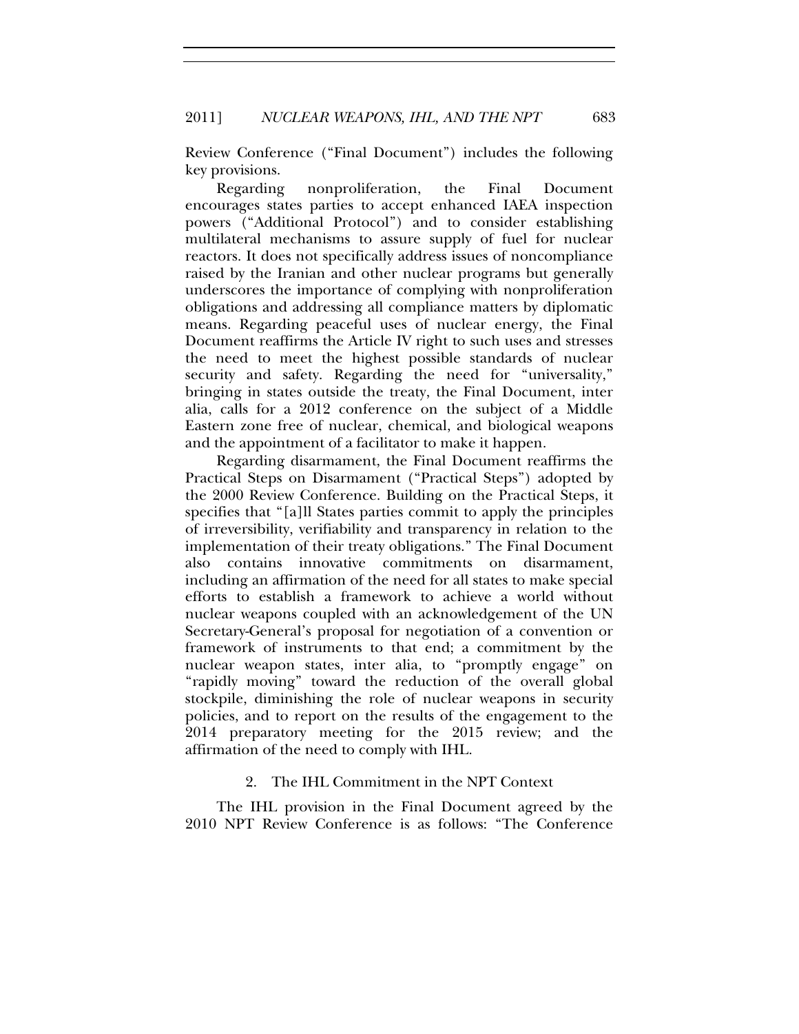Review Conference ("Final Document") includes the following key provisions.

Regarding nonproliferation, the Final Document encourages states parties to accept enhanced IAEA inspection powers ("Additional Protocol") and to consider establishing multilateral mechanisms to assure supply of fuel for nuclear reactors. It does not specifically address issues of noncompliance raised by the Iranian and other nuclear programs but generally underscores the importance of complying with nonproliferation obligations and addressing all compliance matters by diplomatic means. Regarding peaceful uses of nuclear energy, the Final Document reaffirms the Article IV right to such uses and stresses the need to meet the highest possible standards of nuclear security and safety. Regarding the need for "universality," bringing in states outside the treaty, the Final Document, inter alia, calls for a 2012 conference on the subject of a Middle Eastern zone free of nuclear, chemical, and biological weapons and the appointment of a facilitator to make it happen.

Regarding disarmament, the Final Document reaffirms the Practical Steps on Disarmament ("Practical Steps") adopted by the 2000 Review Conference. Building on the Practical Steps, it specifies that "[a]ll States parties commit to apply the principles of irreversibility, verifiability and transparency in relation to the implementation of their treaty obligations." The Final Document also contains innovative commitments on disarmament, including an affirmation of the need for all states to make special efforts to establish a framework to achieve a world without nuclear weapons coupled with an acknowledgement of the UN Secretary-General's proposal for negotiation of a convention or framework of instruments to that end; a commitment by the nuclear weapon states, inter alia, to "promptly engage" on "rapidly moving" toward the reduction of the overall global stockpile, diminishing the role of nuclear weapons in security policies, and to report on the results of the engagement to the 2014 preparatory meeting for the 2015 review; and the affirmation of the need to comply with IHL.

### 2. The IHL Commitment in the NPT Context

The IHL provision in the Final Document agreed by the 2010 NPT Review Conference is as follows: "The Conference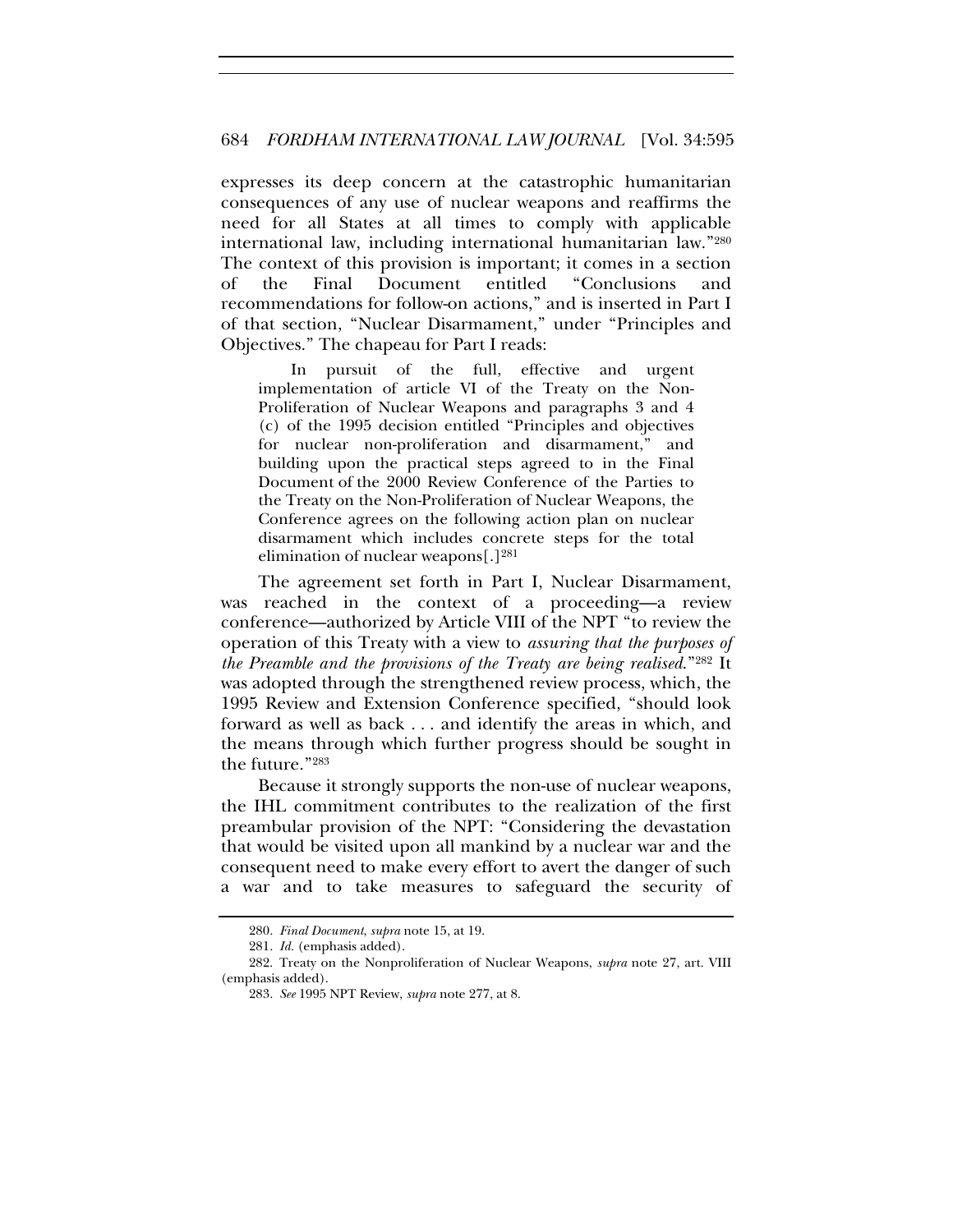expresses its deep concern at the catastrophic humanitarian consequences of any use of nuclear weapons and reaffirms the need for all States at all times to comply with applicable international law, including international humanitarian law."[280] The context of this provision is important; it comes in a section of the Final Document entitled "Conclusions and recommendations for follow-on actions," and is inserted in Part I of that section, "Nuclear Disarmament," under "Principles and Objectives." The chapeau for Part I reads:

> In pursuit of the full, effective and urgent implementation of article VI of the Treaty on the Non-Proliferation of Nuclear Weapons and paragraphs 3 and 4 (c) of the 1995 decision entitled "Principles and objectives for nuclear non-proliferation and disarmament," and building upon the practical steps agreed to in the Final Document of the 2000 Review Conference of the Parties to the Treaty on the Non-Proliferation of Nuclear Weapons, the Conference agrees on the following action plan on nuclear disarmament which includes concrete steps for the total elimination of nuclear weapons[.][281]

The agreement set forth in Part I, Nuclear Disarmament, was reached in the context of a proceeding—a review conference—authorized by Article VIII of the NPT "to review the operation of this Treaty with a view to *assuring that the purposes of the Preamble and the provisions of the Treaty are being realised*."[282] It was adopted through the strengthened review process, which, the 1995 Review and Extension Conference specified, "should look forward as well as back . . . and identify the areas in which, and the means through which further progress should be sought in the future."[283]

Because it strongly supports the non-use of nuclear weapons, the IHL commitment contributes to the realization of the first preambular provision of the NPT: "Considering the devastation that would be visited upon all mankind by a nuclear war and the consequent need to make every effort to avert the danger of such a war and to take measures to safeguard the security of

---

280. *Final Document*, *supra* note 15, at 19.

281. *Id.* (emphasis added).

282. Treaty on the Nonproliferation of Nuclear Weapons, *supra* note 27, art. VIII (emphasis added).

283. *See* 1995 NPT Review, *supra* note 277, at 8.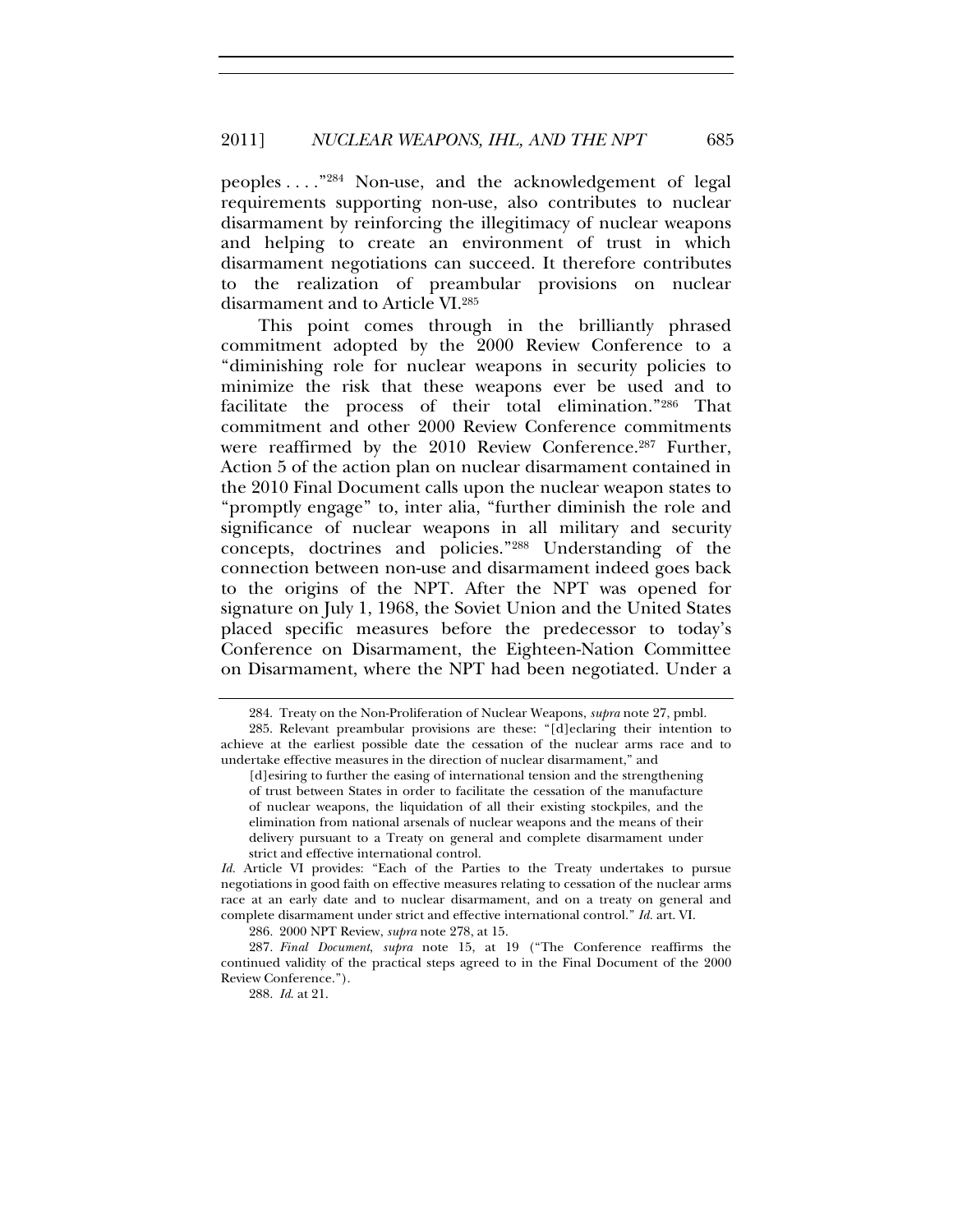peoples . . . ."[284] Non-use, and the acknowledgement of legal requirements supporting non-use, also contributes to nuclear disarmament by reinforcing the illegitimacy of nuclear weapons and helping to create an environment of trust in which disarmament negotiations can succeed. It therefore contributes to the realization of preambular provisions on nuclear disarmament and to Article VI.[285]

This point comes through in the brilliantly phrased commitment adopted by the 2000 Review Conference to a "diminishing role for nuclear weapons in security policies to minimize the risk that these weapons ever be used and to facilitate the process of their total elimination."[286] That commitment and other 2000 Review Conference commitments were reaffirmed by the 2010 Review Conference.[287] Further, Action 5 of the action plan on nuclear disarmament contained in the 2010 Final Document calls upon the nuclear weapon states to "promptly engage" to, inter alia, "further diminish the role and significance of nuclear weapons in all military and security concepts, doctrines and policies."[288] Understanding of the connection between non-use and disarmament indeed goes back to the origins of the NPT. After the NPT was opened for signature on July 1, 1968, the Soviet Union and the United States placed specific measures before the predecessor to today's Conference on Disarmament, the Eighteen-Nation Committee on Disarmament, where the NPT had been negotiated. Under a

---

284. Treaty on the Non-Proliferation of Nuclear Weapons, *supra* note 27, pmbl.

285. Relevant preambular provisions are these: "[d]eclaring their intention to achieve at the earliest possible date the cessation of the nuclear arms race and to undertake effective measures in the direction of nuclear disarmament," and

> [d]esiring to further the easing of international tension and the strengthening of trust between States in order to facilitate the cessation of the manufacture of nuclear weapons, the liquidation of all their existing stockpiles, and the elimination from national arsenals of nuclear weapons and the means of their delivery pursuant to a Treaty on general and complete disarmament under strict and effective international control.

*Id.* Article VI provides: "Each of the Parties to the Treaty undertakes to pursue negotiations in good faith on effective measures relating to cessation of the nuclear arms race at an early date and to nuclear disarmament, and on a treaty on general and complete disarmament under strict and effective international control." *Id.* art. VI.

286. 2000 NPT Review, *supra* note 278, at 15.

287. *Final Document*, *supra* note 15, at 19 ("The Conference reaffirms the continued validity of the practical steps agreed to in the Final Document of the 2000 Review Conference.").

288. *Id.* at 21.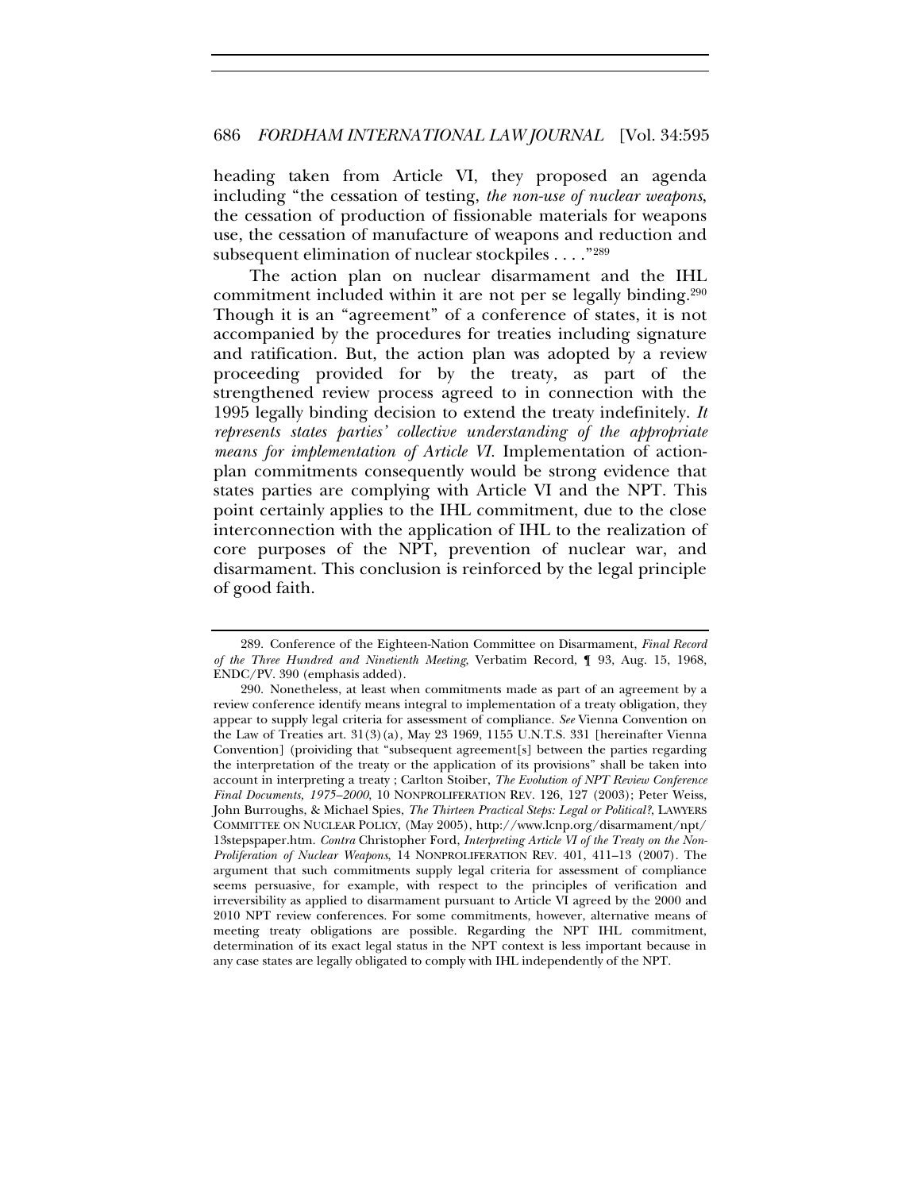heading taken from Article VI, they proposed an agenda including "the cessation of testing, *the non-use of nuclear weapons*, the cessation of production of fissionable materials for weapons use, the cessation of manufacture of weapons and reduction and subsequent elimination of nuclear stockpiles . . . ."[289]

The action plan on nuclear disarmament and the IHL commitment included within it are not per se legally binding.[290] Though it is an "agreement" of a conference of states, it is not accompanied by the procedures for treaties including signature and ratification. But, the action plan was adopted by a review proceeding provided for by the treaty, as part of the strengthened review process agreed to in connection with the 1995 legally binding decision to extend the treaty indefinitely. *It represents states parties' collective understanding of the appropriate means for implementation of Article VI.* Implementation of action-plan commitments consequently would be strong evidence that states parties are complying with Article VI and the NPT. This point certainly applies to the IHL commitment, due to the close interconnection with the application of IHL to the realization of core purposes of the NPT, prevention of nuclear war, and disarmament. This conclusion is reinforced by the legal principle of good faith.

---

289. Conference of the Eighteen-Nation Committee on Disarmament, *Final Record of the Three Hundred and Ninetieth Meeting*, Verbatim Record, ¶ 93, Aug. 15, 1968, ENDC/PV. 390 (emphasis added).

290. Nonetheless, at least when commitments made as part of an agreement by a review conference identify means integral to implementation of a treaty obligation, they appear to supply legal criteria for assessment of compliance. *See* Vienna Convention on the Law of Treaties art. 31(3)(a), May 23 1969, 1155 U.N.T.S. 331 [hereinafter Vienna Convention] (proividing that "subsequent agreement[s] between the parties regarding the interpretation of the treaty or the application of its provisions" shall be taken into account in interpreting a treaty ; Carlton Stoiber, *The Evolution of NPT Review Conference Final Documents, 1975–2000*, 10 NONPROLIFERATION REV. 126, 127 (2003); Peter Weiss, John Burroughs, & Michael Spies, *The Thirteen Practical Steps: Legal or Political?*, LAWYERS COMMITTEE ON NUCLEAR POLICY, (May 2005), http://www.lcnp.org/disarmament/npt/13stepspaper.htm. *Contra* Christopher Ford, *Interpreting Article VI of the Treaty on the Non-Proliferation of Nuclear Weapons*, 14 NONPROLIFERATION REV. 401, 411–13 (2007). The argument that such commitments supply legal criteria for assessment of compliance seems persuasive, for example, with respect to the principles of verification and irreversibility as applied to disarmament pursuant to Article VI agreed by the 2000 and 2010 NPT review conferences. For some commitments, however, alternative means of meeting treaty obligations are possible. Regarding the NPT IHL commitment, determination of its exact legal status in the NPT context is less important because in any case states are legally obligated to comply with IHL independently of the NPT.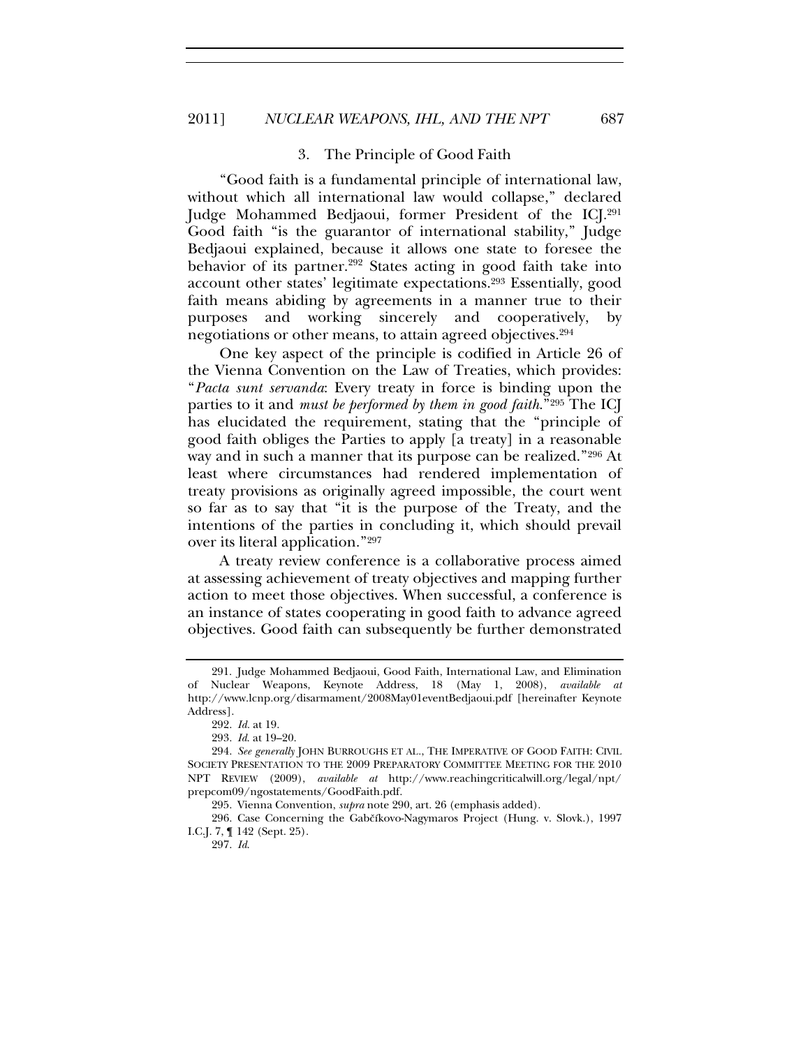### 3. The Principle of Good Faith

"Good faith is a fundamental principle of international law, without which all international law would collapse," declared Judge Mohammed Bedjaoui, former President of the ICJ.[291] Good faith "is the guarantor of international stability," Judge Bedjaoui explained, because it allows one state to foresee the behavior of its partner.[292] States acting in good faith take into account other states' legitimate expectations.[293] Essentially, good faith means abiding by agreements in a manner true to their purposes and working sincerely and cooperatively, by negotiations or other means, to attain agreed objectives.[294]

One key aspect of the principle is codified in Article 26 of the Vienna Convention on the Law of Treaties, which provides: "*Pacta sunt servanda*: Every treaty in force is binding upon the parties to it and *must be performed by them in good faith*."[295] The ICJ has elucidated the requirement, stating that the "principle of good faith obliges the Parties to apply [a treaty] in a reasonable way and in such a manner that its purpose can be realized."[296] At least where circumstances had rendered implementation of treaty provisions as originally agreed impossible, the court went so far as to say that "it is the purpose of the Treaty, and the intentions of the parties in concluding it, which should prevail over its literal application."[297]

A treaty review conference is a collaborative process aimed at assessing achievement of treaty objectives and mapping further action to meet those objectives. When successful, a conference is an instance of states cooperating in good faith to advance agreed objectives. Good faith can subsequently be further demonstrated

---

291. Judge Mohammed Bedjaoui, Good Faith, International Law, and Elimination of Nuclear Weapons, Keynote Address, 18 (May 1, 2008), *available at* http://www.lcnp.org/disarmament/2008May01eventBedjaoui.pdf [hereinafter Keynote Address].

292. *Id.* at 19.

293. *Id.* at 19–20.

294. *See generally* JOHN BURROUGHS ET AL., THE IMPERATIVE OF GOOD FAITH: CIVIL SOCIETY PRESENTATION TO THE 2009 PREPARATORY COMMITTEE MEETING FOR THE 2010 NPT REVIEW (2009), *available at* http://www.reachingcriticalwill.org/legal/npt/prepcom09/ngostatements/GoodFaith.pdf.

295. Vienna Convention, *supra* note 290, art. 26 (emphasis added).

296. Case Concerning the Gabčíkovo-Nagymaros Project (Hung. v. Slovk.), 1997 I.C.J. 7, ¶ 142 (Sept. 25).

297. *Id.*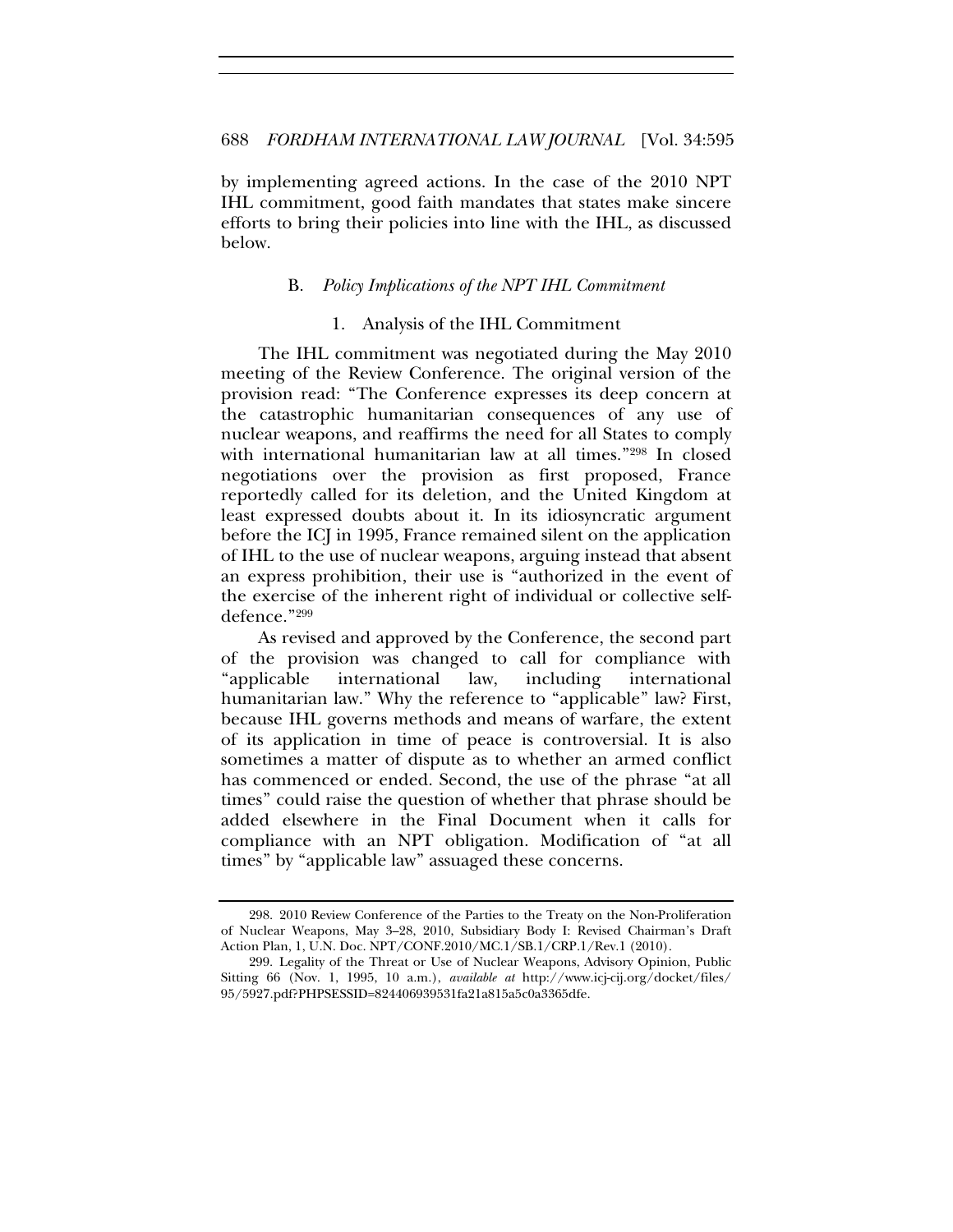by implementing agreed actions. In the case of the 2010 NPT IHL commitment, good faith mandates that states make sincere efforts to bring their policies into line with the IHL, as discussed below.

### B. *Policy Implications of the NPT IHL Commitment*

#### 1. Analysis of the IHL Commitment

The IHL commitment was negotiated during the May 2010 meeting of the Review Conference. The original version of the provision read: "The Conference expresses its deep concern at the catastrophic humanitarian consequences of any use of nuclear weapons, and reaffirms the need for all States to comply with international humanitarian law at all times."[298] In closed negotiations over the provision as first proposed, France reportedly called for its deletion, and the United Kingdom at least expressed doubts about it. In its idiosyncratic argument before the ICJ in 1995, France remained silent on the application of IHL to the use of nuclear weapons, arguing instead that absent an express prohibition, their use is "authorized in the event of the exercise of the inherent right of individual or collective self-defence."[299]

As revised and approved by the Conference, the second part of the provision was changed to call for compliance with "applicable international law, including international humanitarian law." Why the reference to "applicable" law? First, because IHL governs methods and means of warfare, the extent of its application in time of peace is controversial. It is also sometimes a matter of dispute as to whether an armed conflict has commenced or ended. Second, the use of the phrase "at all times" could raise the question of whether that phrase should be added elsewhere in the Final Document when it calls for compliance with an NPT obligation. Modification of "at all times" by "applicable law" assuaged these concerns.

---

298. 2010 Review Conference of the Parties to the Treaty on the Non-Proliferation of Nuclear Weapons, May 3–28, 2010, Subsidiary Body I: Revised Chairman's Draft Action Plan, 1, U.N. Doc. NPT/CONF.2010/MC.1/SB.1/CRP.1/Rev.1 (2010).

299. Legality of the Threat or Use of Nuclear Weapons, Advisory Opinion, Public Sitting 66 (Nov. 1, 1995, 10 a.m.), *available at* http://www.icj-cij.org/docket/files/95/5927.pdf?PHPSESSID=824406939531fa21a815a5c0a3365dfe.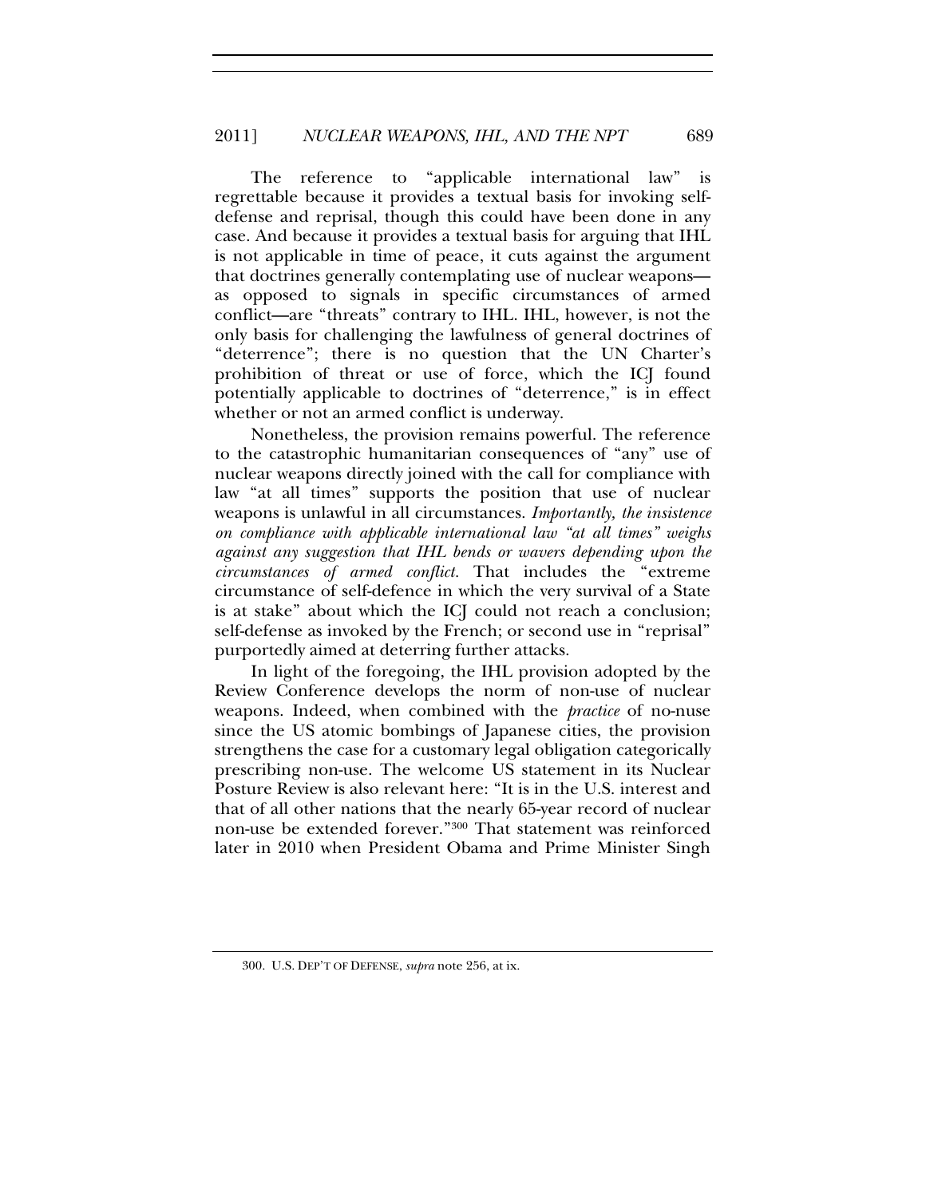The reference to "applicable international law" is regrettable because it provides a textual basis for invoking self-defense and reprisal, though this could have been done in any case. And because it provides a textual basis for arguing that IHL is not applicable in time of peace, it cuts against the argument that doctrines generally contemplating use of nuclear weapons—as opposed to signals in specific circumstances of armed conflict—are "threats" contrary to IHL. IHL, however, is not the only basis for challenging the lawfulness of general doctrines of "deterrence"; there is no question that the UN Charter's prohibition of threat or use of force, which the ICJ found potentially applicable to doctrines of "deterrence," is in effect whether or not an armed conflict is underway.

Nonetheless, the provision remains powerful. The reference to the catastrophic humanitarian consequences of "any" use of nuclear weapons directly joined with the call for compliance with law "at all times" supports the position that use of nuclear weapons is unlawful in all circumstances. *Importantly, the insistence on compliance with applicable international law "at all times" weighs against any suggestion that IHL bends or wavers depending upon the circumstances of armed conflict.* That includes the "extreme circumstance of self-defence in which the very survival of a State is at stake" about which the ICJ could not reach a conclusion; self-defense as invoked by the French; or second use in "reprisal" purportedly aimed at deterring further attacks.

In light of the foregoing, the IHL provision adopted by the Review Conference develops the norm of non-use of nuclear weapons. Indeed, when combined with the *practice* of no-nuse since the US atomic bombings of Japanese cities, the provision strengthens the case for a customary legal obligation categorically prescribing non-use. The welcome US statement in its Nuclear Posture Review is also relevant here: "It is in the U.S. interest and that of all other nations that the nearly 65-year record of nuclear non-use be extended forever."[300] That statement was reinforced later in 2010 when President Obama and Prime Minister Singh

300. U.S. DEP'T OF DEFENSE, *supra* note 256, at ix.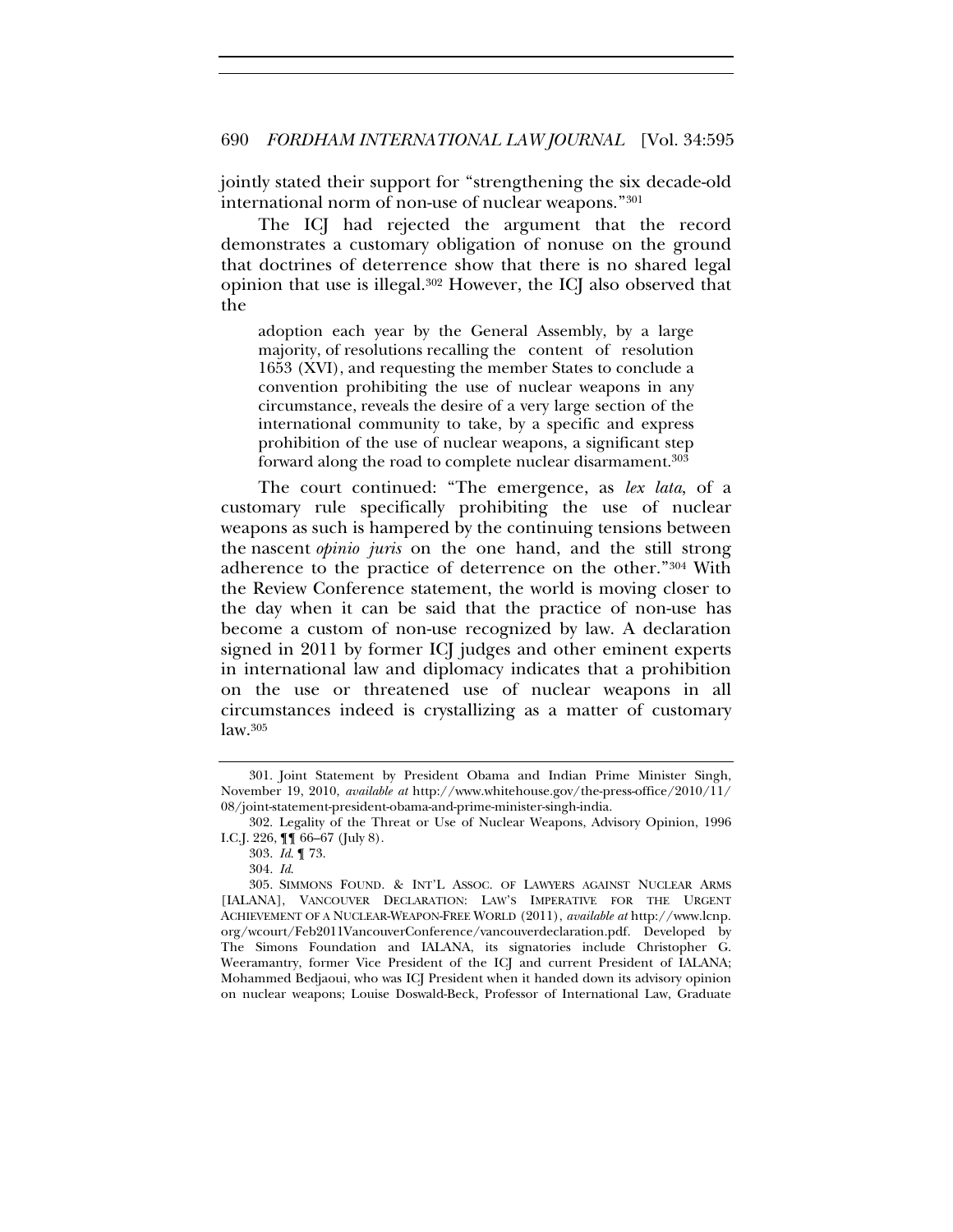jointly stated their support for "strengthening the six decade-old international norm of non-use of nuclear weapons."[301]

The ICJ had rejected the argument that the record demonstrates a customary obligation of nonuse on the ground that doctrines of deterrence show that there is no shared legal opinion that use is illegal.[302] However, the ICJ also observed that the

> adoption each year by the General Assembly, by a large majority, of resolutions recalling the content of resolution 1653 (XVI), and requesting the member States to conclude a convention prohibiting the use of nuclear weapons in any circumstance, reveals the desire of a very large section of the international community to take, by a specific and express prohibition of the use of nuclear weapons, a significant step forward along the road to complete nuclear disarmament.[303]

The court continued: "The emergence, as *lex lata*, of a customary rule specifically prohibiting the use of nuclear weapons as such is hampered by the continuing tensions between the nascent *opinio juris* on the one hand, and the still strong adherence to the practice of deterrence on the other."[304] With the Review Conference statement, the world is moving closer to the day when it can be said that the practice of non-use has become a custom of non-use recognized by law. A declaration signed in 2011 by former ICJ judges and other eminent experts in international law and diplomacy indicates that a prohibition on the use or threatened use of nuclear weapons in all circumstances indeed is crystallizing as a matter of customary law.[305]

---

301. Joint Statement by President Obama and Indian Prime Minister Singh, November 19, 2010, *available at* http://www.whitehouse.gov/the-press-office/2010/11/08/joint-statement-president-obama-and-prime-minister-singh-india.

302. Legality of the Threat or Use of Nuclear Weapons, Advisory Opinion, 1996 I.C.J. 226, ¶¶ 66–67 (July 8).

303. *Id.* ¶ 73.

304. *Id.*

305. SIMMONS FOUND. & INT'L ASSOC. OF LAWYERS AGAINST NUCLEAR ARMS [IALANA], VANCOUVER DECLARATION: LAW'S IMPERATIVE FOR THE URGENT ACHIEVEMENT OF A NUCLEAR-WEAPON-FREE WORLD (2011), *available at* http://www.lcnp.org/wcourt/Feb2011VancouverConference/vancouverdeclaration.pdf. Developed by The Simons Foundation and IALANA, its signatories include Christopher G. Weeramantry, former Vice President of the ICJ and current President of IALANA; Mohammed Bedjaoui, who was ICJ President when it handed down its advisory opinion on nuclear weapons; Louise Doswald-Beck, Professor of International Law, Graduate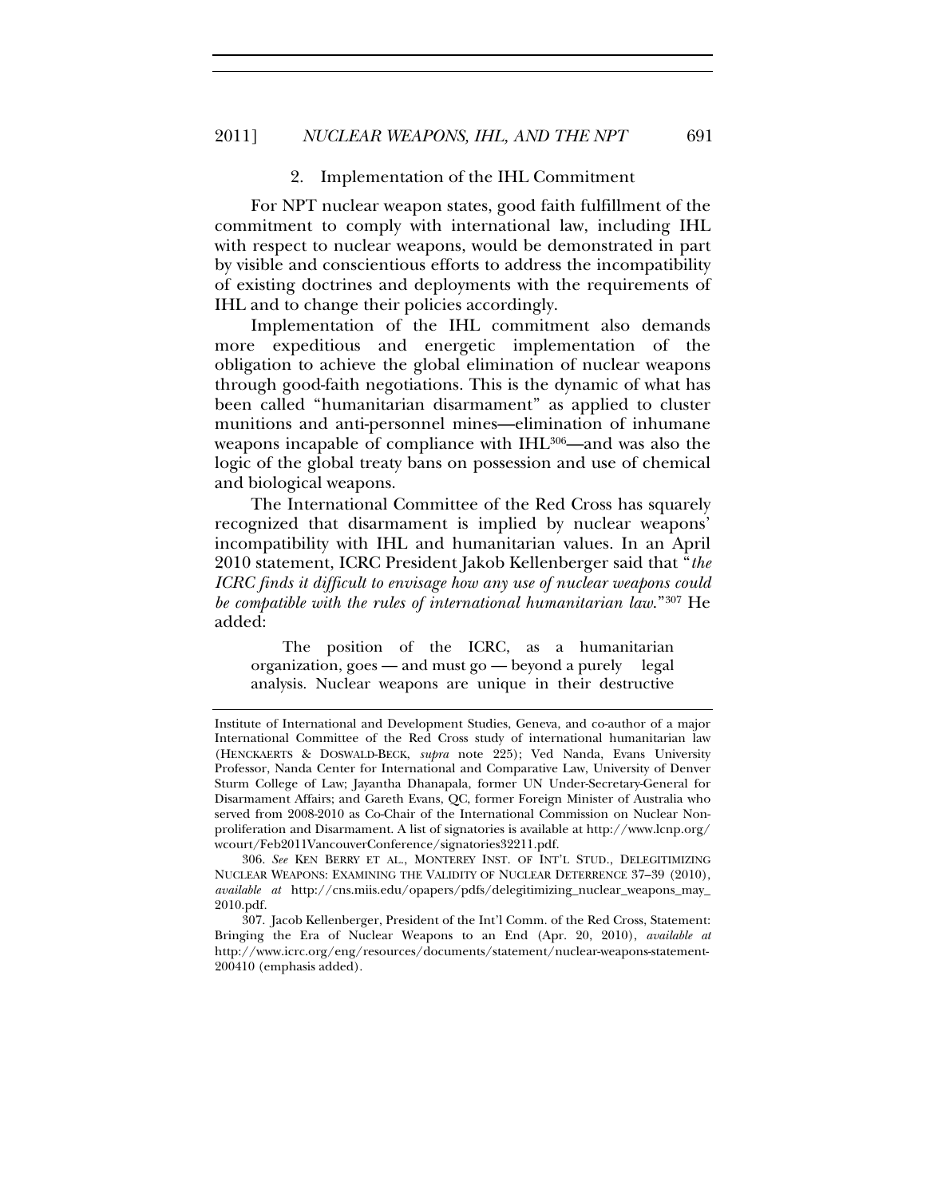### 2. Implementation of the IHL Commitment

For NPT nuclear weapon states, good faith fulfillment of the commitment to comply with international law, including IHL with respect to nuclear weapons, would be demonstrated in part by visible and conscientious efforts to address the incompatibility of existing doctrines and deployments with the requirements of IHL and to change their policies accordingly.

Implementation of the IHL commitment also demands more expeditious and energetic implementation of the obligation to achieve the global elimination of nuclear weapons through good-faith negotiations. This is the dynamic of what has been called "humanitarian disarmament" as applied to cluster munitions and anti-personnel mines—elimination of inhumane weapons incapable of compliance with IHL[306]—and was also the logic of the global treaty bans on possession and use of chemical and biological weapons.

The International Committee of the Red Cross has squarely recognized that disarmament is implied by nuclear weapons' incompatibility with IHL and humanitarian values. In an April 2010 statement, ICRC President Jakob Kellenberger said that "*the ICRC finds it difficult to envisage how any use of nuclear weapons could be compatible with the rules of international humanitarian law.*"[307] He added:

> The position of the ICRC, as a humanitarian organization, goes — and must go — beyond a purely legal analysis. Nuclear weapons are unique in their destructive

---

Institute of International and Development Studies, Geneva, and co-author of a major International Committee of the Red Cross study of international humanitarian law (HENCKAERTS & DOSWALD-BECK, *supra* note 225); Ved Nanda, Evans University Professor, Nanda Center for International and Comparative Law, University of Denver Sturm College of Law; Jayantha Dhanapala, former UN Under-Secretary-General for Disarmament Affairs; and Gareth Evans, QC, former Foreign Minister of Australia who served from 2008-2010 as Co-Chair of the International Commission on Nuclear Non-proliferation and Disarmament. A list of signatories is available at http://www.lcnp.org/wcourt/Feb2011VancouverConference/signatories32211.pdf.

306. *See* KEN BERRY ET AL., MONTEREY INST. OF INT'L STUD., DELEGITIMIZING NUCLEAR WEAPONS: EXAMINING THE VALIDITY OF NUCLEAR DETERRENCE 37–39 (2010), *available at* http://cns.miis.edu/opapers/pdfs/delegitimizing_nuclear_weapons_may_2010.pdf.

307. Jacob Kellenberger, President of the Int'l Comm. of the Red Cross, Statement: Bringing the Era of Nuclear Weapons to an End (Apr. 20, 2010), *available at* http://www.icrc.org/eng/resources/documents/statement/nuclear-weapons-statement-200410 (emphasis added).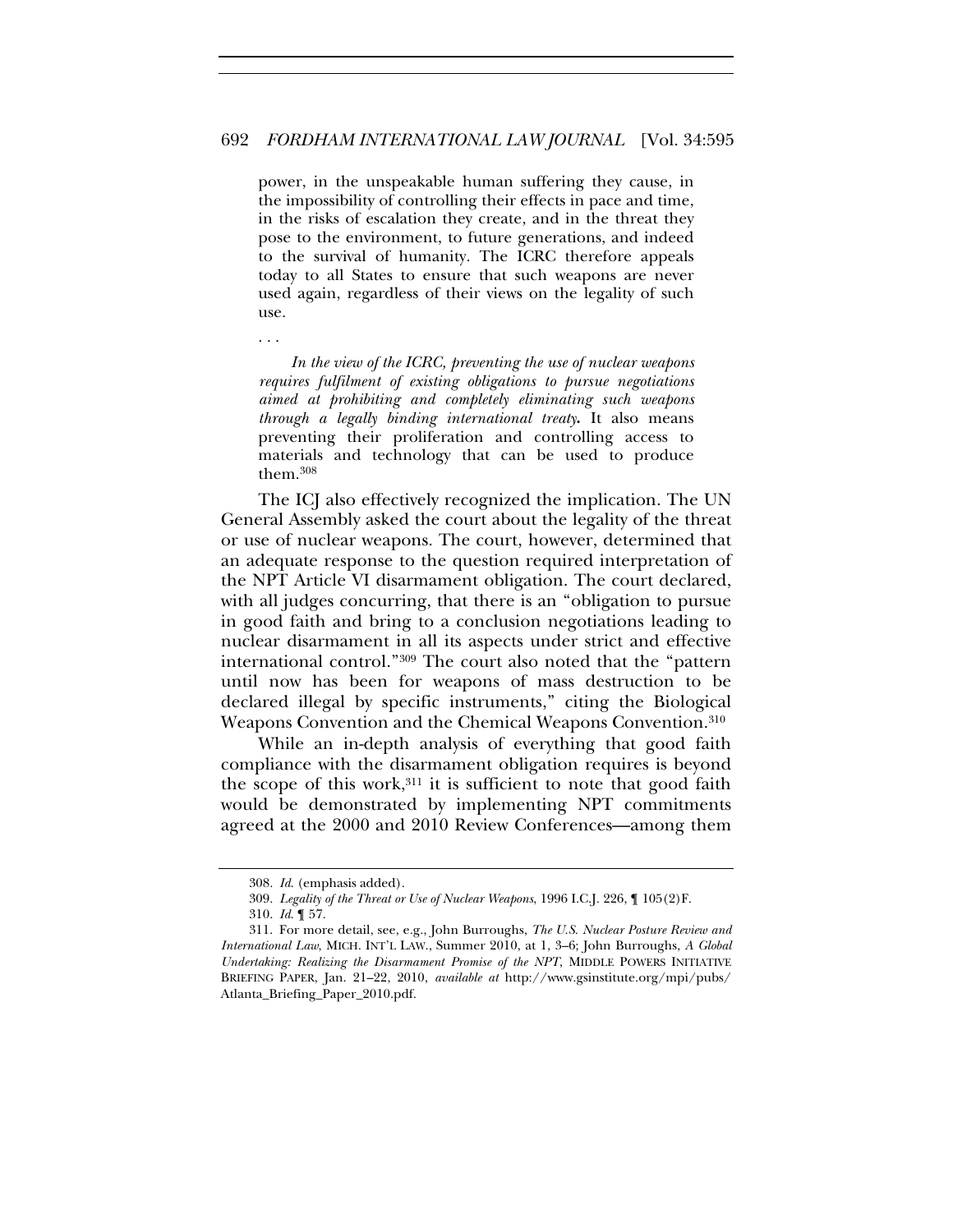power, in the unspeakable human suffering they cause, in the impossibility of controlling their effects in pace and time, in the risks of escalation they create, and in the threat they pose to the environment, to future generations, and indeed to the survival of humanity. The ICRC therefore appeals today to all States to ensure that such weapons are never used again, regardless of their views on the legality of such use.

> . . .
>
> *In the view of the ICRC, preventing the use of nuclear weapons requires fulfilment of existing obligations to pursue negotiations aimed at prohibiting and completely eliminating such weapons through a legally binding international treaty.* It also means preventing their proliferation and controlling access to materials and technology that can be used to produce them.[308]

The ICJ also effectively recognized the implication. The UN General Assembly asked the court about the legality of the threat or use of nuclear weapons. The court, however, determined that an adequate response to the question required interpretation of the NPT Article VI disarmament obligation. The court declared, with all judges concurring, that there is an "obligation to pursue in good faith and bring to a conclusion negotiations leading to nuclear disarmament in all its aspects under strict and effective international control."[309] The court also noted that the "pattern until now has been for weapons of mass destruction to be declared illegal by specific instruments," citing the Biological Weapons Convention and the Chemical Weapons Convention.[310]

While an in-depth analysis of everything that good faith compliance with the disarmament obligation requires is beyond the scope of this work,[311] it is sufficient to note that good faith would be demonstrated by implementing NPT commitments agreed at the 2000 and 2010 Review Conferences—among them

---

308. *Id.* (emphasis added).

309. *Legality of the Threat or Use of Nuclear Weapons*, 1996 I.C.J. 226, ¶ 105(2)F.

310. *Id.* ¶ 57.

311. For more detail, see, e.g., John Burroughs, *The U.S. Nuclear Posture Review and International Law*, MICH. INT'L LAW., Summer 2010, at 1, 3–6; John Burroughs, *A Global Undertaking: Realizing the Disarmament Promise of the NPT*, MIDDLE POWERS INITIATIVE BRIEFING PAPER, Jan. 21–22, 2010, *available at* http://www.gsinstitute.org/mpi/pubs/Atlanta_Briefing_Paper_2010.pdf.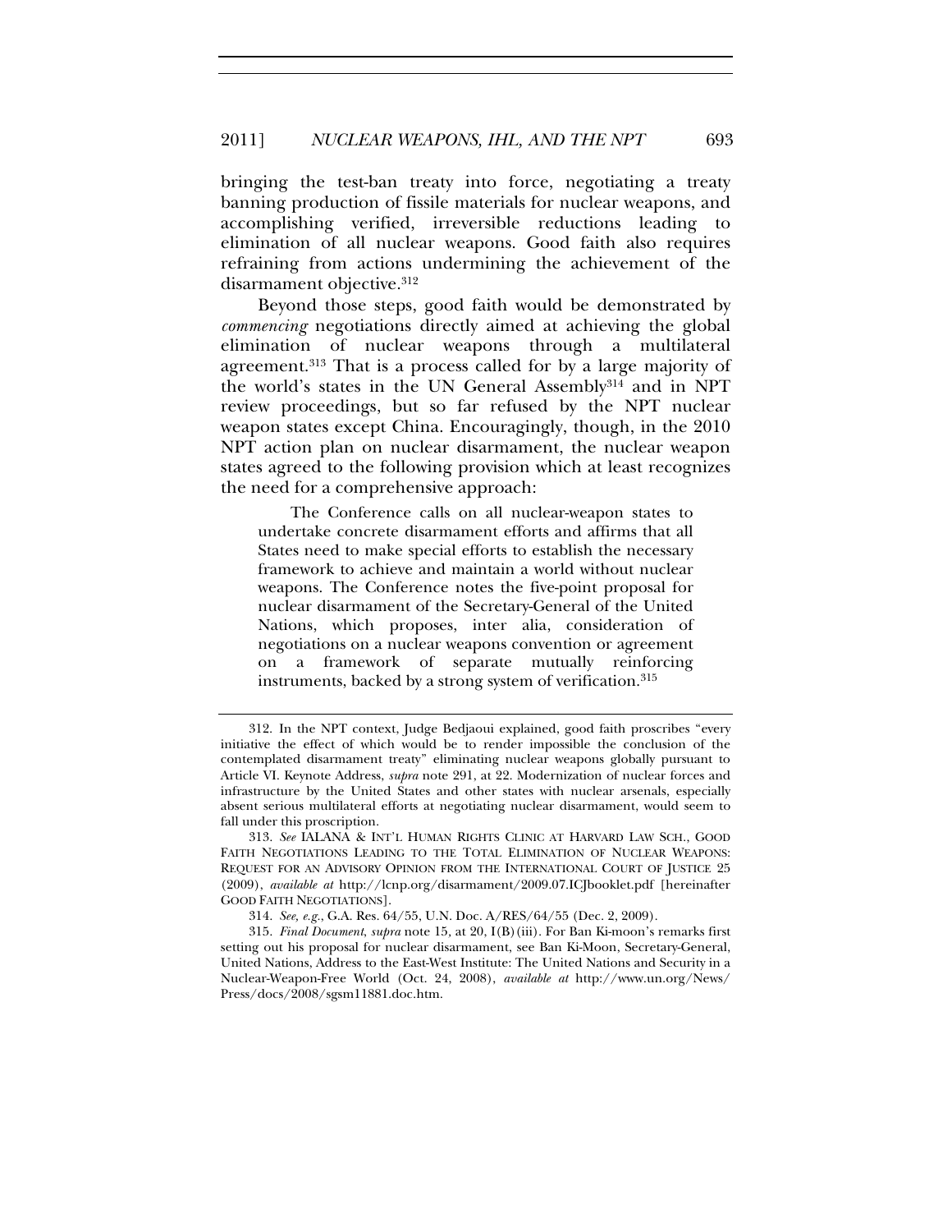bringing the test-ban treaty into force, negotiating a treaty banning production of fissile materials for nuclear weapons, and accomplishing verified, irreversible reductions leading to elimination of all nuclear weapons. Good faith also requires refraining from actions undermining the achievement of the disarmament objective.[312]

Beyond those steps, good faith would be demonstrated by *commencing* negotiations directly aimed at achieving the global elimination of nuclear weapons through a multilateral agreement.[313] That is a process called for by a large majority of the world's states in the UN General Assembly[314] and in NPT review proceedings, but so far refused by the NPT nuclear weapon states except China. Encouragingly, though, in the 2010 NPT action plan on nuclear disarmament, the nuclear weapon states agreed to the following provision which at least recognizes the need for a comprehensive approach:

> The Conference calls on all nuclear-weapon states to undertake concrete disarmament efforts and affirms that all States need to make special efforts to establish the necessary framework to achieve and maintain a world without nuclear weapons. The Conference notes the five-point proposal for nuclear disarmament of the Secretary-General of the United Nations, which proposes, inter alia, consideration of negotiations on a nuclear weapons convention or agreement on a framework of separate mutually reinforcing instruments, backed by a strong system of verification.[315]

---

312. In the NPT context, Judge Bedjaoui explained, good faith proscribes "every initiative the effect of which would be to render impossible the conclusion of the contemplated disarmament treaty" eliminating nuclear weapons globally pursuant to Article VI. Keynote Address, *supra* note 291, at 22. Modernization of nuclear forces and infrastructure by the United States and other states with nuclear arsenals, especially absent serious multilateral efforts at negotiating nuclear disarmament, would seem to fall under this proscription.

313. *See* IALANA & INT'L HUMAN RIGHTS CLINIC AT HARVARD LAW SCH., GOOD FAITH NEGOTIATIONS LEADING TO THE TOTAL ELIMINATION OF NUCLEAR WEAPONS: REQUEST FOR AN ADVISORY OPINION FROM THE INTERNATIONAL COURT OF JUSTICE 25 (2009), *available at* http://lcnp.org/disarmament/2009.07.ICJbooklet.pdf [hereinafter GOOD FAITH NEGOTIATIONS].

314. *See, e.g.*, G.A. Res. 64/55, U.N. Doc. A/RES/64/55 (Dec. 2, 2009).

315. *Final Document*, *supra* note 15*,* at 20, I(B)(iii). For Ban Ki-moon's remarks first setting out his proposal for nuclear disarmament, see Ban Ki-Moon, Secretary-General, United Nations, Address to the East-West Institute: The United Nations and Security in a Nuclear-Weapon-Free World (Oct. 24, 2008), *available at* http://www.un.org/News/Press/docs/2008/sgsm11881.doc.htm.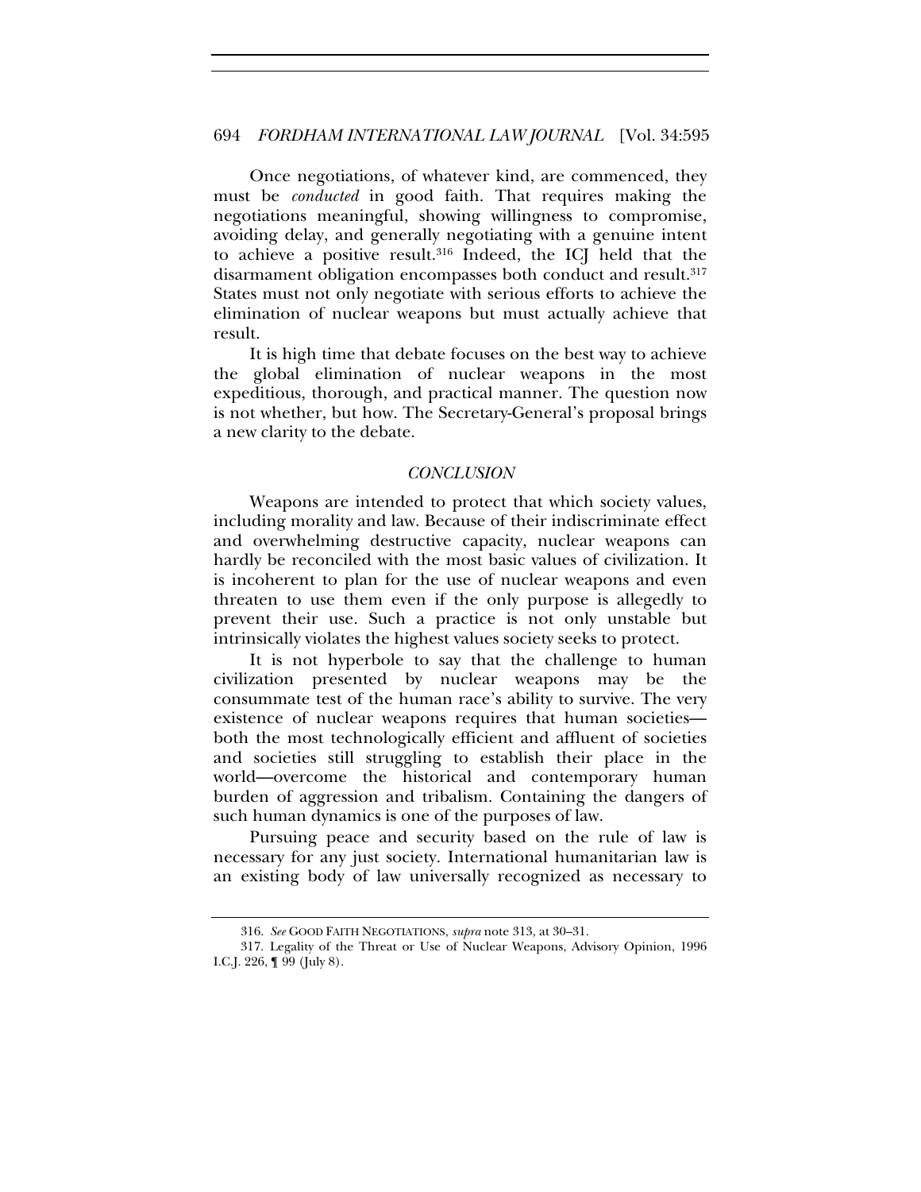Once negotiations, of whatever kind, are commenced, they must be *conducted* in good faith. That requires making the negotiations meaningful, showing willingness to compromise, avoiding delay, and generally negotiating with a genuine intent to achieve a positive result.[316] Indeed, the ICJ held that the disarmament obligation encompasses both conduct and result.[317] States must not only negotiate with serious efforts to achieve the elimination of nuclear weapons but must actually achieve that result.

It is high time that debate focuses on the best way to achieve the global elimination of nuclear weapons in the most expeditious, thorough, and practical manner. The question now is not whether, but how. The Secretary-General's proposal brings a new clarity to the debate.

## *CONCLUSION*

Weapons are intended to protect that which society values, including morality and law. Because of their indiscriminate effect and overwhelming destructive capacity, nuclear weapons can hardly be reconciled with the most basic values of civilization. It is incoherent to plan for the use of nuclear weapons and even threaten to use them even if the only purpose is allegedly to prevent their use. Such a practice is not only unstable but intrinsically violates the highest values society seeks to protect.

It is not hyperbole to say that the challenge to human civilization presented by nuclear weapons may be the consummate test of the human race's ability to survive. The very existence of nuclear weapons requires that human societies—both the most technologically efficient and affluent of societies and societies still struggling to establish their place in the world—overcome the historical and contemporary human burden of aggression and tribalism. Containing the dangers of such human dynamics is one of the purposes of law.

Pursuing peace and security based on the rule of law is necessary for any just society. International humanitarian law is an existing body of law universally recognized as necessary to

---

316. *See* GOOD FAITH NEGOTIATIONS, *supra* note 313, at 30–31.

317. Legality of the Threat or Use of Nuclear Weapons, Advisory Opinion, 1996 I.C.J. 226, ¶ 99 (July 8).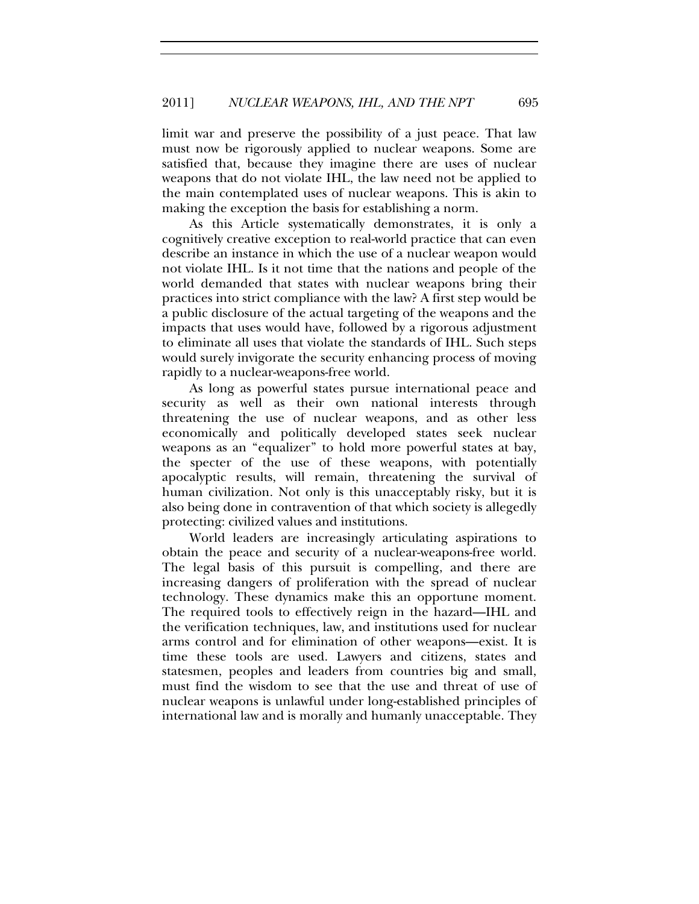limit war and preserve the possibility of a just peace. That law must now be rigorously applied to nuclear weapons. Some are satisfied that, because they imagine there are uses of nuclear weapons that do not violate IHL, the law need not be applied to the main contemplated uses of nuclear weapons. This is akin to making the exception the basis for establishing a norm.

As this Article systematically demonstrates, it is only a cognitively creative exception to real-world practice that can even describe an instance in which the use of a nuclear weapon would not violate IHL. Is it not time that the nations and people of the world demanded that states with nuclear weapons bring their practices into strict compliance with the law? A first step would be a public disclosure of the actual targeting of the weapons and the impacts that uses would have, followed by a rigorous adjustment to eliminate all uses that violate the standards of IHL. Such steps would surely invigorate the security enhancing process of moving rapidly to a nuclear-weapons-free world.

As long as powerful states pursue international peace and security as well as their own national interests through threatening the use of nuclear weapons, and as other less economically and politically developed states seek nuclear weapons as an "equalizer" to hold more powerful states at bay, the specter of the use of these weapons, with potentially apocalyptic results, will remain, threatening the survival of human civilization. Not only is this unacceptably risky, but it is also being done in contravention of that which society is allegedly protecting: civilized values and institutions.

World leaders are increasingly articulating aspirations to obtain the peace and security of a nuclear-weapons-free world. The legal basis of this pursuit is compelling, and there are increasing dangers of proliferation with the spread of nuclear technology. These dynamics make this an opportune moment. The required tools to effectively reign in the hazard—IHL and the verification techniques, law, and institutions used for nuclear arms control and for elimination of other weapons—exist. It is time these tools are used. Lawyers and citizens, states and statesmen, peoples and leaders from countries big and small, must find the wisdom to see that the use and threat of use of nuclear weapons is unlawful under long-established principles of international law and is morally and humanly unacceptable. They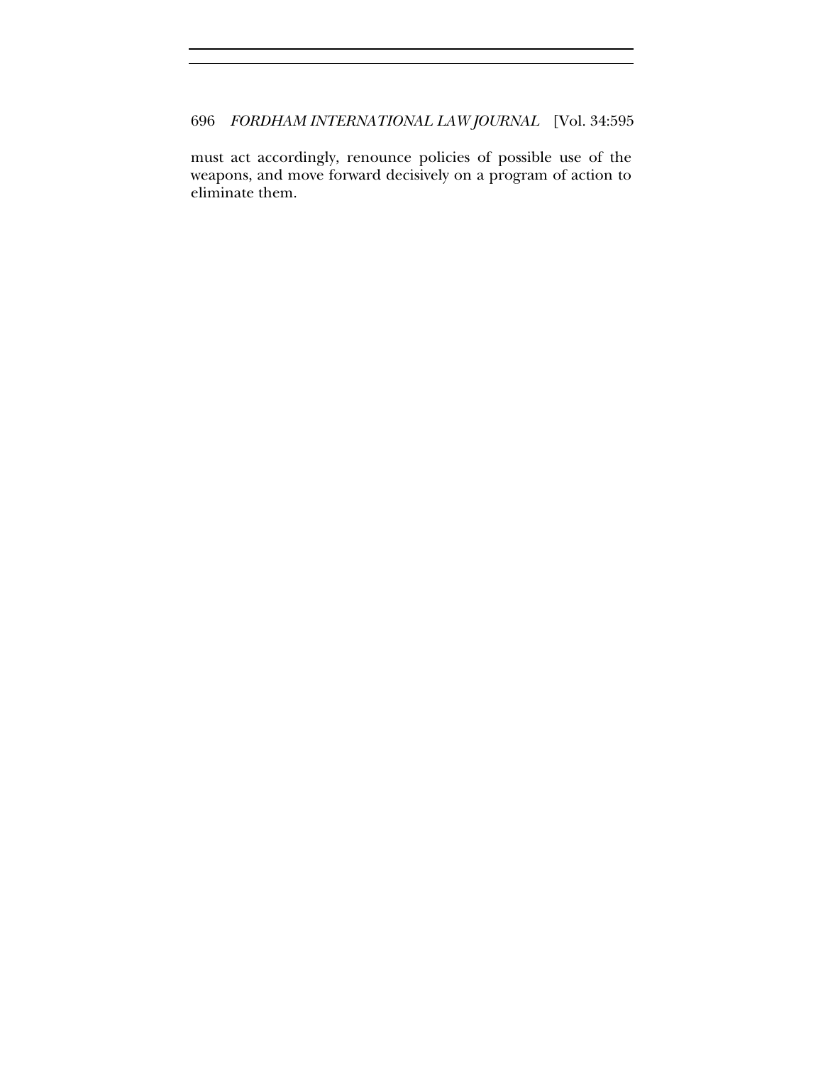must act accordingly, renounce policies of possible use of the weapons, and move forward decisively on a program of action to eliminate them.